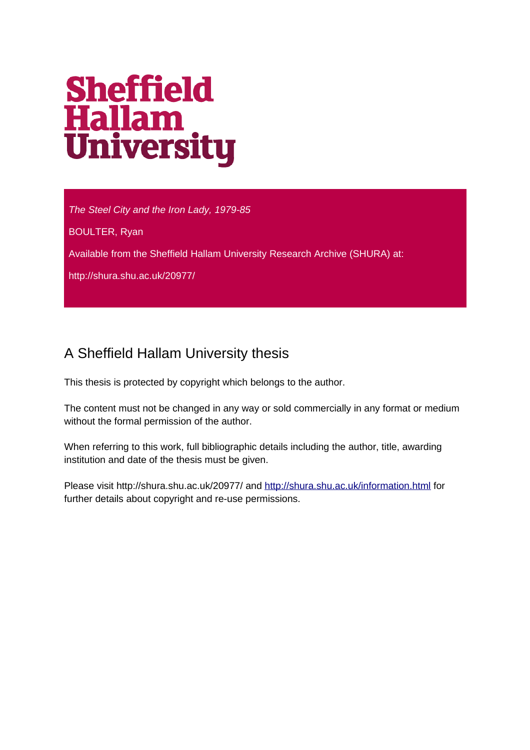# Sheffield Hallam University

*The Steel City and the Iron Lady, 1979-85*

BOULTER, Ryan

Available from the Sheffield Hallam University Research Archive (SHURA) at:

http://shura.shu.ac.uk/20977/

## A Sheffield Hallam University thesis

This thesis is protected by copyright which belongs to the author.

The content must not be changed in any way or sold commercially in any format or medium without the formal permission of the author.

When referring to this work, full bibliographic details including the author, title, awarding institution and date of the thesis must be given.

Please visit http://shura.shu.ac.uk/20977/ and http://shura.shu.ac.uk/information.html for further details about copyright and re-use permissions.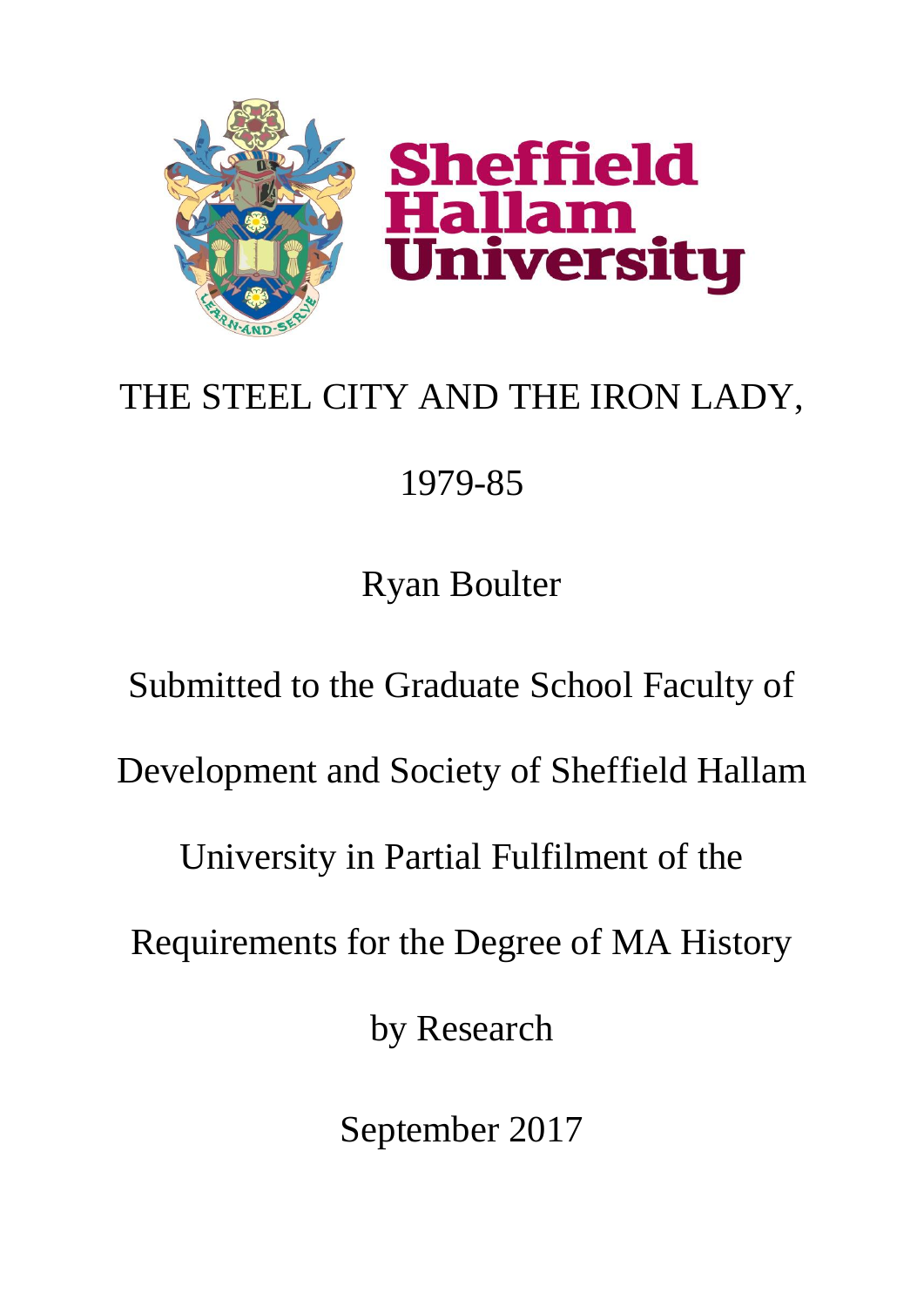Sheffield Hallam University

# THE STEEL CITY AND THE IRON LADY, 1979-85

Ryan Boulter

Submitted to the Graduate School Faculty of Development and Society of Sheffield Hallam University in Partial Fulfilment of the Requirements for the Degree of MA History by Research

September 2017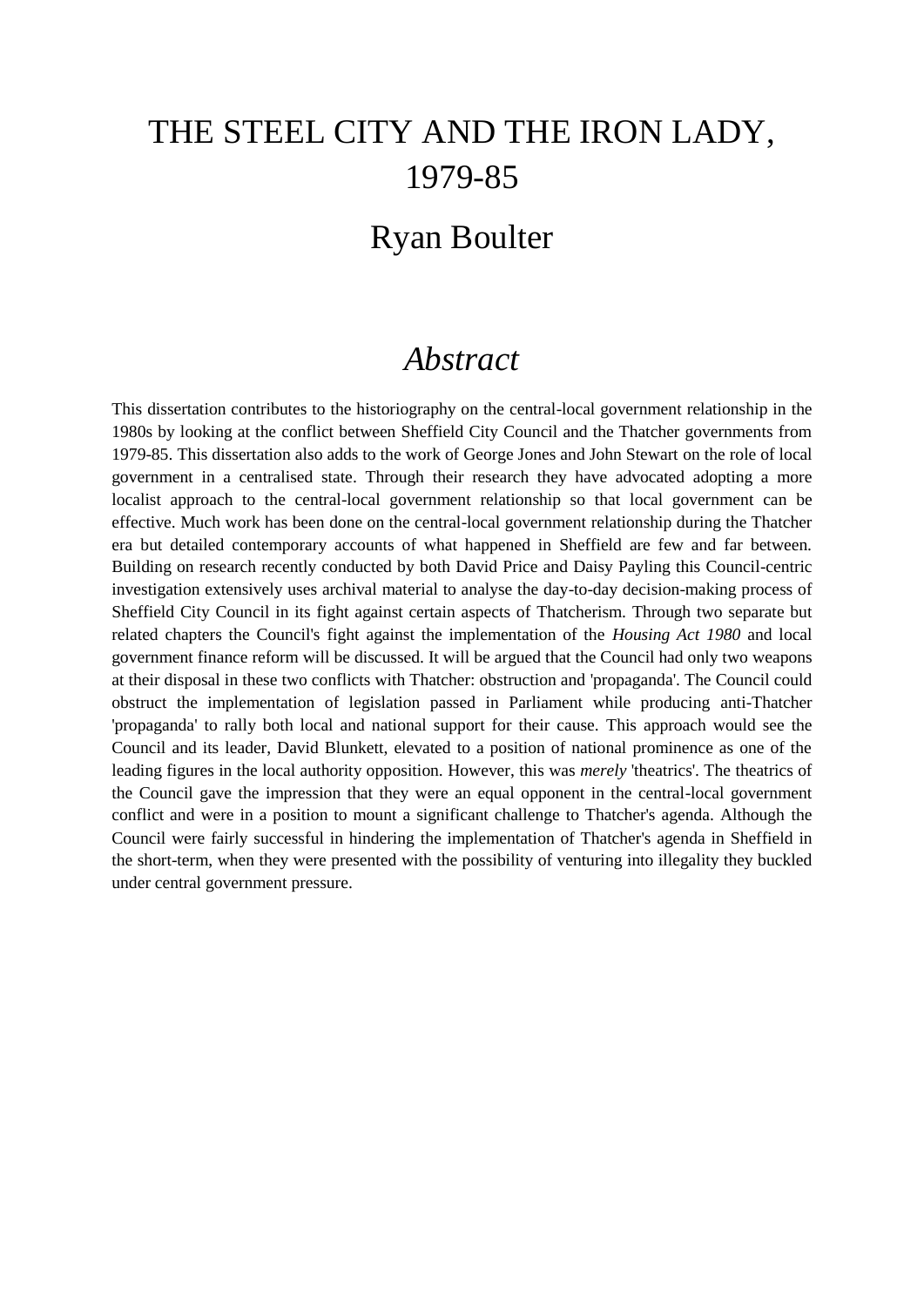# THE STEEL CITY AND THE IRON LADY, 1979-85

## Ryan Boulter

## *Abstract*

This dissertation contributes to the historiography on the central-local government relationship in the 1980s by looking at the conflict between Sheffield City Council and the Thatcher governments from 1979-85. This dissertation also adds to the work of George Jones and John Stewart on the role of local government in a centralised state. Through their research they have advocated adopting a more localist approach to the central-local government relationship so that local government can be effective. Much work has been done on the central-local government relationship during the Thatcher era but detailed contemporary accounts of what happened in Sheffield are few and far between. Building on research recently conducted by both David Price and Daisy Payling this Council-centric investigation extensively uses archival material to analyse the day-to-day decision-making process of Sheffield City Council in its fight against certain aspects of Thatcherism. Through two separate but related chapters the Council's fight against the implementation of the *Housing Act 1980* and local government finance reform will be discussed. It will be argued that the Council had only two weapons at their disposal in these two conflicts with Thatcher: obstruction and 'propaganda'. The Council could obstruct the implementation of legislation passed in Parliament while producing anti-Thatcher 'propaganda' to rally both local and national support for their cause. This approach would see the Council and its leader, David Blunkett, elevated to a position of national prominence as one of the leading figures in the local authority opposition. However, this was *merely* 'theatrics'. The theatrics of the Council gave the impression that they were an equal opponent in the central-local government conflict and were in a position to mount a significant challenge to Thatcher's agenda. Although the Council were fairly successful in hindering the implementation of Thatcher's agenda in Sheffield in the short-term, when they were presented with the possibility of venturing into illegality they buckled under central government pressure.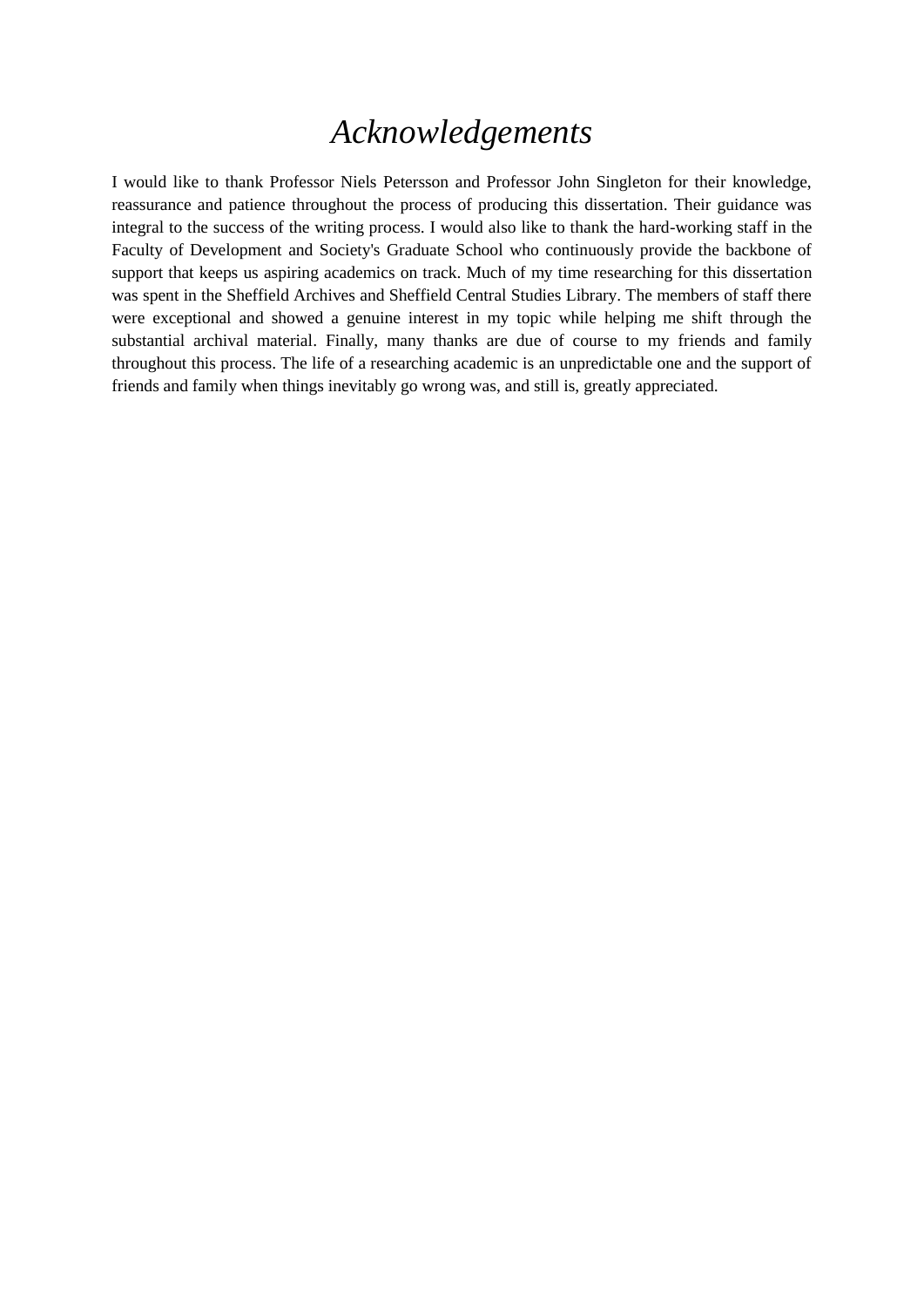# *Acknowledgements*

I would like to thank Professor Niels Petersson and Professor John Singleton for their knowledge, reassurance and patience throughout the process of producing this dissertation. Their guidance was integral to the success of the writing process. I would also like to thank the hard-working staff in the Faculty of Development and Society's Graduate School who continuously provide the backbone of support that keeps us aspiring academics on track. Much of my time researching for this dissertation was spent in the Sheffield Archives and Sheffield Central Studies Library. The members of staff there were exceptional and showed a genuine interest in my topic while helping me shift through the substantial archival material. Finally, many thanks are due of course to my friends and family throughout this process. The life of a researching academic is an unpredictable one and the support of friends and family when things inevitably go wrong was, and still is, greatly appreciated.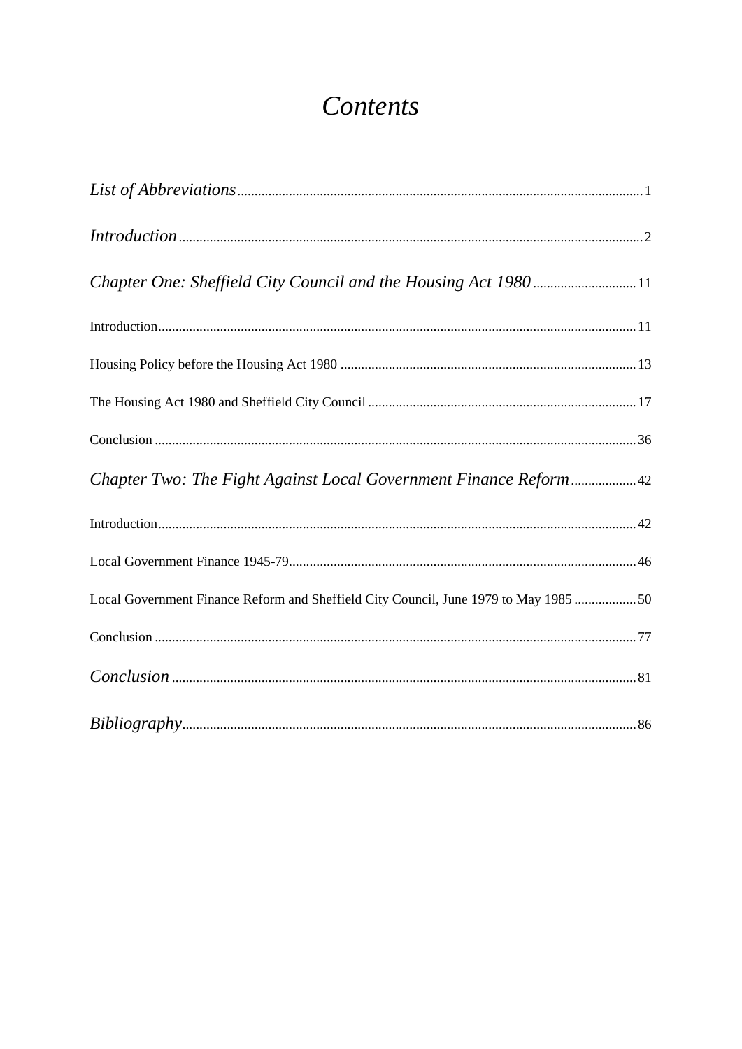# *Contents*

*List of Abbreviations* ..... 1

*Introduction* ..... 2

*Chapter One: Sheffield City Council and the Housing Act 1980* ..... 11

Introduction ..... 11

Housing Policy before the Housing Act 1980 ..... 13

The Housing Act 1980 and Sheffield City Council ..... 17

Conclusion ..... 36

*Chapter Two: The Fight Against Local Government Finance Reform* ..... 42

Introduction ..... 42

Local Government Finance 1945-79 ..... 46

Local Government Finance Reform and Sheffield City Council, June 1979 to May 1985 ..... 50

Conclusion ..... 77

*Conclusion* ..... 81

*Bibliography* ..... 86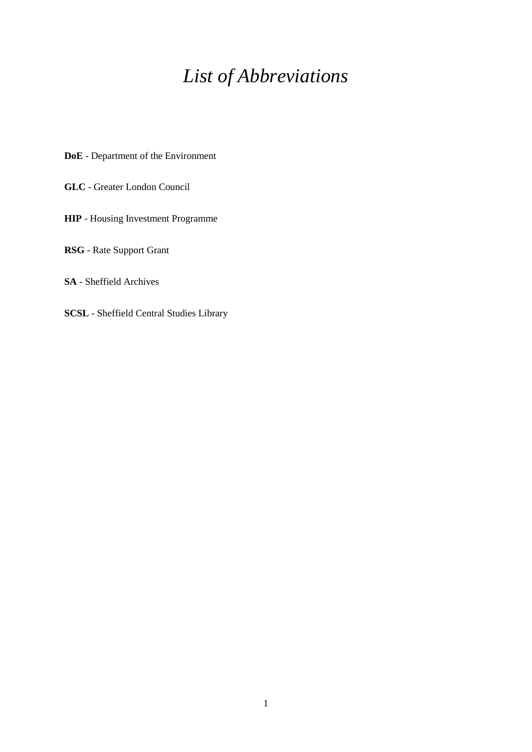# *List of Abbreviations*

**DoE** - Department of the Environment

**GLC** - Greater London Council

**HIP** - Housing Investment Programme

**RSG** - Rate Support Grant

**SA** - Sheffield Archives

**SCSL** - Sheffield Central Studies Library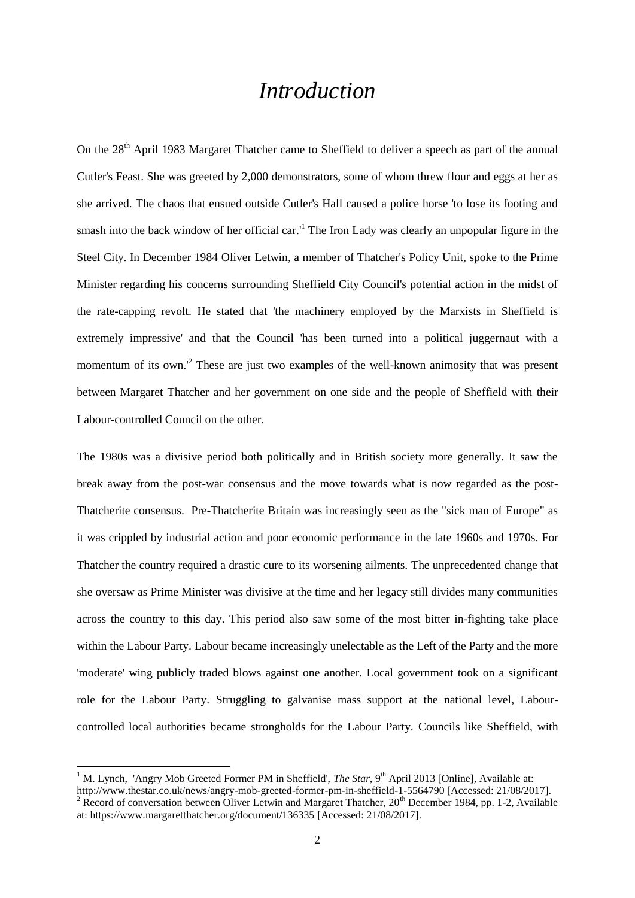# *Introduction*

On the 28th April 1983 Margaret Thatcher came to Sheffield to deliver a speech as part of the annual Cutler's Feast. She was greeted by 2,000 demonstrators, some of whom threw flour and eggs at her as she arrived. The chaos that ensued outside Cutler's Hall caused a police horse 'to lose its footing and smash into the back window of her official car.'[1] The Iron Lady was clearly an unpopular figure in the Steel City. In December 1984 Oliver Letwin, a member of Thatcher's Policy Unit, spoke to the Prime Minister regarding his concerns surrounding Sheffield City Council's potential action in the midst of the rate-capping revolt. He stated that 'the machinery employed by the Marxists in Sheffield is extremely impressive' and that the Council 'has been turned into a political juggernaut with a momentum of its own.'[2] These are just two examples of the well-known animosity that was present between Margaret Thatcher and her government on one side and the people of Sheffield with their Labour-controlled Council on the other.

The 1980s was a divisive period both politically and in British society more generally. It saw the break away from the post-war consensus and the move towards what is now regarded as the post-Thatcherite consensus. Pre-Thatcherite Britain was increasingly seen as the "sick man of Europe" as it was crippled by industrial action and poor economic performance in the late 1960s and 1970s. For Thatcher the country required a drastic cure to its worsening ailments. The unprecedented change that she oversaw as Prime Minister was divisive at the time and her legacy still divides many communities across the country to this day. This period also saw some of the most bitter in-fighting take place within the Labour Party. Labour became increasingly unelectable as the Left of the Party and the more 'moderate' wing publicly traded blows against one another. Local government took on a significant role for the Labour Party. Struggling to galvanise mass support at the national level, Labour-controlled local authorities became strongholds for the Labour Party. Councils like Sheffield, with

---

[1] M. Lynch, 'Angry Mob Greeted Former PM in Sheffield', *The Star*, 9th April 2013 [Online], Available at: http://www.thestar.co.uk/news/angry-mob-greeted-former-pm-in-sheffield-1-5564790 [Accessed: 21/08/2017].

[2] Record of conversation between Oliver Letwin and Margaret Thatcher, 20th December 1984, pp. 1-2, Available at: https://www.margaretthatcher.org/document/136335 [Accessed: 21/08/2017].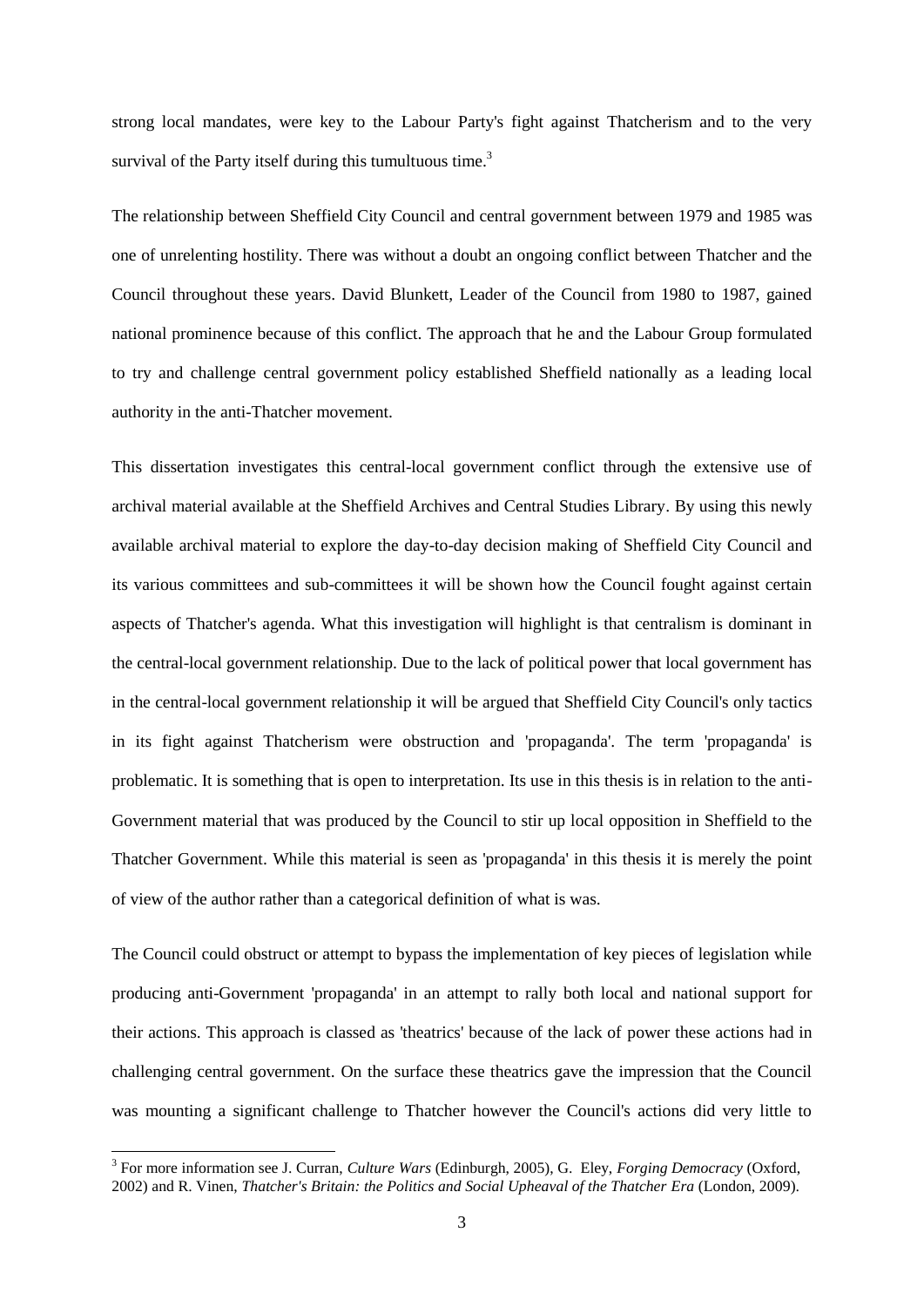strong local mandates, were key to the Labour Party's fight against Thatcherism and to the very survival of the Party itself during this tumultuous time.[3]

The relationship between Sheffield City Council and central government between 1979 and 1985 was one of unrelenting hostility. There was without a doubt an ongoing conflict between Thatcher and the Council throughout these years. David Blunkett, Leader of the Council from 1980 to 1987, gained national prominence because of this conflict. The approach that he and the Labour Group formulated to try and challenge central government policy established Sheffield nationally as a leading local authority in the anti-Thatcher movement.

This dissertation investigates this central-local government conflict through the extensive use of archival material available at the Sheffield Archives and Central Studies Library. By using this newly available archival material to explore the day-to-day decision making of Sheffield City Council and its various committees and sub-committees it will be shown how the Council fought against certain aspects of Thatcher's agenda. What this investigation will highlight is that centralism is dominant in the central-local government relationship. Due to the lack of political power that local government has in the central-local government relationship it will be argued that Sheffield City Council's only tactics in its fight against Thatcherism were obstruction and 'propaganda'. The term 'propaganda' is problematic. It is something that is open to interpretation. Its use in this thesis is in relation to the anti-Government material that was produced by the Council to stir up local opposition in Sheffield to the Thatcher Government. While this material is seen as 'propaganda' in this thesis it is merely the point of view of the author rather than a categorical definition of what is was.

The Council could obstruct or attempt to bypass the implementation of key pieces of legislation while producing anti-Government 'propaganda' in an attempt to rally both local and national support for their actions. This approach is classed as 'theatrics' because of the lack of power these actions had in challenging central government. On the surface these theatrics gave the impression that the Council was mounting a significant challenge to Thatcher however the Council's actions did very little to

[3] For more information see J. Curran, *Culture Wars* (Edinburgh, 2005), G. Eley, *Forging Democracy* (Oxford, 2002) and R. Vinen, *Thatcher's Britain: the Politics and Social Upheaval of the Thatcher Era* (London, 2009).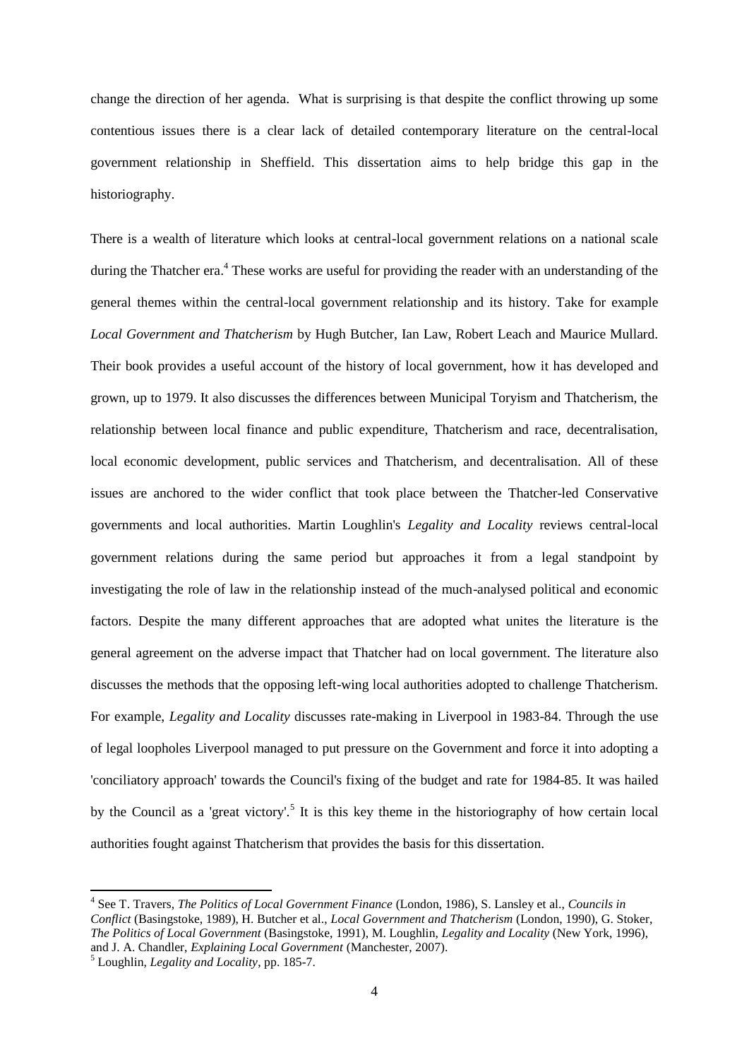change the direction of her agenda. What is surprising is that despite the conflict throwing up some contentious issues there is a clear lack of detailed contemporary literature on the central-local government relationship in Sheffield. This dissertation aims to help bridge this gap in the historiography.

There is a wealth of literature which looks at central-local government relations on a national scale during the Thatcher era.[4] These works are useful for providing the reader with an understanding of the general themes within the central-local government relationship and its history. Take for example *Local Government and Thatcherism* by Hugh Butcher, Ian Law, Robert Leach and Maurice Mullard. Their book provides a useful account of the history of local government, how it has developed and grown, up to 1979. It also discusses the differences between Municipal Toryism and Thatcherism, the relationship between local finance and public expenditure, Thatcherism and race, decentralisation, local economic development, public services and Thatcherism, and decentralisation. All of these issues are anchored to the wider conflict that took place between the Thatcher-led Conservative governments and local authorities. Martin Loughlin's *Legality and Locality* reviews central-local government relations during the same period but approaches it from a legal standpoint by investigating the role of law in the relationship instead of the much-analysed political and economic factors. Despite the many different approaches that are adopted what unites the literature is the general agreement on the adverse impact that Thatcher had on local government. The literature also discusses the methods that the opposing left-wing local authorities adopted to challenge Thatcherism. For example, *Legality and Locality* discusses rate-making in Liverpool in 1983-84. Through the use of legal loopholes Liverpool managed to put pressure on the Government and force it into adopting a 'conciliatory approach' towards the Council's fixing of the budget and rate for 1984-85. It was hailed by the Council as a 'great victory'.[5] It is this key theme in the historiography of how certain local authorities fought against Thatcherism that provides the basis for this dissertation.

---

[4] See T. Travers, *The Politics of Local Government Finance* (London, 1986), S. Lansley et al., *Councils in Conflict* (Basingstoke, 1989), H. Butcher et al., *Local Government and Thatcherism* (London, 1990), G. Stoker, *The Politics of Local Government* (Basingstoke, 1991), M. Loughlin, *Legality and Locality* (New York, 1996), and J. A. Chandler, *Explaining Local Government* (Manchester, 2007).

[5] Loughlin, *Legality and Locality*, pp. 185-7.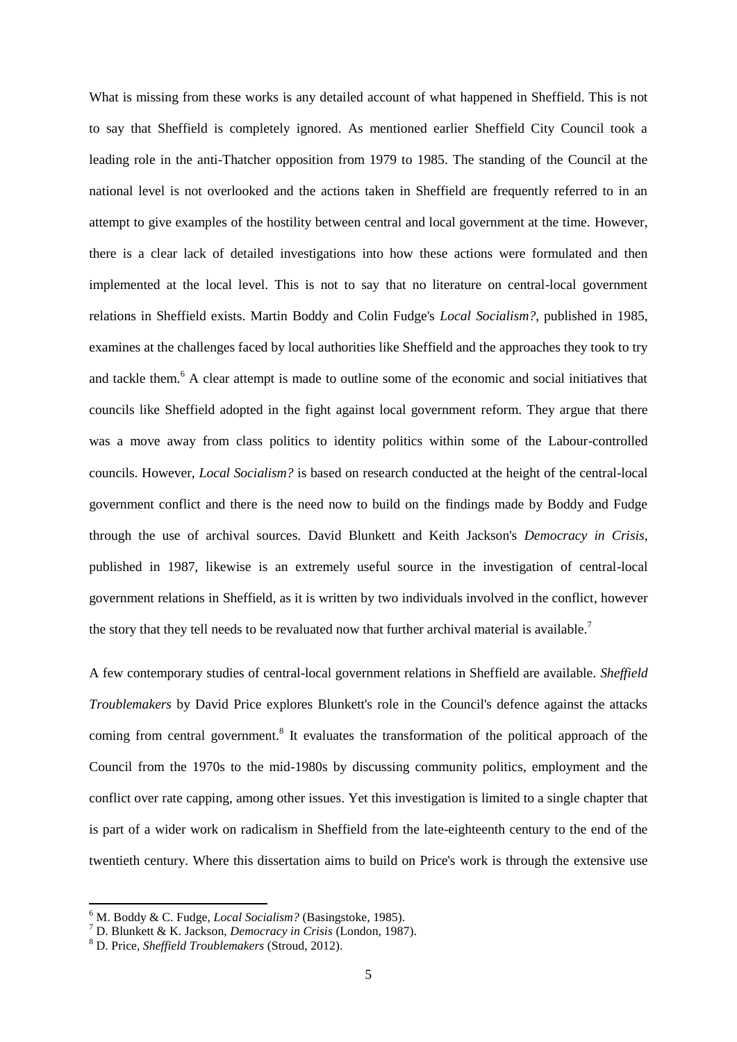What is missing from these works is any detailed account of what happened in Sheffield. This is not to say that Sheffield is completely ignored. As mentioned earlier Sheffield City Council took a leading role in the anti-Thatcher opposition from 1979 to 1985. The standing of the Council at the national level is not overlooked and the actions taken in Sheffield are frequently referred to in an attempt to give examples of the hostility between central and local government at the time. However, there is a clear lack of detailed investigations into how these actions were formulated and then implemented at the local level. This is not to say that no literature on central-local government relations in Sheffield exists. Martin Boddy and Colin Fudge's *Local Socialism?*, published in 1985, examines at the challenges faced by local authorities like Sheffield and the approaches they took to try and tackle them.[6] A clear attempt is made to outline some of the economic and social initiatives that councils like Sheffield adopted in the fight against local government reform. They argue that there was a move away from class politics to identity politics within some of the Labour-controlled councils. However, *Local Socialism?* is based on research conducted at the height of the central-local government conflict and there is the need now to build on the findings made by Boddy and Fudge through the use of archival sources. David Blunkett and Keith Jackson's *Democracy in Crisis*, published in 1987, likewise is an extremely useful source in the investigation of central-local government relations in Sheffield, as it is written by two individuals involved in the conflict, however the story that they tell needs to be revaluated now that further archival material is available.[7]

A few contemporary studies of central-local government relations in Sheffield are available. *Sheffield Troublemakers* by David Price explores Blunkett's role in the Council's defence against the attacks coming from central government.[8] It evaluates the transformation of the political approach of the Council from the 1970s to the mid-1980s by discussing community politics, employment and the conflict over rate capping, among other issues. Yet this investigation is limited to a single chapter that is part of a wider work on radicalism in Sheffield from the late-eighteenth century to the end of the twentieth century. Where this dissertation aims to build on Price's work is through the extensive use

---

[6] M. Boddy & C. Fudge, *Local Socialism?* (Basingstoke, 1985).

[7] D. Blunkett & K. Jackson, *Democracy in Crisis* (London, 1987).

[8] D. Price, *Sheffield Troublemakers* (Stroud, 2012).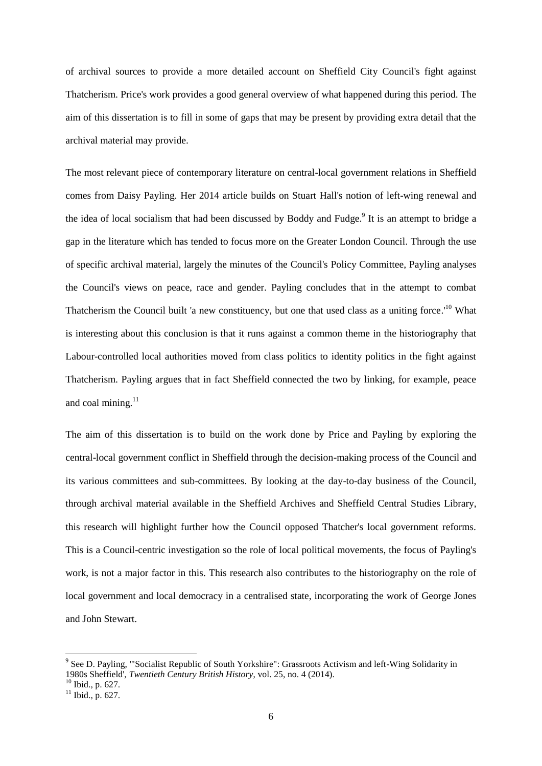of archival sources to provide a more detailed account on Sheffield City Council's fight against Thatcherism. Price's work provides a good general overview of what happened during this period. The aim of this dissertation is to fill in some of gaps that may be present by providing extra detail that the archival material may provide.

The most relevant piece of contemporary literature on central-local government relations in Sheffield comes from Daisy Payling. Her 2014 article builds on Stuart Hall's notion of left-wing renewal and the idea of local socialism that had been discussed by Boddy and Fudge.[9] It is an attempt to bridge a gap in the literature which has tended to focus more on the Greater London Council. Through the use of specific archival material, largely the minutes of the Council's Policy Committee, Payling analyses the Council's views on peace, race and gender. Payling concludes that in the attempt to combat Thatcherism the Council built 'a new constituency, but one that used class as a uniting force.'[10] What is interesting about this conclusion is that it runs against a common theme in the historiography that Labour-controlled local authorities moved from class politics to identity politics in the fight against Thatcherism. Payling argues that in fact Sheffield connected the two by linking, for example, peace and coal mining.[11]

The aim of this dissertation is to build on the work done by Price and Payling by exploring the central-local government conflict in Sheffield through the decision-making process of the Council and its various committees and sub-committees. By looking at the day-to-day business of the Council, through archival material available in the Sheffield Archives and Sheffield Central Studies Library, this research will highlight further how the Council opposed Thatcher's local government reforms. This is a Council-centric investigation so the role of local political movements, the focus of Payling's work, is not a major factor in this. This research also contributes to the historiography on the role of local government and local democracy in a centralised state, incorporating the work of George Jones and John Stewart.

---

[9] See D. Payling, '"Socialist Republic of South Yorkshire": Grassroots Activism and left-Wing Solidarity in 1980s Sheffield', *Twentieth Century British History*, vol. 25, no. 4 (2014).

[10] Ibid., p. 627.

[11] Ibid., p. 627.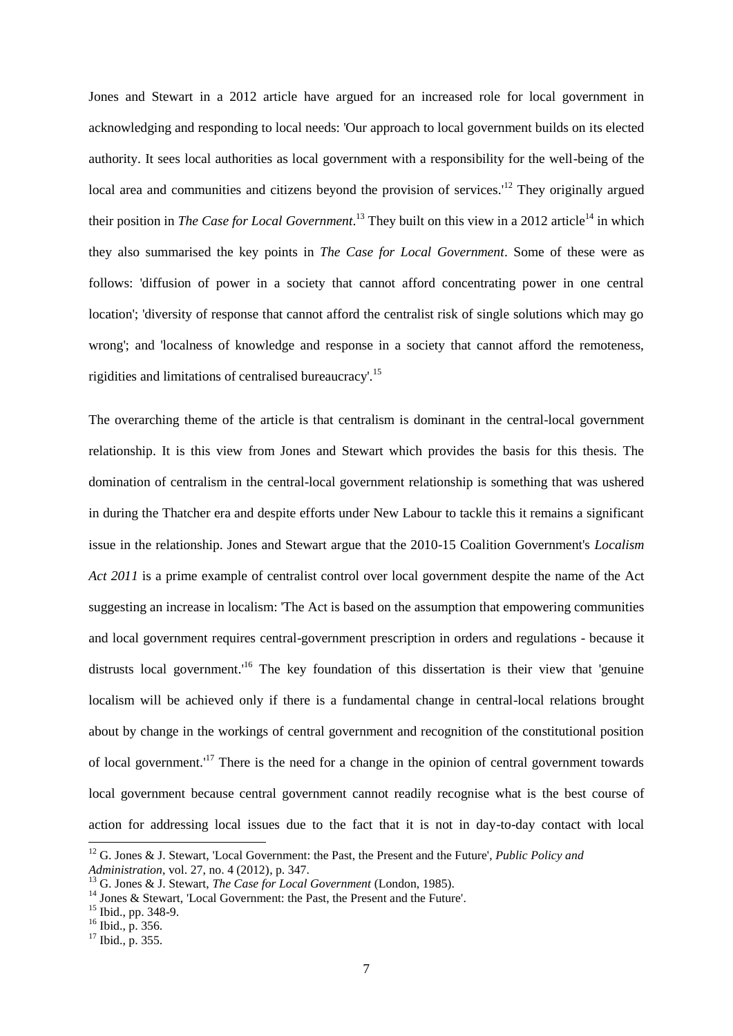Jones and Stewart in a 2012 article have argued for an increased role for local government in acknowledging and responding to local needs: 'Our approach to local government builds on its elected authority. It sees local authorities as local government with a responsibility for the well-being of the local area and communities and citizens beyond the provision of services.'[12] They originally argued their position in *The Case for Local Government*.[13] They built on this view in a 2012 article[14] in which they also summarised the key points in *The Case for Local Government*. Some of these were as follows: 'diffusion of power in a society that cannot afford concentrating power in one central location'; 'diversity of response that cannot afford the centralist risk of single solutions which may go wrong'; and 'localness of knowledge and response in a society that cannot afford the remoteness, rigidities and limitations of centralised bureaucracy'.[15]

The overarching theme of the article is that centralism is dominant in the central-local government relationship. It is this view from Jones and Stewart which provides the basis for this thesis. The domination of centralism in the central-local government relationship is something that was ushered in during the Thatcher era and despite efforts under New Labour to tackle this it remains a significant issue in the relationship. Jones and Stewart argue that the 2010-15 Coalition Government's *Localism Act 2011* is a prime example of centralist control over local government despite the name of the Act suggesting an increase in localism: 'The Act is based on the assumption that empowering communities and local government requires central-government prescription in orders and regulations - because it distrusts local government.'[16] The key foundation of this dissertation is their view that 'genuine localism will be achieved only if there is a fundamental change in central-local relations brought about by change in the workings of central government and recognition of the constitutional position of local government.'[17] There is the need for a change in the opinion of central government towards local government because central government cannot readily recognise what is the best course of action for addressing local issues due to the fact that it is not in day-to-day contact with local

---

[12] G. Jones & J. Stewart, 'Local Government: the Past, the Present and the Future', *Public Policy and Administration*, vol. 27, no. 4 (2012), p. 347.

[13] G. Jones & J. Stewart, *The Case for Local Government* (London, 1985).

[14] Jones & Stewart, 'Local Government: the Past, the Present and the Future'.

[15] Ibid., pp. 348-9.

[16] Ibid., p. 356.

[17] Ibid., p. 355.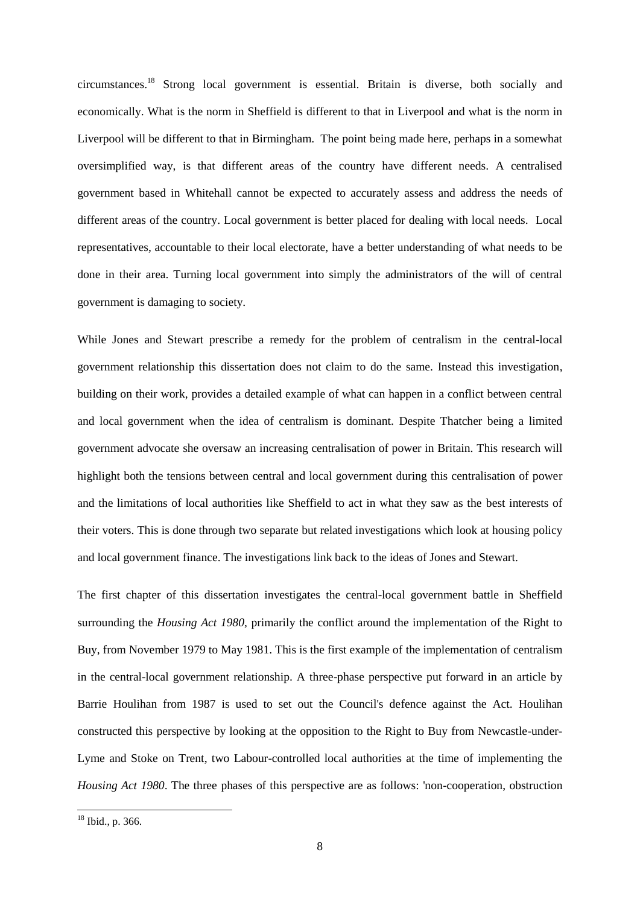circumstances.[18] Strong local government is essential. Britain is diverse, both socially and economically. What is the norm in Sheffield is different to that in Liverpool and what is the norm in Liverpool will be different to that in Birmingham. The point being made here, perhaps in a somewhat oversimplified way, is that different areas of the country have different needs. A centralised government based in Whitehall cannot be expected to accurately assess and address the needs of different areas of the country. Local government is better placed for dealing with local needs. Local representatives, accountable to their local electorate, have a better understanding of what needs to be done in their area. Turning local government into simply the administrators of the will of central government is damaging to society.

While Jones and Stewart prescribe a remedy for the problem of centralism in the central-local government relationship this dissertation does not claim to do the same. Instead this investigation, building on their work, provides a detailed example of what can happen in a conflict between central and local government when the idea of centralism is dominant. Despite Thatcher being a limited government advocate she oversaw an increasing centralisation of power in Britain. This research will highlight both the tensions between central and local government during this centralisation of power and the limitations of local authorities like Sheffield to act in what they saw as the best interests of their voters. This is done through two separate but related investigations which look at housing policy and local government finance. The investigations link back to the ideas of Jones and Stewart.

The first chapter of this dissertation investigates the central-local government battle in Sheffield surrounding the *Housing Act 1980*, primarily the conflict around the implementation of the Right to Buy, from November 1979 to May 1981. This is the first example of the implementation of centralism in the central-local government relationship. A three-phase perspective put forward in an article by Barrie Houlihan from 1987 is used to set out the Council's defence against the Act. Houlihan constructed this perspective by looking at the opposition to the Right to Buy from Newcastle-under-Lyme and Stoke on Trent, two Labour-controlled local authorities at the time of implementing the *Housing Act 1980*. The three phases of this perspective are as follows: 'non-cooperation, obstruction

[18] Ibid., p. 366.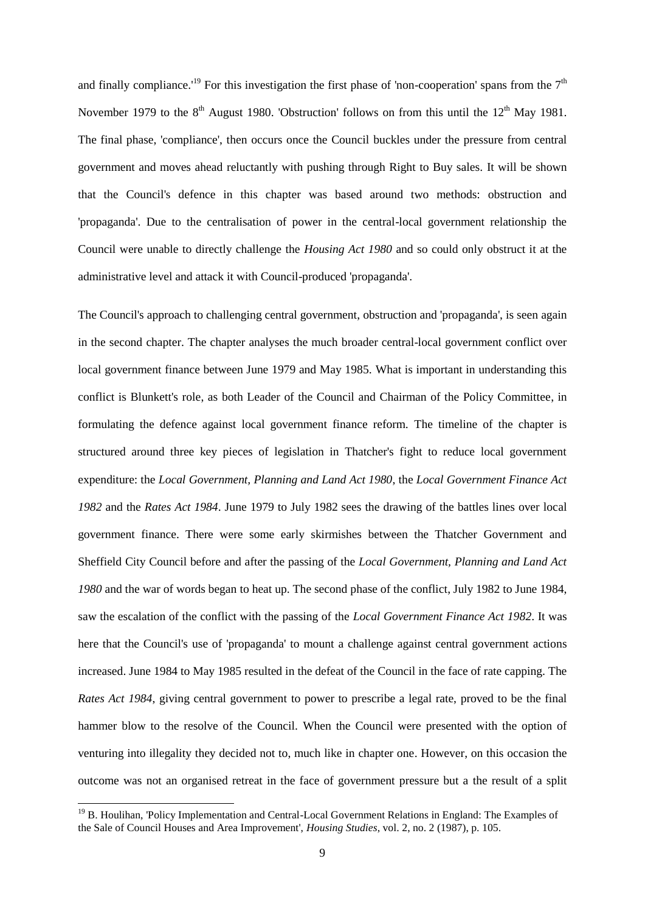and finally compliance.'[19] For this investigation the first phase of 'non-cooperation' spans from the 7th November 1979 to the 8th August 1980. 'Obstruction' follows on from this until the 12th May 1981. The final phase, 'compliance', then occurs once the Council buckles under the pressure from central government and moves ahead reluctantly with pushing through Right to Buy sales. It will be shown that the Council's defence in this chapter was based around two methods: obstruction and 'propaganda'. Due to the centralisation of power in the central-local government relationship the Council were unable to directly challenge the *Housing Act 1980* and so could only obstruct it at the administrative level and attack it with Council-produced 'propaganda'.

The Council's approach to challenging central government, obstruction and 'propaganda', is seen again in the second chapter. The chapter analyses the much broader central-local government conflict over local government finance between June 1979 and May 1985. What is important in understanding this conflict is Blunkett's role, as both Leader of the Council and Chairman of the Policy Committee, in formulating the defence against local government finance reform. The timeline of the chapter is structured around three key pieces of legislation in Thatcher's fight to reduce local government expenditure: the *Local Government, Planning and Land Act 1980*, the *Local Government Finance Act 1982* and the *Rates Act 1984*. June 1979 to July 1982 sees the drawing of the battles lines over local government finance. There were some early skirmishes between the Thatcher Government and Sheffield City Council before and after the passing of the *Local Government, Planning and Land Act 1980* and the war of words began to heat up. The second phase of the conflict, July 1982 to June 1984, saw the escalation of the conflict with the passing of the *Local Government Finance Act 1982*. It was here that the Council's use of 'propaganda' to mount a challenge against central government actions increased. June 1984 to May 1985 resulted in the defeat of the Council in the face of rate capping. The *Rates Act 1984*, giving central government to power to prescribe a legal rate, proved to be the final hammer blow to the resolve of the Council. When the Council were presented with the option of venturing into illegality they decided not to, much like in chapter one. However, on this occasion the outcome was not an organised retreat in the face of government pressure but a the result of a split

[19] B. Houlihan, 'Policy Implementation and Central-Local Government Relations in England: The Examples of the Sale of Council Houses and Area Improvement', *Housing Studies*, vol. 2, no. 2 (1987), p. 105.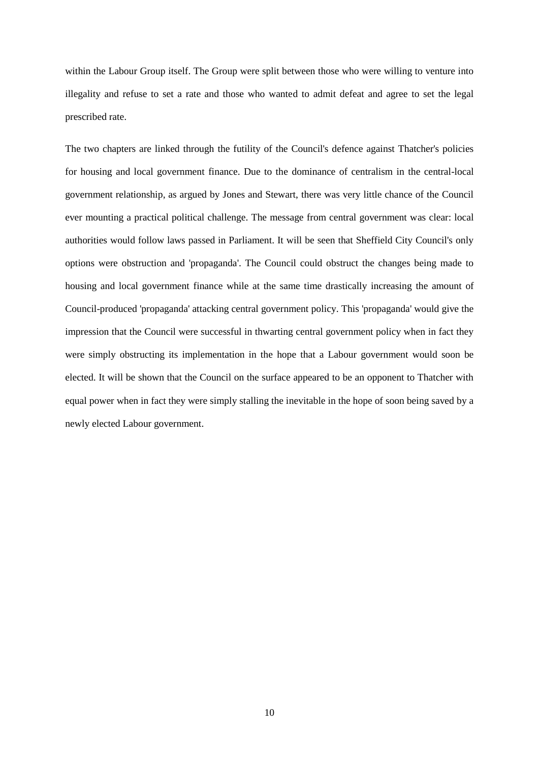within the Labour Group itself. The Group were split between those who were willing to venture into illegality and refuse to set a rate and those who wanted to admit defeat and agree to set the legal prescribed rate.

The two chapters are linked through the futility of the Council's defence against Thatcher's policies for housing and local government finance. Due to the dominance of centralism in the central-local government relationship, as argued by Jones and Stewart, there was very little chance of the Council ever mounting a practical political challenge. The message from central government was clear: local authorities would follow laws passed in Parliament. It will be seen that Sheffield City Council's only options were obstruction and 'propaganda'. The Council could obstruct the changes being made to housing and local government finance while at the same time drastically increasing the amount of Council-produced 'propaganda' attacking central government policy. This 'propaganda' would give the impression that the Council were successful in thwarting central government policy when in fact they were simply obstructing its implementation in the hope that a Labour government would soon be elected. It will be shown that the Council on the surface appeared to be an opponent to Thatcher with equal power when in fact they were simply stalling the inevitable in the hope of soon being saved by a newly elected Labour government.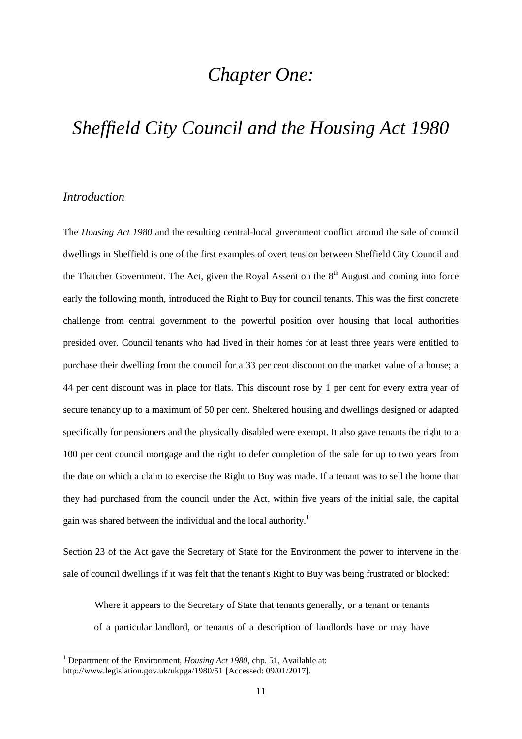# *Chapter One:*

# *Sheffield City Council and the Housing Act 1980*

## *Introduction*

The *Housing Act 1980* and the resulting central-local government conflict around the sale of council dwellings in Sheffield is one of the first examples of overt tension between Sheffield City Council and the Thatcher Government. The Act, given the Royal Assent on the 8th August and coming into force early the following month, introduced the Right to Buy for council tenants. This was the first concrete challenge from central government to the powerful position over housing that local authorities presided over. Council tenants who had lived in their homes for at least three years were entitled to purchase their dwelling from the council for a 33 per cent discount on the market value of a house; a 44 per cent discount was in place for flats. This discount rose by 1 per cent for every extra year of secure tenancy up to a maximum of 50 per cent. Sheltered housing and dwellings designed or adapted specifically for pensioners and the physically disabled were exempt. It also gave tenants the right to a 100 per cent council mortgage and the right to defer completion of the sale for up to two years from the date on which a claim to exercise the Right to Buy was made. If a tenant was to sell the home that they had purchased from the council under the Act, within five years of the initial sale, the capital gain was shared between the individual and the local authority.[1]

Section 23 of the Act gave the Secretary of State for the Environment the power to intervene in the sale of council dwellings if it was felt that the tenant's Right to Buy was being frustrated or blocked:

> Where it appears to the Secretary of State that tenants generally, or a tenant or tenants of a particular landlord, or tenants of a description of landlords have or may have

---

[1] Department of the Environment, *Housing Act 1980*, chp. 51, Available at: http://www.legislation.gov.uk/ukpga/1980/51 [Accessed: 09/01/2017].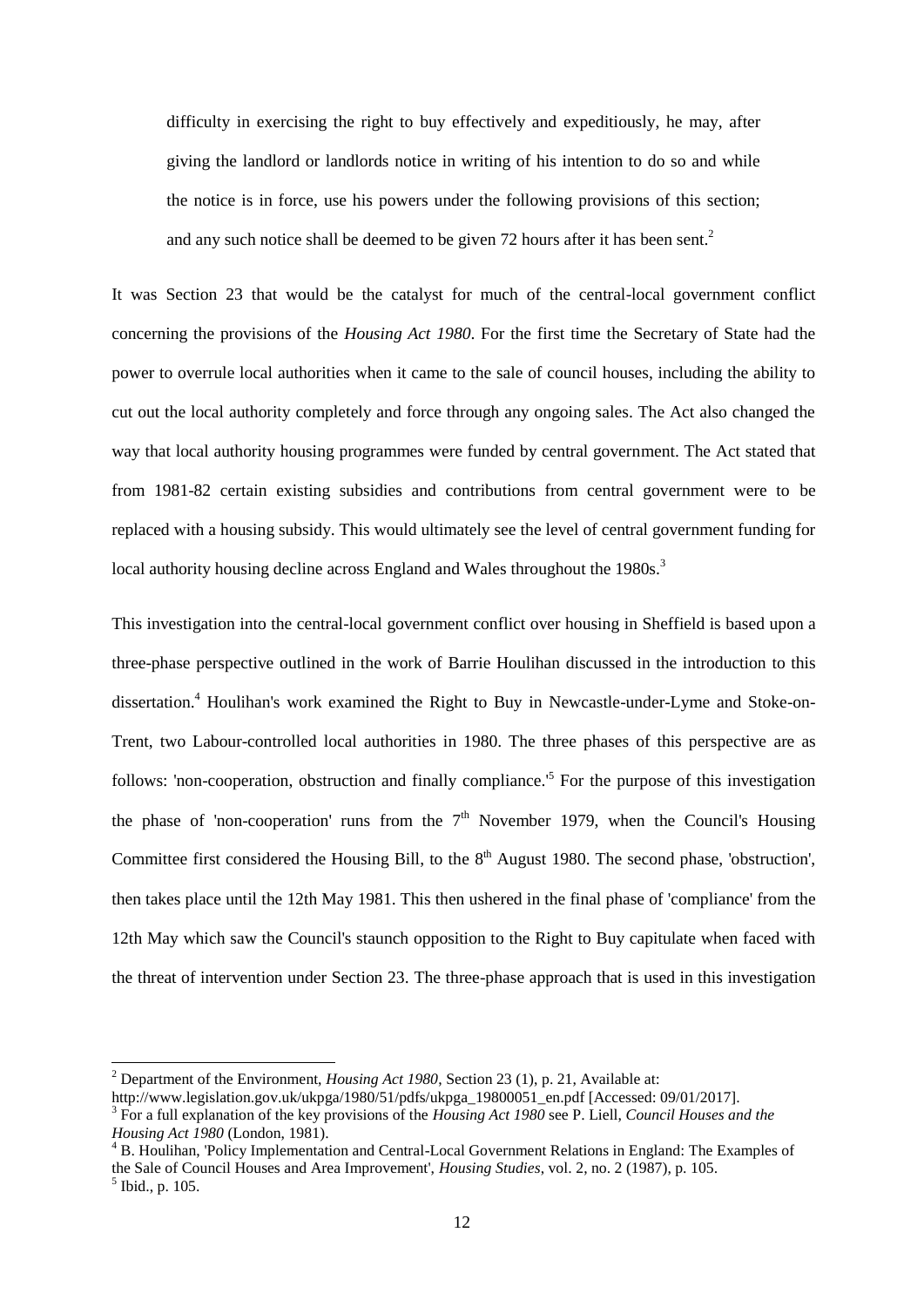> difficulty in exercising the right to buy effectively and expeditiously, he may, after giving the landlord or landlords notice in writing of his intention to do so and while the notice is in force, use his powers under the following provisions of this section; and any such notice shall be deemed to be given 72 hours after it has been sent.[2]

It was Section 23 that would be the catalyst for much of the central-local government conflict concerning the provisions of the *Housing Act 1980*. For the first time the Secretary of State had the power to overrule local authorities when it came to the sale of council houses, including the ability to cut out the local authority completely and force through any ongoing sales. The Act also changed the way that local authority housing programmes were funded by central government. The Act stated that from 1981-82 certain existing subsidies and contributions from central government were to be replaced with a housing subsidy. This would ultimately see the level of central government funding for local authority housing decline across England and Wales throughout the 1980s.[3]

This investigation into the central-local government conflict over housing in Sheffield is based upon a three-phase perspective outlined in the work of Barrie Houlihan discussed in the introduction to this dissertation.[4] Houlihan's work examined the Right to Buy in Newcastle-under-Lyme and Stoke-on-Trent, two Labour-controlled local authorities in 1980. The three phases of this perspective are as follows: 'non-cooperation, obstruction and finally compliance.'[5] For the purpose of this investigation the phase of 'non-cooperation' runs from the 7th November 1979, when the Council's Housing Committee first considered the Housing Bill, to the 8th August 1980. The second phase, 'obstruction', then takes place until the 12th May 1981. This then ushered in the final phase of 'compliance' from the 12th May which saw the Council's staunch opposition to the Right to Buy capitulate when faced with the threat of intervention under Section 23. The three-phase approach that is used in this investigation

---

[2] Department of the Environment, *Housing Act 1980*, Section 23 (1), p. 21, Available at: http://www.legislation.gov.uk/ukpga/1980/51/pdfs/ukpga_19800051_en.pdf [Accessed: 09/01/2017].

[3] For a full explanation of the key provisions of the *Housing Act 1980* see P. Liell, *Council Houses and the Housing Act 1980* (London, 1981).

[4] B. Houlihan, 'Policy Implementation and Central-Local Government Relations in England: The Examples of the Sale of Council Houses and Area Improvement', *Housing Studies*, vol. 2, no. 2 (1987), p. 105.

[5] Ibid., p. 105.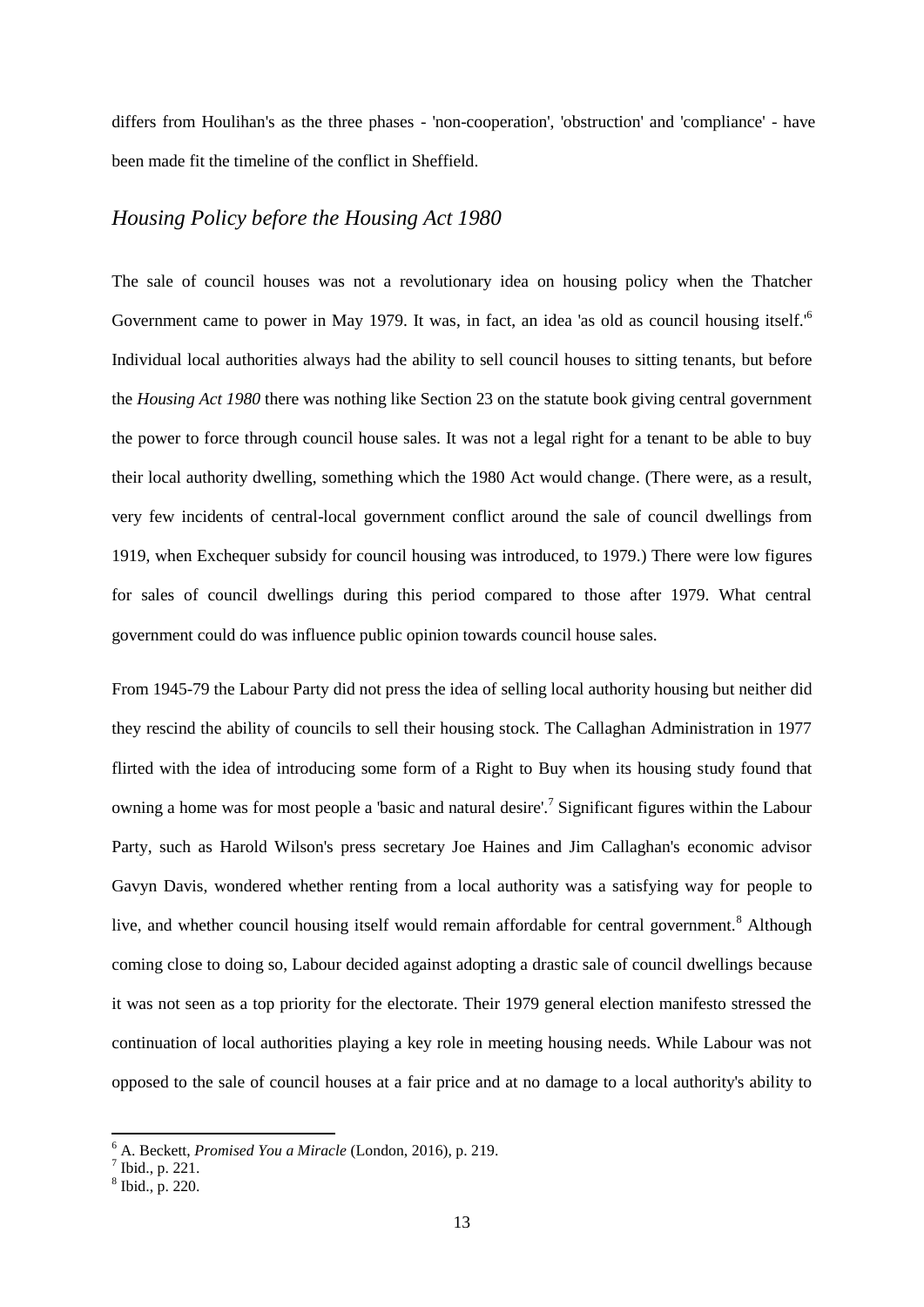differs from Houlihan's as the three phases - 'non-cooperation', 'obstruction' and 'compliance' - have been made fit the timeline of the conflict in Sheffield.

## *Housing Policy before the Housing Act 1980*

The sale of council houses was not a revolutionary idea on housing policy when the Thatcher Government came to power in May 1979. It was, in fact, an idea 'as old as council housing itself.'[6] Individual local authorities always had the ability to sell council houses to sitting tenants, but before the *Housing Act 1980* there was nothing like Section 23 on the statute book giving central government the power to force through council house sales. It was not a legal right for a tenant to be able to buy their local authority dwelling, something which the 1980 Act would change. (There were, as a result, very few incidents of central-local government conflict around the sale of council dwellings from 1919, when Exchequer subsidy for council housing was introduced, to 1979.) There were low figures for sales of council dwellings during this period compared to those after 1979. What central government could do was influence public opinion towards council house sales.

From 1945-79 the Labour Party did not press the idea of selling local authority housing but neither did they rescind the ability of councils to sell their housing stock. The Callaghan Administration in 1977 flirted with the idea of introducing some form of a Right to Buy when its housing study found that owning a home was for most people a 'basic and natural desire'.[7] Significant figures within the Labour Party, such as Harold Wilson's press secretary Joe Haines and Jim Callaghan's economic advisor Gavyn Davis, wondered whether renting from a local authority was a satisfying way for people to live, and whether council housing itself would remain affordable for central government.[8] Although coming close to doing so, Labour decided against adopting a drastic sale of council dwellings because it was not seen as a top priority for the electorate. Their 1979 general election manifesto stressed the continuation of local authorities playing a key role in meeting housing needs. While Labour was not opposed to the sale of council houses at a fair price and at no damage to a local authority's ability to

---

[6] A. Beckett, *Promised You a Miracle* (London, 2016), p. 219.

[7] Ibid., p. 221.

[8] Ibid., p. 220.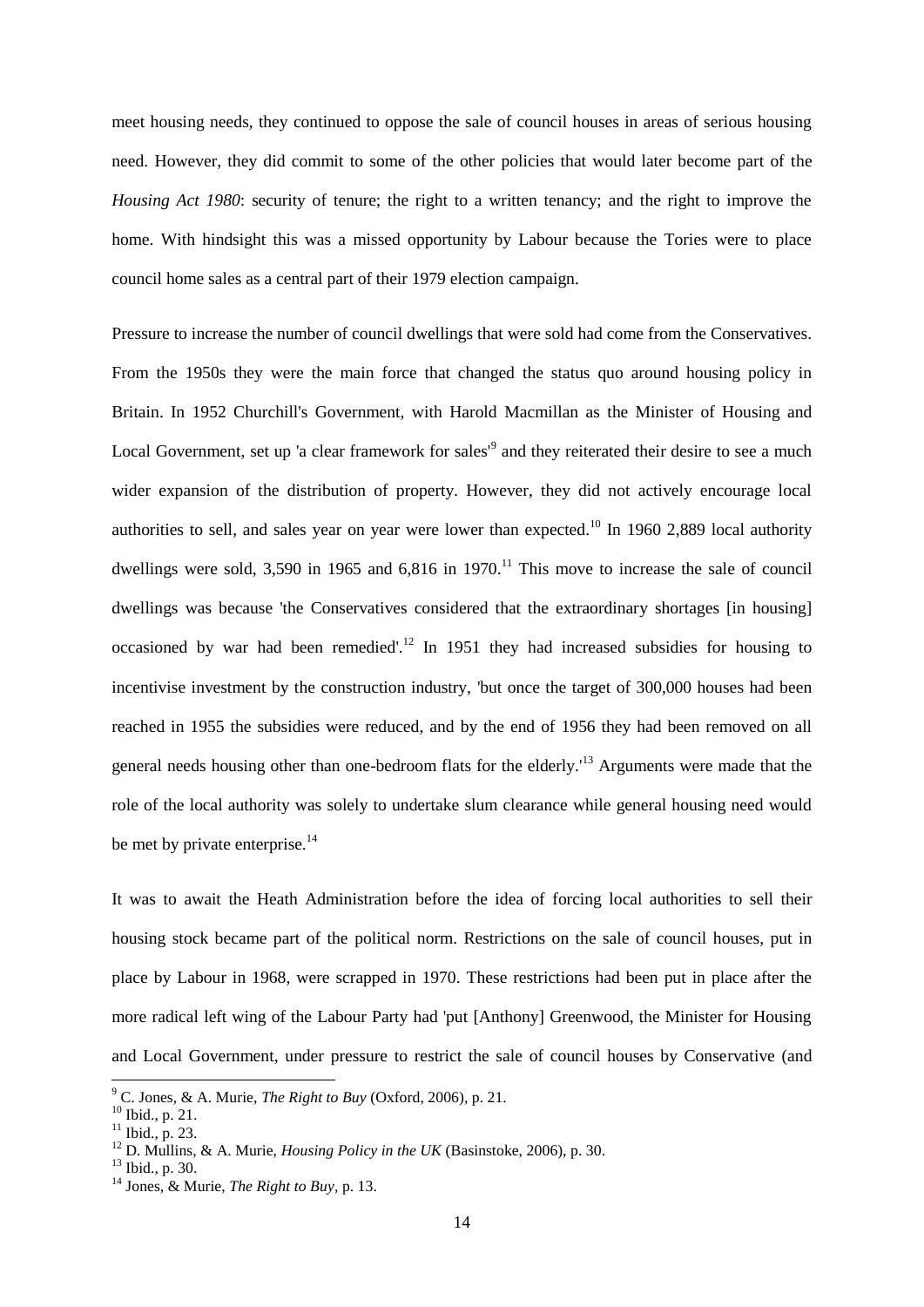meet housing needs, they continued to oppose the sale of council houses in areas of serious housing need. However, they did commit to some of the other policies that would later become part of the *Housing Act 1980*: security of tenure; the right to a written tenancy; and the right to improve the home. With hindsight this was a missed opportunity by Labour because the Tories were to place council home sales as a central part of their 1979 election campaign.

Pressure to increase the number of council dwellings that were sold had come from the Conservatives. From the 1950s they were the main force that changed the status quo around housing policy in Britain. In 1952 Churchill's Government, with Harold Macmillan as the Minister of Housing and Local Government, set up 'a clear framework for sales'[9] and they reiterated their desire to see a much wider expansion of the distribution of property. However, they did not actively encourage local authorities to sell, and sales year on year were lower than expected.[10] In 1960 2,889 local authority dwellings were sold, 3,590 in 1965 and 6,816 in 1970.[11] This move to increase the sale of council dwellings was because 'the Conservatives considered that the extraordinary shortages [in housing] occasioned by war had been remedied'.[12] In 1951 they had increased subsidies for housing to incentivise investment by the construction industry, 'but once the target of 300,000 houses had been reached in 1955 the subsidies were reduced, and by the end of 1956 they had been removed on all general needs housing other than one-bedroom flats for the elderly.'[13] Arguments were made that the role of the local authority was solely to undertake slum clearance while general housing need would be met by private enterprise.[14]

It was to await the Heath Administration before the idea of forcing local authorities to sell their housing stock became part of the political norm. Restrictions on the sale of council houses, put in place by Labour in 1968, were scrapped in 1970. These restrictions had been put in place after the more radical left wing of the Labour Party had 'put [Anthony] Greenwood, the Minister for Housing and Local Government, under pressure to restrict the sale of council houses by Conservative (and

---

[9] C. Jones, & A. Murie, *The Right to Buy* (Oxford, 2006), p. 21.
[10] Ibid., p. 21.
[11] Ibid., p. 23.
[12] D. Mullins, & A. Murie, *Housing Policy in the UK* (Basinstoke, 2006), p. 30.
[13] Ibid., p. 30.
[14] Jones, & Murie, *The Right to Buy*, p. 13.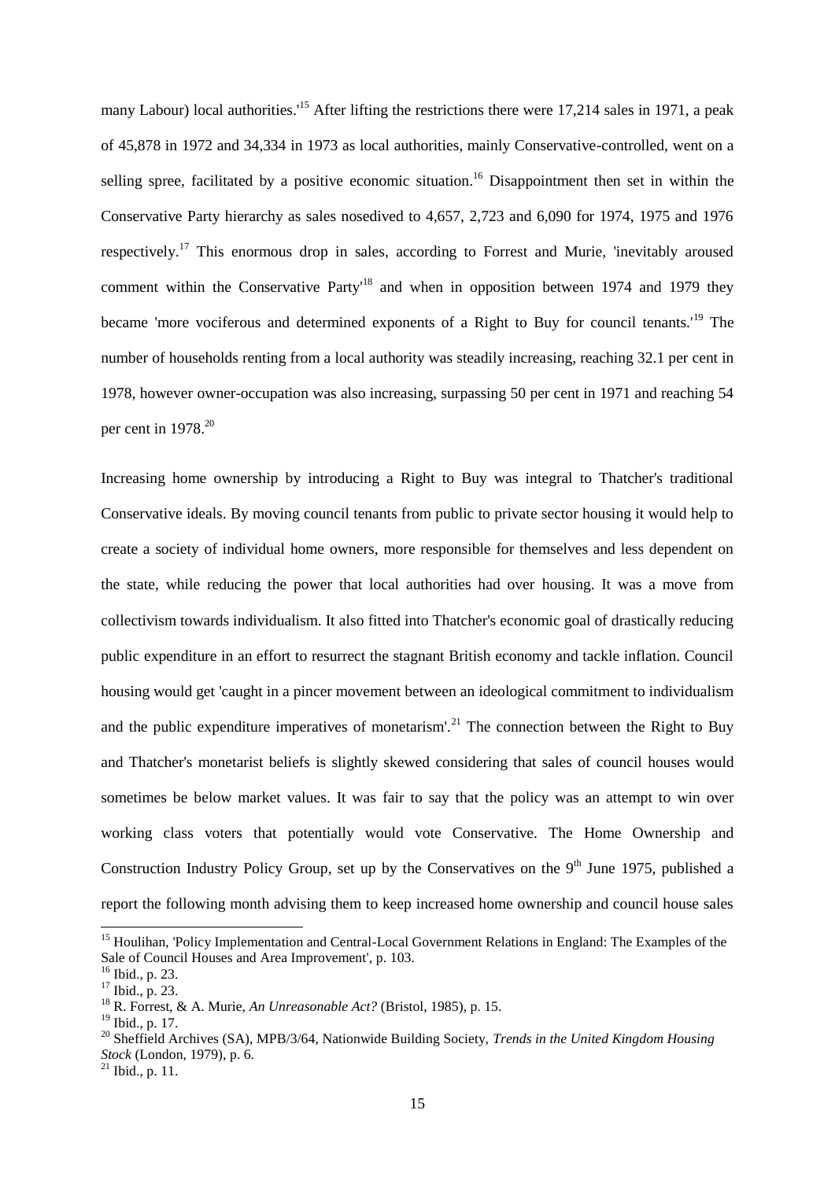many Labour) local authorities.'[15] After lifting the restrictions there were 17,214 sales in 1971, a peak of 45,878 in 1972 and 34,334 in 1973 as local authorities, mainly Conservative-controlled, went on a selling spree, facilitated by a positive economic situation.[16] Disappointment then set in within the Conservative Party hierarchy as sales nosedived to 4,657, 2,723 and 6,090 for 1974, 1975 and 1976 respectively.[17] This enormous drop in sales, according to Forrest and Murie, 'inevitably aroused comment within the Conservative Party'[18] and when in opposition between 1974 and 1979 they became 'more vociferous and determined exponents of a Right to Buy for council tenants.'[19] The number of households renting from a local authority was steadily increasing, reaching 32.1 per cent in 1978, however owner-occupation was also increasing, surpassing 50 per cent in 1971 and reaching 54 per cent in 1978.[20]

Increasing home ownership by introducing a Right to Buy was integral to Thatcher's traditional Conservative ideals. By moving council tenants from public to private sector housing it would help to create a society of individual home owners, more responsible for themselves and less dependent on the state, while reducing the power that local authorities had over housing. It was a move from collectivism towards individualism. It also fitted into Thatcher's economic goal of drastically reducing public expenditure in an effort to resurrect the stagnant British economy and tackle inflation. Council housing would get 'caught in a pincer movement between an ideological commitment to individualism and the public expenditure imperatives of monetarism'.[21] The connection between the Right to Buy and Thatcher's monetarist beliefs is slightly skewed considering that sales of council houses would sometimes be below market values. It was fair to say that the policy was an attempt to win over working class voters that potentially would vote Conservative. The Home Ownership and Construction Industry Policy Group, set up by the Conservatives on the 9th June 1975, published a report the following month advising them to keep increased home ownership and council house sales

---

[15] Houlihan, 'Policy Implementation and Central-Local Government Relations in England: The Examples of the Sale of Council Houses and Area Improvement', p. 103.

[16] Ibid., p. 23.

[17] Ibid., p. 23.

[18] R. Forrest, & A. Murie, *An Unreasonable Act?* (Bristol, 1985), p. 15.

[19] Ibid., p. 17.

[20] Sheffield Archives (SA), MPB/3/64, Nationwide Building Society, *Trends in the United Kingdom Housing Stock* (London, 1979), p. 6.

[21] Ibid., p. 11.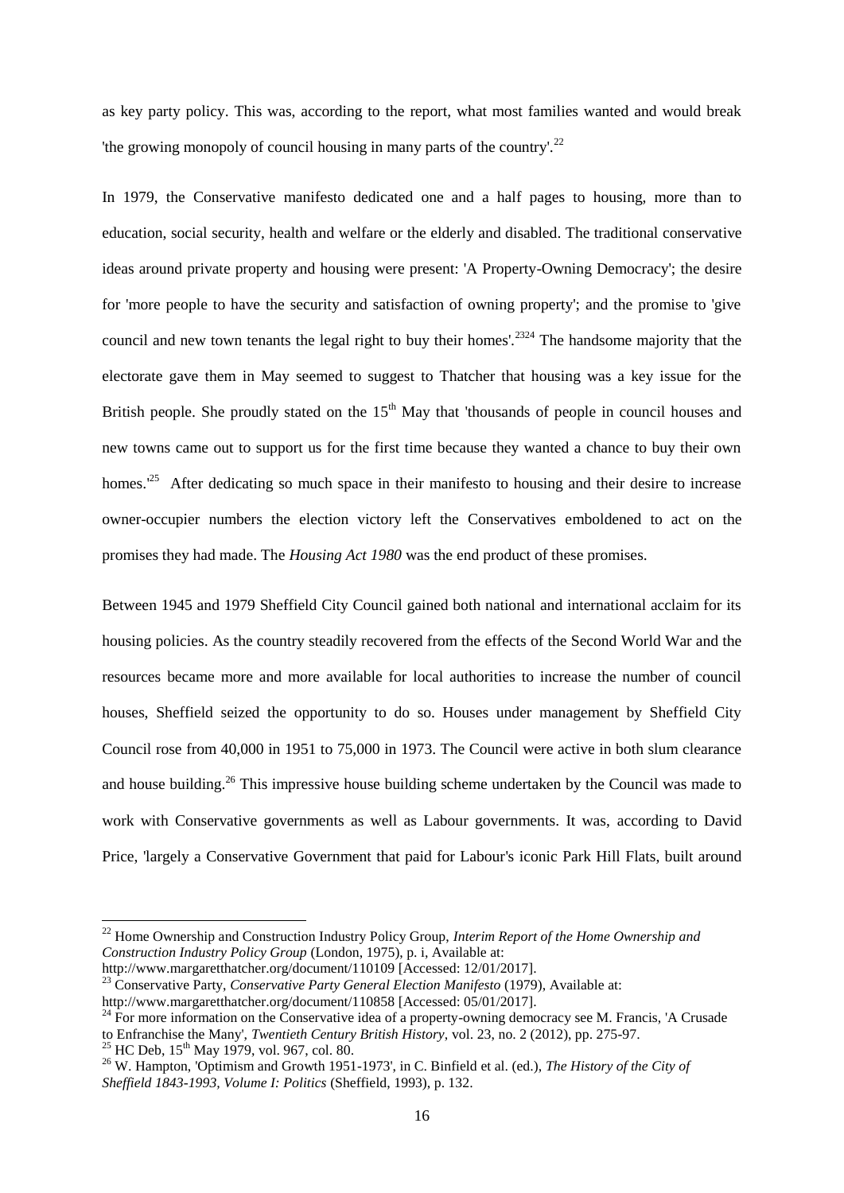as key party policy. This was, according to the report, what most families wanted and would break 'the growing monopoly of council housing in many parts of the country'.[22]

In 1979, the Conservative manifesto dedicated one and a half pages to housing, more than to education, social security, health and welfare or the elderly and disabled. The traditional conservative ideas around private property and housing were present: 'A Property-Owning Democracy'; the desire for 'more people to have the security and satisfaction of owning property'; and the promise to 'give council and new town tenants the legal right to buy their homes'.[23][24] The handsome majority that the electorate gave them in May seemed to suggest to Thatcher that housing was a key issue for the British people. She proudly stated on the 15th May that 'thousands of people in council houses and new towns came out to support us for the first time because they wanted a chance to buy their own homes.'[25] After dedicating so much space in their manifesto to housing and their desire to increase owner-occupier numbers the election victory left the Conservatives emboldened to act on the promises they had made. The *Housing Act 1980* was the end product of these promises.

Between 1945 and 1979 Sheffield City Council gained both national and international acclaim for its housing policies. As the country steadily recovered from the effects of the Second World War and the resources became more and more available for local authorities to increase the number of council houses, Sheffield seized the opportunity to do so. Houses under management by Sheffield City Council rose from 40,000 in 1951 to 75,000 in 1973. The Council were active in both slum clearance and house building.[26] This impressive house building scheme undertaken by the Council was made to work with Conservative governments as well as Labour governments. It was, according to David Price, 'largely a Conservative Government that paid for Labour's iconic Park Hill Flats, built around

---

[22] Home Ownership and Construction Industry Policy Group, *Interim Report of the Home Ownership and Construction Industry Policy Group* (London, 1975), p. i, Available at: http://www.margaretthatcher.org/document/110109 [Accessed: 12/01/2017].

[23] Conservative Party, *Conservative Party General Election Manifesto* (1979), Available at: http://www.margaretthatcher.org/document/110858 [Accessed: 05/01/2017].

[24] For more information on the Conservative idea of a property-owning democracy see M. Francis, 'A Crusade to Enfranchise the Many', *Twentieth Century British History*, vol. 23, no. 2 (2012), pp. 275-97.

[25] HC Deb, 15th May 1979, vol. 967, col. 80.

[26] W. Hampton, 'Optimism and Growth 1951-1973', in C. Binfield et al. (ed.), *The History of the City of Sheffield 1843-1993, Volume I: Politics* (Sheffield, 1993), p. 132.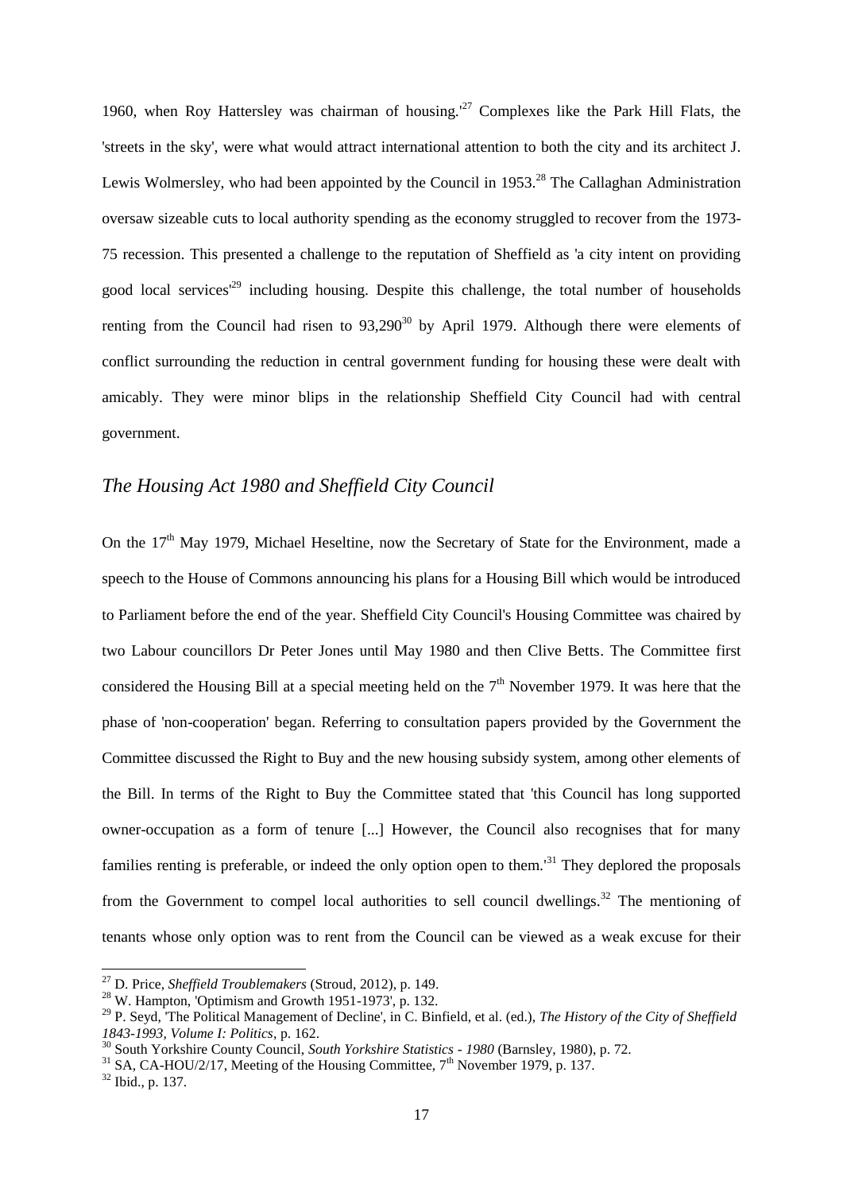1960, when Roy Hattersley was chairman of housing.'[27] Complexes like the Park Hill Flats, the 'streets in the sky', were what would attract international attention to both the city and its architect J. Lewis Wolmersley, who had been appointed by the Council in 1953.[28] The Callaghan Administration oversaw sizeable cuts to local authority spending as the economy struggled to recover from the 1973-75 recession. This presented a challenge to the reputation of Sheffield as 'a city intent on providing good local services'[29] including housing. Despite this challenge, the total number of households renting from the Council had risen to 93,290[30] by April 1979. Although there were elements of conflict surrounding the reduction in central government funding for housing these were dealt with amicably. They were minor blips in the relationship Sheffield City Council had with central government.

## *The Housing Act 1980 and Sheffield City Council*

On the 17th May 1979, Michael Heseltine, now the Secretary of State for the Environment, made a speech to the House of Commons announcing his plans for a Housing Bill which would be introduced to Parliament before the end of the year. Sheffield City Council's Housing Committee was chaired by two Labour councillors Dr Peter Jones until May 1980 and then Clive Betts. The Committee first considered the Housing Bill at a special meeting held on the 7th November 1979. It was here that the phase of 'non-cooperation' began. Referring to consultation papers provided by the Government the Committee discussed the Right to Buy and the new housing subsidy system, among other elements of the Bill. In terms of the Right to Buy the Committee stated that 'this Council has long supported owner-occupation as a form of tenure [...] However, the Council also recognises that for many families renting is preferable, or indeed the only option open to them.'[31] They deplored the proposals from the Government to compel local authorities to sell council dwellings.[32] The mentioning of tenants whose only option was to rent from the Council can be viewed as a weak excuse for their

---

[27] D. Price, *Sheffield Troublemakers* (Stroud, 2012), p. 149.

[28] W. Hampton, 'Optimism and Growth 1951-1973', p. 132.

[29] P. Seyd, 'The Political Management of Decline', in C. Binfield, et al. (ed.), *The History of the City of Sheffield 1843-1993, Volume I: Politics*, p. 162.

[30] South Yorkshire County Council, *South Yorkshire Statistics - 1980* (Barnsley, 1980), p. 72.

[31] SA, CA-HOU/2/17, Meeting of the Housing Committee, 7th November 1979, p. 137.

[32] Ibid., p. 137.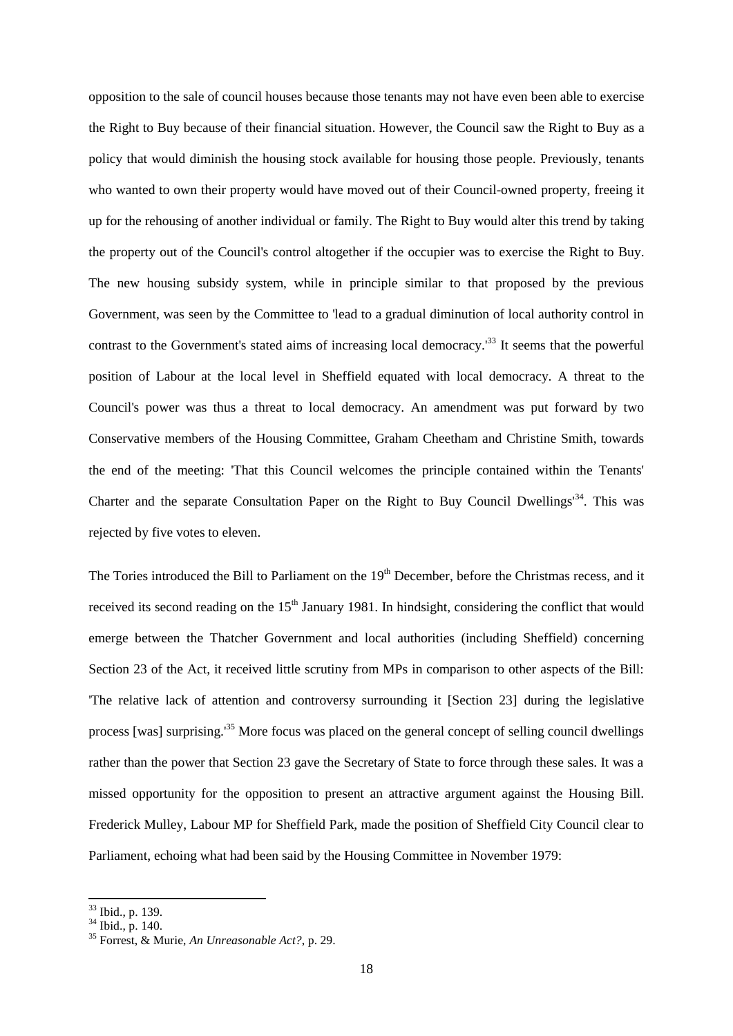opposition to the sale of council houses because those tenants may not have even been able to exercise the Right to Buy because of their financial situation. However, the Council saw the Right to Buy as a policy that would diminish the housing stock available for housing those people. Previously, tenants who wanted to own their property would have moved out of their Council-owned property, freeing it up for the rehousing of another individual or family. The Right to Buy would alter this trend by taking the property out of the Council's control altogether if the occupier was to exercise the Right to Buy. The new housing subsidy system, while in principle similar to that proposed by the previous Government, was seen by the Committee to 'lead to a gradual diminution of local authority control in contrast to the Government's stated aims of increasing local democracy.'[33] It seems that the powerful position of Labour at the local level in Sheffield equated with local democracy. A threat to the Council's power was thus a threat to local democracy. An amendment was put forward by two Conservative members of the Housing Committee, Graham Cheetham and Christine Smith, towards the end of the meeting: 'That this Council welcomes the principle contained within the Tenants' Charter and the separate Consultation Paper on the Right to Buy Council Dwellings'[34]. This was rejected by five votes to eleven.

The Tories introduced the Bill to Parliament on the 19th December, before the Christmas recess, and it received its second reading on the 15th January 1981. In hindsight, considering the conflict that would emerge between the Thatcher Government and local authorities (including Sheffield) concerning Section 23 of the Act, it received little scrutiny from MPs in comparison to other aspects of the Bill: 'The relative lack of attention and controversy surrounding it [Section 23] during the legislative process [was] surprising.'[35] More focus was placed on the general concept of selling council dwellings rather than the power that Section 23 gave the Secretary of State to force through these sales. It was a missed opportunity for the opposition to present an attractive argument against the Housing Bill. Frederick Mulley, Labour MP for Sheffield Park, made the position of Sheffield City Council clear to Parliament, echoing what had been said by the Housing Committee in November 1979:

[33] Ibid., p. 139.
[34] Ibid., p. 140.
[35] Forrest, & Murie, *An Unreasonable Act?*, p. 29.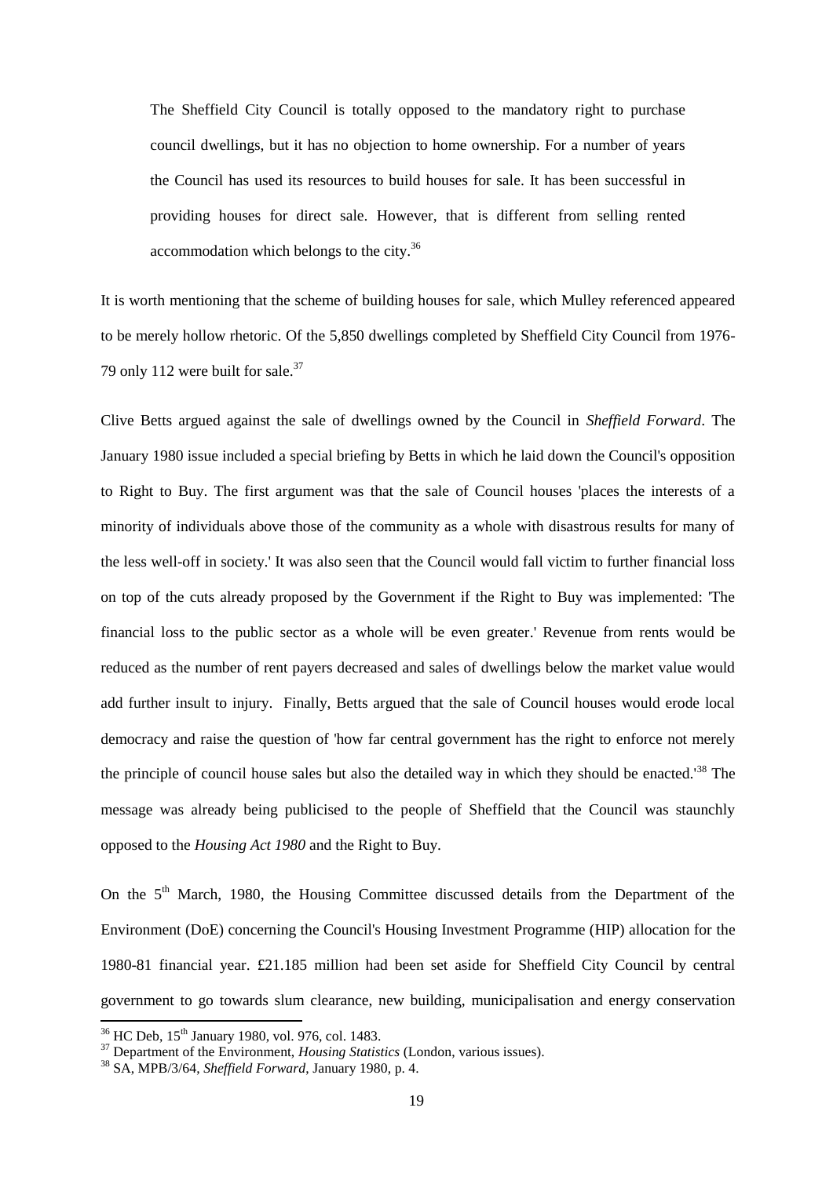> The Sheffield City Council is totally opposed to the mandatory right to purchase council dwellings, but it has no objection to home ownership. For a number of years the Council has used its resources to build houses for sale. It has been successful in providing houses for direct sale. However, that is different from selling rented accommodation which belongs to the city.[36]

It is worth mentioning that the scheme of building houses for sale, which Mulley referenced appeared to be merely hollow rhetoric. Of the 5,850 dwellings completed by Sheffield City Council from 1976-79 only 112 were built for sale.[37]

Clive Betts argued against the sale of dwellings owned by the Council in *Sheffield Forward*. The January 1980 issue included a special briefing by Betts in which he laid down the Council's opposition to Right to Buy. The first argument was that the sale of Council houses 'places the interests of a minority of individuals above those of the community as a whole with disastrous results for many of the less well-off in society.' It was also seen that the Council would fall victim to further financial loss on top of the cuts already proposed by the Government if the Right to Buy was implemented: 'The financial loss to the public sector as a whole will be even greater.' Revenue from rents would be reduced as the number of rent payers decreased and sales of dwellings below the market value would add further insult to injury. Finally, Betts argued that the sale of Council houses would erode local democracy and raise the question of 'how far central government has the right to enforce not merely the principle of council house sales but also the detailed way in which they should be enacted.'[38] The message was already being publicised to the people of Sheffield that the Council was staunchly opposed to the *Housing Act 1980* and the Right to Buy.

On the 5th March, 1980, the Housing Committee discussed details from the Department of the Environment (DoE) concerning the Council's Housing Investment Programme (HIP) allocation for the 1980-81 financial year. £21.185 million had been set aside for Sheffield City Council by central government to go towards slum clearance, new building, municipalisation and energy conservation

---

[36] HC Deb, 15th January 1980, vol. 976, col. 1483.

[37] Department of the Environment, *Housing Statistics* (London, various issues).

[38] SA, MPB/3/64, *Sheffield Forward*, January 1980, p. 4.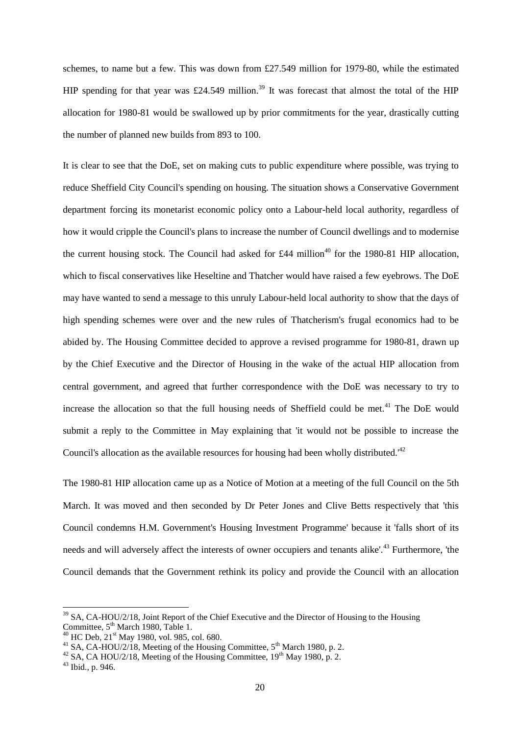schemes, to name but a few. This was down from £27.549 million for 1979-80, while the estimated HIP spending for that year was £24.549 million.[39] It was forecast that almost the total of the HIP allocation for 1980-81 would be swallowed up by prior commitments for the year, drastically cutting the number of planned new builds from 893 to 100.

It is clear to see that the DoE, set on making cuts to public expenditure where possible, was trying to reduce Sheffield City Council's spending on housing. The situation shows a Conservative Government department forcing its monetarist economic policy onto a Labour-held local authority, regardless of how it would cripple the Council's plans to increase the number of Council dwellings and to modernise the current housing stock. The Council had asked for £44 million[40] for the 1980-81 HIP allocation, which to fiscal conservatives like Heseltine and Thatcher would have raised a few eyebrows. The DoE may have wanted to send a message to this unruly Labour-held local authority to show that the days of high spending schemes were over and the new rules of Thatcherism's frugal economics had to be abided by. The Housing Committee decided to approve a revised programme for 1980-81, drawn up by the Chief Executive and the Director of Housing in the wake of the actual HIP allocation from central government, and agreed that further correspondence with the DoE was necessary to try to increase the allocation so that the full housing needs of Sheffield could be met.[41] The DoE would submit a reply to the Committee in May explaining that 'it would not be possible to increase the Council's allocation as the available resources for housing had been wholly distributed.'[42]

The 1980-81 HIP allocation came up as a Notice of Motion at a meeting of the full Council on the 5th March. It was moved and then seconded by Dr Peter Jones and Clive Betts respectively that 'this Council condemns H.M. Government's Housing Investment Programme' because it 'falls short of its needs and will adversely affect the interests of owner occupiers and tenants alike'.[43] Furthermore, 'the Council demands that the Government rethink its policy and provide the Council with an allocation

---

[39] SA, CA-HOU/2/18, Joint Report of the Chief Executive and the Director of Housing to the Housing Committee, 5th March 1980, Table 1.

[40] HC Deb, 21st May 1980, vol. 985, col. 680.

[41] SA, CA-HOU/2/18, Meeting of the Housing Committee, 5th March 1980, p. 2.

[42] SA, CA HOU/2/18, Meeting of the Housing Committee, 19th May 1980, p. 2.

[43] Ibid., p. 946.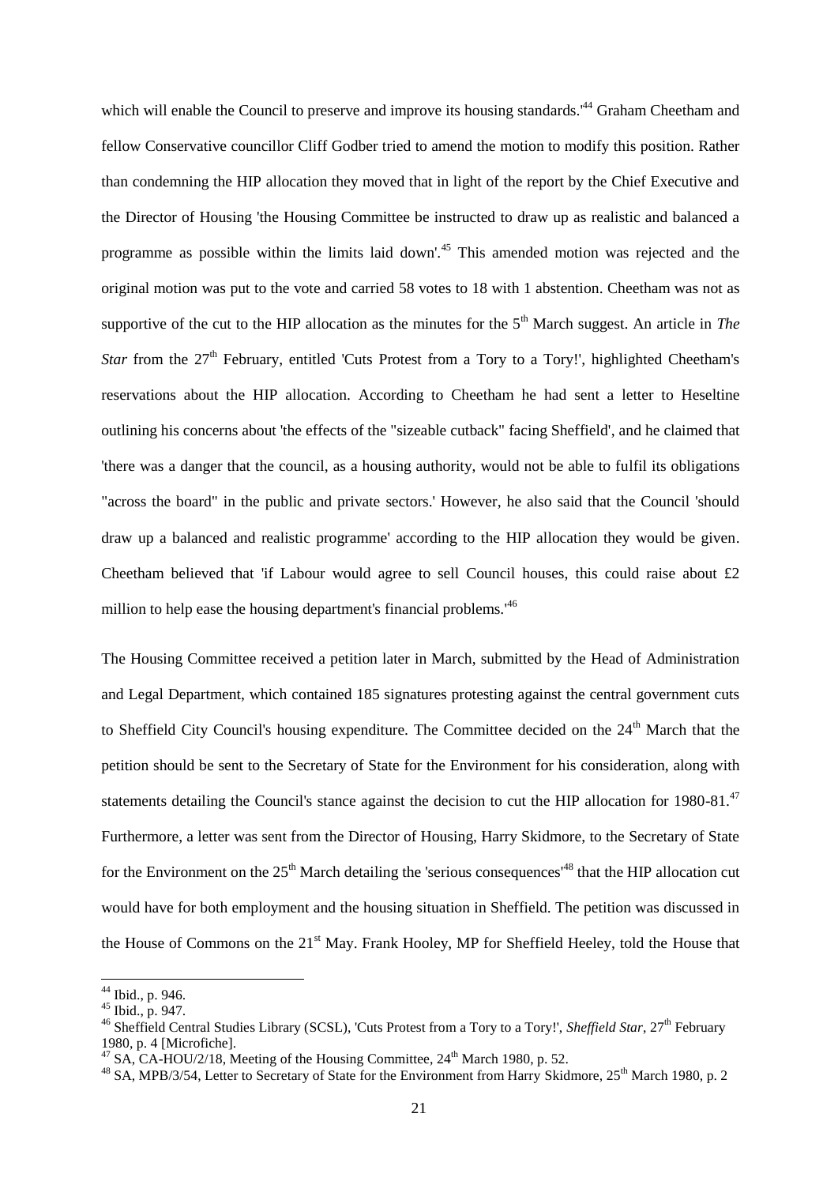which will enable the Council to preserve and improve its housing standards.'[44] Graham Cheetham and fellow Conservative councillor Cliff Godber tried to amend the motion to modify this position. Rather than condemning the HIP allocation they moved that in light of the report by the Chief Executive and the Director of Housing 'the Housing Committee be instructed to draw up as realistic and balanced a programme as possible within the limits laid down'.[45] This amended motion was rejected and the original motion was put to the vote and carried 58 votes to 18 with 1 abstention. Cheetham was not as supportive of the cut to the HIP allocation as the minutes for the 5th March suggest. An article in *The Star* from the 27th February, entitled 'Cuts Protest from a Tory to a Tory!', highlighted Cheetham's reservations about the HIP allocation. According to Cheetham he had sent a letter to Heseltine outlining his concerns about 'the effects of the "sizeable cutback" facing Sheffield', and he claimed that 'there was a danger that the council, as a housing authority, would not be able to fulfil its obligations "across the board" in the public and private sectors.' However, he also said that the Council 'should draw up a balanced and realistic programme' according to the HIP allocation they would be given. Cheetham believed that 'if Labour would agree to sell Council houses, this could raise about £2 million to help ease the housing department's financial problems.'[46]

The Housing Committee received a petition later in March, submitted by the Head of Administration and Legal Department, which contained 185 signatures protesting against the central government cuts to Sheffield City Council's housing expenditure. The Committee decided on the 24th March that the petition should be sent to the Secretary of State for the Environment for his consideration, along with statements detailing the Council's stance against the decision to cut the HIP allocation for 1980-81.[47] Furthermore, a letter was sent from the Director of Housing, Harry Skidmore, to the Secretary of State for the Environment on the 25th March detailing the 'serious consequences'[48] that the HIP allocation cut would have for both employment and the housing situation in Sheffield. The petition was discussed in the House of Commons on the 21st May. Frank Hooley, MP for Sheffield Heeley, told the House that

---

[44] Ibid., p. 946.

[45] Ibid., p. 947.

[46] Sheffield Central Studies Library (SCSL), 'Cuts Protest from a Tory to a Tory!', *Sheffield Star*, 27th February 1980, p. 4 [Microfiche].

[47] SA, CA-HOU/2/18, Meeting of the Housing Committee, 24th March 1980, p. 52.

[48] SA, MPB/3/54, Letter to Secretary of State for the Environment from Harry Skidmore, 25th March 1980, p. 2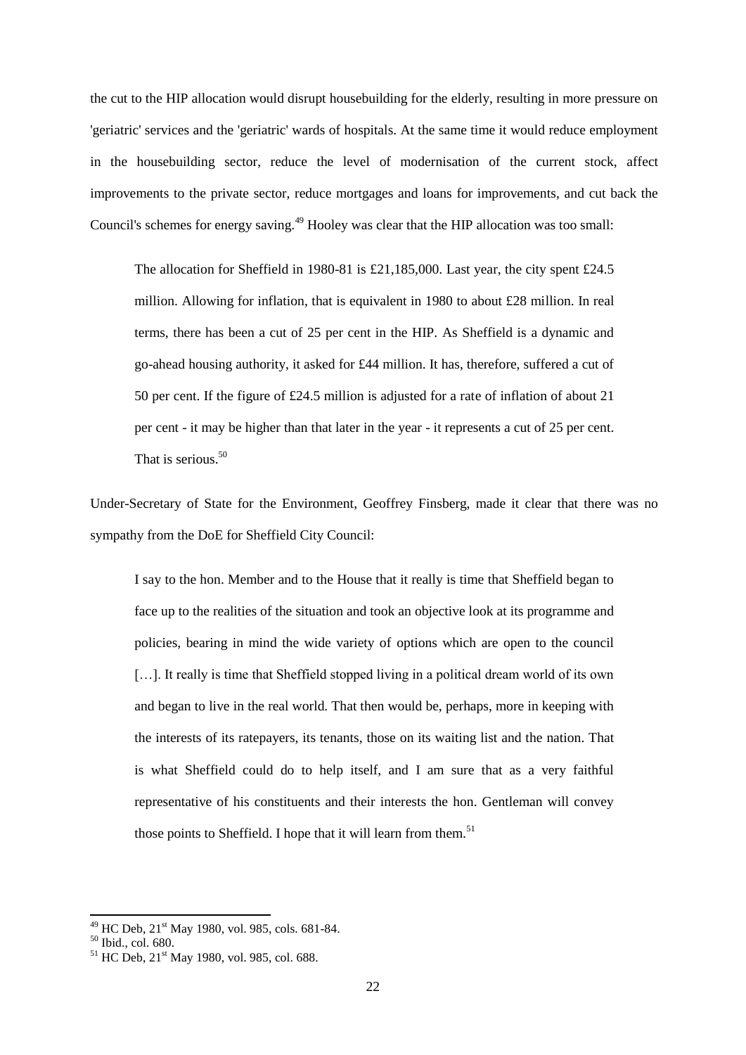the cut to the HIP allocation would disrupt housebuilding for the elderly, resulting in more pressure on 'geriatric' services and the 'geriatric' wards of hospitals. At the same time it would reduce employment in the housebuilding sector, reduce the level of modernisation of the current stock, affect improvements to the private sector, reduce mortgages and loans for improvements, and cut back the Council's schemes for energy saving.[49] Hooley was clear that the HIP allocation was too small:

> The allocation for Sheffield in 1980-81 is £21,185,000. Last year, the city spent £24.5 million. Allowing for inflation, that is equivalent in 1980 to about £28 million. In real terms, there has been a cut of 25 per cent in the HIP. As Sheffield is a dynamic and go-ahead housing authority, it asked for £44 million. It has, therefore, suffered a cut of 50 per cent. If the figure of £24.5 million is adjusted for a rate of inflation of about 21 per cent - it may be higher than that later in the year - it represents a cut of 25 per cent. That is serious.[50]

Under-Secretary of State for the Environment, Geoffrey Finsberg, made it clear that there was no sympathy from the DoE for Sheffield City Council:

> I say to the hon. Member and to the House that it really is time that Sheffield began to face up to the realities of the situation and took an objective look at its programme and policies, bearing in mind the wide variety of options which are open to the council […]. It really is time that Sheffield stopped living in a political dream world of its own and began to live in the real world. That then would be, perhaps, more in keeping with the interests of its ratepayers, its tenants, those on its waiting list and the nation. That is what Sheffield could do to help itself, and I am sure that as a very faithful representative of his constituents and their interests the hon. Gentleman will convey those points to Sheffield. I hope that it will learn from them.[51]

---

[49] HC Deb, 21st May 1980, vol. 985, cols. 681-84.

[50] Ibid., col. 680.

[51] HC Deb, 21st May 1980, vol. 985, col. 688.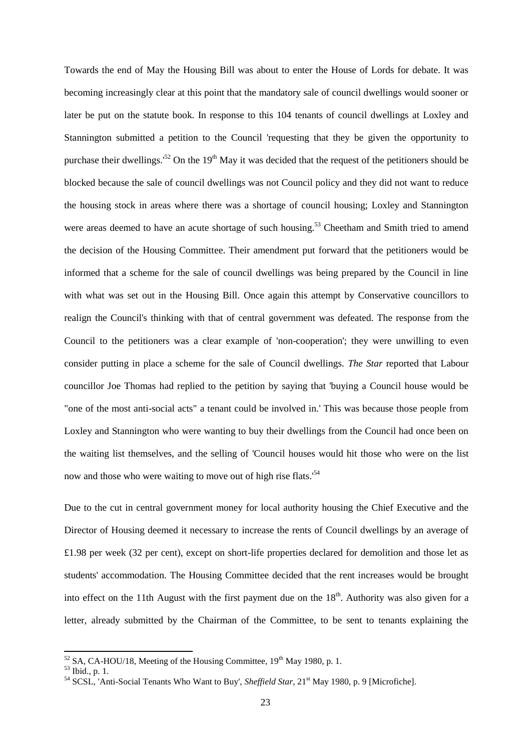Towards the end of May the Housing Bill was about to enter the House of Lords for debate. It was becoming increasingly clear at this point that the mandatory sale of council dwellings would sooner or later be put on the statute book. In response to this 104 tenants of council dwellings at Loxley and Stannington submitted a petition to the Council 'requesting that they be given the opportunity to purchase their dwellings.'[52] On the 19th May it was decided that the request of the petitioners should be blocked because the sale of council dwellings was not Council policy and they did not want to reduce the housing stock in areas where there was a shortage of council housing; Loxley and Stannington were areas deemed to have an acute shortage of such housing.[53] Cheetham and Smith tried to amend the decision of the Housing Committee. Their amendment put forward that the petitioners would be informed that a scheme for the sale of council dwellings was being prepared by the Council in line with what was set out in the Housing Bill. Once again this attempt by Conservative councillors to realign the Council's thinking with that of central government was defeated. The response from the Council to the petitioners was a clear example of 'non-cooperation'; they were unwilling to even consider putting in place a scheme for the sale of Council dwellings. *The Star* reported that Labour councillor Joe Thomas had replied to the petition by saying that 'buying a Council house would be "one of the most anti-social acts" a tenant could be involved in.' This was because those people from Loxley and Stannington who were wanting to buy their dwellings from the Council had once been on the waiting list themselves, and the selling of 'Council houses would hit those who were on the list now and those who were waiting to move out of high rise flats.'[54]

Due to the cut in central government money for local authority housing the Chief Executive and the Director of Housing deemed it necessary to increase the rents of Council dwellings by an average of £1.98 per week (32 per cent), except on short-life properties declared for demolition and those let as students' accommodation. The Housing Committee decided that the rent increases would be brought into effect on the 11th August with the first payment due on the 18th. Authority was also given for a letter, already submitted by the Chairman of the Committee, to be sent to tenants explaining the

---

[52] SA, CA-HOU/18, Meeting of the Housing Committee, 19th May 1980, p. 1.

[53] Ibid., p. 1.

[54] SCSL, 'Anti-Social Tenants Who Want to Buy', *Sheffield Star*, 21st May 1980, p. 9 [Microfiche].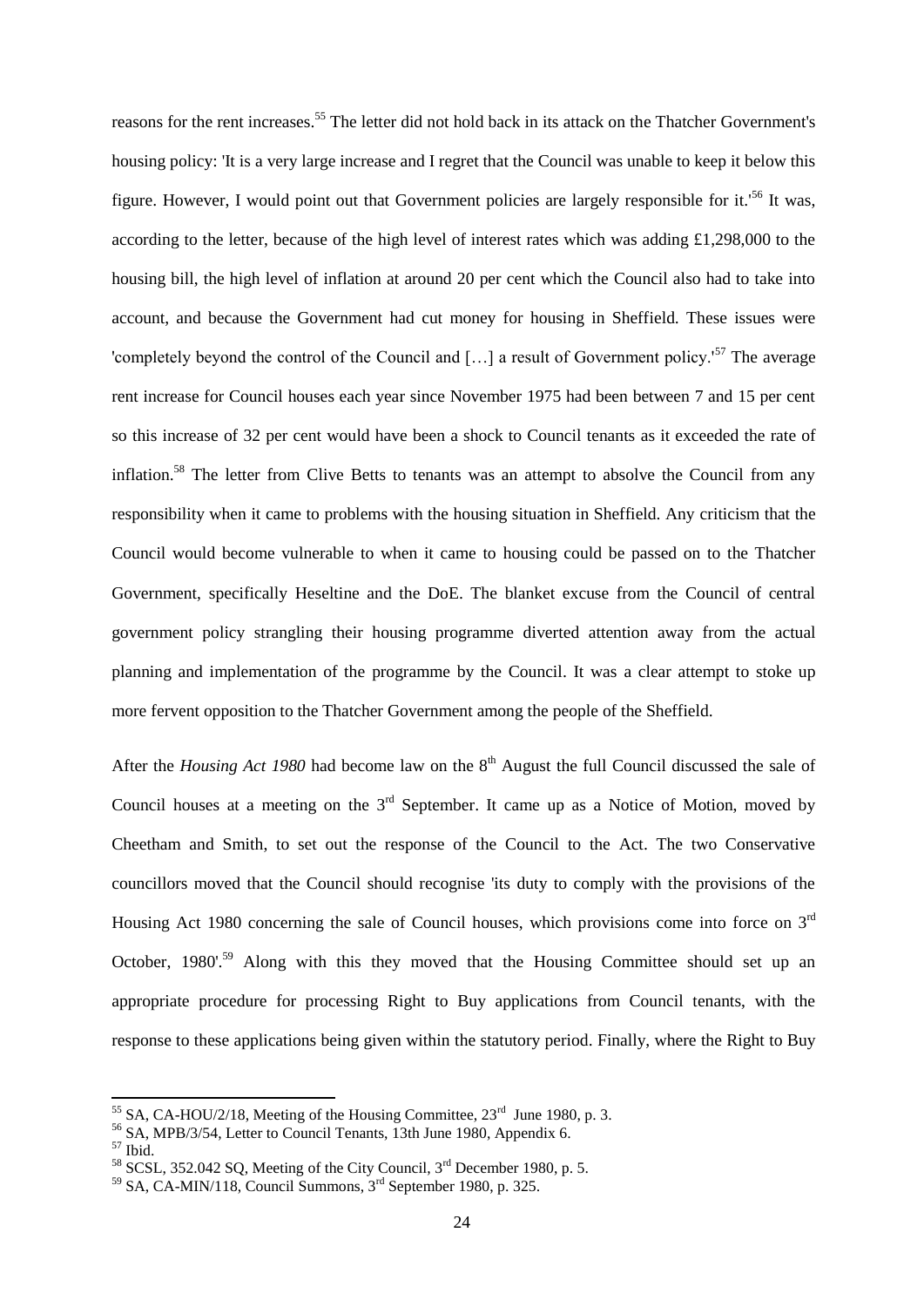reasons for the rent increases.[55] The letter did not hold back in its attack on the Thatcher Government's housing policy: 'It is a very large increase and I regret that the Council was unable to keep it below this figure. However, I would point out that Government policies are largely responsible for it.'[56] It was, according to the letter, because of the high level of interest rates which was adding £1,298,000 to the housing bill, the high level of inflation at around 20 per cent which the Council also had to take into account, and because the Government had cut money for housing in Sheffield. These issues were 'completely beyond the control of the Council and […] a result of Government policy.'[57] The average rent increase for Council houses each year since November 1975 had been between 7 and 15 per cent so this increase of 32 per cent would have been a shock to Council tenants as it exceeded the rate of inflation.[58] The letter from Clive Betts to tenants was an attempt to absolve the Council from any responsibility when it came to problems with the housing situation in Sheffield. Any criticism that the Council would become vulnerable to when it came to housing could be passed on to the Thatcher Government, specifically Heseltine and the DoE. The blanket excuse from the Council of central government policy strangling their housing programme diverted attention away from the actual planning and implementation of the programme by the Council. It was a clear attempt to stoke up more fervent opposition to the Thatcher Government among the people of the Sheffield.

After the *Housing Act 1980* had become law on the 8th August the full Council discussed the sale of Council houses at a meeting on the 3rd September. It came up as a Notice of Motion, moved by Cheetham and Smith, to set out the response of the Council to the Act. The two Conservative councillors moved that the Council should recognise 'its duty to comply with the provisions of the Housing Act 1980 concerning the sale of Council houses, which provisions come into force on 3rd October, 1980'.[59] Along with this they moved that the Housing Committee should set up an appropriate procedure for processing Right to Buy applications from Council tenants, with the response to these applications being given within the statutory period. Finally, where the Right to Buy

---

[55] SA, CA-HOU/2/18, Meeting of the Housing Committee, 23rd June 1980, p. 3.

[56] SA, MPB/3/54, Letter to Council Tenants, 13th June 1980, Appendix 6.

[57] Ibid.

[58] SCSL, 352.042 SQ, Meeting of the City Council, 3rd December 1980, p. 5.

[59] SA, CA-MIN/118, Council Summons, 3rd September 1980, p. 325.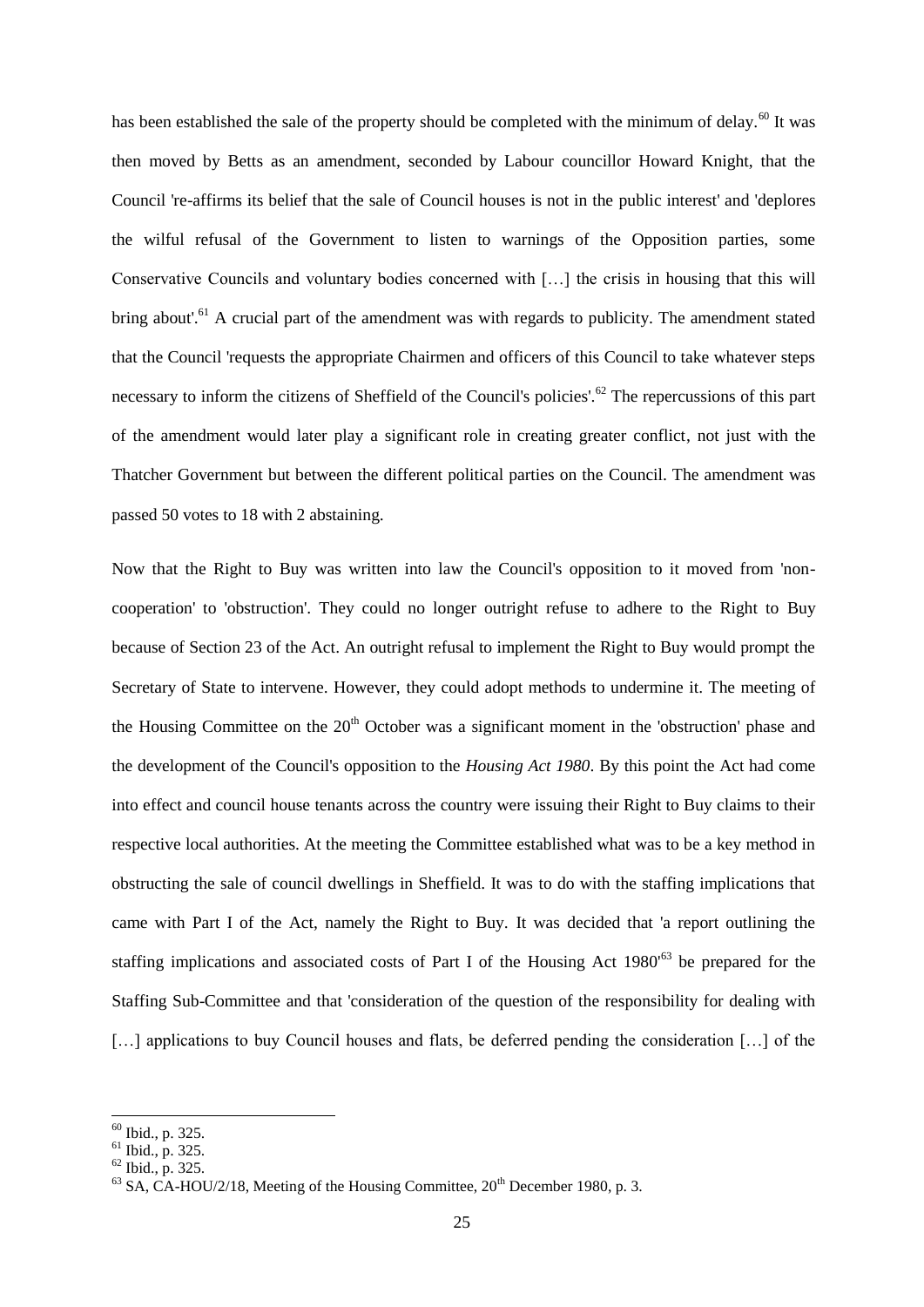has been established the sale of the property should be completed with the minimum of delay.[60] It was then moved by Betts as an amendment, seconded by Labour councillor Howard Knight, that the Council 're-affirms its belief that the sale of Council houses is not in the public interest' and 'deplores the wilful refusal of the Government to listen to warnings of the Opposition parties, some Conservative Councils and voluntary bodies concerned with […] the crisis in housing that this will bring about'.[61] A crucial part of the amendment was with regards to publicity. The amendment stated that the Council 'requests the appropriate Chairmen and officers of this Council to take whatever steps necessary to inform the citizens of Sheffield of the Council's policies'.[62] The repercussions of this part of the amendment would later play a significant role in creating greater conflict, not just with the Thatcher Government but between the different political parties on the Council. The amendment was passed 50 votes to 18 with 2 abstaining.

Now that the Right to Buy was written into law the Council's opposition to it moved from 'non-cooperation' to 'obstruction'. They could no longer outright refuse to adhere to the Right to Buy because of Section 23 of the Act. An outright refusal to implement the Right to Buy would prompt the Secretary of State to intervene. However, they could adopt methods to undermine it. The meeting of the Housing Committee on the 20th October was a significant moment in the 'obstruction' phase and the development of the Council's opposition to the *Housing Act 1980*. By this point the Act had come into effect and council house tenants across the country were issuing their Right to Buy claims to their respective local authorities. At the meeting the Committee established what was to be a key method in obstructing the sale of council dwellings in Sheffield. It was to do with the staffing implications that came with Part I of the Act, namely the Right to Buy. It was decided that 'a report outlining the staffing implications and associated costs of Part I of the Housing Act 1980'[63] be prepared for the Staffing Sub-Committee and that 'consideration of the question of the responsibility for dealing with […] applications to buy Council houses and flats, be deferred pending the consideration […] of the

---

[60] Ibid., p. 325.

[61] Ibid., p. 325.

[62] Ibid., p. 325.

[63] SA, CA-HOU/2/18, Meeting of the Housing Committee, 20th December 1980, p. 3.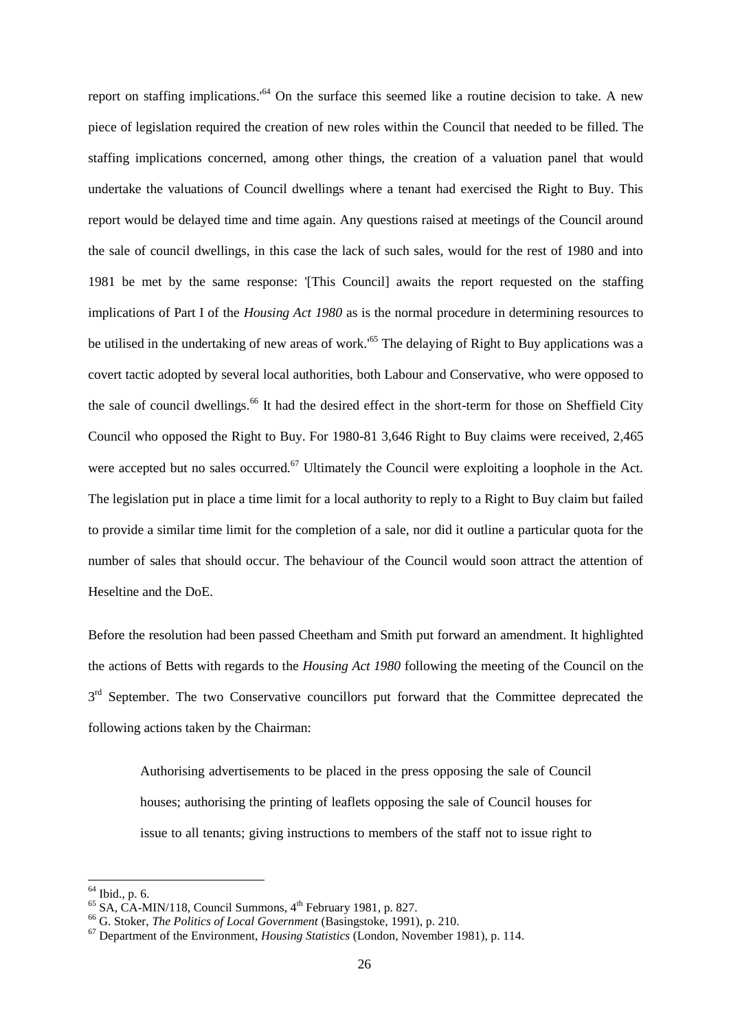report on staffing implications.'[64] On the surface this seemed like a routine decision to take. A new piece of legislation required the creation of new roles within the Council that needed to be filled. The staffing implications concerned, among other things, the creation of a valuation panel that would undertake the valuations of Council dwellings where a tenant had exercised the Right to Buy. This report would be delayed time and time again. Any questions raised at meetings of the Council around the sale of council dwellings, in this case the lack of such sales, would for the rest of 1980 and into 1981 be met by the same response: '[This Council] awaits the report requested on the staffing implications of Part I of the *Housing Act 1980* as is the normal procedure in determining resources to be utilised in the undertaking of new areas of work.'[65] The delaying of Right to Buy applications was a covert tactic adopted by several local authorities, both Labour and Conservative, who were opposed to the sale of council dwellings.[66] It had the desired effect in the short-term for those on Sheffield City Council who opposed the Right to Buy. For 1980-81 3,646 Right to Buy claims were received, 2,465 were accepted but no sales occurred.[67] Ultimately the Council were exploiting a loophole in the Act. The legislation put in place a time limit for a local authority to reply to a Right to Buy claim but failed to provide a similar time limit for the completion of a sale, nor did it outline a particular quota for the number of sales that should occur. The behaviour of the Council would soon attract the attention of Heseltine and the DoE.

Before the resolution had been passed Cheetham and Smith put forward an amendment. It highlighted the actions of Betts with regards to the *Housing Act 1980* following the meeting of the Council on the 3rd September. The two Conservative councillors put forward that the Committee deprecated the following actions taken by the Chairman:

> Authorising advertisements to be placed in the press opposing the sale of Council houses; authorising the printing of leaflets opposing the sale of Council houses for issue to all tenants; giving instructions to members of the staff not to issue right to

[64] Ibid., p. 6.

[65] SA, CA-MIN/118, Council Summons, 4th February 1981, p. 827.

[66] G. Stoker, *The Politics of Local Government* (Basingstoke, 1991), p. 210.

[67] Department of the Environment, *Housing Statistics* (London, November 1981), p. 114.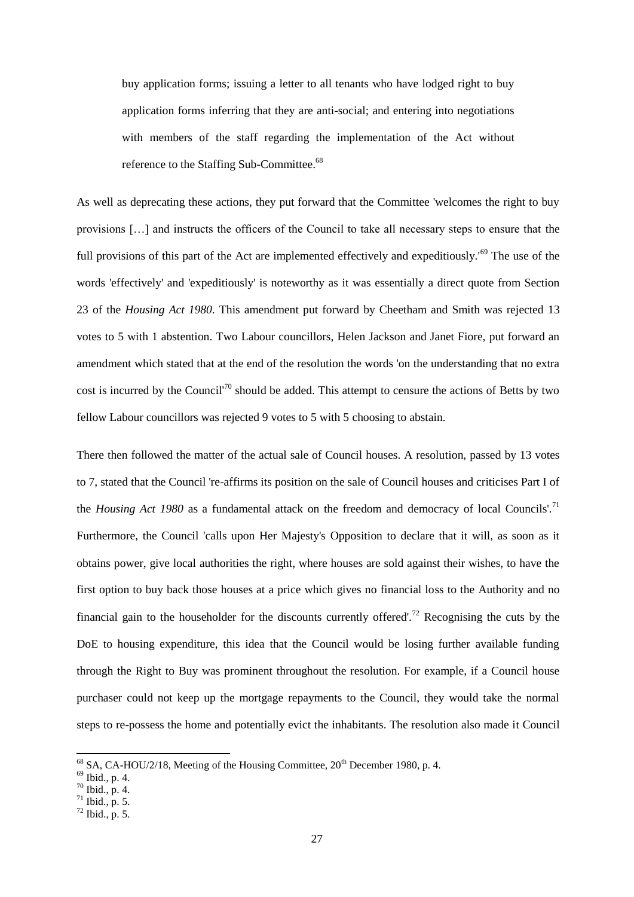> buy application forms; issuing a letter to all tenants who have lodged right to buy application forms inferring that they are anti-social; and entering into negotiations with members of the staff regarding the implementation of the Act without reference to the Staffing Sub-Committee.[68]

As well as deprecating these actions, they put forward that the Committee 'welcomes the right to buy provisions […] and instructs the officers of the Council to take all necessary steps to ensure that the full provisions of this part of the Act are implemented effectively and expeditiously.'[69] The use of the words 'effectively' and 'expeditiously' is noteworthy as it was essentially a direct quote from Section 23 of the *Housing Act 1980*. This amendment put forward by Cheetham and Smith was rejected 13 votes to 5 with 1 abstention. Two Labour councillors, Helen Jackson and Janet Fiore, put forward an amendment which stated that at the end of the resolution the words 'on the understanding that no extra cost is incurred by the Council'[70] should be added. This attempt to censure the actions of Betts by two fellow Labour councillors was rejected 9 votes to 5 with 5 choosing to abstain.

There then followed the matter of the actual sale of Council houses. A resolution, passed by 13 votes to 7, stated that the Council 're-affirms its position on the sale of Council houses and criticises Part I of the *Housing Act 1980* as a fundamental attack on the freedom and democracy of local Councils'.[71] Furthermore, the Council 'calls upon Her Majesty's Opposition to declare that it will, as soon as it obtains power, give local authorities the right, where houses are sold against their wishes, to have the first option to buy back those houses at a price which gives no financial loss to the Authority and no financial gain to the householder for the discounts currently offered'.[72] Recognising the cuts by the DoE to housing expenditure, this idea that the Council would be losing further available funding through the Right to Buy was prominent throughout the resolution. For example, if a Council house purchaser could not keep up the mortgage repayments to the Council, they would take the normal steps to re-possess the home and potentially evict the inhabitants. The resolution also made it Council

---

[68] SA, CA-HOU/2/18, Meeting of the Housing Committee, 20th December 1980, p. 4.

[69] Ibid., p. 4.

[70] Ibid., p. 4.

[71] Ibid., p. 5.

[72] Ibid., p. 5.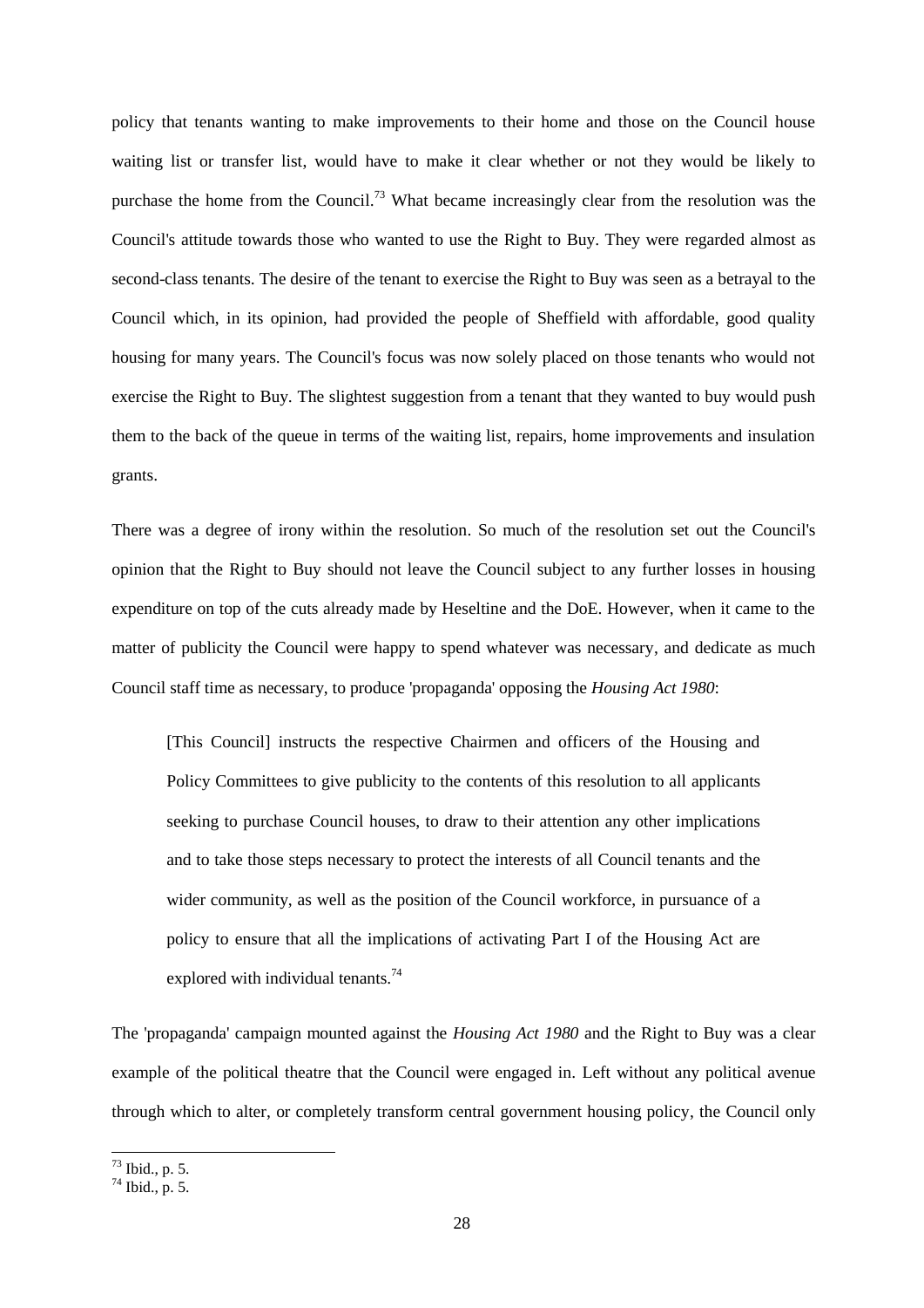policy that tenants wanting to make improvements to their home and those on the Council house waiting list or transfer list, would have to make it clear whether or not they would be likely to purchase the home from the Council.[73] What became increasingly clear from the resolution was the Council's attitude towards those who wanted to use the Right to Buy. They were regarded almost as second-class tenants. The desire of the tenant to exercise the Right to Buy was seen as a betrayal to the Council which, in its opinion, had provided the people of Sheffield with affordable, good quality housing for many years. The Council's focus was now solely placed on those tenants who would not exercise the Right to Buy. The slightest suggestion from a tenant that they wanted to buy would push them to the back of the queue in terms of the waiting list, repairs, home improvements and insulation grants.

There was a degree of irony within the resolution. So much of the resolution set out the Council's opinion that the Right to Buy should not leave the Council subject to any further losses in housing expenditure on top of the cuts already made by Heseltine and the DoE. However, when it came to the matter of publicity the Council were happy to spend whatever was necessary, and dedicate as much Council staff time as necessary, to produce 'propaganda' opposing the *Housing Act 1980*:

> [This Council] instructs the respective Chairmen and officers of the Housing and Policy Committees to give publicity to the contents of this resolution to all applicants seeking to purchase Council houses, to draw to their attention any other implications and to take those steps necessary to protect the interests of all Council tenants and the wider community, as well as the position of the Council workforce, in pursuance of a policy to ensure that all the implications of activating Part I of the Housing Act are explored with individual tenants.[74]

The 'propaganda' campaign mounted against the *Housing Act 1980* and the Right to Buy was a clear example of the political theatre that the Council were engaged in. Left without any political avenue through which to alter, or completely transform central government housing policy, the Council only

[73] Ibid., p. 5.
[74] Ibid., p. 5.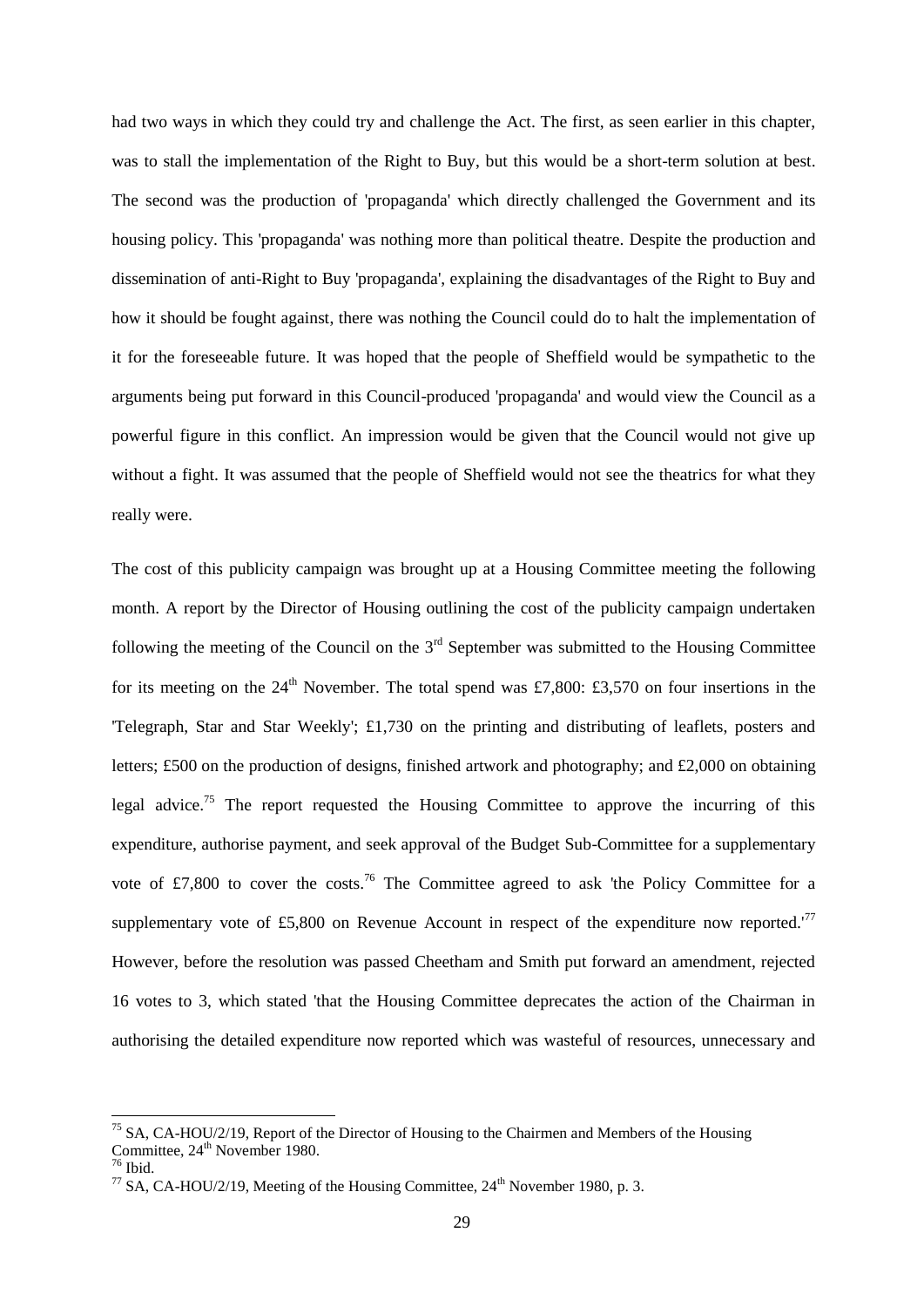had two ways in which they could try and challenge the Act. The first, as seen earlier in this chapter, was to stall the implementation of the Right to Buy, but this would be a short-term solution at best. The second was the production of 'propaganda' which directly challenged the Government and its housing policy. This 'propaganda' was nothing more than political theatre. Despite the production and dissemination of anti-Right to Buy 'propaganda', explaining the disadvantages of the Right to Buy and how it should be fought against, there was nothing the Council could do to halt the implementation of it for the foreseeable future. It was hoped that the people of Sheffield would be sympathetic to the arguments being put forward in this Council-produced 'propaganda' and would view the Council as a powerful figure in this conflict. An impression would be given that the Council would not give up without a fight. It was assumed that the people of Sheffield would not see the theatrics for what they really were.

The cost of this publicity campaign was brought up at a Housing Committee meeting the following month. A report by the Director of Housing outlining the cost of the publicity campaign undertaken following the meeting of the Council on the 3rd September was submitted to the Housing Committee for its meeting on the 24th November. The total spend was £7,800: £3,570 on four insertions in the 'Telegraph, Star and Star Weekly'; £1,730 on the printing and distributing of leaflets, posters and letters; £500 on the production of designs, finished artwork and photography; and £2,000 on obtaining legal advice.[75] The report requested the Housing Committee to approve the incurring of this expenditure, authorise payment, and seek approval of the Budget Sub-Committee for a supplementary vote of £7,800 to cover the costs.[76] The Committee agreed to ask 'the Policy Committee for a supplementary vote of £5,800 on Revenue Account in respect of the expenditure now reported.'[77] However, before the resolution was passed Cheetham and Smith put forward an amendment, rejected 16 votes to 3, which stated 'that the Housing Committee deprecates the action of the Chairman in authorising the detailed expenditure now reported which was wasteful of resources, unnecessary and

---

[75] SA, CA-HOU/2/19, Report of the Director of Housing to the Chairmen and Members of the Housing Committee, 24th November 1980.

[76] Ibid.

[77] SA, CA-HOU/2/19, Meeting of the Housing Committee, 24th November 1980, p. 3.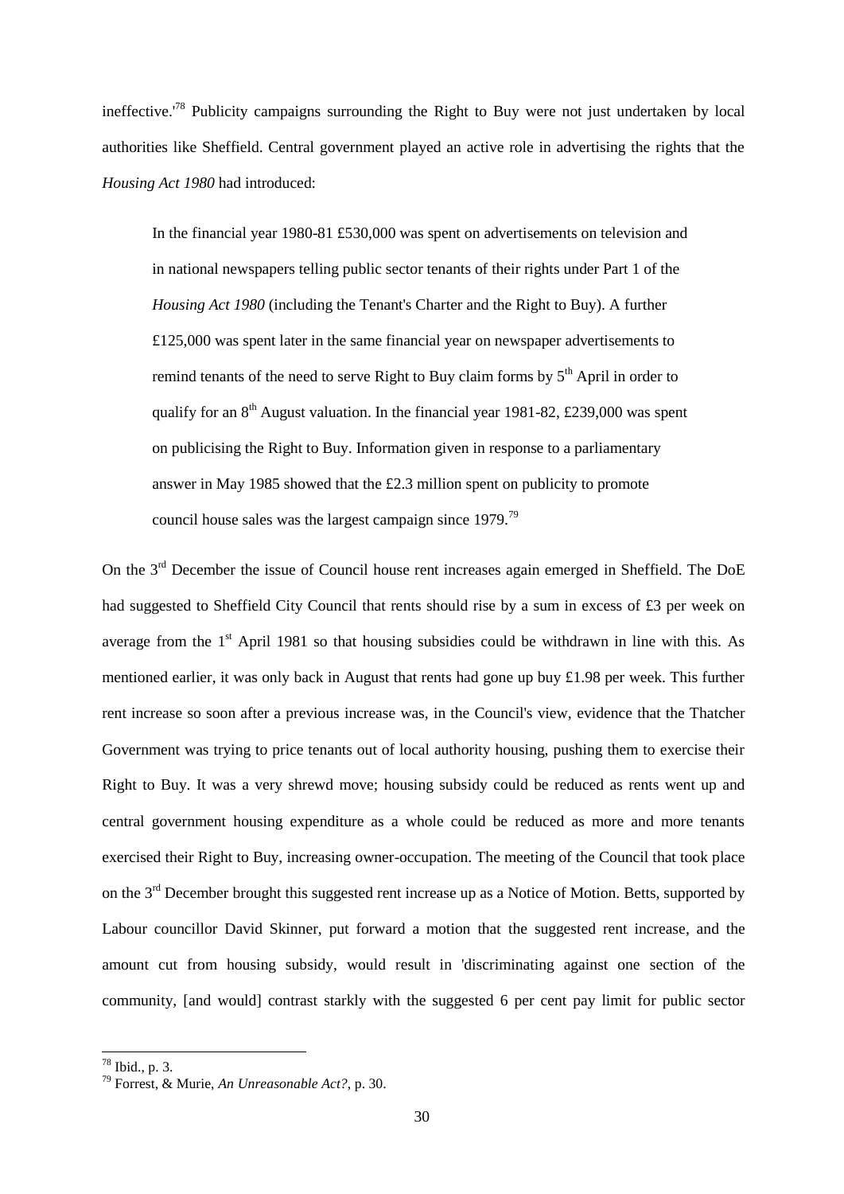ineffective.'[78] Publicity campaigns surrounding the Right to Buy were not just undertaken by local authorities like Sheffield. Central government played an active role in advertising the rights that the *Housing Act 1980* had introduced:

> In the financial year 1980-81 £530,000 was spent on advertisements on television and in national newspapers telling public sector tenants of their rights under Part 1 of the *Housing Act 1980* (including the Tenant's Charter and the Right to Buy). A further £125,000 was spent later in the same financial year on newspaper advertisements to remind tenants of the need to serve Right to Buy claim forms by 5th April in order to qualify for an 8th August valuation. In the financial year 1981-82, £239,000 was spent on publicising the Right to Buy. Information given in response to a parliamentary answer in May 1985 showed that the £2.3 million spent on publicity to promote council house sales was the largest campaign since 1979.[79]

On the 3rd December the issue of Council house rent increases again emerged in Sheffield. The DoE had suggested to Sheffield City Council that rents should rise by a sum in excess of £3 per week on average from the 1st April 1981 so that housing subsidies could be withdrawn in line with this. As mentioned earlier, it was only back in August that rents had gone up buy £1.98 per week. This further rent increase so soon after a previous increase was, in the Council's view, evidence that the Thatcher Government was trying to price tenants out of local authority housing, pushing them to exercise their Right to Buy. It was a very shrewd move; housing subsidy could be reduced as rents went up and central government housing expenditure as a whole could be reduced as more and more tenants exercised their Right to Buy, increasing owner-occupation. The meeting of the Council that took place on the 3rd December brought this suggested rent increase up as a Notice of Motion. Betts, supported by Labour councillor David Skinner, put forward a motion that the suggested rent increase, and the amount cut from housing subsidy, would result in 'discriminating against one section of the community, [and would] contrast starkly with the suggested 6 per cent pay limit for public sector

---

[78] Ibid., p. 3.

[79] Forrest, & Murie, *An Unreasonable Act?*, p. 30.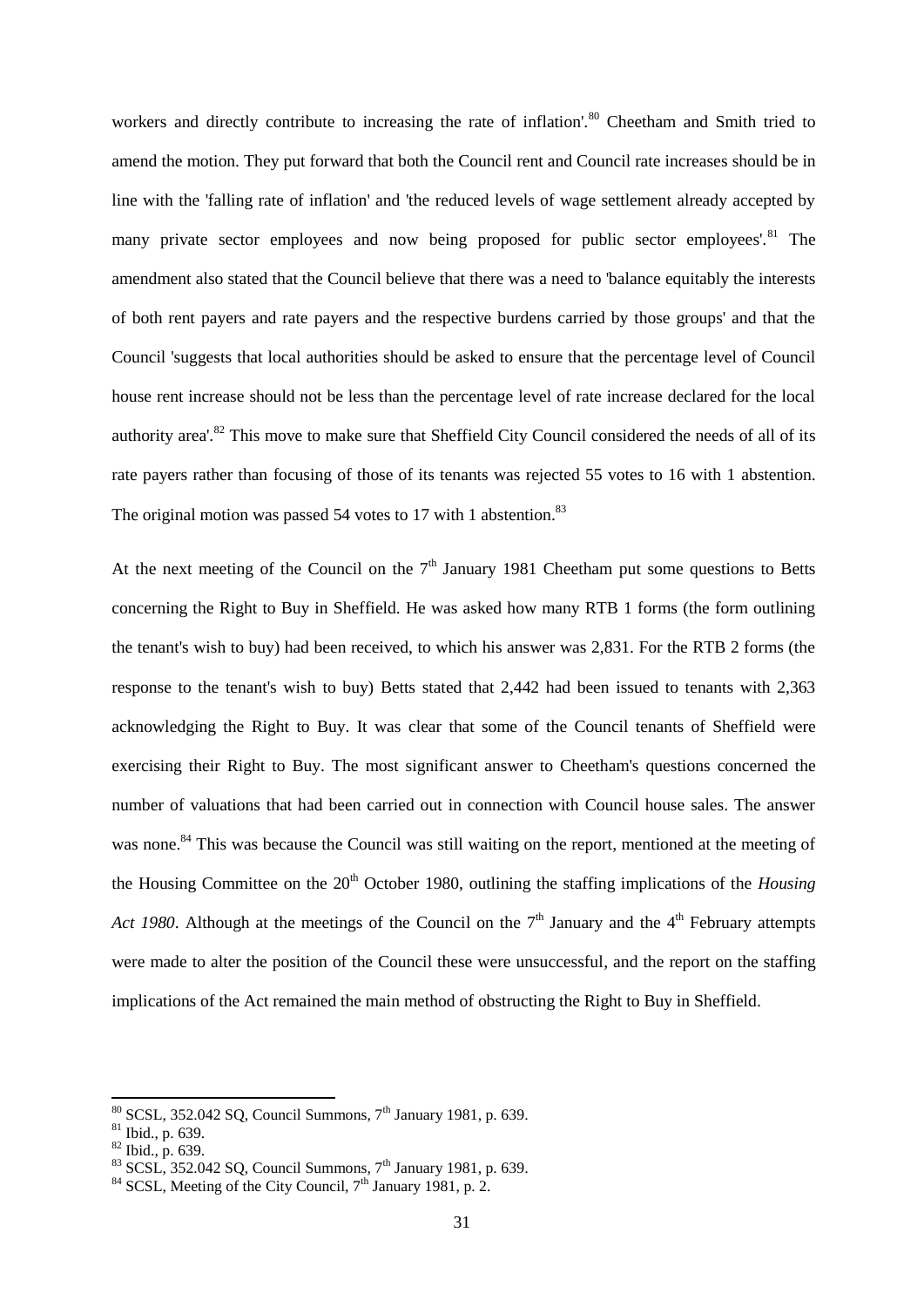workers and directly contribute to increasing the rate of inflation'.[80] Cheetham and Smith tried to amend the motion. They put forward that both the Council rent and Council rate increases should be in line with the 'falling rate of inflation' and 'the reduced levels of wage settlement already accepted by many private sector employees and now being proposed for public sector employees'.[81] The amendment also stated that the Council believe that there was a need to 'balance equitably the interests of both rent payers and rate payers and the respective burdens carried by those groups' and that the Council 'suggests that local authorities should be asked to ensure that the percentage level of Council house rent increase should not be less than the percentage level of rate increase declared for the local authority area'.[82] This move to make sure that Sheffield City Council considered the needs of all of its rate payers rather than focusing of those of its tenants was rejected 55 votes to 16 with 1 abstention. The original motion was passed 54 votes to 17 with 1 abstention.[83]

At the next meeting of the Council on the 7th January 1981 Cheetham put some questions to Betts concerning the Right to Buy in Sheffield. He was asked how many RTB 1 forms (the form outlining the tenant's wish to buy) had been received, to which his answer was 2,831. For the RTB 2 forms (the response to the tenant's wish to buy) Betts stated that 2,442 had been issued to tenants with 2,363 acknowledging the Right to Buy. It was clear that some of the Council tenants of Sheffield were exercising their Right to Buy. The most significant answer to Cheetham's questions concerned the number of valuations that had been carried out in connection with Council house sales. The answer was none.[84] This was because the Council was still waiting on the report, mentioned at the meeting of the Housing Committee on the 20th October 1980, outlining the staffing implications of the *Housing Act 1980*. Although at the meetings of the Council on the 7th January and the 4th February attempts were made to alter the position of the Council these were unsuccessful, and the report on the staffing implications of the Act remained the main method of obstructing the Right to Buy in Sheffield.

---

[80] SCSL, 352.042 SQ, Council Summons, 7th January 1981, p. 639.

[81] Ibid., p. 639.

[82] Ibid., p. 639.

[83] SCSL, 352.042 SQ, Council Summons, 7th January 1981, p. 639.

[84] SCSL, Meeting of the City Council, 7th January 1981, p. 2.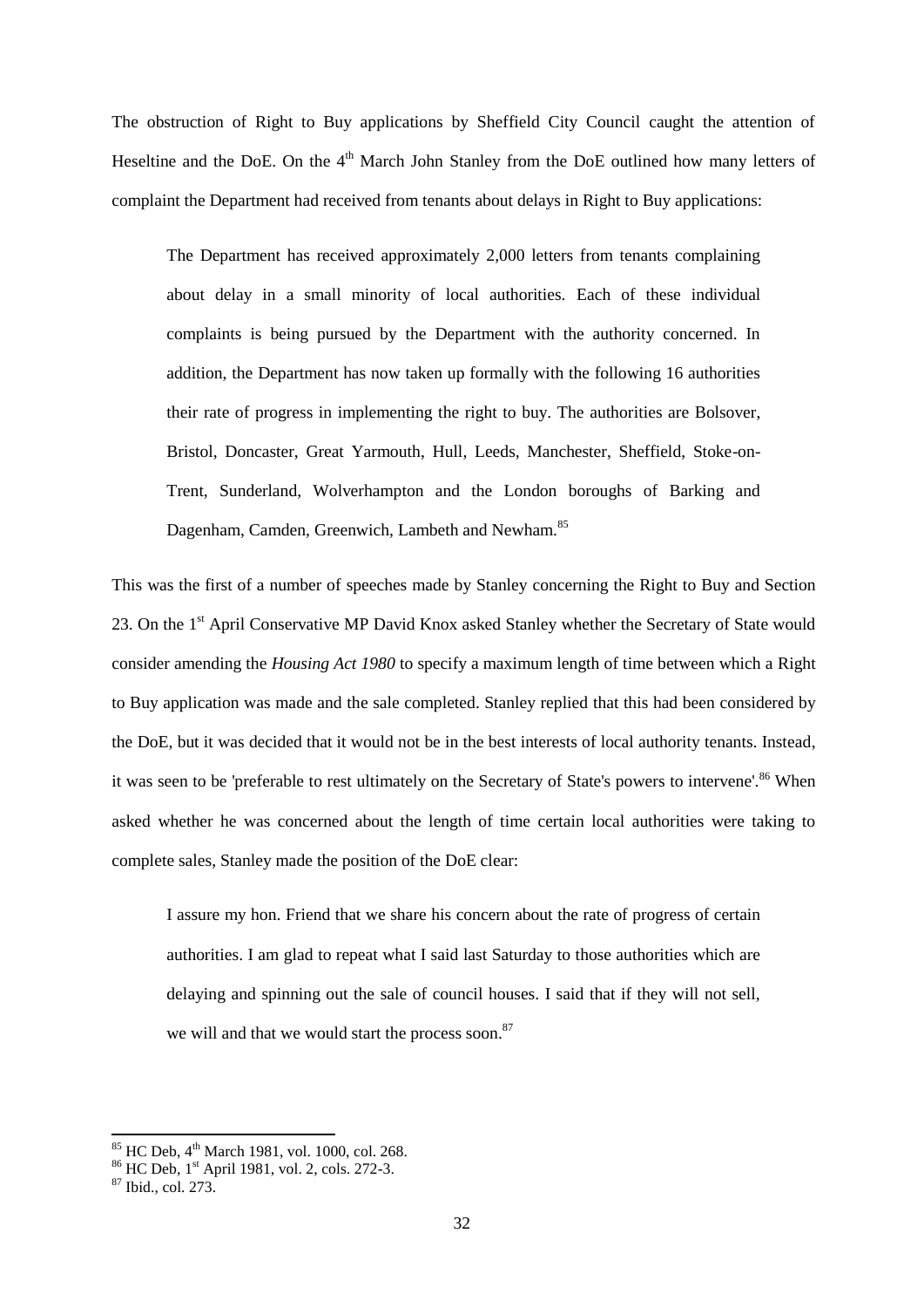The obstruction of Right to Buy applications by Sheffield City Council caught the attention of Heseltine and the DoE. On the 4th March John Stanley from the DoE outlined how many letters of complaint the Department had received from tenants about delays in Right to Buy applications:

> The Department has received approximately 2,000 letters from tenants complaining about delay in a small minority of local authorities. Each of these individual complaints is being pursued by the Department with the authority concerned. In addition, the Department has now taken up formally with the following 16 authorities their rate of progress in implementing the right to buy. The authorities are Bolsover, Bristol, Doncaster, Great Yarmouth, Hull, Leeds, Manchester, Sheffield, Stoke-on-Trent, Sunderland, Wolverhampton and the London boroughs of Barking and Dagenham, Camden, Greenwich, Lambeth and Newham.[85]

This was the first of a number of speeches made by Stanley concerning the Right to Buy and Section 23. On the 1st April Conservative MP David Knox asked Stanley whether the Secretary of State would consider amending the *Housing Act 1980* to specify a maximum length of time between which a Right to Buy application was made and the sale completed. Stanley replied that this had been considered by the DoE, but it was decided that it would not be in the best interests of local authority tenants. Instead, it was seen to be 'preferable to rest ultimately on the Secretary of State's powers to intervene'.[86] When asked whether he was concerned about the length of time certain local authorities were taking to complete sales, Stanley made the position of the DoE clear:

> I assure my hon. Friend that we share his concern about the rate of progress of certain authorities. I am glad to repeat what I said last Saturday to those authorities which are delaying and spinning out the sale of council houses. I said that if they will not sell, we will and that we would start the process soon.[87]

---

[85] HC Deb, 4th March 1981, vol. 1000, col. 268.

[86] HC Deb, 1st April 1981, vol. 2, cols. 272-3.

[87] Ibid., col. 273.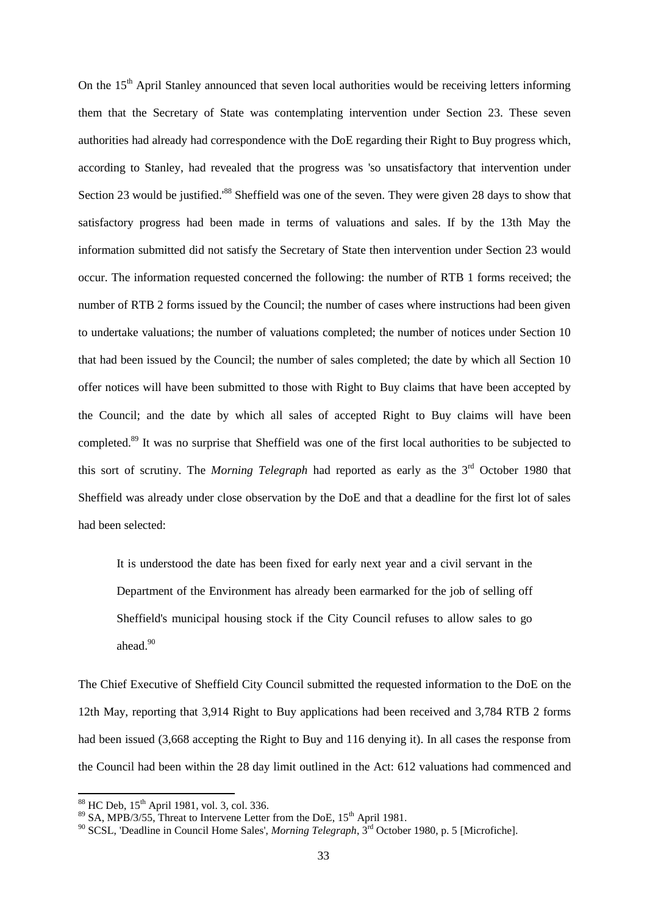On the 15th April Stanley announced that seven local authorities would be receiving letters informing them that the Secretary of State was contemplating intervention under Section 23. These seven authorities had already had correspondence with the DoE regarding their Right to Buy progress which, according to Stanley, had revealed that the progress was 'so unsatisfactory that intervention under Section 23 would be justified.'[88] Sheffield was one of the seven. They were given 28 days to show that satisfactory progress had been made in terms of valuations and sales. If by the 13th May the information submitted did not satisfy the Secretary of State then intervention under Section 23 would occur. The information requested concerned the following: the number of RTB 1 forms received; the number of RTB 2 forms issued by the Council; the number of cases where instructions had been given to undertake valuations; the number of valuations completed; the number of notices under Section 10 that had been issued by the Council; the number of sales completed; the date by which all Section 10 offer notices will have been submitted to those with Right to Buy claims that have been accepted by the Council; and the date by which all sales of accepted Right to Buy claims will have been completed.[89] It was no surprise that Sheffield was one of the first local authorities to be subjected to this sort of scrutiny. The *Morning Telegraph* had reported as early as the 3rd October 1980 that Sheffield was already under close observation by the DoE and that a deadline for the first lot of sales had been selected:

> It is understood the date has been fixed for early next year and a civil servant in the Department of the Environment has already been earmarked for the job of selling off Sheffield's municipal housing stock if the City Council refuses to allow sales to go ahead.[90]

The Chief Executive of Sheffield City Council submitted the requested information to the DoE on the 12th May, reporting that 3,914 Right to Buy applications had been received and 3,784 RTB 2 forms had been issued (3,668 accepting the Right to Buy and 116 denying it). In all cases the response from the Council had been within the 28 day limit outlined in the Act: 612 valuations had commenced and

[88] HC Deb, 15th April 1981, vol. 3, col. 336.

[89] SA, MPB/3/55, Threat to Intervene Letter from the DoE, 15th April 1981.

[90] SCSL, 'Deadline in Council Home Sales', *Morning Telegraph*, 3rd October 1980, p. 5 [Microfiche].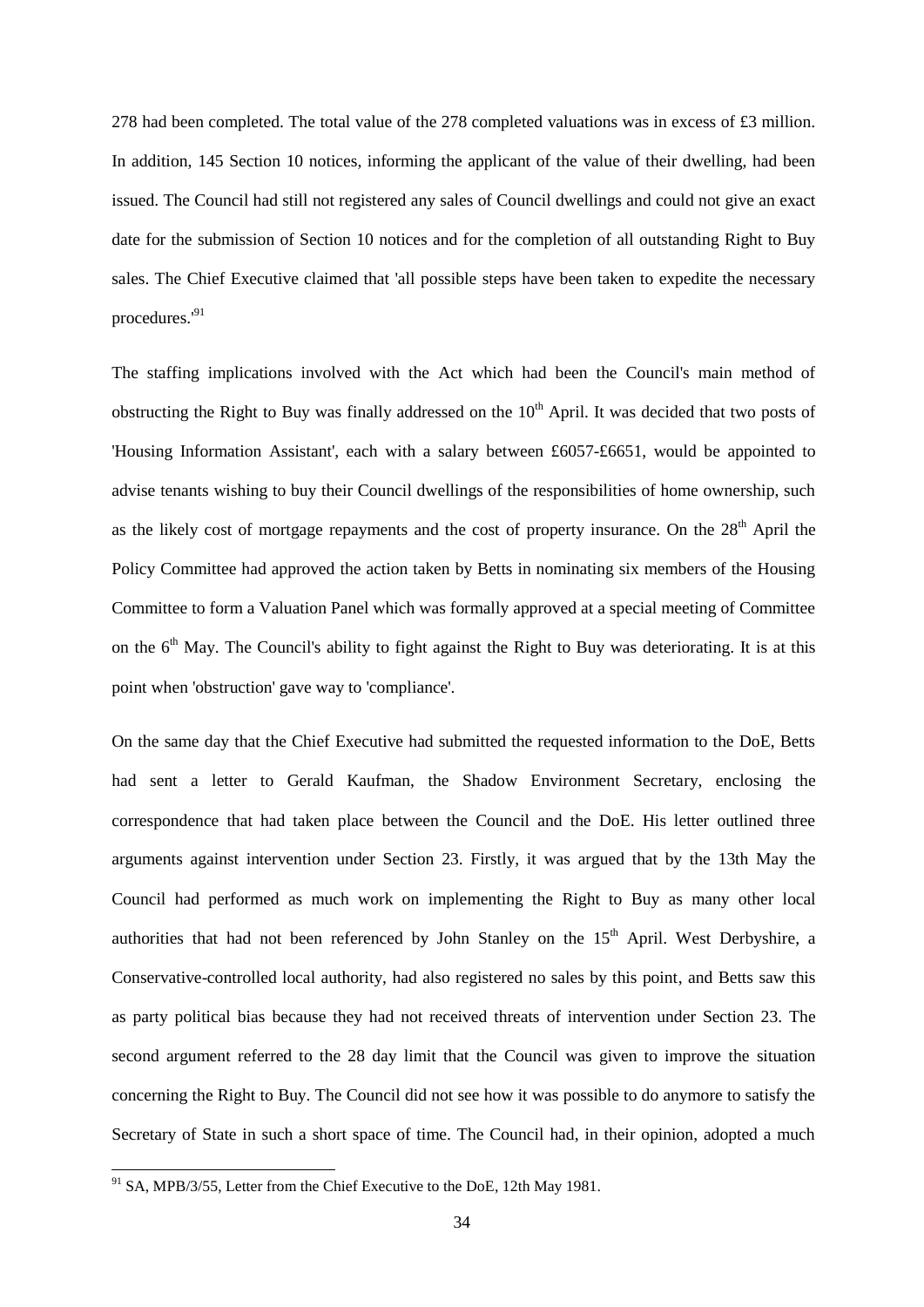278 had been completed. The total value of the 278 completed valuations was in excess of £3 million. In addition, 145 Section 10 notices, informing the applicant of the value of their dwelling, had been issued. The Council had still not registered any sales of Council dwellings and could not give an exact date for the submission of Section 10 notices and for the completion of all outstanding Right to Buy sales. The Chief Executive claimed that 'all possible steps have been taken to expedite the necessary procedures.'[91]

The staffing implications involved with the Act which had been the Council's main method of obstructing the Right to Buy was finally addressed on the 10th April. It was decided that two posts of 'Housing Information Assistant', each with a salary between £6057-£6651, would be appointed to advise tenants wishing to buy their Council dwellings of the responsibilities of home ownership, such as the likely cost of mortgage repayments and the cost of property insurance. On the 28th April the Policy Committee had approved the action taken by Betts in nominating six members of the Housing Committee to form a Valuation Panel which was formally approved at a special meeting of Committee on the 6th May. The Council's ability to fight against the Right to Buy was deteriorating. It is at this point when 'obstruction' gave way to 'compliance'.

On the same day that the Chief Executive had submitted the requested information to the DoE, Betts had sent a letter to Gerald Kaufman, the Shadow Environment Secretary, enclosing the correspondence that had taken place between the Council and the DoE. His letter outlined three arguments against intervention under Section 23. Firstly, it was argued that by the 13th May the Council had performed as much work on implementing the Right to Buy as many other local authorities that had not been referenced by John Stanley on the 15th April. West Derbyshire, a Conservative-controlled local authority, had also registered no sales by this point, and Betts saw this as party political bias because they had not received threats of intervention under Section 23. The second argument referred to the 28 day limit that the Council was given to improve the situation concerning the Right to Buy. The Council did not see how it was possible to do anymore to satisfy the Secretary of State in such a short space of time. The Council had, in their opinion, adopted a much

[91] SA, MPB/3/55, Letter from the Chief Executive to the DoE, 12th May 1981.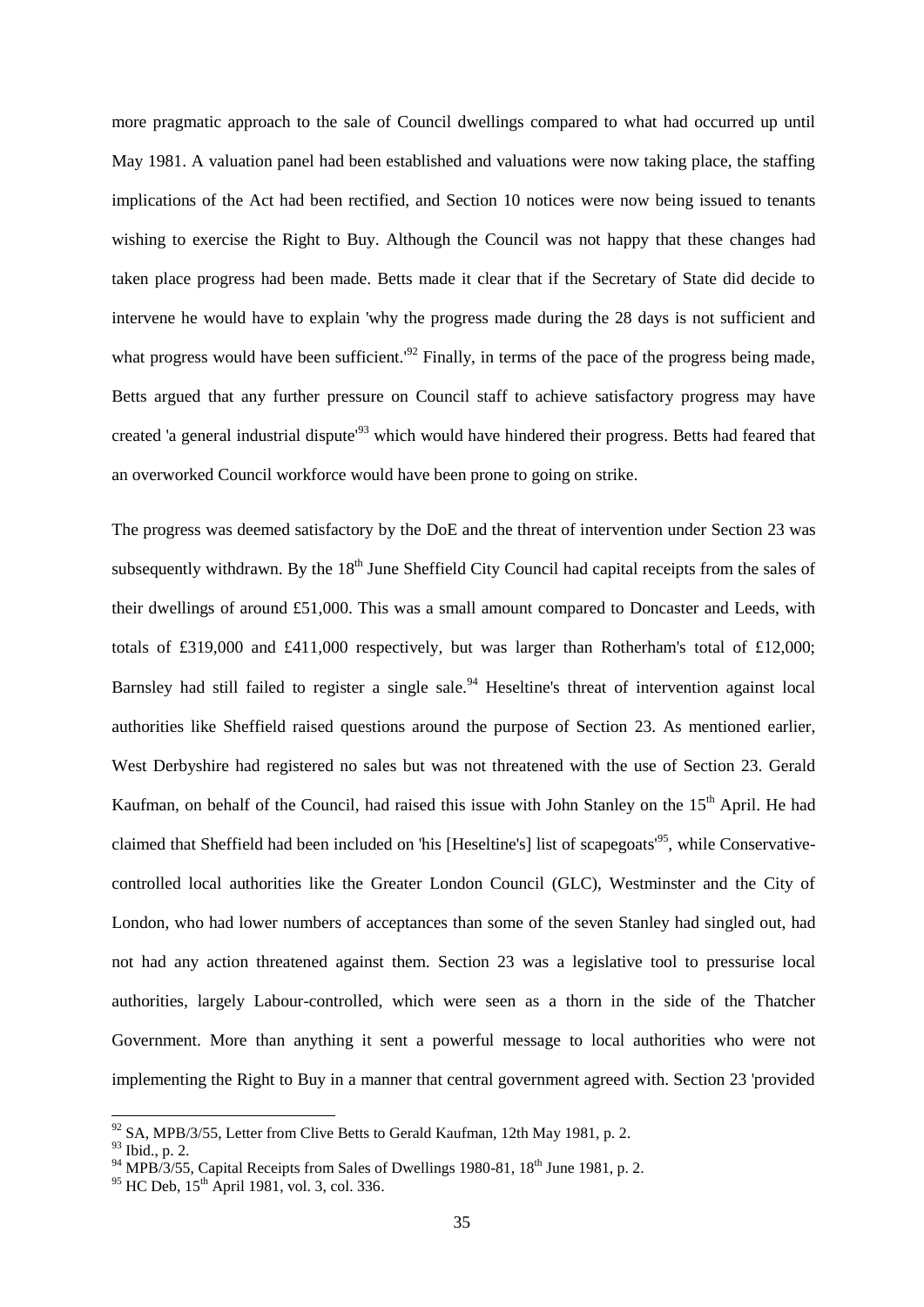more pragmatic approach to the sale of Council dwellings compared to what had occurred up until May 1981. A valuation panel had been established and valuations were now taking place, the staffing implications of the Act had been rectified, and Section 10 notices were now being issued to tenants wishing to exercise the Right to Buy. Although the Council was not happy that these changes had taken place progress had been made. Betts made it clear that if the Secretary of State did decide to intervene he would have to explain 'why the progress made during the 28 days is not sufficient and what progress would have been sufficient.'[92] Finally, in terms of the pace of the progress being made, Betts argued that any further pressure on Council staff to achieve satisfactory progress may have created 'a general industrial dispute'[93] which would have hindered their progress. Betts had feared that an overworked Council workforce would have been prone to going on strike.

The progress was deemed satisfactory by the DoE and the threat of intervention under Section 23 was subsequently withdrawn. By the 18th June Sheffield City Council had capital receipts from the sales of their dwellings of around £51,000. This was a small amount compared to Doncaster and Leeds, with totals of £319,000 and £411,000 respectively, but was larger than Rotherham's total of £12,000; Barnsley had still failed to register a single sale.[94] Heseltine's threat of intervention against local authorities like Sheffield raised questions around the purpose of Section 23. As mentioned earlier, West Derbyshire had registered no sales but was not threatened with the use of Section 23. Gerald Kaufman, on behalf of the Council, had raised this issue with John Stanley on the 15th April. He had claimed that Sheffield had been included on 'his [Heseltine's] list of scapegoats'[95], while Conservative-controlled local authorities like the Greater London Council (GLC), Westminster and the City of London, who had lower numbers of acceptances than some of the seven Stanley had singled out, had not had any action threatened against them. Section 23 was a legislative tool to pressurise local authorities, largely Labour-controlled, which were seen as a thorn in the side of the Thatcher Government. More than anything it sent a powerful message to local authorities who were not implementing the Right to Buy in a manner that central government agreed with. Section 23 'provided

---

[92] SA, MPB/3/55, Letter from Clive Betts to Gerald Kaufman, 12th May 1981, p. 2.

[93] Ibid., p. 2.

[94] MPB/3/55, Capital Receipts from Sales of Dwellings 1980-81, 18th June 1981, p. 2.

[95] HC Deb, 15th April 1981, vol. 3, col. 336.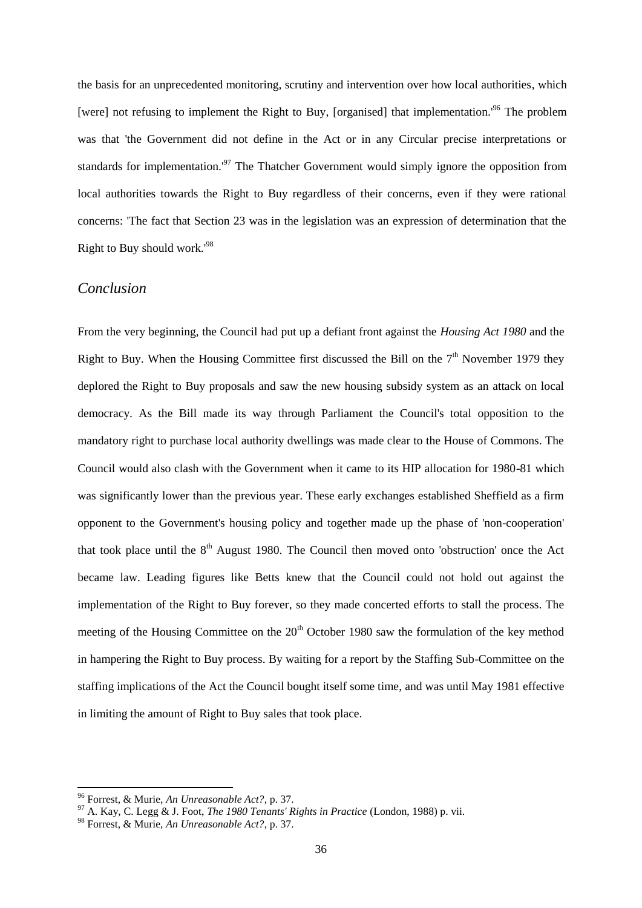the basis for an unprecedented monitoring, scrutiny and intervention over how local authorities, which [were] not refusing to implement the Right to Buy, [organised] that implementation.'[96] The problem was that 'the Government did not define in the Act or in any Circular precise interpretations or standards for implementation.'[97] The Thatcher Government would simply ignore the opposition from local authorities towards the Right to Buy regardless of their concerns, even if they were rational concerns: 'The fact that Section 23 was in the legislation was an expression of determination that the Right to Buy should work.'[98]

## *Conclusion*

From the very beginning, the Council had put up a defiant front against the *Housing Act 1980* and the Right to Buy. When the Housing Committee first discussed the Bill on the 7th November 1979 they deplored the Right to Buy proposals and saw the new housing subsidy system as an attack on local democracy. As the Bill made its way through Parliament the Council's total opposition to the mandatory right to purchase local authority dwellings was made clear to the House of Commons. The Council would also clash with the Government when it came to its HIP allocation for 1980-81 which was significantly lower than the previous year. These early exchanges established Sheffield as a firm opponent to the Government's housing policy and together made up the phase of 'non-cooperation' that took place until the 8th August 1980. The Council then moved onto 'obstruction' once the Act became law. Leading figures like Betts knew that the Council could not hold out against the implementation of the Right to Buy forever, so they made concerted efforts to stall the process. The meeting of the Housing Committee on the 20th October 1980 saw the formulation of the key method in hampering the Right to Buy process. By waiting for a report by the Staffing Sub-Committee on the staffing implications of the Act the Council bought itself some time, and was until May 1981 effective in limiting the amount of Right to Buy sales that took place.

---

[96] Forrest, & Murie, *An Unreasonable Act?*, p. 37.

[97] A. Kay, C. Legg & J. Foot, *The 1980 Tenants' Rights in Practice* (London, 1988) p. vii.

[98] Forrest, & Murie, *An Unreasonable Act?*, p. 37.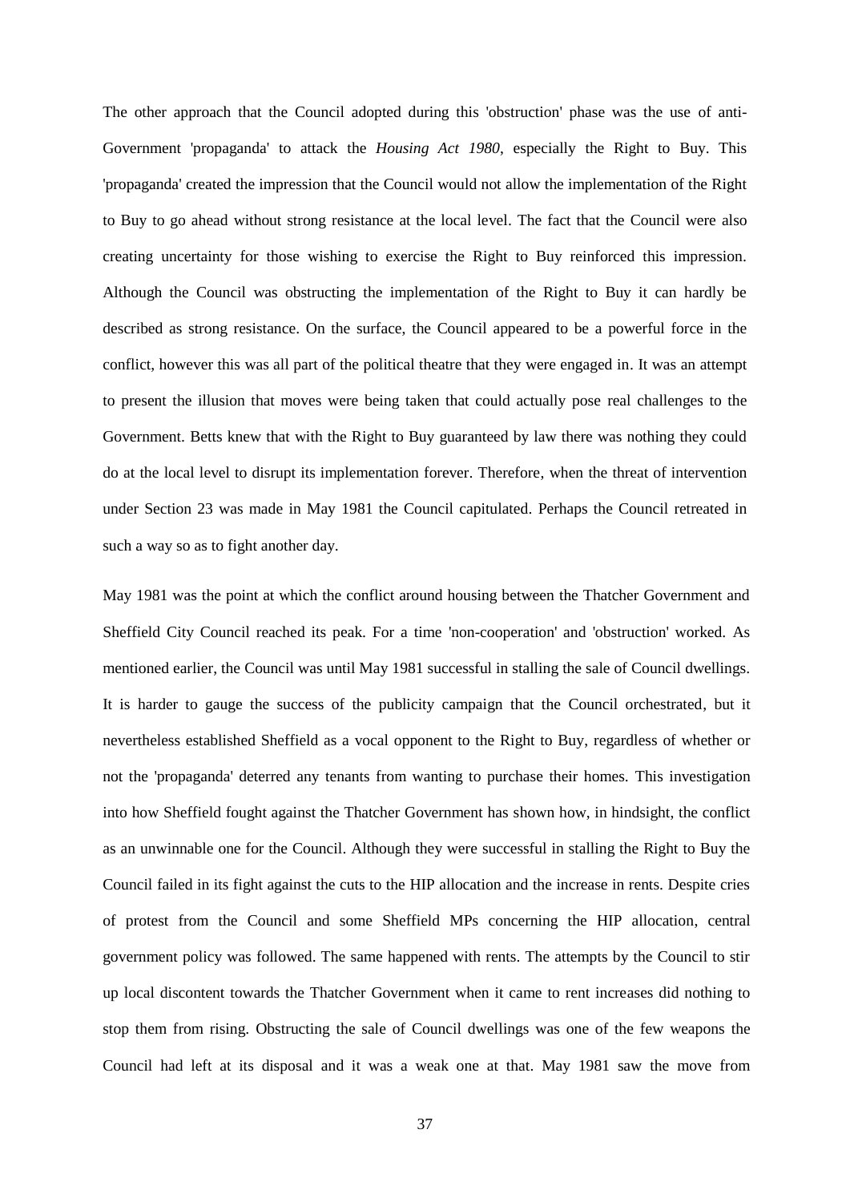The other approach that the Council adopted during this 'obstruction' phase was the use of anti-Government 'propaganda' to attack the *Housing Act 1980*, especially the Right to Buy. This 'propaganda' created the impression that the Council would not allow the implementation of the Right to Buy to go ahead without strong resistance at the local level. The fact that the Council were also creating uncertainty for those wishing to exercise the Right to Buy reinforced this impression. Although the Council was obstructing the implementation of the Right to Buy it can hardly be described as strong resistance. On the surface, the Council appeared to be a powerful force in the conflict, however this was all part of the political theatre that they were engaged in. It was an attempt to present the illusion that moves were being taken that could actually pose real challenges to the Government. Betts knew that with the Right to Buy guaranteed by law there was nothing they could do at the local level to disrupt its implementation forever. Therefore, when the threat of intervention under Section 23 was made in May 1981 the Council capitulated. Perhaps the Council retreated in such a way so as to fight another day.

May 1981 was the point at which the conflict around housing between the Thatcher Government and Sheffield City Council reached its peak. For a time 'non-cooperation' and 'obstruction' worked. As mentioned earlier, the Council was until May 1981 successful in stalling the sale of Council dwellings. It is harder to gauge the success of the publicity campaign that the Council orchestrated, but it nevertheless established Sheffield as a vocal opponent to the Right to Buy, regardless of whether or not the 'propaganda' deterred any tenants from wanting to purchase their homes. This investigation into how Sheffield fought against the Thatcher Government has shown how, in hindsight, the conflict as an unwinnable one for the Council. Although they were successful in stalling the Right to Buy the Council failed in its fight against the cuts to the HIP allocation and the increase in rents. Despite cries of protest from the Council and some Sheffield MPs concerning the HIP allocation, central government policy was followed. The same happened with rents. The attempts by the Council to stir up local discontent towards the Thatcher Government when it came to rent increases did nothing to stop them from rising. Obstructing the sale of Council dwellings was one of the few weapons the Council had left at its disposal and it was a weak one at that. May 1981 saw the move from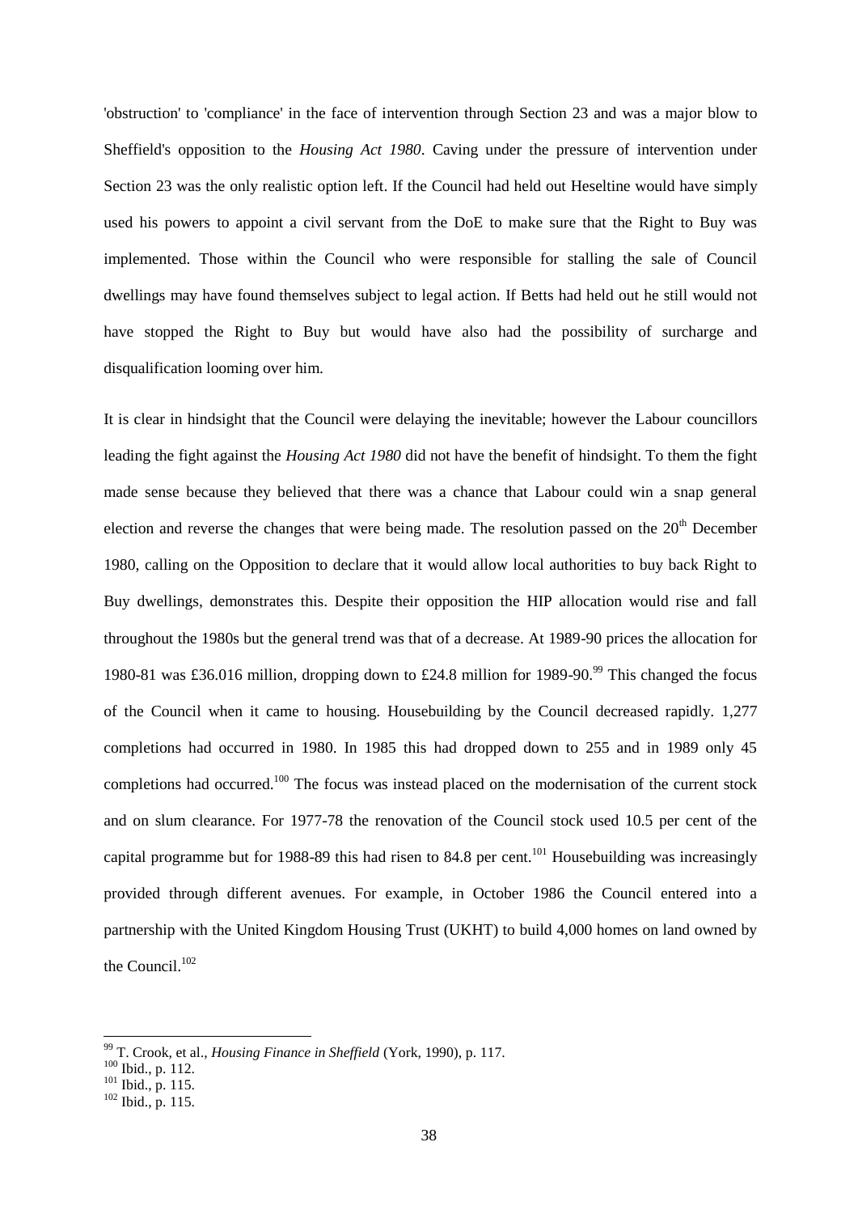'obstruction' to 'compliance' in the face of intervention through Section 23 and was a major blow to Sheffield's opposition to the *Housing Act 1980*. Caving under the pressure of intervention under Section 23 was the only realistic option left. If the Council had held out Heseltine would have simply used his powers to appoint a civil servant from the DoE to make sure that the Right to Buy was implemented. Those within the Council who were responsible for stalling the sale of Council dwellings may have found themselves subject to legal action. If Betts had held out he still would not have stopped the Right to Buy but would have also had the possibility of surcharge and disqualification looming over him.

It is clear in hindsight that the Council were delaying the inevitable; however the Labour councillors leading the fight against the *Housing Act 1980* did not have the benefit of hindsight. To them the fight made sense because they believed that there was a chance that Labour could win a snap general election and reverse the changes that were being made. The resolution passed on the 20th December 1980, calling on the Opposition to declare that it would allow local authorities to buy back Right to Buy dwellings, demonstrates this. Despite their opposition the HIP allocation would rise and fall throughout the 1980s but the general trend was that of a decrease. At 1989-90 prices the allocation for 1980-81 was £36.016 million, dropping down to £24.8 million for 1989-90.[99] This changed the focus of the Council when it came to housing. Housebuilding by the Council decreased rapidly. 1,277 completions had occurred in 1980. In 1985 this had dropped down to 255 and in 1989 only 45 completions had occurred.[100] The focus was instead placed on the modernisation of the current stock and on slum clearance. For 1977-78 the renovation of the Council stock used 10.5 per cent of the capital programme but for 1988-89 this had risen to 84.8 per cent.[101] Housebuilding was increasingly provided through different avenues. For example, in October 1986 the Council entered into a partnership with the United Kingdom Housing Trust (UKHT) to build 4,000 homes on land owned by the Council.[102]

---

[99] T. Crook, et al., *Housing Finance in Sheffield* (York, 1990), p. 117.
[100] Ibid., p. 112.
[101] Ibid., p. 115.
[102] Ibid., p. 115.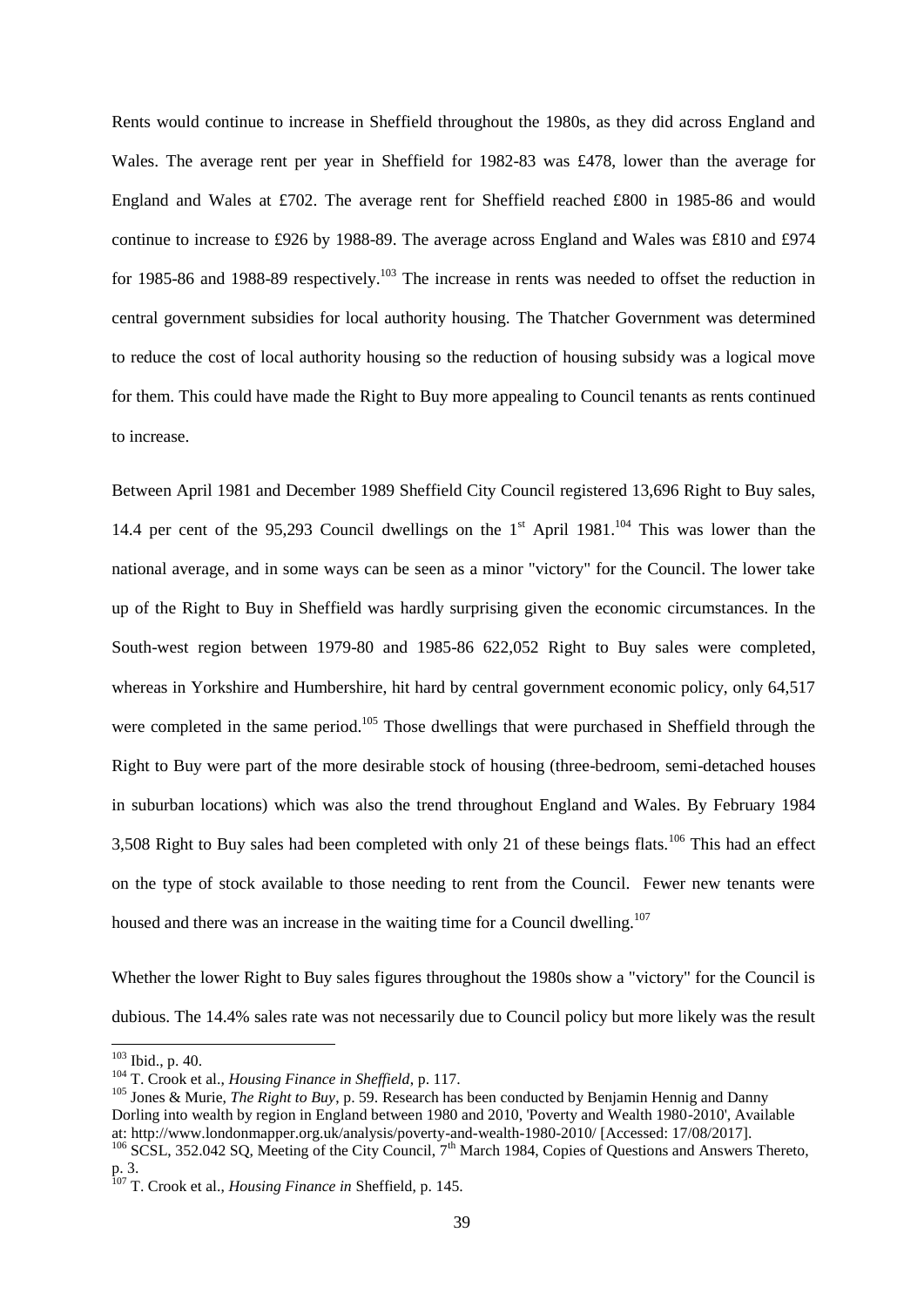Rents would continue to increase in Sheffield throughout the 1980s, as they did across England and Wales. The average rent per year in Sheffield for 1982-83 was £478, lower than the average for England and Wales at £702. The average rent for Sheffield reached £800 in 1985-86 and would continue to increase to £926 by 1988-89. The average across England and Wales was £810 and £974 for 1985-86 and 1988-89 respectively.[103] The increase in rents was needed to offset the reduction in central government subsidies for local authority housing. The Thatcher Government was determined to reduce the cost of local authority housing so the reduction of housing subsidy was a logical move for them. This could have made the Right to Buy more appealing to Council tenants as rents continued to increase.

Between April 1981 and December 1989 Sheffield City Council registered 13,696 Right to Buy sales, 14.4 per cent of the 95,293 Council dwellings on the 1st April 1981.[104] This was lower than the national average, and in some ways can be seen as a minor "victory" for the Council. The lower take up of the Right to Buy in Sheffield was hardly surprising given the economic circumstances. In the South-west region between 1979-80 and 1985-86 622,052 Right to Buy sales were completed, whereas in Yorkshire and Humbershire, hit hard by central government economic policy, only 64,517 were completed in the same period.[105] Those dwellings that were purchased in Sheffield through the Right to Buy were part of the more desirable stock of housing (three-bedroom, semi-detached houses in suburban locations) which was also the trend throughout England and Wales. By February 1984 3,508 Right to Buy sales had been completed with only 21 of these beings flats.[106] This had an effect on the type of stock available to those needing to rent from the Council. Fewer new tenants were housed and there was an increase in the waiting time for a Council dwelling.[107]

Whether the lower Right to Buy sales figures throughout the 1980s show a "victory" for the Council is dubious. The 14.4% sales rate was not necessarily due to Council policy but more likely was the result

---

[103] Ibid., p. 40.

[104] T. Crook et al., *Housing Finance in Sheffield*, p. 117.

[105] Jones & Murie, *The Right to Buy*, p. 59. Research has been conducted by Benjamin Hennig and Danny Dorling into wealth by region in England between 1980 and 2010, 'Poverty and Wealth 1980-2010', Available at: http://www.londonmapper.org.uk/analysis/poverty-and-wealth-1980-2010/ [Accessed: 17/08/2017].

[106] SCSL, 352.042 SQ, Meeting of the City Council, 7th March 1984, Copies of Questions and Answers Thereto, p. 3.

[107] T. Crook et al., *Housing Finance in* Sheffield, p. 145.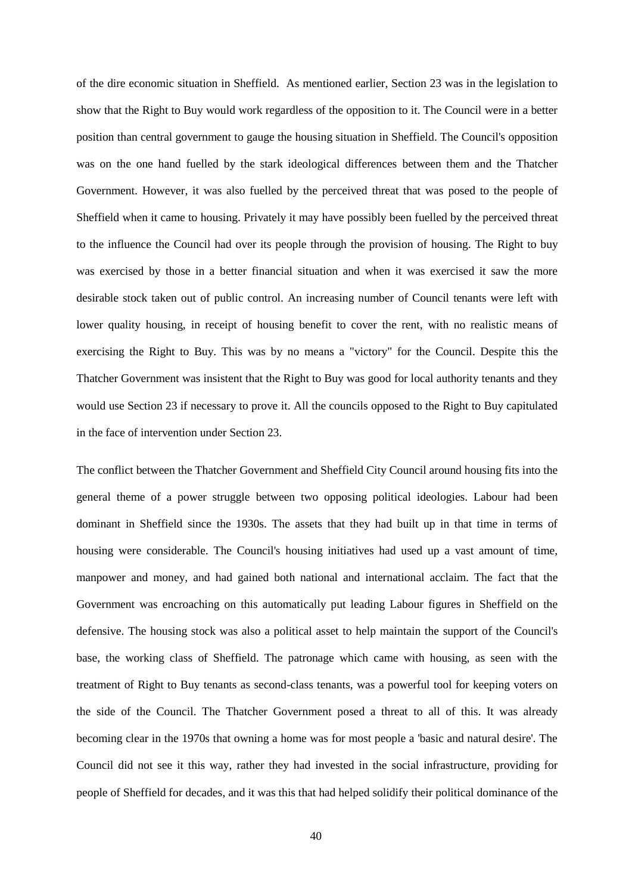of the dire economic situation in Sheffield. As mentioned earlier, Section 23 was in the legislation to show that the Right to Buy would work regardless of the opposition to it. The Council were in a better position than central government to gauge the housing situation in Sheffield. The Council's opposition was on the one hand fuelled by the stark ideological differences between them and the Thatcher Government. However, it was also fuelled by the perceived threat that was posed to the people of Sheffield when it came to housing. Privately it may have possibly been fuelled by the perceived threat to the influence the Council had over its people through the provision of housing. The Right to buy was exercised by those in a better financial situation and when it was exercised it saw the more desirable stock taken out of public control. An increasing number of Council tenants were left with lower quality housing, in receipt of housing benefit to cover the rent, with no realistic means of exercising the Right to Buy. This was by no means a "victory" for the Council. Despite this the Thatcher Government was insistent that the Right to Buy was good for local authority tenants and they would use Section 23 if necessary to prove it. All the councils opposed to the Right to Buy capitulated in the face of intervention under Section 23.

The conflict between the Thatcher Government and Sheffield City Council around housing fits into the general theme of a power struggle between two opposing political ideologies. Labour had been dominant in Sheffield since the 1930s. The assets that they had built up in that time in terms of housing were considerable. The Council's housing initiatives had used up a vast amount of time, manpower and money, and had gained both national and international acclaim. The fact that the Government was encroaching on this automatically put leading Labour figures in Sheffield on the defensive. The housing stock was also a political asset to help maintain the support of the Council's base, the working class of Sheffield. The patronage which came with housing, as seen with the treatment of Right to Buy tenants as second-class tenants, was a powerful tool for keeping voters on the side of the Council. The Thatcher Government posed a threat to all of this. It was already becoming clear in the 1970s that owning a home was for most people a 'basic and natural desire'. The Council did not see it this way, rather they had invested in the social infrastructure, providing for people of Sheffield for decades, and it was this that had helped solidify their political dominance of the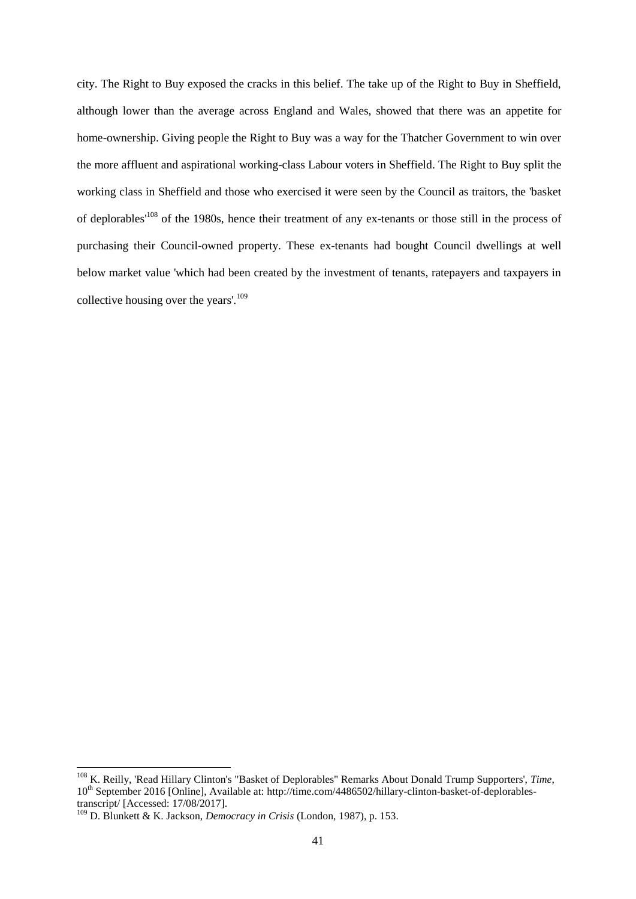city. The Right to Buy exposed the cracks in this belief. The take up of the Right to Buy in Sheffield, although lower than the average across England and Wales, showed that there was an appetite for home-ownership. Giving people the Right to Buy was a way for the Thatcher Government to win over the more affluent and aspirational working-class Labour voters in Sheffield. The Right to Buy split the working class in Sheffield and those who exercised it were seen by the Council as traitors, the 'basket of deplorables'[108] of the 1980s, hence their treatment of any ex-tenants or those still in the process of purchasing their Council-owned property. These ex-tenants had bought Council dwellings at well below market value 'which had been created by the investment of tenants, ratepayers and taxpayers in collective housing over the years'.[109]

---

[108] K. Reilly, 'Read Hillary Clinton's "Basket of Deplorables" Remarks About Donald Trump Supporters', *Time*, 10th September 2016 [Online], Available at: http://time.com/4486502/hillary-clinton-basket-of-deplorables-transcript/ [Accessed: 17/08/2017].

[109] D. Blunkett & K. Jackson, *Democracy in Crisis* (London, 1987), p. 153.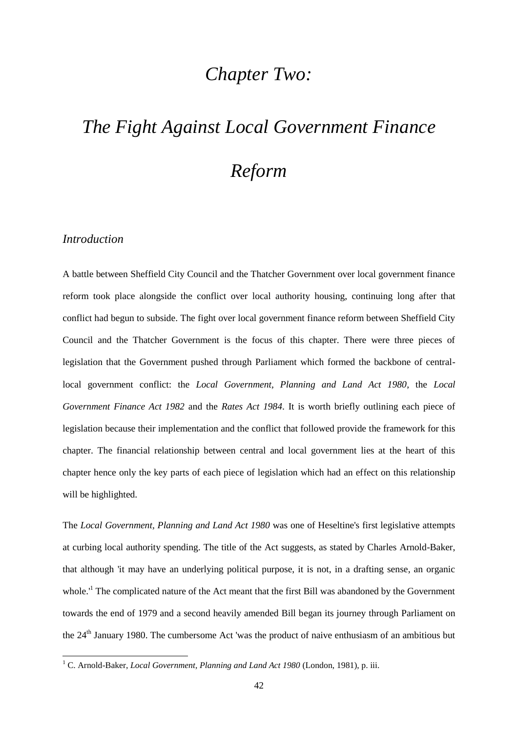# *Chapter Two:*

# *The Fight Against Local Government Finance Reform*

## *Introduction*

A battle between Sheffield City Council and the Thatcher Government over local government finance reform took place alongside the conflict over local authority housing, continuing long after that conflict had begun to subside. The fight over local government finance reform between Sheffield City Council and the Thatcher Government is the focus of this chapter. There were three pieces of legislation that the Government pushed through Parliament which formed the backbone of central-local government conflict: the *Local Government, Planning and Land Act 1980*, the *Local Government Finance Act 1982* and the *Rates Act 1984*. It is worth briefly outlining each piece of legislation because their implementation and the conflict that followed provide the framework for this chapter. The financial relationship between central and local government lies at the heart of this chapter hence only the key parts of each piece of legislation which had an effect on this relationship will be highlighted.

The *Local Government, Planning and Land Act 1980* was one of Heseltine's first legislative attempts at curbing local authority spending. The title of the Act suggests, as stated by Charles Arnold-Baker, that although 'it may have an underlying political purpose, it is not, in a drafting sense, an organic whole.'[1] The complicated nature of the Act meant that the first Bill was abandoned by the Government towards the end of 1979 and a second heavily amended Bill began its journey through Parliament on the 24th January 1980. The cumbersome Act 'was the product of naive enthusiasm of an ambitious but

[1] C. Arnold-Baker, *Local Government, Planning and Land Act 1980* (London, 1981), p. iii.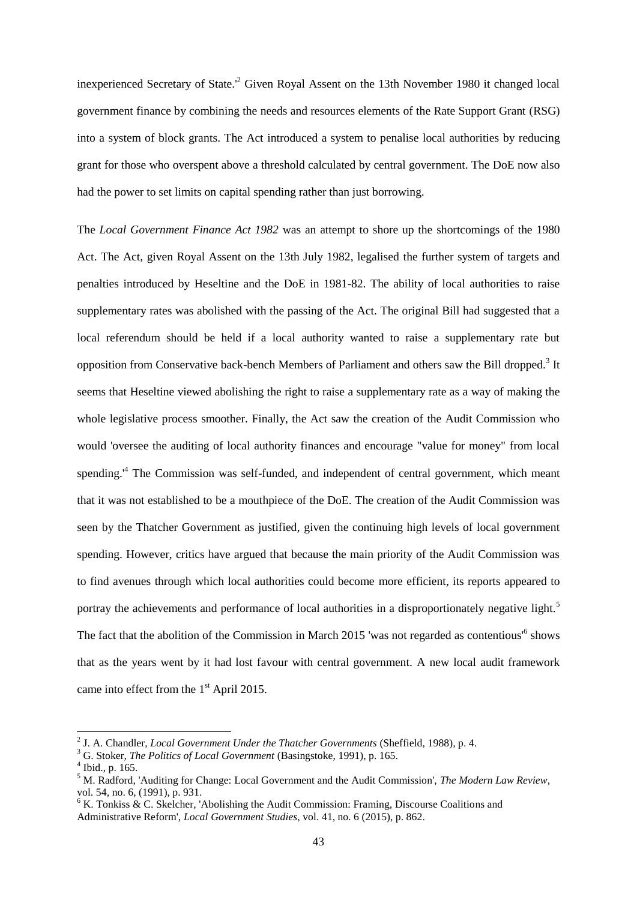inexperienced Secretary of State.'[2] Given Royal Assent on the 13th November 1980 it changed local government finance by combining the needs and resources elements of the Rate Support Grant (RSG) into a system of block grants. The Act introduced a system to penalise local authorities by reducing grant for those who overspent above a threshold calculated by central government. The DoE now also had the power to set limits on capital spending rather than just borrowing.

The *Local Government Finance Act 1982* was an attempt to shore up the shortcomings of the 1980 Act. The Act, given Royal Assent on the 13th July 1982, legalised the further system of targets and penalties introduced by Heseltine and the DoE in 1981-82. The ability of local authorities to raise supplementary rates was abolished with the passing of the Act. The original Bill had suggested that a local referendum should be held if a local authority wanted to raise a supplementary rate but opposition from Conservative back-bench Members of Parliament and others saw the Bill dropped.[3] It seems that Heseltine viewed abolishing the right to raise a supplementary rate as a way of making the whole legislative process smoother. Finally, the Act saw the creation of the Audit Commission who would 'oversee the auditing of local authority finances and encourage "value for money" from local spending.'[4] The Commission was self-funded, and independent of central government, which meant that it was not established to be a mouthpiece of the DoE. The creation of the Audit Commission was seen by the Thatcher Government as justified, given the continuing high levels of local government spending. However, critics have argued that because the main priority of the Audit Commission was to find avenues through which local authorities could become more efficient, its reports appeared to portray the achievements and performance of local authorities in a disproportionately negative light.[5] The fact that the abolition of the Commission in March 2015 'was not regarded as contentious'[6] shows that as the years went by it had lost favour with central government. A new local audit framework came into effect from the 1st April 2015.

---

[2] J. A. Chandler, *Local Government Under the Thatcher Governments* (Sheffield, 1988), p. 4.

[3] G. Stoker, *The Politics of Local Government* (Basingstoke, 1991), p. 165.

[4] Ibid., p. 165.

[5] M. Radford, 'Auditing for Change: Local Government and the Audit Commission', *The Modern Law Review*, vol. 54, no. 6, (1991), p. 931.

[6] K. Tonkiss & C. Skelcher, 'Abolishing the Audit Commission: Framing, Discourse Coalitions and Administrative Reform', *Local Government Studies*, vol. 41, no. 6 (2015), p. 862.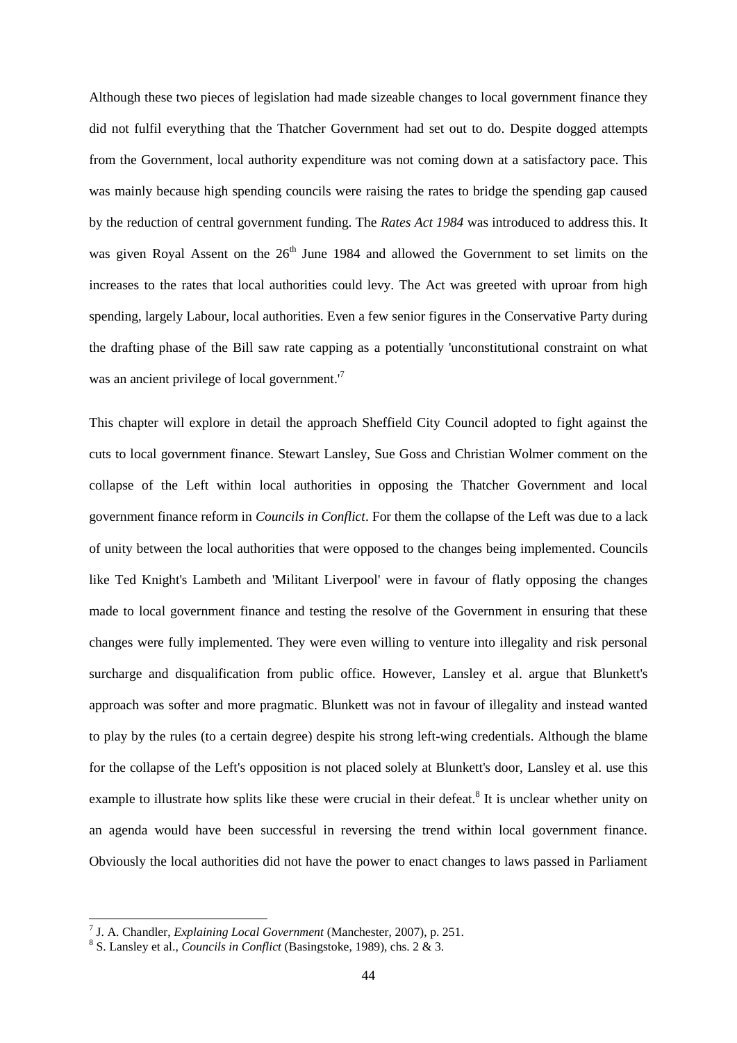Although these two pieces of legislation had made sizeable changes to local government finance they did not fulfil everything that the Thatcher Government had set out to do. Despite dogged attempts from the Government, local authority expenditure was not coming down at a satisfactory pace. This was mainly because high spending councils were raising the rates to bridge the spending gap caused by the reduction of central government funding. The *Rates Act 1984* was introduced to address this. It was given Royal Assent on the 26th June 1984 and allowed the Government to set limits on the increases to the rates that local authorities could levy. The Act was greeted with uproar from high spending, largely Labour, local authorities. Even a few senior figures in the Conservative Party during the drafting phase of the Bill saw rate capping as a potentially 'unconstitutional constraint on what was an ancient privilege of local government.'[7]

This chapter will explore in detail the approach Sheffield City Council adopted to fight against the cuts to local government finance. Stewart Lansley, Sue Goss and Christian Wolmer comment on the collapse of the Left within local authorities in opposing the Thatcher Government and local government finance reform in *Councils in Conflict*. For them the collapse of the Left was due to a lack of unity between the local authorities that were opposed to the changes being implemented. Councils like Ted Knight's Lambeth and 'Militant Liverpool' were in favour of flatly opposing the changes made to local government finance and testing the resolve of the Government in ensuring that these changes were fully implemented. They were even willing to venture into illegality and risk personal surcharge and disqualification from public office. However, Lansley et al. argue that Blunkett's approach was softer and more pragmatic. Blunkett was not in favour of illegality and instead wanted to play by the rules (to a certain degree) despite his strong left-wing credentials. Although the blame for the collapse of the Left's opposition is not placed solely at Blunkett's door, Lansley et al. use this example to illustrate how splits like these were crucial in their defeat.[8] It is unclear whether unity on an agenda would have been successful in reversing the trend within local government finance. Obviously the local authorities did not have the power to enact changes to laws passed in Parliament

[7] J. A. Chandler, *Explaining Local Government* (Manchester, 2007), p. 251.

[8] S. Lansley et al., *Councils in Conflict* (Basingstoke, 1989), chs. 2 & 3.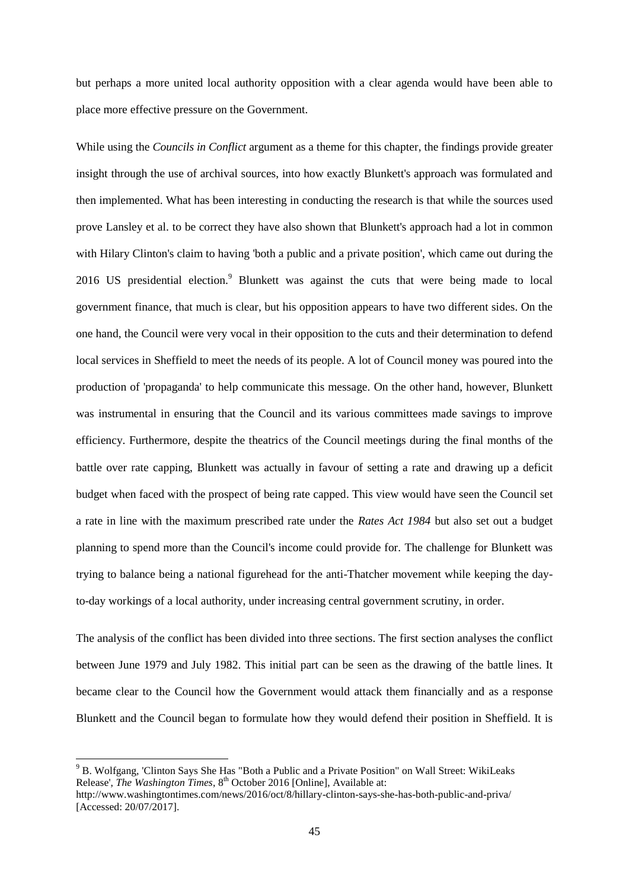but perhaps a more united local authority opposition with a clear agenda would have been able to place more effective pressure on the Government.

While using the *Councils in Conflict* argument as a theme for this chapter, the findings provide greater insight through the use of archival sources, into how exactly Blunkett's approach was formulated and then implemented. What has been interesting in conducting the research is that while the sources used prove Lansley et al. to be correct they have also shown that Blunkett's approach had a lot in common with Hilary Clinton's claim to having 'both a public and a private position', which came out during the 2016 US presidential election.[9] Blunkett was against the cuts that were being made to local government finance, that much is clear, but his opposition appears to have two different sides. On the one hand, the Council were very vocal in their opposition to the cuts and their determination to defend local services in Sheffield to meet the needs of its people. A lot of Council money was poured into the production of 'propaganda' to help communicate this message. On the other hand, however, Blunkett was instrumental in ensuring that the Council and its various committees made savings to improve efficiency. Furthermore, despite the theatrics of the Council meetings during the final months of the battle over rate capping, Blunkett was actually in favour of setting a rate and drawing up a deficit budget when faced with the prospect of being rate capped. This view would have seen the Council set a rate in line with the maximum prescribed rate under the *Rates Act 1984* but also set out a budget planning to spend more than the Council's income could provide for. The challenge for Blunkett was trying to balance being a national figurehead for the anti-Thatcher movement while keeping the day-to-day workings of a local authority, under increasing central government scrutiny, in order.

The analysis of the conflict has been divided into three sections. The first section analyses the conflict between June 1979 and July 1982. This initial part can be seen as the drawing of the battle lines. It became clear to the Council how the Government would attack them financially and as a response Blunkett and the Council began to formulate how they would defend their position in Sheffield. It is

---

[9] B. Wolfgang, 'Clinton Says She Has "Both a Public and a Private Position" on Wall Street: WikiLeaks Release', *The Washington Times*, 8th October 2016 [Online], Available at: http://www.washingtontimes.com/news/2016/oct/8/hillary-clinton-says-she-has-both-public-and-priva/ [Accessed: 20/07/2017].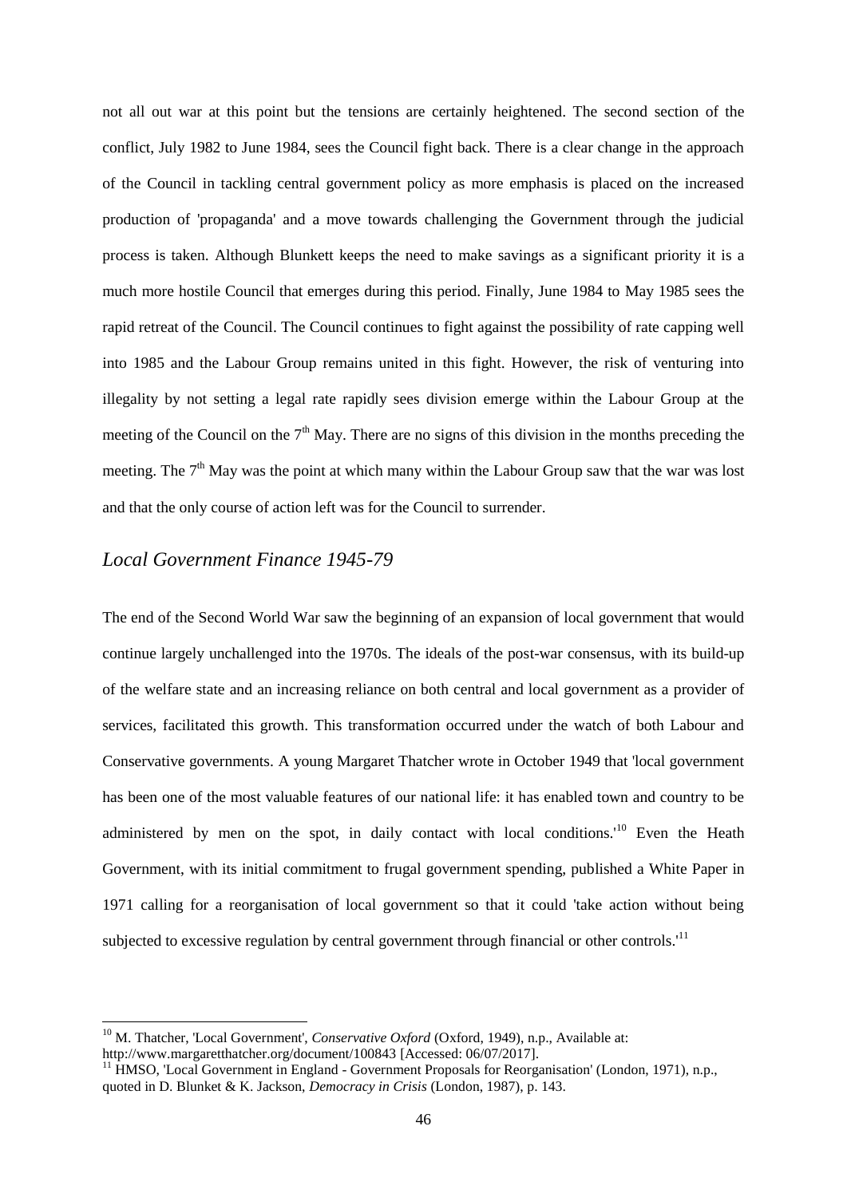not all out war at this point but the tensions are certainly heightened. The second section of the conflict, July 1982 to June 1984, sees the Council fight back. There is a clear change in the approach of the Council in tackling central government policy as more emphasis is placed on the increased production of 'propaganda' and a move towards challenging the Government through the judicial process is taken. Although Blunkett keeps the need to make savings as a significant priority it is a much more hostile Council that emerges during this period. Finally, June 1984 to May 1985 sees the rapid retreat of the Council. The Council continues to fight against the possibility of rate capping well into 1985 and the Labour Group remains united in this fight. However, the risk of venturing into illegality by not setting a legal rate rapidly sees division emerge within the Labour Group at the meeting of the Council on the 7th May. There are no signs of this division in the months preceding the meeting. The 7th May was the point at which many within the Labour Group saw that the war was lost and that the only course of action left was for the Council to surrender.

## *Local Government Finance 1945-79*

The end of the Second World War saw the beginning of an expansion of local government that would continue largely unchallenged into the 1970s. The ideals of the post-war consensus, with its build-up of the welfare state and an increasing reliance on both central and local government as a provider of services, facilitated this growth. This transformation occurred under the watch of both Labour and Conservative governments. A young Margaret Thatcher wrote in October 1949 that 'local government has been one of the most valuable features of our national life: it has enabled town and country to be administered by men on the spot, in daily contact with local conditions.'[10] Even the Heath Government, with its initial commitment to frugal government spending, published a White Paper in 1971 calling for a reorganisation of local government so that it could 'take action without being subjected to excessive regulation by central government through financial or other controls.'[11]

---

[10] M. Thatcher, 'Local Government', *Conservative Oxford* (Oxford, 1949), n.p., Available at: http://www.margaretthatcher.org/document/100843 [Accessed: 06/07/2017].

[11] HMSO, 'Local Government in England - Government Proposals for Reorganisation' (London, 1971), n.p., quoted in D. Blunket & K. Jackson, *Democracy in Crisis* (London, 1987), p. 143.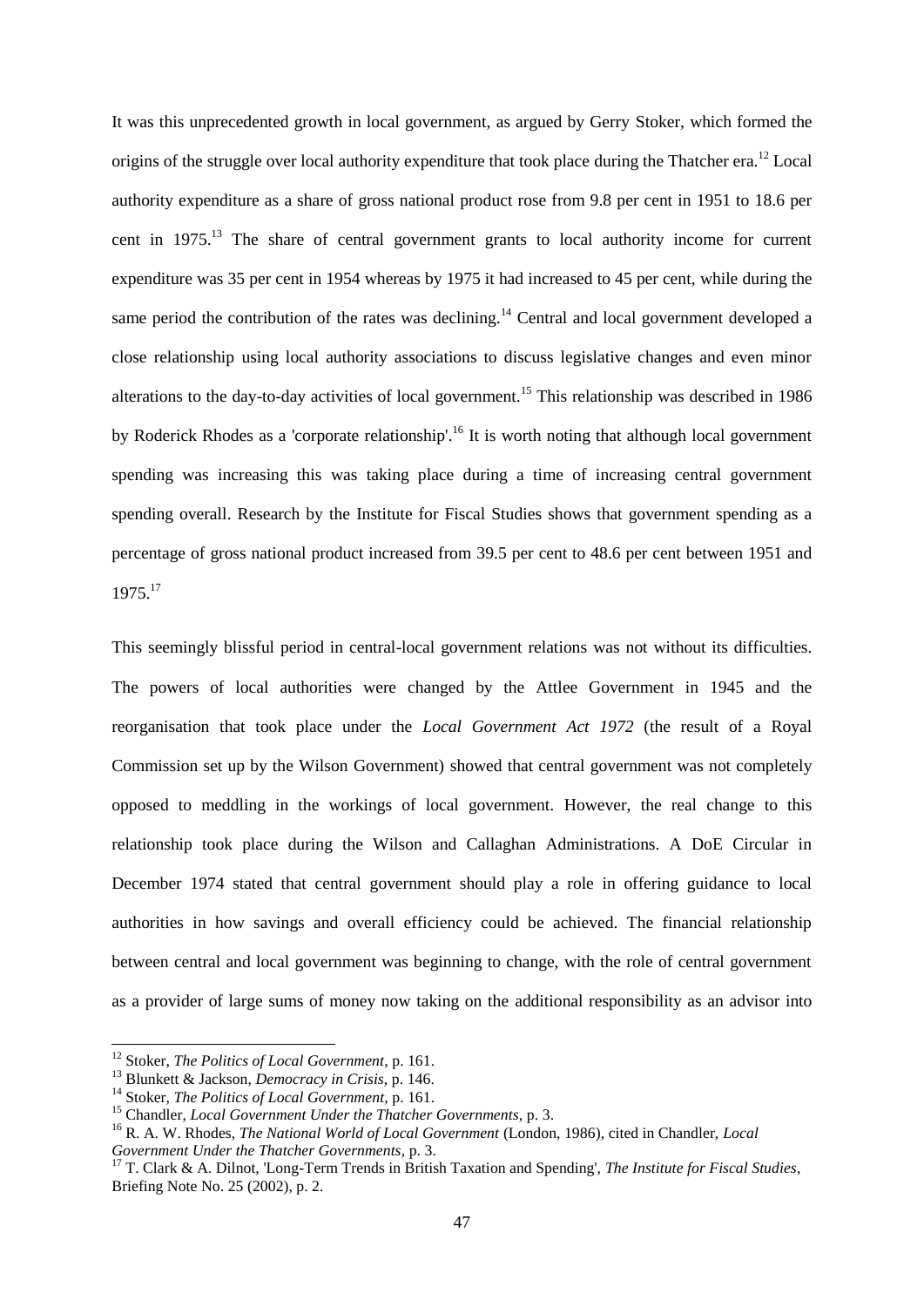It was this unprecedented growth in local government, as argued by Gerry Stoker, which formed the origins of the struggle over local authority expenditure that took place during the Thatcher era.[12] Local authority expenditure as a share of gross national product rose from 9.8 per cent in 1951 to 18.6 per cent in 1975.[13] The share of central government grants to local authority income for current expenditure was 35 per cent in 1954 whereas by 1975 it had increased to 45 per cent, while during the same period the contribution of the rates was declining.[14] Central and local government developed a close relationship using local authority associations to discuss legislative changes and even minor alterations to the day-to-day activities of local government.[15] This relationship was described in 1986 by Roderick Rhodes as a 'corporate relationship'.[16] It is worth noting that although local government spending was increasing this was taking place during a time of increasing central government spending overall. Research by the Institute for Fiscal Studies shows that government spending as a percentage of gross national product increased from 39.5 per cent to 48.6 per cent between 1951 and 1975.[17]

This seemingly blissful period in central-local government relations was not without its difficulties. The powers of local authorities were changed by the Attlee Government in 1945 and the reorganisation that took place under the *Local Government Act 1972* (the result of a Royal Commission set up by the Wilson Government) showed that central government was not completely opposed to meddling in the workings of local government. However, the real change to this relationship took place during the Wilson and Callaghan Administrations. A DoE Circular in December 1974 stated that central government should play a role in offering guidance to local authorities in how savings and overall efficiency could be achieved. The financial relationship between central and local government was beginning to change, with the role of central government as a provider of large sums of money now taking on the additional responsibility as an advisor into

---

[12] Stoker, *The Politics of Local Government*, p. 161.

[13] Blunkett & Jackson, *Democracy in Crisis*, p. 146.

[14] Stoker, *The Politics of Local Government*, p. 161.

[15] Chandler, *Local Government Under the Thatcher Governments*, p. 3.

[16] R. A. W. Rhodes, *The National World of Local Government* (London, 1986), cited in Chandler, *Local Government Under the Thatcher Governments*, p. 3.

[17] T. Clark & A. Dilnot, 'Long-Term Trends in British Taxation and Spending', *The Institute for Fiscal Studies*, Briefing Note No. 25 (2002), p. 2.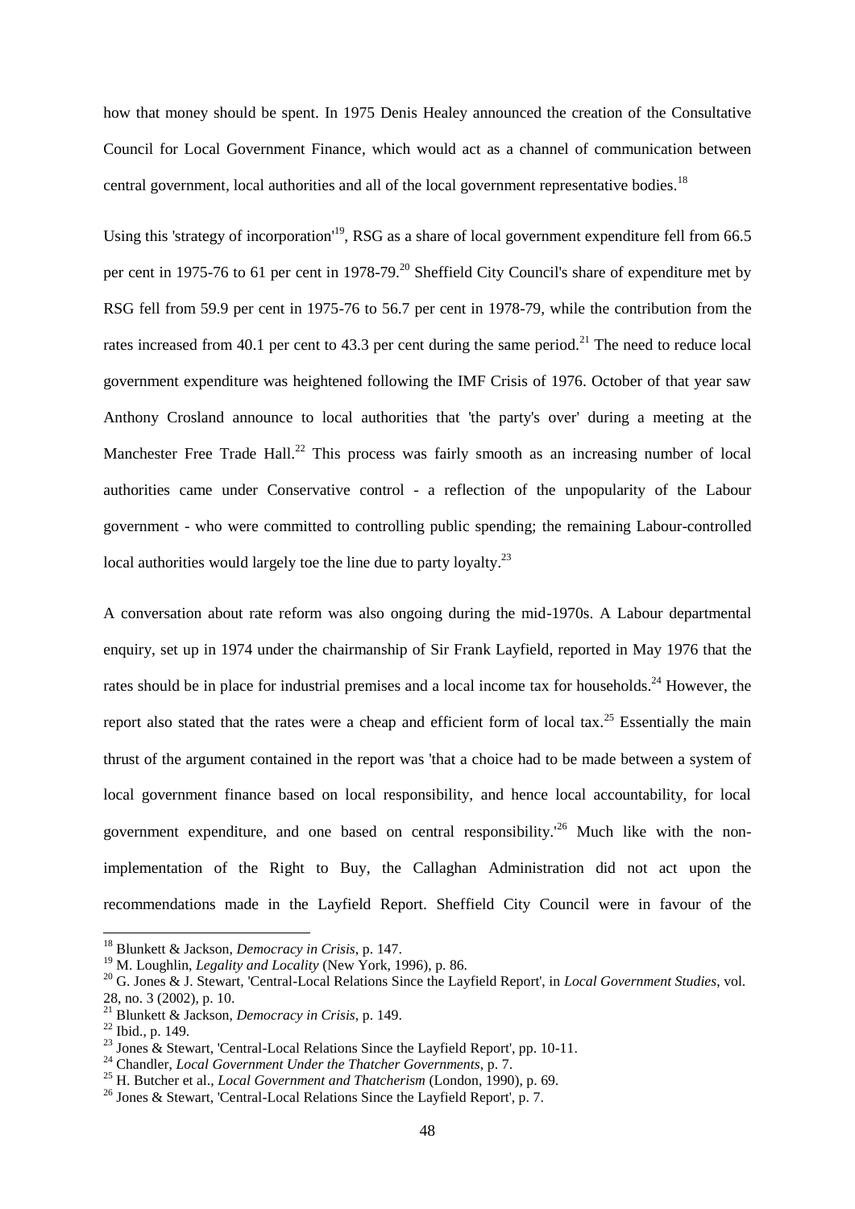how that money should be spent. In 1975 Denis Healey announced the creation of the Consultative Council for Local Government Finance, which would act as a channel of communication between central government, local authorities and all of the local government representative bodies.[18]

Using this 'strategy of incorporation'[19], RSG as a share of local government expenditure fell from 66.5 per cent in 1975-76 to 61 per cent in 1978-79.[20] Sheffield City Council's share of expenditure met by RSG fell from 59.9 per cent in 1975-76 to 56.7 per cent in 1978-79, while the contribution from the rates increased from 40.1 per cent to 43.3 per cent during the same period.[21] The need to reduce local government expenditure was heightened following the IMF Crisis of 1976. October of that year saw Anthony Crosland announce to local authorities that 'the party's over' during a meeting at the Manchester Free Trade Hall.[22] This process was fairly smooth as an increasing number of local authorities came under Conservative control - a reflection of the unpopularity of the Labour government - who were committed to controlling public spending; the remaining Labour-controlled local authorities would largely toe the line due to party loyalty.[23]

A conversation about rate reform was also ongoing during the mid-1970s. A Labour departmental enquiry, set up in 1974 under the chairmanship of Sir Frank Layfield, reported in May 1976 that the rates should be in place for industrial premises and a local income tax for households.[24] However, the report also stated that the rates were a cheap and efficient form of local tax.[25] Essentially the main thrust of the argument contained in the report was 'that a choice had to be made between a system of local government finance based on local responsibility, and hence local accountability, for local government expenditure, and one based on central responsibility.'[26] Much like with the non-implementation of the Right to Buy, the Callaghan Administration did not act upon the recommendations made in the Layfield Report. Sheffield City Council were in favour of the

---

[18] Blunkett & Jackson, *Democracy in Crisis*, p. 147.

[19] M. Loughlin, *Legality and Locality* (New York, 1996), p. 86.

[20] G. Jones & J. Stewart, 'Central-Local Relations Since the Layfield Report', in *Local Government Studies*, vol. 28, no. 3 (2002), p. 10.

[21] Blunkett & Jackson, *Democracy in Crisis*, p. 149.

[22] Ibid., p. 149.

[23] Jones & Stewart, 'Central-Local Relations Since the Layfield Report', pp. 10-11.

[24] Chandler, *Local Government Under the Thatcher Governments*, p. 7.

[25] H. Butcher et al., *Local Government and Thatcherism* (London, 1990), p. 69.

[26] Jones & Stewart, 'Central-Local Relations Since the Layfield Report', p. 7.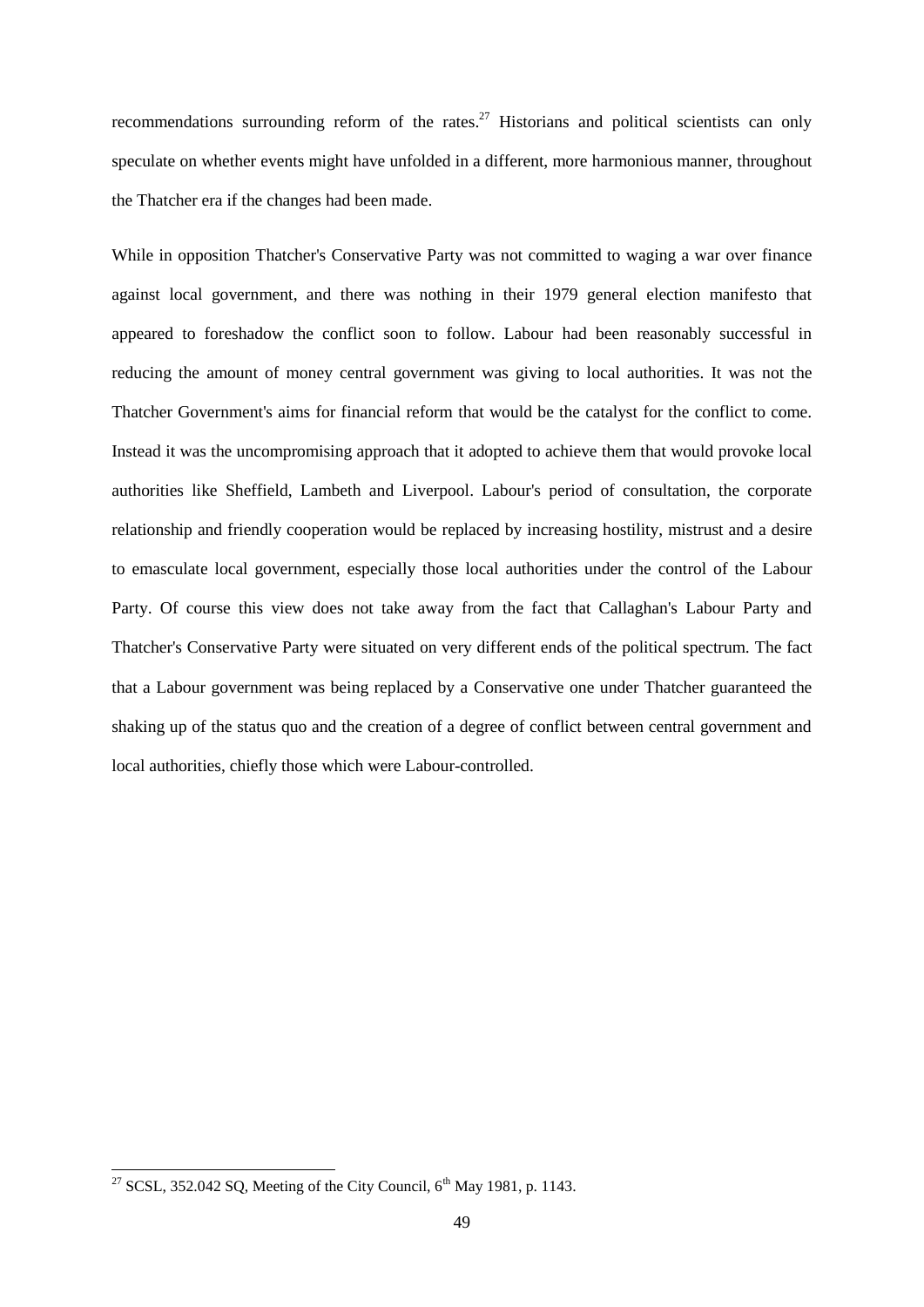recommendations surrounding reform of the rates.[27] Historians and political scientists can only speculate on whether events might have unfolded in a different, more harmonious manner, throughout the Thatcher era if the changes had been made.

While in opposition Thatcher's Conservative Party was not committed to waging a war over finance against local government, and there was nothing in their 1979 general election manifesto that appeared to foreshadow the conflict soon to follow. Labour had been reasonably successful in reducing the amount of money central government was giving to local authorities. It was not the Thatcher Government's aims for financial reform that would be the catalyst for the conflict to come. Instead it was the uncompromising approach that it adopted to achieve them that would provoke local authorities like Sheffield, Lambeth and Liverpool. Labour's period of consultation, the corporate relationship and friendly cooperation would be replaced by increasing hostility, mistrust and a desire to emasculate local government, especially those local authorities under the control of the Labour Party. Of course this view does not take away from the fact that Callaghan's Labour Party and Thatcher's Conservative Party were situated on very different ends of the political spectrum. The fact that a Labour government was being replaced by a Conservative one under Thatcher guaranteed the shaking up of the status quo and the creation of a degree of conflict between central government and local authorities, chiefly those which were Labour-controlled.

[27] SCSL, 352.042 SQ, Meeting of the City Council, 6th May 1981, p. 1143.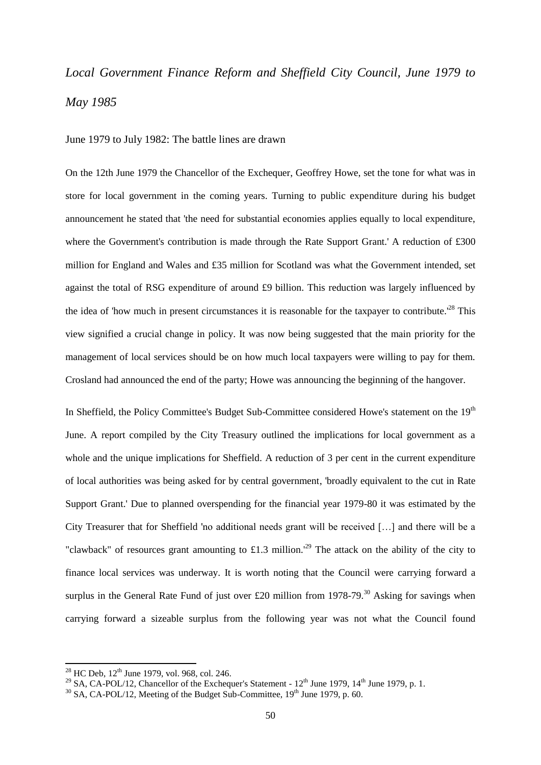## *Local Government Finance Reform and Sheffield City Council, June 1979 to May 1985*

### June 1979 to July 1982: The battle lines are drawn

On the 12th June 1979 the Chancellor of the Exchequer, Geoffrey Howe, set the tone for what was in store for local government in the coming years. Turning to public expenditure during his budget announcement he stated that 'the need for substantial economies applies equally to local expenditure, where the Government's contribution is made through the Rate Support Grant.' A reduction of £300 million for England and Wales and £35 million for Scotland was what the Government intended, set against the total of RSG expenditure of around £9 billion. This reduction was largely influenced by the idea of 'how much in present circumstances it is reasonable for the taxpayer to contribute.'[28] This view signified a crucial change in policy. It was now being suggested that the main priority for the management of local services should be on how much local taxpayers were willing to pay for them. Crosland had announced the end of the party; Howe was announcing the beginning of the hangover.

In Sheffield, the Policy Committee's Budget Sub-Committee considered Howe's statement on the 19th June. A report compiled by the City Treasury outlined the implications for local government as a whole and the unique implications for Sheffield. A reduction of 3 per cent in the current expenditure of local authorities was being asked for by central government, 'broadly equivalent to the cut in Rate Support Grant.' Due to planned overspending for the financial year 1979-80 it was estimated by the City Treasurer that for Sheffield 'no additional needs grant will be received […] and there will be a "clawback" of resources grant amounting to £1.3 million.'[29] The attack on the ability of the city to finance local services was underway. It is worth noting that the Council were carrying forward a surplus in the General Rate Fund of just over £20 million from 1978-79.[30] Asking for savings when carrying forward a sizeable surplus from the following year was not what the Council found

[28] HC Deb, 12th June 1979, vol. 968, col. 246.

[29] SA, CA-POL/12, Chancellor of the Exchequer's Statement - 12th June 1979, 14th June 1979, p. 1.

[30] SA, CA-POL/12, Meeting of the Budget Sub-Committee, 19th June 1979, p. 60.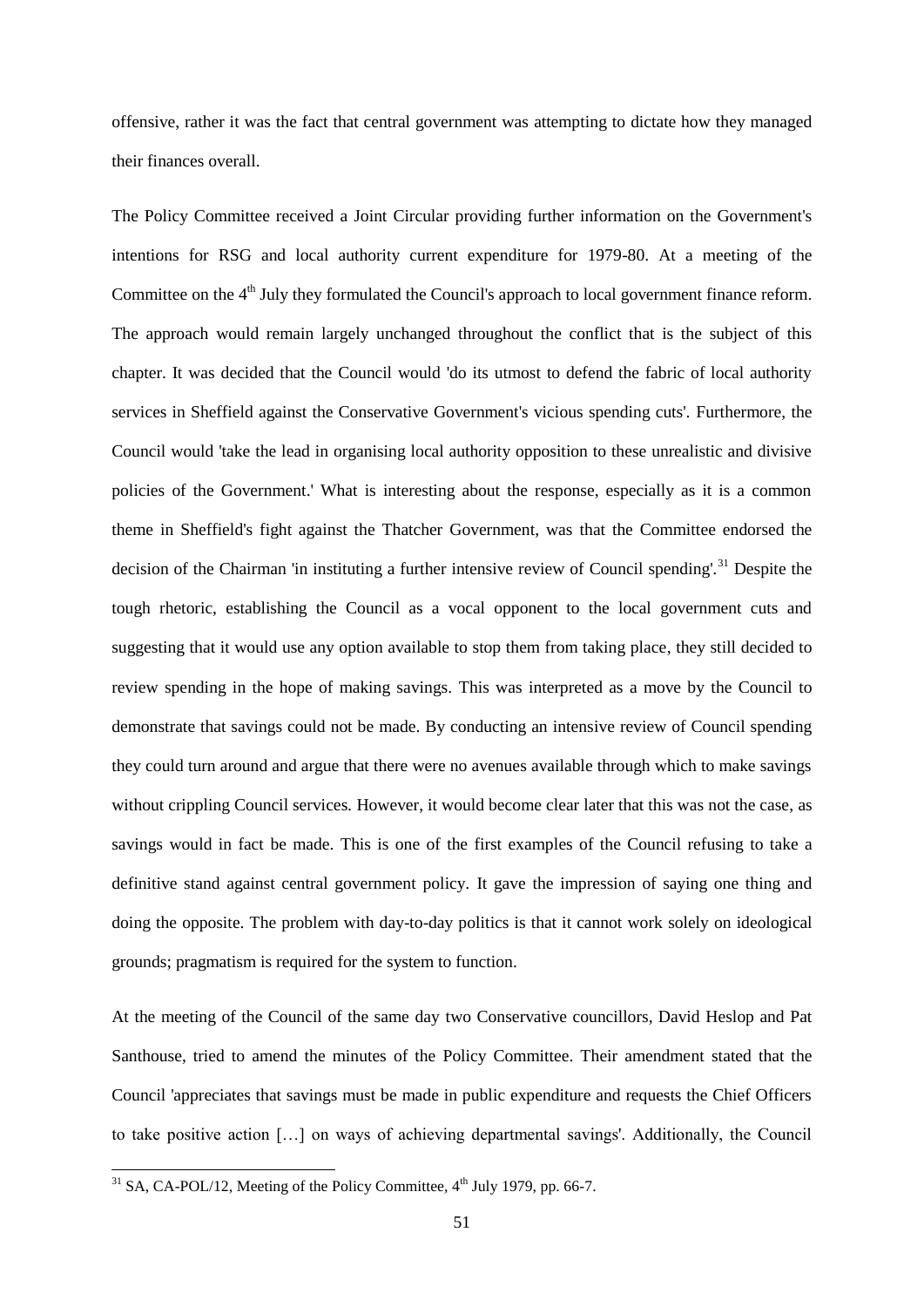offensive, rather it was the fact that central government was attempting to dictate how they managed their finances overall.

The Policy Committee received a Joint Circular providing further information on the Government's intentions for RSG and local authority current expenditure for 1979-80. At a meeting of the Committee on the 4th July they formulated the Council's approach to local government finance reform. The approach would remain largely unchanged throughout the conflict that is the subject of this chapter. It was decided that the Council would 'do its utmost to defend the fabric of local authority services in Sheffield against the Conservative Government's vicious spending cuts'. Furthermore, the Council would 'take the lead in organising local authority opposition to these unrealistic and divisive policies of the Government.' What is interesting about the response, especially as it is a common theme in Sheffield's fight against the Thatcher Government, was that the Committee endorsed the decision of the Chairman 'in instituting a further intensive review of Council spending'.[31] Despite the tough rhetoric, establishing the Council as a vocal opponent to the local government cuts and suggesting that it would use any option available to stop them from taking place, they still decided to review spending in the hope of making savings. This was interpreted as a move by the Council to demonstrate that savings could not be made. By conducting an intensive review of Council spending they could turn around and argue that there were no avenues available through which to make savings without crippling Council services. However, it would become clear later that this was not the case, as savings would in fact be made. This is one of the first examples of the Council refusing to take a definitive stand against central government policy. It gave the impression of saying one thing and doing the opposite. The problem with day-to-day politics is that it cannot work solely on ideological grounds; pragmatism is required for the system to function.

At the meeting of the Council of the same day two Conservative councillors, David Heslop and Pat Santhouse, tried to amend the minutes of the Policy Committee. Their amendment stated that the Council 'appreciates that savings must be made in public expenditure and requests the Chief Officers to take positive action […] on ways of achieving departmental savings'. Additionally, the Council

[31] SA, CA-POL/12, Meeting of the Policy Committee, 4th July 1979, pp. 66-7.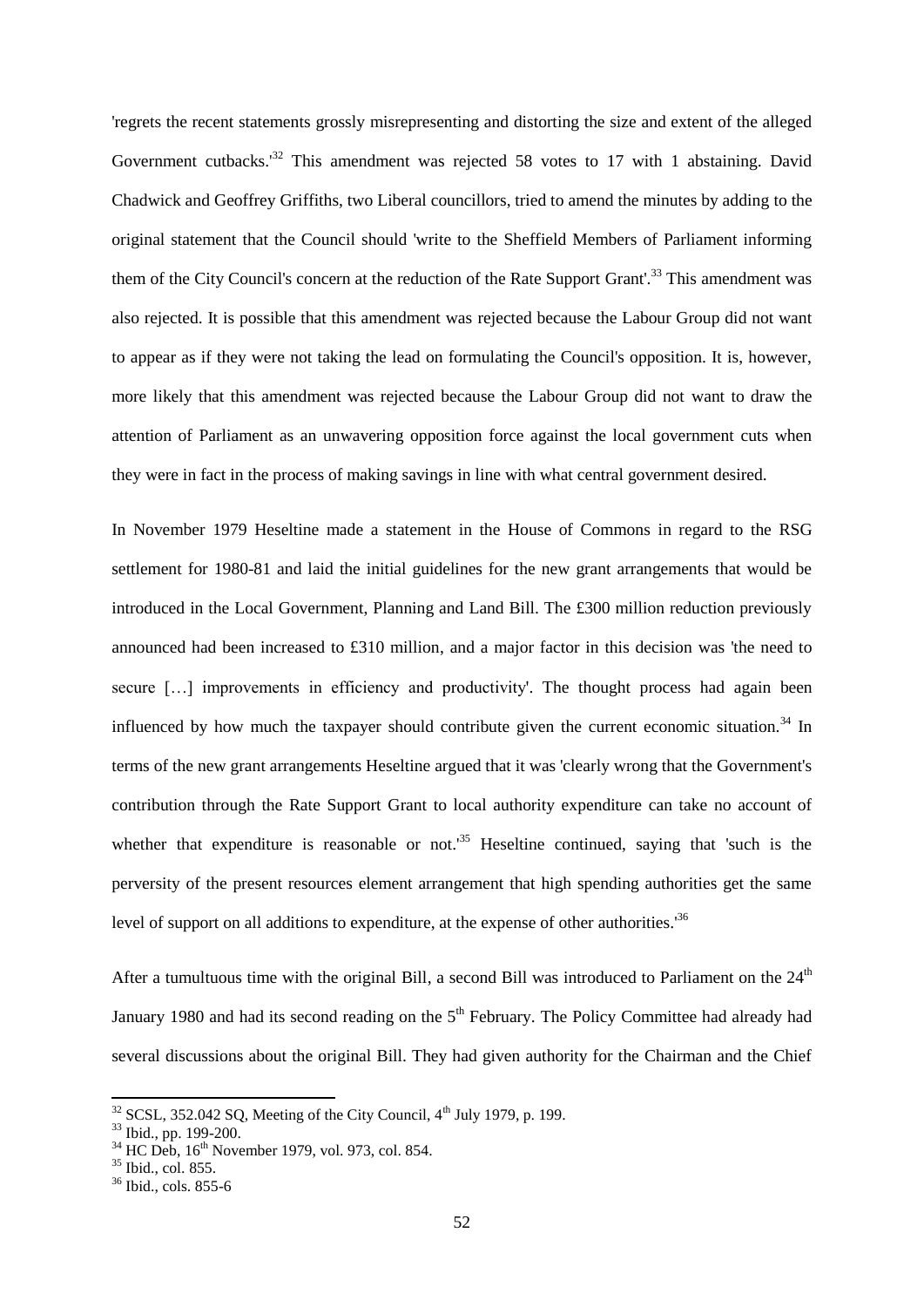'regrets the recent statements grossly misrepresenting and distorting the size and extent of the alleged Government cutbacks.'[32] This amendment was rejected 58 votes to 17 with 1 abstaining. David Chadwick and Geoffrey Griffiths, two Liberal councillors, tried to amend the minutes by adding to the original statement that the Council should 'write to the Sheffield Members of Parliament informing them of the City Council's concern at the reduction of the Rate Support Grant'.[33] This amendment was also rejected. It is possible that this amendment was rejected because the Labour Group did not want to appear as if they were not taking the lead on formulating the Council's opposition. It is, however, more likely that this amendment was rejected because the Labour Group did not want to draw the attention of Parliament as an unwavering opposition force against the local government cuts when they were in fact in the process of making savings in line with what central government desired.

In November 1979 Heseltine made a statement in the House of Commons in regard to the RSG settlement for 1980-81 and laid the initial guidelines for the new grant arrangements that would be introduced in the Local Government, Planning and Land Bill. The £300 million reduction previously announced had been increased to £310 million, and a major factor in this decision was 'the need to secure […] improvements in efficiency and productivity'. The thought process had again been influenced by how much the taxpayer should contribute given the current economic situation.[34] In terms of the new grant arrangements Heseltine argued that it was 'clearly wrong that the Government's contribution through the Rate Support Grant to local authority expenditure can take no account of whether that expenditure is reasonable or not.'[35] Heseltine continued, saying that 'such is the perversity of the present resources element arrangement that high spending authorities get the same level of support on all additions to expenditure, at the expense of other authorities.'[36]

After a tumultuous time with the original Bill, a second Bill was introduced to Parliament on the 24th January 1980 and had its second reading on the 5th February. The Policy Committee had already had several discussions about the original Bill. They had given authority for the Chairman and the Chief

---

[32] SCSL, 352.042 SQ, Meeting of the City Council, 4th July 1979, p. 199.

[33] Ibid., pp. 199-200.

[34] HC Deb, 16th November 1979, vol. 973, col. 854.

[35] Ibid., col. 855.

[36] Ibid., cols. 855-6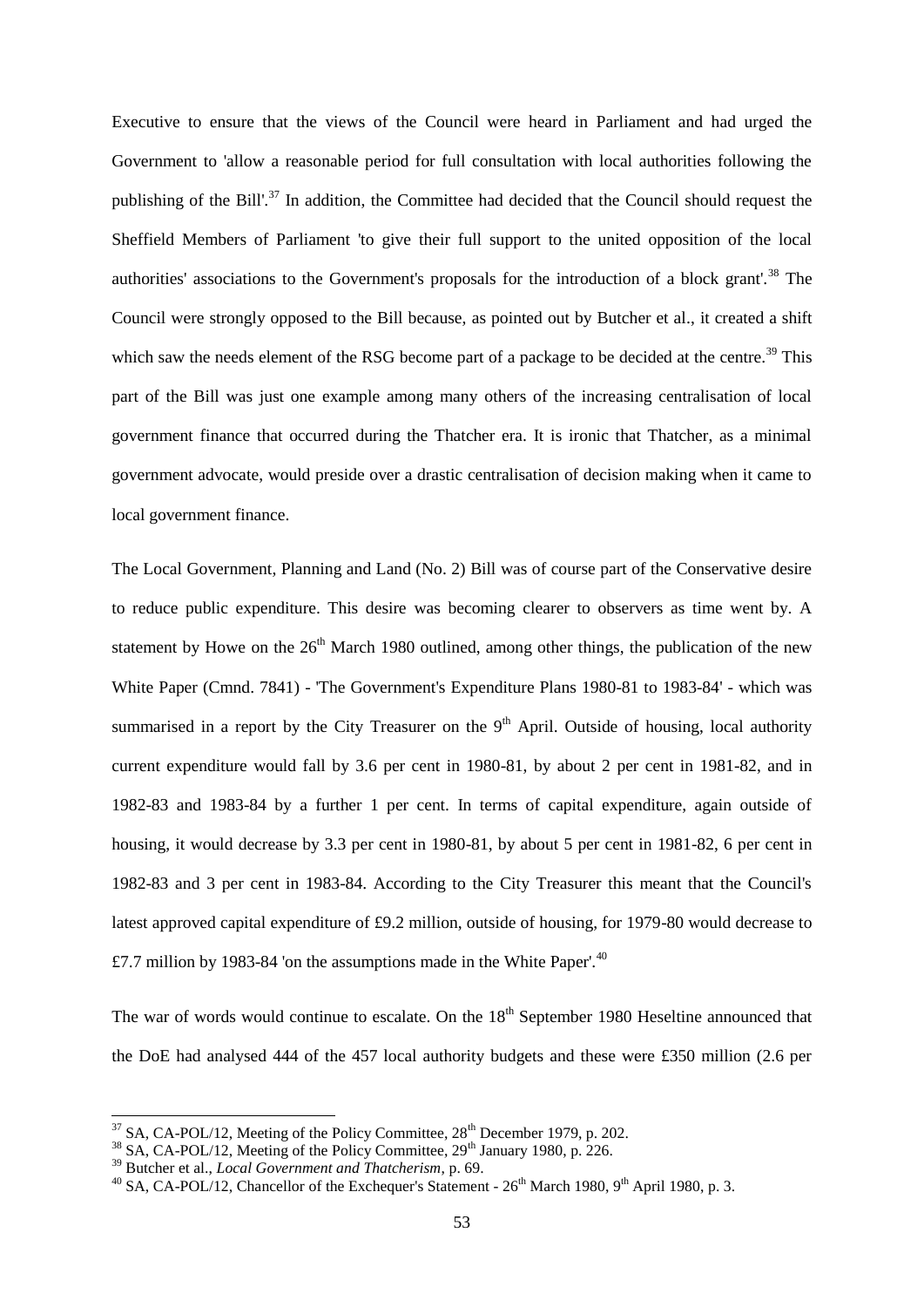Executive to ensure that the views of the Council were heard in Parliament and had urged the Government to 'allow a reasonable period for full consultation with local authorities following the publishing of the Bill'.[37] In addition, the Committee had decided that the Council should request the Sheffield Members of Parliament 'to give their full support to the united opposition of the local authorities' associations to the Government's proposals for the introduction of a block grant'.[38] The Council were strongly opposed to the Bill because, as pointed out by Butcher et al., it created a shift which saw the needs element of the RSG become part of a package to be decided at the centre.[39] This part of the Bill was just one example among many others of the increasing centralisation of local government finance that occurred during the Thatcher era. It is ironic that Thatcher, as a minimal government advocate, would preside over a drastic centralisation of decision making when it came to local government finance.

The Local Government, Planning and Land (No. 2) Bill was of course part of the Conservative desire to reduce public expenditure. This desire was becoming clearer to observers as time went by. A statement by Howe on the 26th March 1980 outlined, among other things, the publication of the new White Paper (Cmnd. 7841) - 'The Government's Expenditure Plans 1980-81 to 1983-84' - which was summarised in a report by the City Treasurer on the 9th April. Outside of housing, local authority current expenditure would fall by 3.6 per cent in 1980-81, by about 2 per cent in 1981-82, and in 1982-83 and 1983-84 by a further 1 per cent. In terms of capital expenditure, again outside of housing, it would decrease by 3.3 per cent in 1980-81, by about 5 per cent in 1981-82, 6 per cent in 1982-83 and 3 per cent in 1983-84. According to the City Treasurer this meant that the Council's latest approved capital expenditure of £9.2 million, outside of housing, for 1979-80 would decrease to £7.7 million by 1983-84 'on the assumptions made in the White Paper'.[40]

The war of words would continue to escalate. On the 18th September 1980 Heseltine announced that the DoE had analysed 444 of the 457 local authority budgets and these were £350 million (2.6 per

---

[37] SA, CA-POL/12, Meeting of the Policy Committee, 28th December 1979, p. 202.

[38] SA, CA-POL/12, Meeting of the Policy Committee, 29th January 1980, p. 226.

[39] Butcher et al., *Local Government and Thatcherism*, p. 69.

[40] SA, CA-POL/12, Chancellor of the Exchequer's Statement - 26th March 1980, 9th April 1980, p. 3.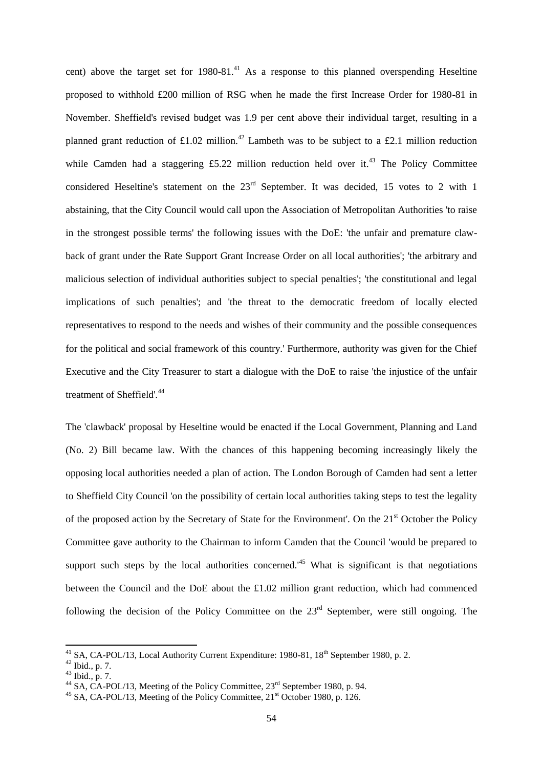cent) above the target set for 1980-81.[41] As a response to this planned overspending Heseltine proposed to withhold £200 million of RSG when he made the first Increase Order for 1980-81 in November. Sheffield's revised budget was 1.9 per cent above their individual target, resulting in a planned grant reduction of £1.02 million.[42] Lambeth was to be subject to a £2.1 million reduction while Camden had a staggering £5.22 million reduction held over it.[43] The Policy Committee considered Heseltine's statement on the 23rd September. It was decided, 15 votes to 2 with 1 abstaining, that the City Council would call upon the Association of Metropolitan Authorities 'to raise in the strongest possible terms' the following issues with the DoE: 'the unfair and premature claw-back of grant under the Rate Support Grant Increase Order on all local authorities'; 'the arbitrary and malicious selection of individual authorities subject to special penalties'; 'the constitutional and legal implications of such penalties'; and 'the threat to the democratic freedom of locally elected representatives to respond to the needs and wishes of their community and the possible consequences for the political and social framework of this country.' Furthermore, authority was given for the Chief Executive and the City Treasurer to start a dialogue with the DoE to raise 'the injustice of the unfair treatment of Sheffield'.[44]

The 'clawback' proposal by Heseltine would be enacted if the Local Government, Planning and Land (No. 2) Bill became law. With the chances of this happening becoming increasingly likely the opposing local authorities needed a plan of action. The London Borough of Camden had sent a letter to Sheffield City Council 'on the possibility of certain local authorities taking steps to test the legality of the proposed action by the Secretary of State for the Environment'. On the 21st October the Policy Committee gave authority to the Chairman to inform Camden that the Council 'would be prepared to support such steps by the local authorities concerned.'[45] What is significant is that negotiations between the Council and the DoE about the £1.02 million grant reduction, which had commenced following the decision of the Policy Committee on the 23rd September, were still ongoing. The

---

[41] SA, CA-POL/13, Local Authority Current Expenditure: 1980-81, 18th September 1980, p. 2.

[42] Ibid., p. 7.

[43] Ibid., p. 7.

[44] SA, CA-POL/13, Meeting of the Policy Committee, 23rd September 1980, p. 94.

[45] SA, CA-POL/13, Meeting of the Policy Committee, 21st October 1980, p. 126.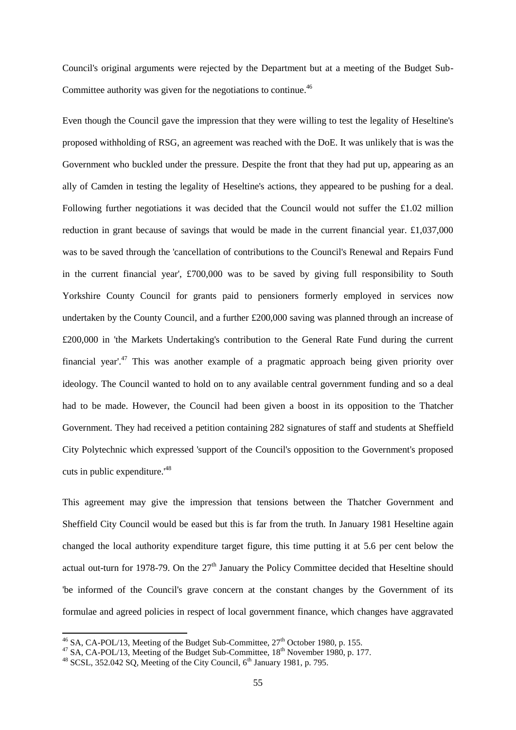Council's original arguments were rejected by the Department but at a meeting of the Budget Sub-Committee authority was given for the negotiations to continue.[46]

Even though the Council gave the impression that they were willing to test the legality of Heseltine's proposed withholding of RSG, an agreement was reached with the DoE. It was unlikely that is was the Government who buckled under the pressure. Despite the front that they had put up, appearing as an ally of Camden in testing the legality of Heseltine's actions, they appeared to be pushing for a deal. Following further negotiations it was decided that the Council would not suffer the £1.02 million reduction in grant because of savings that would be made in the current financial year. £1,037,000 was to be saved through the 'cancellation of contributions to the Council's Renewal and Repairs Fund in the current financial year', £700,000 was to be saved by giving full responsibility to South Yorkshire County Council for grants paid to pensioners formerly employed in services now undertaken by the County Council, and a further £200,000 saving was planned through an increase of £200,000 in 'the Markets Undertaking's contribution to the General Rate Fund during the current financial year'.[47] This was another example of a pragmatic approach being given priority over ideology. The Council wanted to hold on to any available central government funding and so a deal had to be made. However, the Council had been given a boost in its opposition to the Thatcher Government. They had received a petition containing 282 signatures of staff and students at Sheffield City Polytechnic which expressed 'support of the Council's opposition to the Government's proposed cuts in public expenditure.'[48]

This agreement may give the impression that tensions between the Thatcher Government and Sheffield City Council would be eased but this is far from the truth. In January 1981 Heseltine again changed the local authority expenditure target figure, this time putting it at 5.6 per cent below the actual out-turn for 1978-79. On the 27th January the Policy Committee decided that Heseltine should 'be informed of the Council's grave concern at the constant changes by the Government of its formulae and agreed policies in respect of local government finance, which changes have aggravated

---

[46] SA, CA-POL/13, Meeting of the Budget Sub-Committee, 27th October 1980, p. 155.

[47] SA, CA-POL/13, Meeting of the Budget Sub-Committee, 18th November 1980, p. 177.

[48] SCSL, 352.042 SQ, Meeting of the City Council, 6th January 1981, p. 795.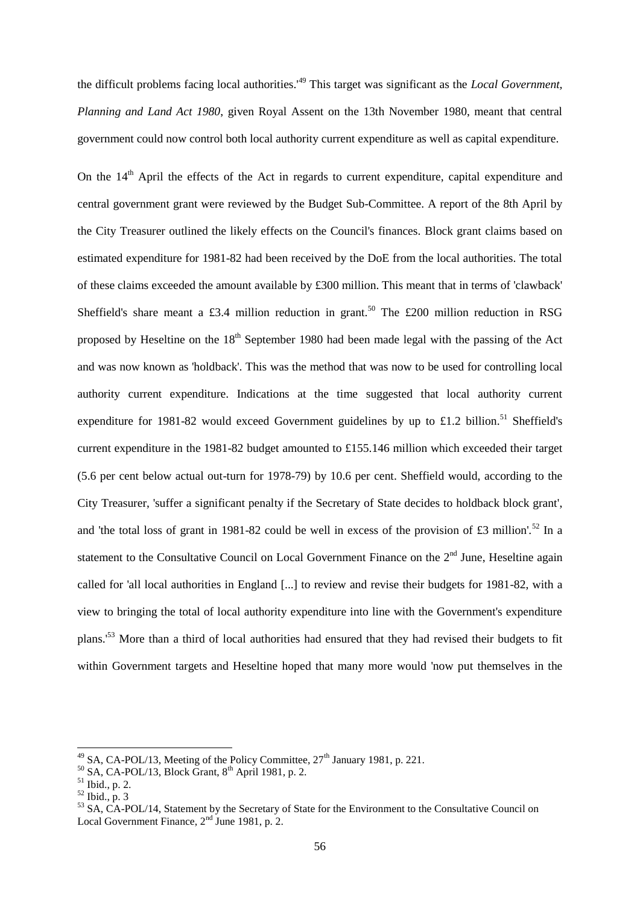the difficult problems facing local authorities.'[49] This target was significant as the *Local Government, Planning and Land Act 1980*, given Royal Assent on the 13th November 1980, meant that central government could now control both local authority current expenditure as well as capital expenditure.

On the 14th April the effects of the Act in regards to current expenditure, capital expenditure and central government grant were reviewed by the Budget Sub-Committee. A report of the 8th April by the City Treasurer outlined the likely effects on the Council's finances. Block grant claims based on estimated expenditure for 1981-82 had been received by the DoE from the local authorities. The total of these claims exceeded the amount available by £300 million. This meant that in terms of 'clawback' Sheffield's share meant a £3.4 million reduction in grant.[50] The £200 million reduction in RSG proposed by Heseltine on the 18th September 1980 had been made legal with the passing of the Act and was now known as 'holdback'. This was the method that was now to be used for controlling local authority current expenditure. Indications at the time suggested that local authority current expenditure for 1981-82 would exceed Government guidelines by up to £1.2 billion.[51] Sheffield's current expenditure in the 1981-82 budget amounted to £155.146 million which exceeded their target (5.6 per cent below actual out-turn for 1978-79) by 10.6 per cent. Sheffield would, according to the City Treasurer, 'suffer a significant penalty if the Secretary of State decides to holdback block grant', and 'the total loss of grant in 1981-82 could be well in excess of the provision of £3 million'.[52] In a statement to the Consultative Council on Local Government Finance on the 2nd June, Heseltine again called for 'all local authorities in England [...] to review and revise their budgets for 1981-82, with a view to bringing the total of local authority expenditure into line with the Government's expenditure plans.'[53] More than a third of local authorities had ensured that they had revised their budgets to fit within Government targets and Heseltine hoped that many more would 'now put themselves in the

---

[49] SA, CA-POL/13, Meeting of the Policy Committee, 27th January 1981, p. 221.

[50] SA, CA-POL/13, Block Grant, 8th April 1981, p. 2.

[51] Ibid., p. 2.

[52] Ibid., p. 3

[53] SA, CA-POL/14, Statement by the Secretary of State for the Environment to the Consultative Council on Local Government Finance, 2nd June 1981, p. 2.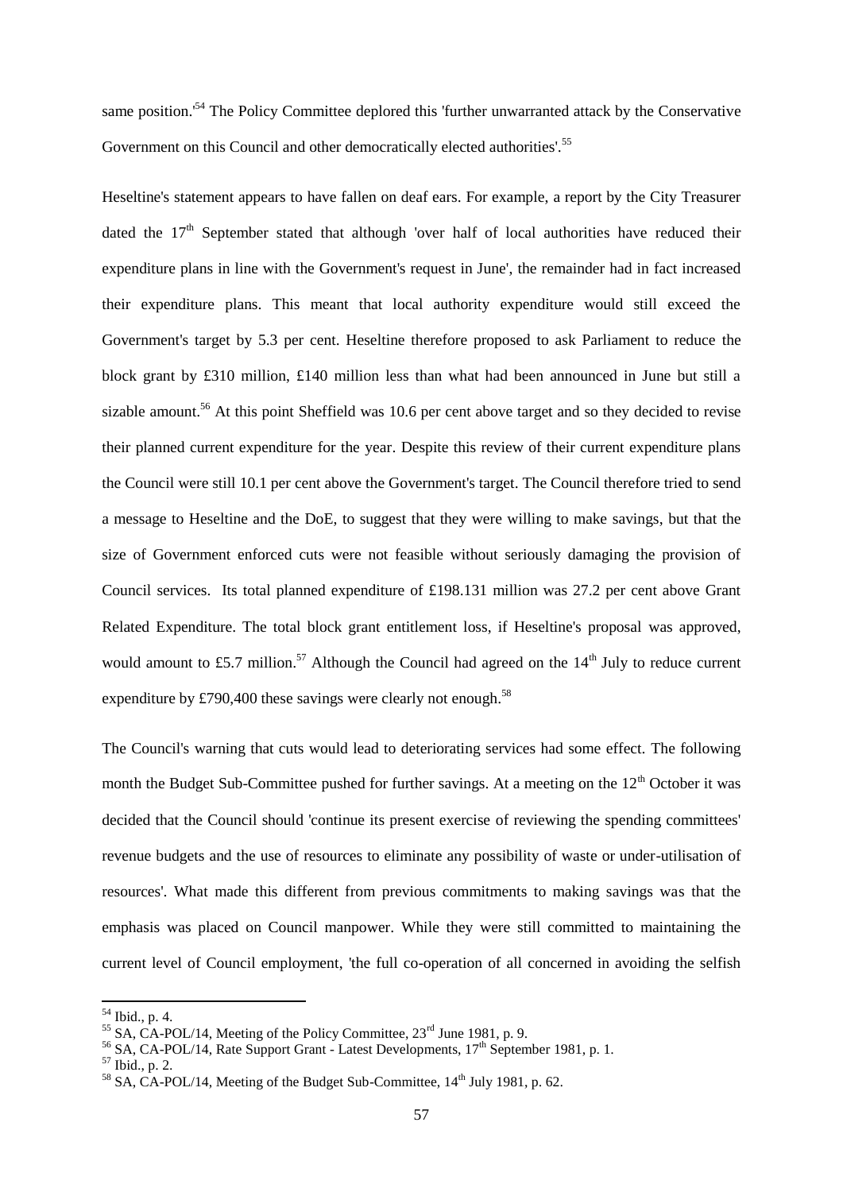same position.'[54] The Policy Committee deplored this 'further unwarranted attack by the Conservative Government on this Council and other democratically elected authorities'.[55]

Heseltine's statement appears to have fallen on deaf ears. For example, a report by the City Treasurer dated the 17th September stated that although 'over half of local authorities have reduced their expenditure plans in line with the Government's request in June', the remainder had in fact increased their expenditure plans. This meant that local authority expenditure would still exceed the Government's target by 5.3 per cent. Heseltine therefore proposed to ask Parliament to reduce the block grant by £310 million, £140 million less than what had been announced in June but still a sizable amount.[56] At this point Sheffield was 10.6 per cent above target and so they decided to revise their planned current expenditure for the year. Despite this review of their current expenditure plans the Council were still 10.1 per cent above the Government's target. The Council therefore tried to send a message to Heseltine and the DoE, to suggest that they were willing to make savings, but that the size of Government enforced cuts were not feasible without seriously damaging the provision of Council services. Its total planned expenditure of £198.131 million was 27.2 per cent above Grant Related Expenditure. The total block grant entitlement loss, if Heseltine's proposal was approved, would amount to £5.7 million.[57] Although the Council had agreed on the 14th July to reduce current expenditure by £790,400 these savings were clearly not enough.[58]

The Council's warning that cuts would lead to deteriorating services had some effect. The following month the Budget Sub-Committee pushed for further savings. At a meeting on the 12th October it was decided that the Council should 'continue its present exercise of reviewing the spending committees' revenue budgets and the use of resources to eliminate any possibility of waste or under-utilisation of resources'. What made this different from previous commitments to making savings was that the emphasis was placed on Council manpower. While they were still committed to maintaining the current level of Council employment, 'the full co-operation of all concerned in avoiding the selfish

---

[54] Ibid., p. 4.

[55] SA, CA-POL/14, Meeting of the Policy Committee, 23rd June 1981, p. 9.

[56] SA, CA-POL/14, Rate Support Grant - Latest Developments, 17th September 1981, p. 1.

[57] Ibid., p. 2.

[58] SA, CA-POL/14, Meeting of the Budget Sub-Committee, 14th July 1981, p. 62.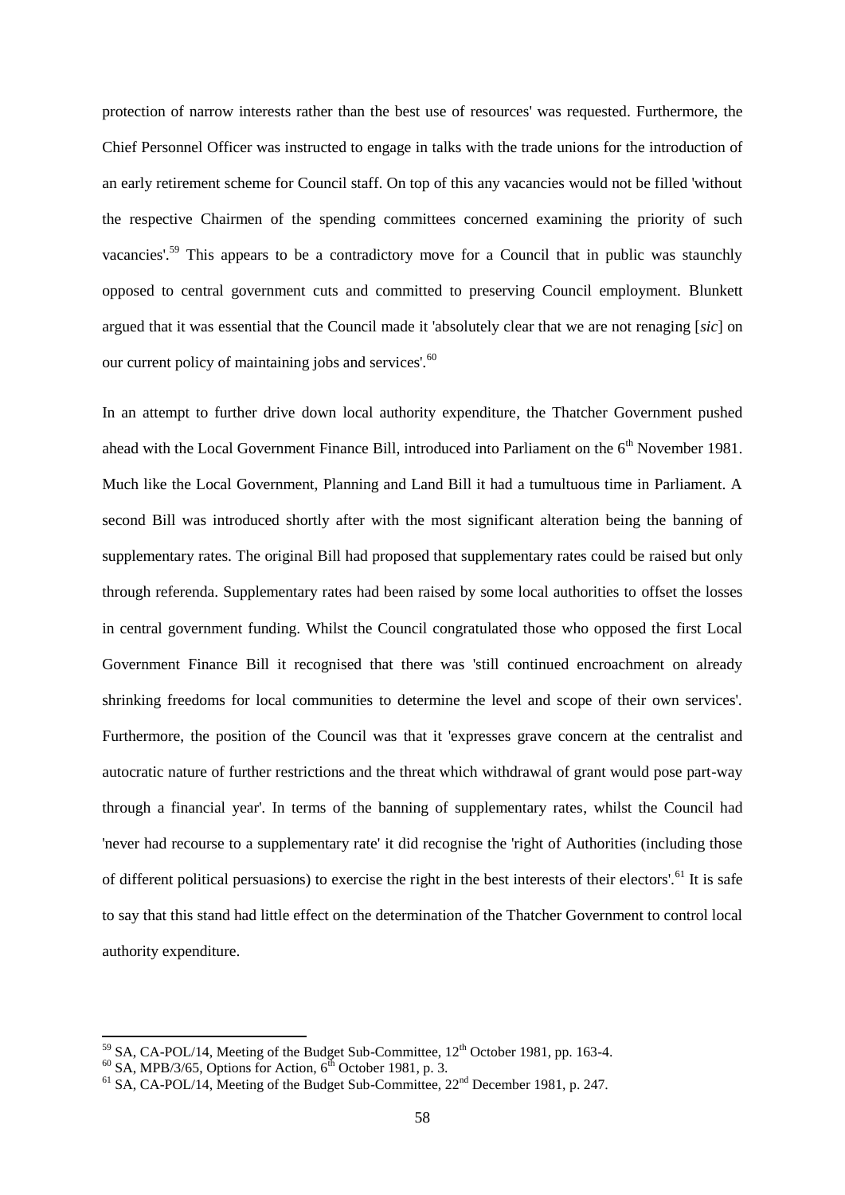protection of narrow interests rather than the best use of resources' was requested. Furthermore, the Chief Personnel Officer was instructed to engage in talks with the trade unions for the introduction of an early retirement scheme for Council staff. On top of this any vacancies would not be filled 'without the respective Chairmen of the spending committees concerned examining the priority of such vacancies'.[59] This appears to be a contradictory move for a Council that in public was staunchly opposed to central government cuts and committed to preserving Council employment. Blunkett argued that it was essential that the Council made it 'absolutely clear that we are not renaging [*sic*] on our current policy of maintaining jobs and services'.[60]

In an attempt to further drive down local authority expenditure, the Thatcher Government pushed ahead with the Local Government Finance Bill, introduced into Parliament on the 6th November 1981. Much like the Local Government, Planning and Land Bill it had a tumultuous time in Parliament. A second Bill was introduced shortly after with the most significant alteration being the banning of supplementary rates. The original Bill had proposed that supplementary rates could be raised but only through referenda. Supplementary rates had been raised by some local authorities to offset the losses in central government funding. Whilst the Council congratulated those who opposed the first Local Government Finance Bill it recognised that there was 'still continued encroachment on already shrinking freedoms for local communities to determine the level and scope of their own services'. Furthermore, the position of the Council was that it 'expresses grave concern at the centralist and autocratic nature of further restrictions and the threat which withdrawal of grant would pose part-way through a financial year'. In terms of the banning of supplementary rates, whilst the Council had 'never had recourse to a supplementary rate' it did recognise the 'right of Authorities (including those of different political persuasions) to exercise the right in the best interests of their electors'.[61] It is safe to say that this stand had little effect on the determination of the Thatcher Government to control local authority expenditure.

---

[59] SA, CA-POL/14, Meeting of the Budget Sub-Committee, 12th October 1981, pp. 163-4.

[60] SA, MPB/3/65, Options for Action, 6th October 1981, p. 3.

[61] SA, CA-POL/14, Meeting of the Budget Sub-Committee, 22nd December 1981, p. 247.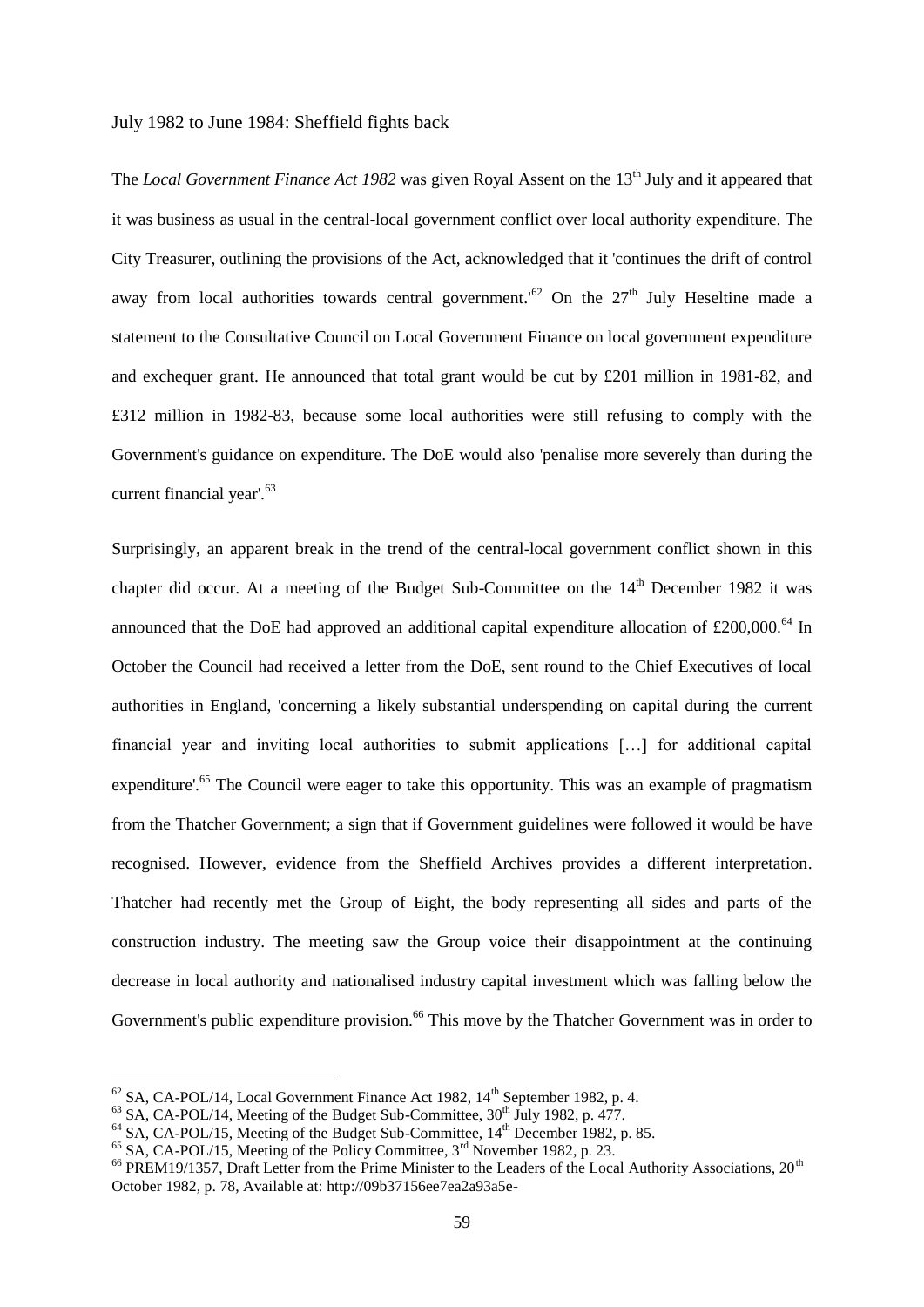July 1982 to June 1984: Sheffield fights back

The *Local Government Finance Act 1982* was given Royal Assent on the 13th July and it appeared that it was business as usual in the central-local government conflict over local authority expenditure. The City Treasurer, outlining the provisions of the Act, acknowledged that it 'continues the drift of control away from local authorities towards central government.'[62] On the 27th July Heseltine made a statement to the Consultative Council on Local Government Finance on local government expenditure and exchequer grant. He announced that total grant would be cut by £201 million in 1981-82, and £312 million in 1982-83, because some local authorities were still refusing to comply with the Government's guidance on expenditure. The DoE would also 'penalise more severely than during the current financial year'.[63]

Surprisingly, an apparent break in the trend of the central-local government conflict shown in this chapter did occur. At a meeting of the Budget Sub-Committee on the 14th December 1982 it was announced that the DoE had approved an additional capital expenditure allocation of £200,000.[64] In October the Council had received a letter from the DoE, sent round to the Chief Executives of local authorities in England, 'concerning a likely substantial underspending on capital during the current financial year and inviting local authorities to submit applications […] for additional capital expenditure'.[65] The Council were eager to take this opportunity. This was an example of pragmatism from the Thatcher Government; a sign that if Government guidelines were followed it would be have recognised. However, evidence from the Sheffield Archives provides a different interpretation. Thatcher had recently met the Group of Eight, the body representing all sides and parts of the construction industry. The meeting saw the Group voice their disappointment at the continuing decrease in local authority and nationalised industry capital investment which was falling below the Government's public expenditure provision.[66] This move by the Thatcher Government was in order to

[62] SA, CA-POL/14, Local Government Finance Act 1982, 14th September 1982, p. 4.
[63] SA, CA-POL/14, Meeting of the Budget Sub-Committee, 30th July 1982, p. 477.
[64] SA, CA-POL/15, Meeting of the Budget Sub-Committee, 14th December 1982, p. 85.
[65] SA, CA-POL/15, Meeting of the Policy Committee, 3rd November 1982, p. 23.
[66] PREM19/1357, Draft Letter from the Prime Minister to the Leaders of the Local Authority Associations, 20th October 1982, p. 78, Available at: http://09b37156ee7ea2a93a5e-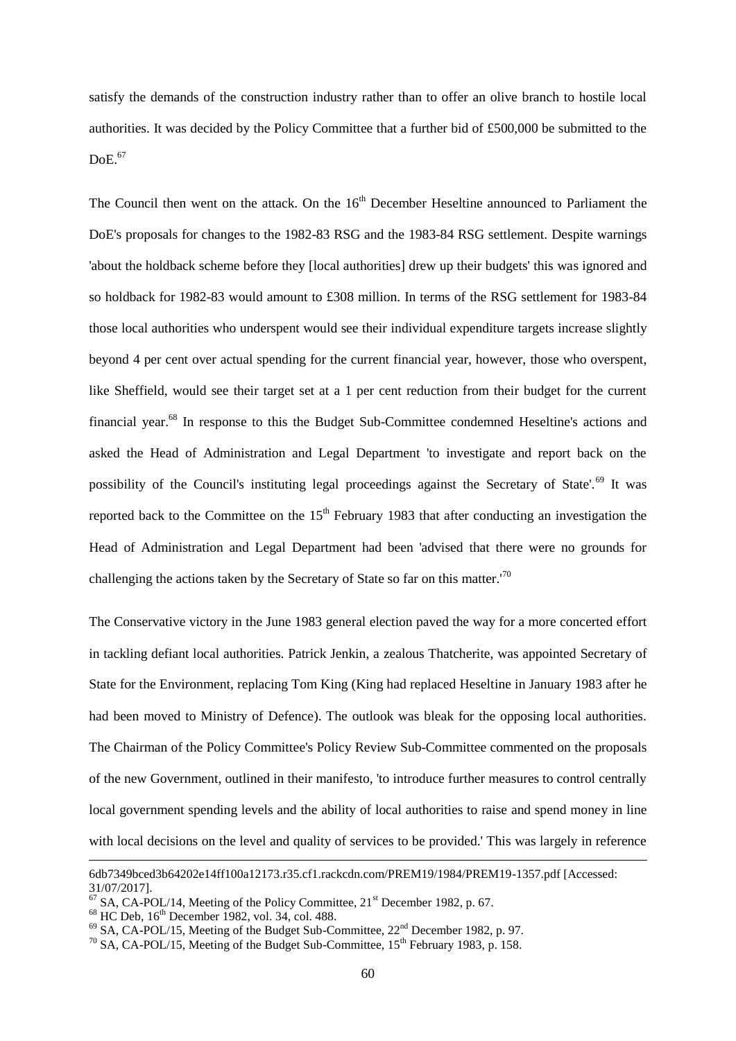satisfy the demands of the construction industry rather than to offer an olive branch to hostile local authorities. It was decided by the Policy Committee that a further bid of £500,000 be submitted to the DoE.[67]

The Council then went on the attack. On the 16th December Heseltine announced to Parliament the DoE's proposals for changes to the 1982-83 RSG and the 1983-84 RSG settlement. Despite warnings 'about the holdback scheme before they [local authorities] drew up their budgets' this was ignored and so holdback for 1982-83 would amount to £308 million. In terms of the RSG settlement for 1983-84 those local authorities who underspent would see their individual expenditure targets increase slightly beyond 4 per cent over actual spending for the current financial year, however, those who overspent, like Sheffield, would see their target set at a 1 per cent reduction from their budget for the current financial year.[68] In response to this the Budget Sub-Committee condemned Heseltine's actions and asked the Head of Administration and Legal Department 'to investigate and report back on the possibility of the Council's instituting legal proceedings against the Secretary of State'.[69] It was reported back to the Committee on the 15th February 1983 that after conducting an investigation the Head of Administration and Legal Department had been 'advised that there were no grounds for challenging the actions taken by the Secretary of State so far on this matter.'[70]

The Conservative victory in the June 1983 general election paved the way for a more concerted effort in tackling defiant local authorities. Patrick Jenkin, a zealous Thatcherite, was appointed Secretary of State for the Environment, replacing Tom King (King had replaced Heseltine in January 1983 after he had been moved to Ministry of Defence). The outlook was bleak for the opposing local authorities. The Chairman of the Policy Committee's Policy Review Sub-Committee commented on the proposals of the new Government, outlined in their manifesto, 'to introduce further measures to control centrally local government spending levels and the ability of local authorities to raise and spend money in line with local decisions on the level and quality of services to be provided.' This was largely in reference

---

6db7349bced3b64202e14ff100a12173.r35.cf1.rackcdn.com/PREM19/1984/PREM19-1357.pdf [Accessed: 31/07/2017].

[67] SA, CA-POL/14, Meeting of the Policy Committee, 21st December 1982, p. 67.

[68] HC Deb, 16th December 1982, vol. 34, col. 488.

[69] SA, CA-POL/15, Meeting of the Budget Sub-Committee, 22nd December 1982, p. 97.

[70] SA, CA-POL/15, Meeting of the Budget Sub-Committee, 15th February 1983, p. 158.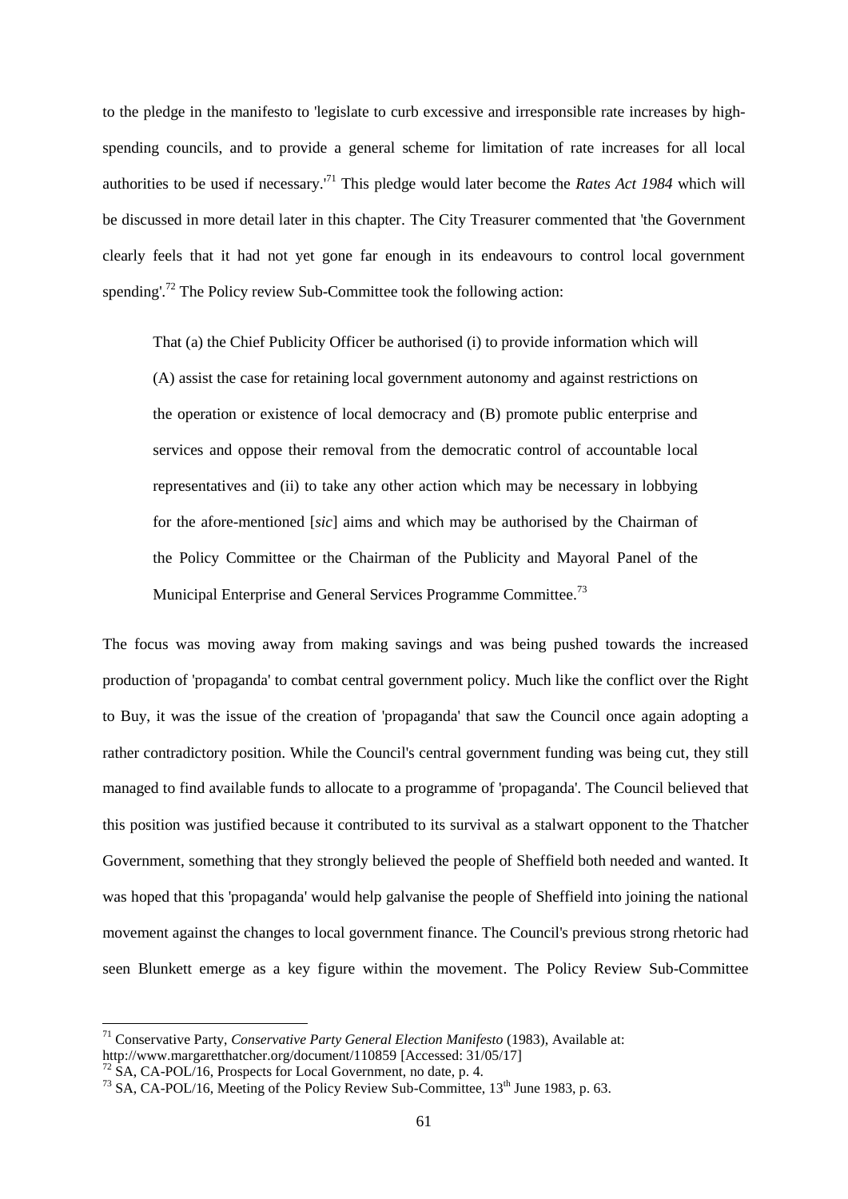to the pledge in the manifesto to 'legislate to curb excessive and irresponsible rate increases by high-spending councils, and to provide a general scheme for limitation of rate increases for all local authorities to be used if necessary.'[71] This pledge would later become the *Rates Act 1984* which will be discussed in more detail later in this chapter. The City Treasurer commented that 'the Government clearly feels that it had not yet gone far enough in its endeavours to control local government spending'.[72] The Policy review Sub-Committee took the following action:

> That (a) the Chief Publicity Officer be authorised (i) to provide information which will (A) assist the case for retaining local government autonomy and against restrictions on the operation or existence of local democracy and (B) promote public enterprise and services and oppose their removal from the democratic control of accountable local representatives and (ii) to take any other action which may be necessary in lobbying for the afore-mentioned [*sic*] aims and which may be authorised by the Chairman of the Policy Committee or the Chairman of the Publicity and Mayoral Panel of the Municipal Enterprise and General Services Programme Committee.[73]

The focus was moving away from making savings and was being pushed towards the increased production of 'propaganda' to combat central government policy. Much like the conflict over the Right to Buy, it was the issue of the creation of 'propaganda' that saw the Council once again adopting a rather contradictory position. While the Council's central government funding was being cut, they still managed to find available funds to allocate to a programme of 'propaganda'. The Council believed that this position was justified because it contributed to its survival as a stalwart opponent to the Thatcher Government, something that they strongly believed the people of Sheffield both needed and wanted. It was hoped that this 'propaganda' would help galvanise the people of Sheffield into joining the national movement against the changes to local government finance. The Council's previous strong rhetoric had seen Blunkett emerge as a key figure within the movement. The Policy Review Sub-Committee

---

[71] Conservative Party, *Conservative Party General Election Manifesto* (1983), Available at: http://www.margaretthatcher.org/document/110859 [Accessed: 31/05/17]

[72] SA, CA-POL/16, Prospects for Local Government, no date, p. 4.

[73] SA, CA-POL/16, Meeting of the Policy Review Sub-Committee, 13th June 1983, p. 63.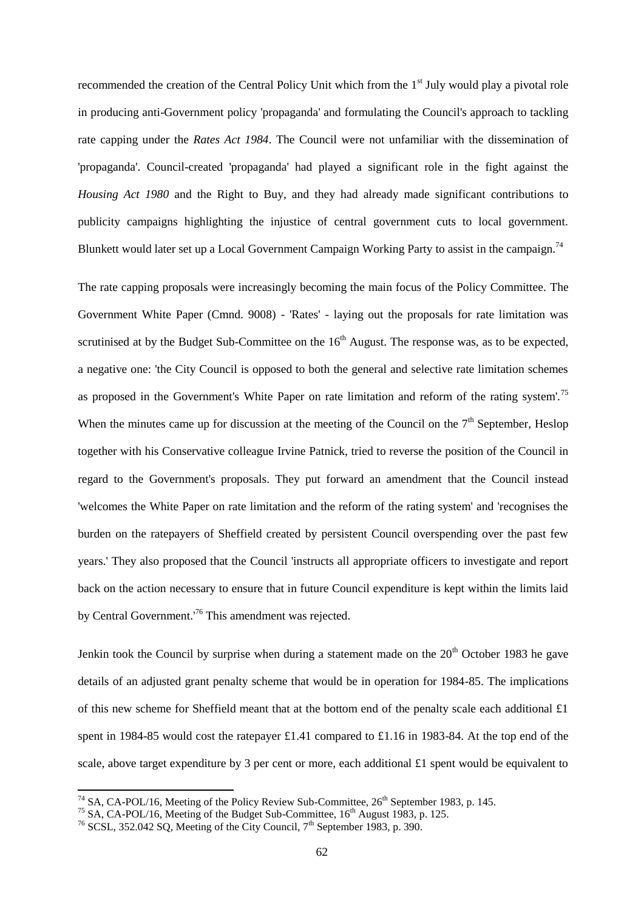recommended the creation of the Central Policy Unit which from the 1st July would play a pivotal role in producing anti-Government policy 'propaganda' and formulating the Council's approach to tackling rate capping under the *Rates Act 1984*. The Council were not unfamiliar with the dissemination of 'propaganda'. Council-created 'propaganda' had played a significant role in the fight against the *Housing Act 1980* and the Right to Buy, and they had already made significant contributions to publicity campaigns highlighting the injustice of central government cuts to local government. Blunkett would later set up a Local Government Campaign Working Party to assist in the campaign.[74]

The rate capping proposals were increasingly becoming the main focus of the Policy Committee. The Government White Paper (Cmnd. 9008) - 'Rates' - laying out the proposals for rate limitation was scrutinised at by the Budget Sub-Committee on the 16th August. The response was, as to be expected, a negative one: 'the City Council is opposed to both the general and selective rate limitation schemes as proposed in the Government's White Paper on rate limitation and reform of the rating system'.[75] When the minutes came up for discussion at the meeting of the Council on the 7th September, Heslop together with his Conservative colleague Irvine Patnick, tried to reverse the position of the Council in regard to the Government's proposals. They put forward an amendment that the Council instead 'welcomes the White Paper on rate limitation and the reform of the rating system' and 'recognises the burden on the ratepayers of Sheffield created by persistent Council overspending over the past few years.' They also proposed that the Council 'instructs all appropriate officers to investigate and report back on the action necessary to ensure that in future Council expenditure is kept within the limits laid by Central Government.'[76] This amendment was rejected.

Jenkin took the Council by surprise when during a statement made on the 20th October 1983 he gave details of an adjusted grant penalty scheme that would be in operation for 1984-85. The implications of this new scheme for Sheffield meant that at the bottom end of the penalty scale each additional £1 spent in 1984-85 would cost the ratepayer £1.41 compared to £1.16 in 1983-84. At the top end of the scale, above target expenditure by 3 per cent or more, each additional £1 spent would be equivalent to

---

[74] SA, CA-POL/16, Meeting of the Policy Review Sub-Committee, 26th September 1983, p. 145.

[75] SA, CA-POL/16, Meeting of the Budget Sub-Committee, 16th August 1983, p. 125.

[76] SCSL, 352.042 SQ, Meeting of the City Council, 7th September 1983, p. 390.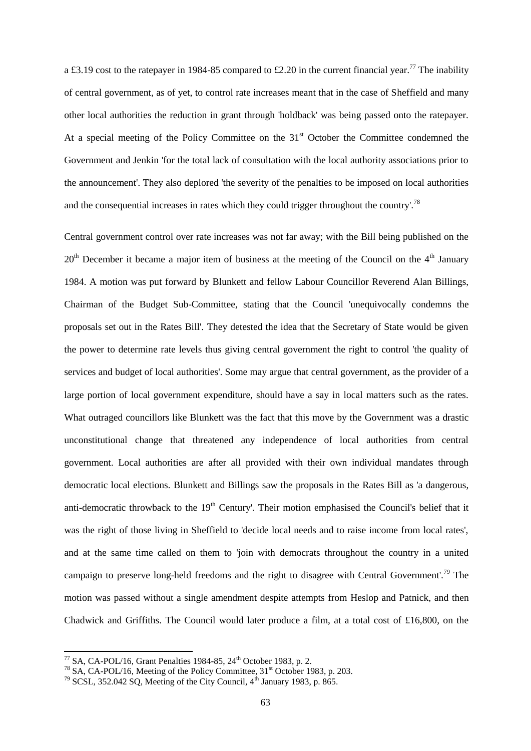a £3.19 cost to the ratepayer in 1984-85 compared to £2.20 in the current financial year.[77] The inability of central government, as of yet, to control rate increases meant that in the case of Sheffield and many other local authorities the reduction in grant through 'holdback' was being passed onto the ratepayer. At a special meeting of the Policy Committee on the 31st October the Committee condemned the Government and Jenkin 'for the total lack of consultation with the local authority associations prior to the announcement'. They also deplored 'the severity of the penalties to be imposed on local authorities and the consequential increases in rates which they could trigger throughout the country'.[78]

Central government control over rate increases was not far away; with the Bill being published on the 20th December it became a major item of business at the meeting of the Council on the 4th January 1984. A motion was put forward by Blunkett and fellow Labour Councillor Reverend Alan Billings, Chairman of the Budget Sub-Committee, stating that the Council 'unequivocally condemns the proposals set out in the Rates Bill'. They detested the idea that the Secretary of State would be given the power to determine rate levels thus giving central government the right to control 'the quality of services and budget of local authorities'. Some may argue that central government, as the provider of a large portion of local government expenditure, should have a say in local matters such as the rates. What outraged councillors like Blunkett was the fact that this move by the Government was a drastic unconstitutional change that threatened any independence of local authorities from central government. Local authorities are after all provided with their own individual mandates through democratic local elections. Blunkett and Billings saw the proposals in the Rates Bill as 'a dangerous, anti-democratic throwback to the 19th Century'. Their motion emphasised the Council's belief that it was the right of those living in Sheffield to 'decide local needs and to raise income from local rates', and at the same time called on them to 'join with democrats throughout the country in a united campaign to preserve long-held freedoms and the right to disagree with Central Government'.[79] The motion was passed without a single amendment despite attempts from Heslop and Patnick, and then Chadwick and Griffiths. The Council would later produce a film, at a total cost of £16,800, on the

---

[77] SA, CA-POL/16, Grant Penalties 1984-85, 24th October 1983, p. 2.

[78] SA, CA-POL/16, Meeting of the Policy Committee, 31st October 1983, p. 203.

[79] SCSL, 352.042 SQ, Meeting of the City Council, 4th January 1983, p. 865.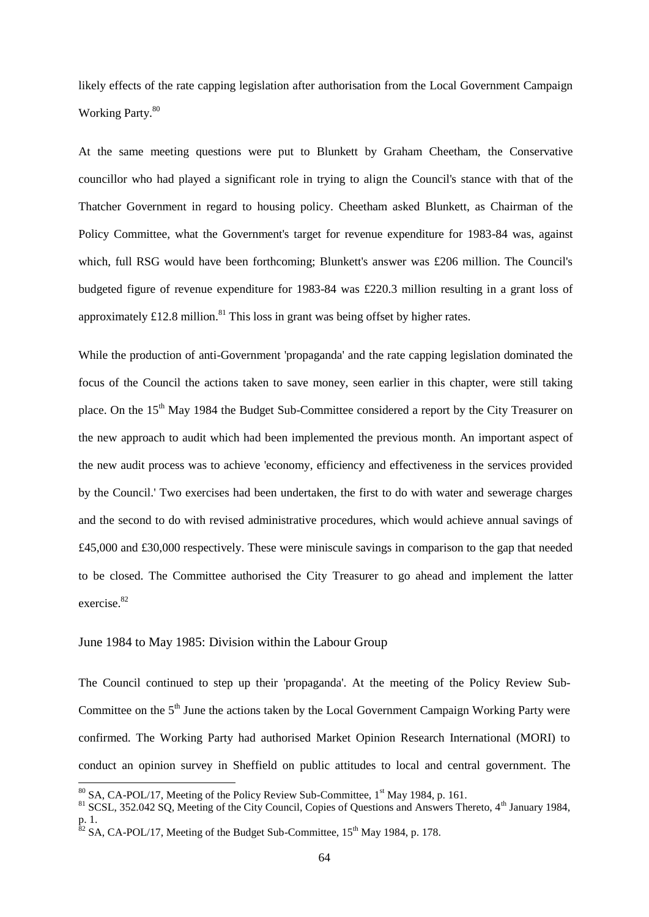likely effects of the rate capping legislation after authorisation from the Local Government Campaign Working Party.[80]

At the same meeting questions were put to Blunkett by Graham Cheetham, the Conservative councillor who had played a significant role in trying to align the Council's stance with that of the Thatcher Government in regard to housing policy. Cheetham asked Blunkett, as Chairman of the Policy Committee, what the Government's target for revenue expenditure for 1983-84 was, against which, full RSG would have been forthcoming; Blunkett's answer was £206 million. The Council's budgeted figure of revenue expenditure for 1983-84 was £220.3 million resulting in a grant loss of approximately £12.8 million.[81] This loss in grant was being offset by higher rates.

While the production of anti-Government 'propaganda' and the rate capping legislation dominated the focus of the Council the actions taken to save money, seen earlier in this chapter, were still taking place. On the 15th May 1984 the Budget Sub-Committee considered a report by the City Treasurer on the new approach to audit which had been implemented the previous month. An important aspect of the new audit process was to achieve 'economy, efficiency and effectiveness in the services provided by the Council.' Two exercises had been undertaken, the first to do with water and sewerage charges and the second to do with revised administrative procedures, which would achieve annual savings of £45,000 and £30,000 respectively. These were miniscule savings in comparison to the gap that needed to be closed. The Committee authorised the City Treasurer to go ahead and implement the latter exercise.[82]

## June 1984 to May 1985: Division within the Labour Group

The Council continued to step up their 'propaganda'. At the meeting of the Policy Review Sub-Committee on the 5th June the actions taken by the Local Government Campaign Working Party were confirmed. The Working Party had authorised Market Opinion Research International (MORI) to conduct an opinion survey in Sheffield on public attitudes to local and central government. The

---

[80] SA, CA-POL/17, Meeting of the Policy Review Sub-Committee, 1st May 1984, p. 161.

[81] SCSL, 352.042 SQ, Meeting of the City Council, Copies of Questions and Answers Thereto, 4th January 1984, p. 1.

[82] SA, CA-POL/17, Meeting of the Budget Sub-Committee, 15th May 1984, p. 178.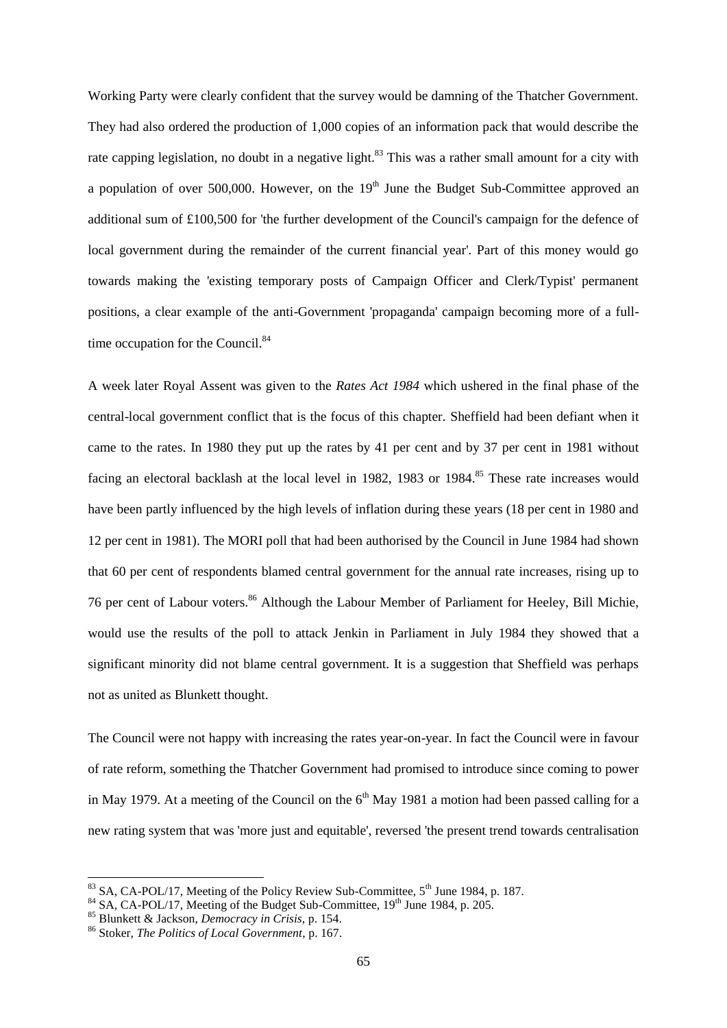Working Party were clearly confident that the survey would be damning of the Thatcher Government. They had also ordered the production of 1,000 copies of an information pack that would describe the rate capping legislation, no doubt in a negative light.[83] This was a rather small amount for a city with a population of over 500,000. However, on the 19th June the Budget Sub-Committee approved an additional sum of £100,500 for 'the further development of the Council's campaign for the defence of local government during the remainder of the current financial year'. Part of this money would go towards making the 'existing temporary posts of Campaign Officer and Clerk/Typist' permanent positions, a clear example of the anti-Government 'propaganda' campaign becoming more of a full-time occupation for the Council.[84]

A week later Royal Assent was given to the *Rates Act 1984* which ushered in the final phase of the central-local government conflict that is the focus of this chapter. Sheffield had been defiant when it came to the rates. In 1980 they put up the rates by 41 per cent and by 37 per cent in 1981 without facing an electoral backlash at the local level in 1982, 1983 or 1984.[85] These rate increases would have been partly influenced by the high levels of inflation during these years (18 per cent in 1980 and 12 per cent in 1981). The MORI poll that had been authorised by the Council in June 1984 had shown that 60 per cent of respondents blamed central government for the annual rate increases, rising up to 76 per cent of Labour voters.[86] Although the Labour Member of Parliament for Heeley, Bill Michie, would use the results of the poll to attack Jenkin in Parliament in July 1984 they showed that a significant minority did not blame central government. It is a suggestion that Sheffield was perhaps not as united as Blunkett thought.

The Council were not happy with increasing the rates year-on-year. In fact the Council were in favour of rate reform, something the Thatcher Government had promised to introduce since coming to power in May 1979. At a meeting of the Council on the 6th May 1981 a motion had been passed calling for a new rating system that was 'more just and equitable', reversed 'the present trend towards centralisation

[83] SA, CA-POL/17, Meeting of the Policy Review Sub-Committee, 5th June 1984, p. 187.
[84] SA, CA-POL/17, Meeting of the Budget Sub-Committee, 19th June 1984, p. 205.
[85] Blunkett & Jackson, *Democracy in Crisis*, p. 154.
[86] Stoker, *The Politics of Local Government*, p. 167.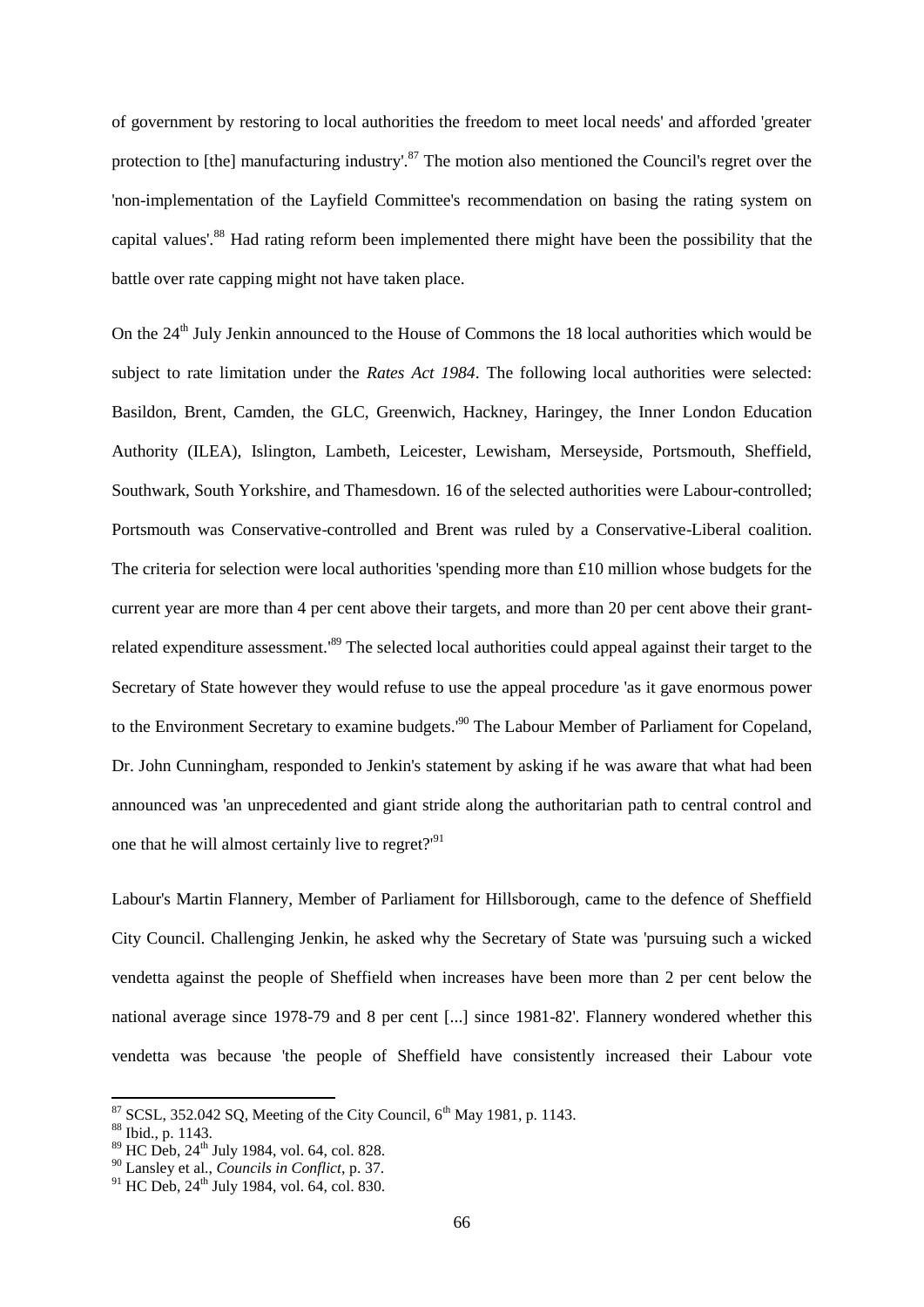of government by restoring to local authorities the freedom to meet local needs' and afforded 'greater protection to [the] manufacturing industry'.[87] The motion also mentioned the Council's regret over the 'non-implementation of the Layfield Committee's recommendation on basing the rating system on capital values'.[88] Had rating reform been implemented there might have been the possibility that the battle over rate capping might not have taken place.

On the 24th July Jenkin announced to the House of Commons the 18 local authorities which would be subject to rate limitation under the *Rates Act 1984*. The following local authorities were selected: Basildon, Brent, Camden, the GLC, Greenwich, Hackney, Haringey, the Inner London Education Authority (ILEA), Islington, Lambeth, Leicester, Lewisham, Merseyside, Portsmouth, Sheffield, Southwark, South Yorkshire, and Thamesdown. 16 of the selected authorities were Labour-controlled; Portsmouth was Conservative-controlled and Brent was ruled by a Conservative-Liberal coalition. The criteria for selection were local authorities 'spending more than £10 million whose budgets for the current year are more than 4 per cent above their targets, and more than 20 per cent above their grant-related expenditure assessment.'[89] The selected local authorities could appeal against their target to the Secretary of State however they would refuse to use the appeal procedure 'as it gave enormous power to the Environment Secretary to examine budgets.'[90] The Labour Member of Parliament for Copeland, Dr. John Cunningham, responded to Jenkin's statement by asking if he was aware that what had been announced was 'an unprecedented and giant stride along the authoritarian path to central control and one that he will almost certainly live to regret?'[91]

Labour's Martin Flannery, Member of Parliament for Hillsborough, came to the defence of Sheffield City Council. Challenging Jenkin, he asked why the Secretary of State was 'pursuing such a wicked vendetta against the people of Sheffield when increases have been more than 2 per cent below the national average since 1978-79 and 8 per cent [...] since 1981-82'. Flannery wondered whether this vendetta was because 'the people of Sheffield have consistently increased their Labour vote

---

[87] SCSL, 352.042 SQ, Meeting of the City Council, 6th May 1981, p. 1143.

[88] Ibid., p. 1143.

[89] HC Deb, 24th July 1984, vol. 64, col. 828.

[90] Lansley et al., *Councils in Conflict*, p. 37.

[91] HC Deb, 24th July 1984, vol. 64, col. 830.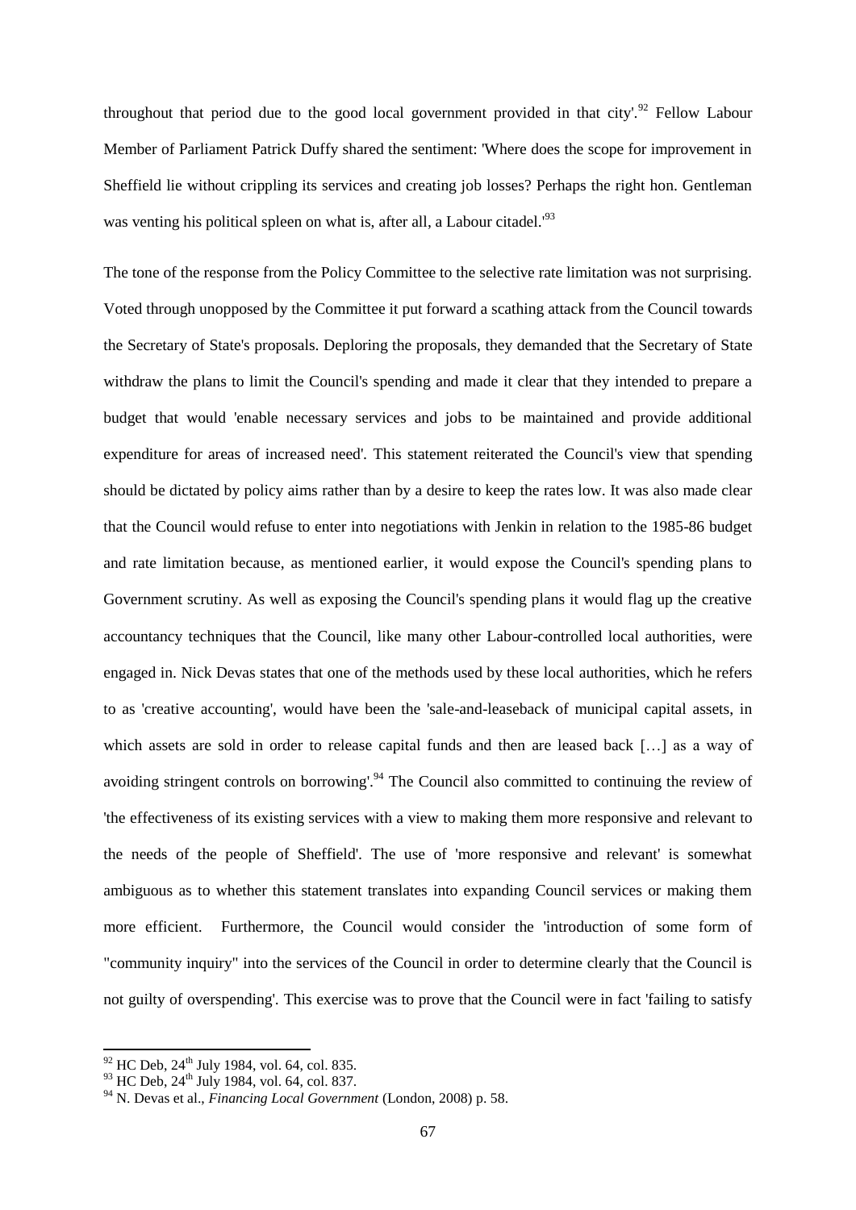throughout that period due to the good local government provided in that city'.[92] Fellow Labour Member of Parliament Patrick Duffy shared the sentiment: 'Where does the scope for improvement in Sheffield lie without crippling its services and creating job losses? Perhaps the right hon. Gentleman was venting his political spleen on what is, after all, a Labour citadel.'[93]

The tone of the response from the Policy Committee to the selective rate limitation was not surprising. Voted through unopposed by the Committee it put forward a scathing attack from the Council towards the Secretary of State's proposals. Deploring the proposals, they demanded that the Secretary of State withdraw the plans to limit the Council's spending and made it clear that they intended to prepare a budget that would 'enable necessary services and jobs to be maintained and provide additional expenditure for areas of increased need'. This statement reiterated the Council's view that spending should be dictated by policy aims rather than by a desire to keep the rates low. It was also made clear that the Council would refuse to enter into negotiations with Jenkin in relation to the 1985-86 budget and rate limitation because, as mentioned earlier, it would expose the Council's spending plans to Government scrutiny. As well as exposing the Council's spending plans it would flag up the creative accountancy techniques that the Council, like many other Labour-controlled local authorities, were engaged in. Nick Devas states that one of the methods used by these local authorities, which he refers to as 'creative accounting', would have been the 'sale-and-leaseback of municipal capital assets, in which assets are sold in order to release capital funds and then are leased back […] as a way of avoiding stringent controls on borrowing'.[94] The Council also committed to continuing the review of 'the effectiveness of its existing services with a view to making them more responsive and relevant to the needs of the people of Sheffield'. The use of 'more responsive and relevant' is somewhat ambiguous as to whether this statement translates into expanding Council services or making them more efficient. Furthermore, the Council would consider the 'introduction of some form of "community inquiry" into the services of the Council in order to determine clearly that the Council is not guilty of overspending'. This exercise was to prove that the Council were in fact 'failing to satisfy

---

[92] HC Deb, 24th July 1984, vol. 64, col. 835.

[93] HC Deb, 24th July 1984, vol. 64, col. 837.

[94] N. Devas et al., *Financing Local Government* (London, 2008) p. 58.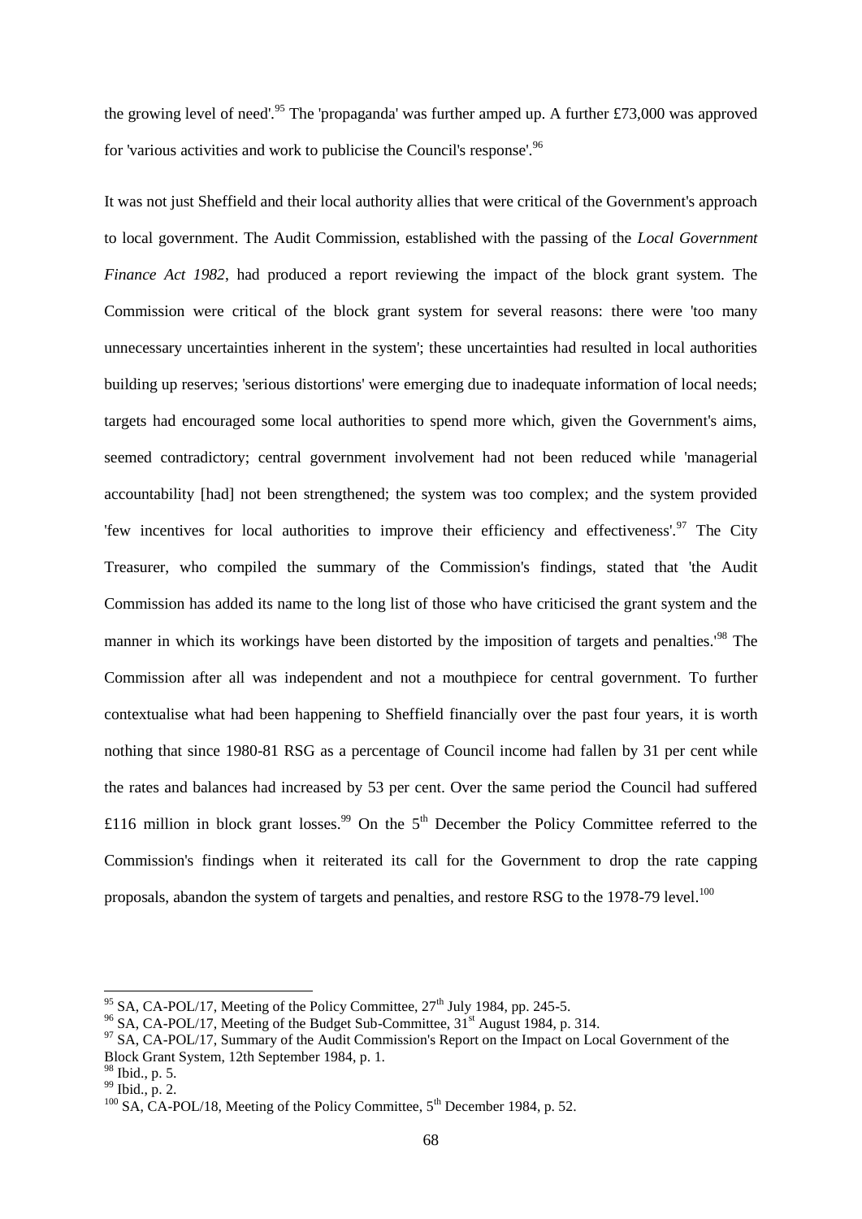the growing level of need'.[95] The 'propaganda' was further amped up. A further £73,000 was approved for 'various activities and work to publicise the Council's response'.[96]

It was not just Sheffield and their local authority allies that were critical of the Government's approach to local government. The Audit Commission, established with the passing of the *Local Government Finance Act 1982*, had produced a report reviewing the impact of the block grant system. The Commission were critical of the block grant system for several reasons: there were 'too many unnecessary uncertainties inherent in the system'; these uncertainties had resulted in local authorities building up reserves; 'serious distortions' were emerging due to inadequate information of local needs; targets had encouraged some local authorities to spend more which, given the Government's aims, seemed contradictory; central government involvement had not been reduced while 'managerial accountability [had] not been strengthened; the system was too complex; and the system provided 'few incentives for local authorities to improve their efficiency and effectiveness'.[97] The City Treasurer, who compiled the summary of the Commission's findings, stated that 'the Audit Commission has added its name to the long list of those who have criticised the grant system and the manner in which its workings have been distorted by the imposition of targets and penalties.'[98] The Commission after all was independent and not a mouthpiece for central government. To further contextualise what had been happening to Sheffield financially over the past four years, it is worth nothing that since 1980-81 RSG as a percentage of Council income had fallen by 31 per cent while the rates and balances had increased by 53 per cent. Over the same period the Council had suffered £116 million in block grant losses.[99] On the 5th December the Policy Committee referred to the Commission's findings when it reiterated its call for the Government to drop the rate capping proposals, abandon the system of targets and penalties, and restore RSG to the 1978-79 level.[100]

---

[95] SA, CA-POL/17, Meeting of the Policy Committee, 27th July 1984, pp. 245-5.

[96] SA, CA-POL/17, Meeting of the Budget Sub-Committee, 31st August 1984, p. 314.

[97] SA, CA-POL/17, Summary of the Audit Commission's Report on the Impact on Local Government of the Block Grant System, 12th September 1984, p. 1.

[98] Ibid., p. 5.

[99] Ibid., p. 2.

[100] SA, CA-POL/18, Meeting of the Policy Committee, 5th December 1984, p. 52.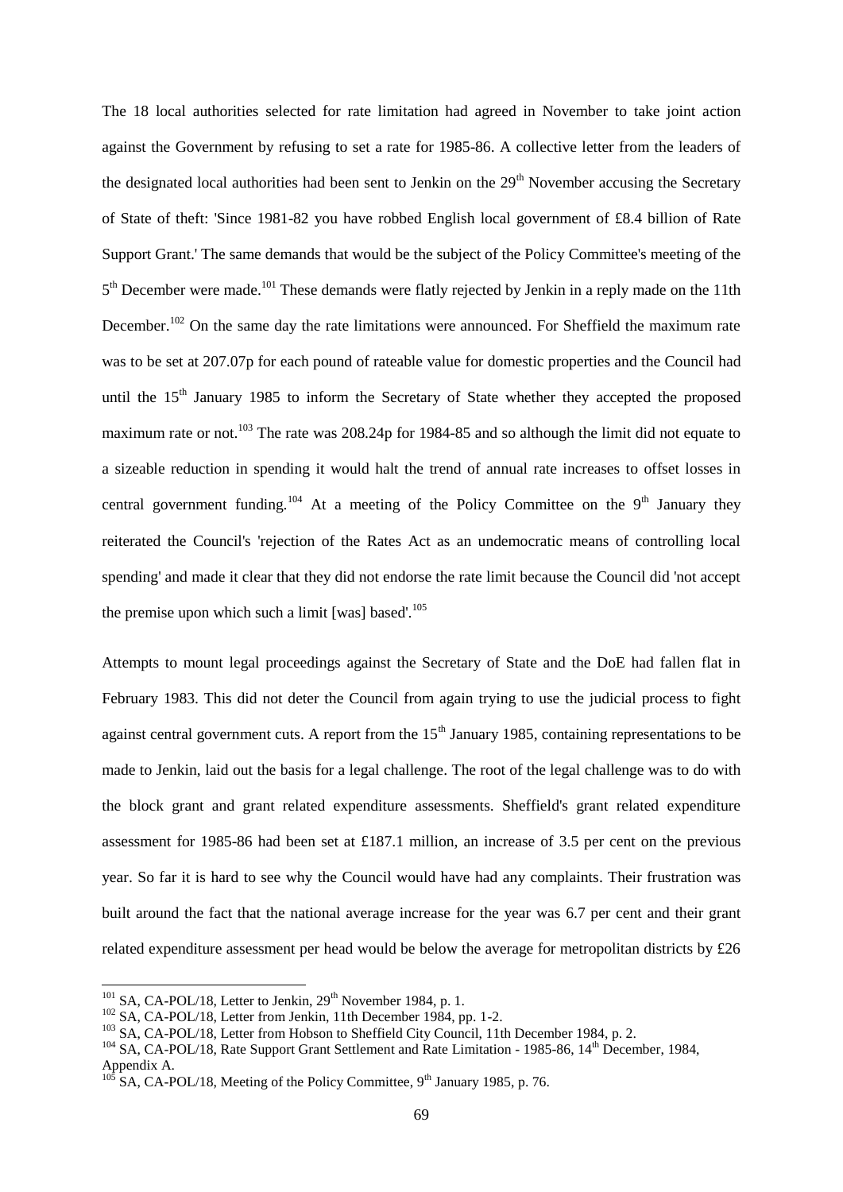The 18 local authorities selected for rate limitation had agreed in November to take joint action against the Government by refusing to set a rate for 1985-86. A collective letter from the leaders of the designated local authorities had been sent to Jenkin on the 29th November accusing the Secretary of State of theft: 'Since 1981-82 you have robbed English local government of £8.4 billion of Rate Support Grant.' The same demands that would be the subject of the Policy Committee's meeting of the 5th December were made.[101] These demands were flatly rejected by Jenkin in a reply made on the 11th December.[102] On the same day the rate limitations were announced. For Sheffield the maximum rate was to be set at 207.07p for each pound of rateable value for domestic properties and the Council had until the 15th January 1985 to inform the Secretary of State whether they accepted the proposed maximum rate or not.[103] The rate was 208.24p for 1984-85 and so although the limit did not equate to a sizeable reduction in spending it would halt the trend of annual rate increases to offset losses in central government funding.[104] At a meeting of the Policy Committee on the 9th January they reiterated the Council's 'rejection of the Rates Act as an undemocratic means of controlling local spending' and made it clear that they did not endorse the rate limit because the Council did 'not accept the premise upon which such a limit [was] based'.[105]

Attempts to mount legal proceedings against the Secretary of State and the DoE had fallen flat in February 1983. This did not deter the Council from again trying to use the judicial process to fight against central government cuts. A report from the 15th January 1985, containing representations to be made to Jenkin, laid out the basis for a legal challenge. The root of the legal challenge was to do with the block grant and grant related expenditure assessments. Sheffield's grant related expenditure assessment for 1985-86 had been set at £187.1 million, an increase of 3.5 per cent on the previous year. So far it is hard to see why the Council would have had any complaints. Their frustration was built around the fact that the national average increase for the year was 6.7 per cent and their grant related expenditure assessment per head would be below the average for metropolitan districts by £26

---

[101] SA, CA-POL/18, Letter to Jenkin, 29th November 1984, p. 1.

[102] SA, CA-POL/18, Letter from Jenkin, 11th December 1984, pp. 1-2.

[103] SA, CA-POL/18, Letter from Hobson to Sheffield City Council, 11th December 1984, p. 2.

[104] SA, CA-POL/18, Rate Support Grant Settlement and Rate Limitation - 1985-86, 14th December, 1984, Appendix A.

[105] SA, CA-POL/18, Meeting of the Policy Committee, 9th January 1985, p. 76.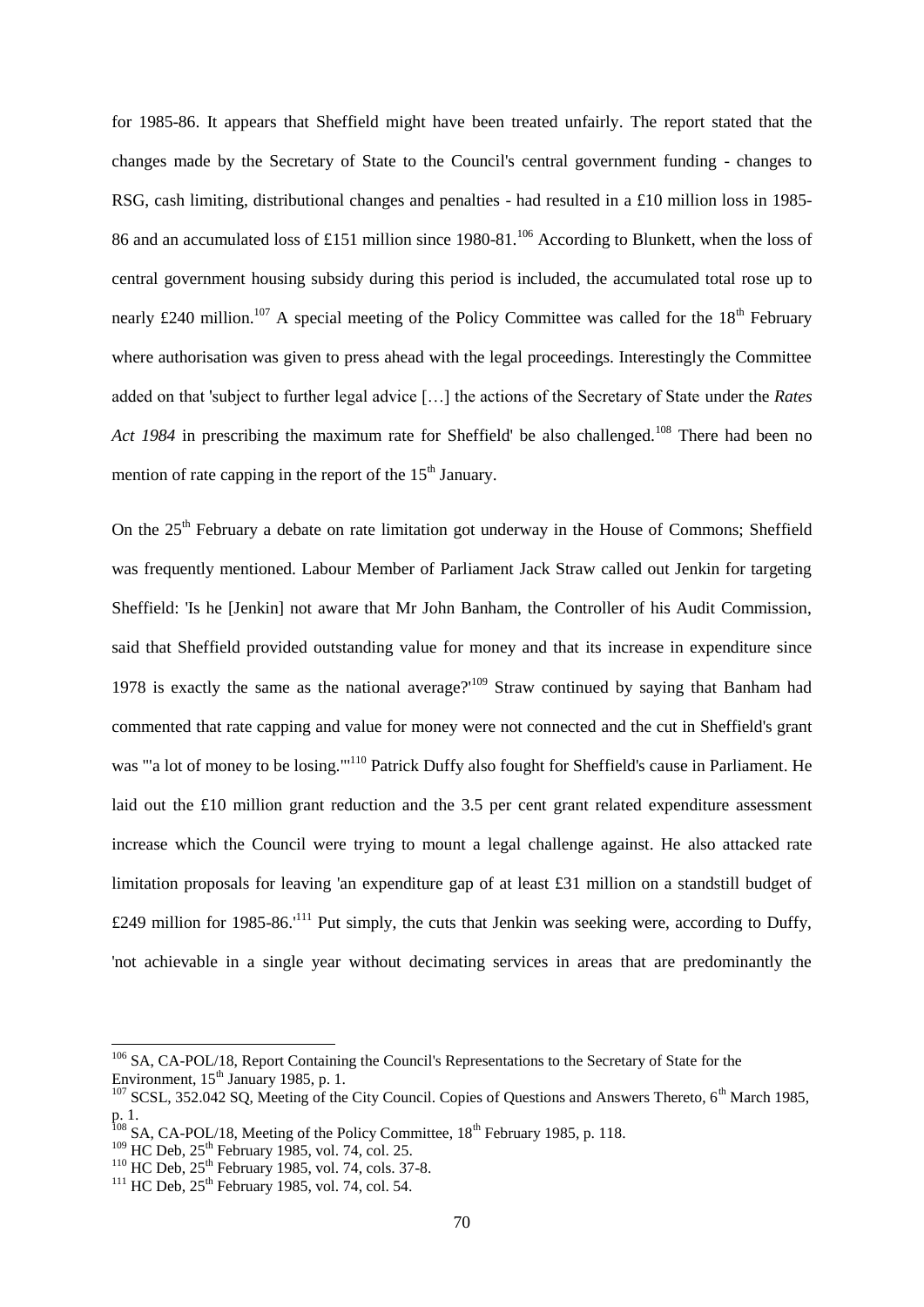for 1985-86. It appears that Sheffield might have been treated unfairly. The report stated that the changes made by the Secretary of State to the Council's central government funding - changes to RSG, cash limiting, distributional changes and penalties - had resulted in a £10 million loss in 1985-86 and an accumulated loss of £151 million since 1980-81.[106] According to Blunkett, when the loss of central government housing subsidy during this period is included, the accumulated total rose up to nearly £240 million.[107] A special meeting of the Policy Committee was called for the 18th February where authorisation was given to press ahead with the legal proceedings. Interestingly the Committee added on that 'subject to further legal advice […] the actions of the Secretary of State under the *Rates Act 1984* in prescribing the maximum rate for Sheffield' be also challenged.[108] There had been no mention of rate capping in the report of the 15th January.

On the 25th February a debate on rate limitation got underway in the House of Commons; Sheffield was frequently mentioned. Labour Member of Parliament Jack Straw called out Jenkin for targeting Sheffield: 'Is he [Jenkin] not aware that Mr John Banham, the Controller of his Audit Commission, said that Sheffield provided outstanding value for money and that its increase in expenditure since 1978 is exactly the same as the national average?'[109] Straw continued by saying that Banham had commented that rate capping and value for money were not connected and the cut in Sheffield's grant was '"a lot of money to be losing."'[110] Patrick Duffy also fought for Sheffield's cause in Parliament. He laid out the £10 million grant reduction and the 3.5 per cent grant related expenditure assessment increase which the Council were trying to mount a legal challenge against. He also attacked rate limitation proposals for leaving 'an expenditure gap of at least £31 million on a standstill budget of £249 million for 1985-86.'[111] Put simply, the cuts that Jenkin was seeking were, according to Duffy, 'not achievable in a single year without decimating services in areas that are predominantly the

---

[106] SA, CA-POL/18, Report Containing the Council's Representations to the Secretary of State for the Environment, 15th January 1985, p. 1.

[107] SCSL, 352.042 SQ, Meeting of the City Council. Copies of Questions and Answers Thereto, 6th March 1985, p. 1.

[108] SA, CA-POL/18, Meeting of the Policy Committee, 18th February 1985, p. 118.

[109] HC Deb, 25th February 1985, vol. 74, col. 25.

[110] HC Deb, 25th February 1985, vol. 74, cols. 37-8.

[111] HC Deb, 25th February 1985, vol. 74, col. 54.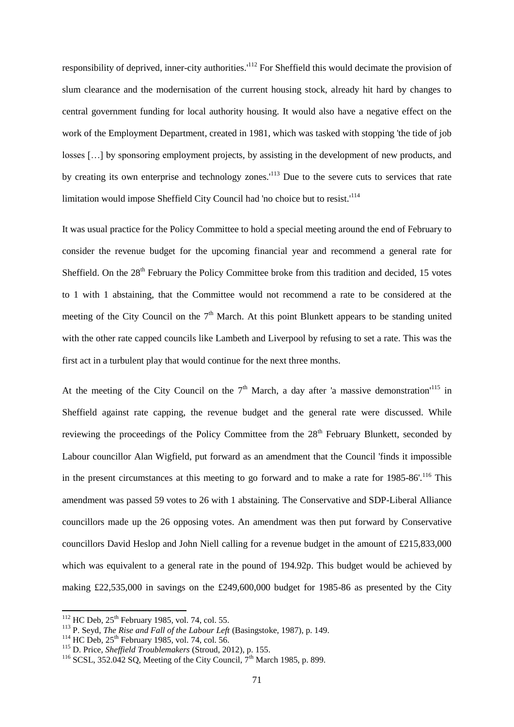responsibility of deprived, inner-city authorities.'[112] For Sheffield this would decimate the provision of slum clearance and the modernisation of the current housing stock, already hit hard by changes to central government funding for local authority housing. It would also have a negative effect on the work of the Employment Department, created in 1981, which was tasked with stopping 'the tide of job losses […] by sponsoring employment projects, by assisting in the development of new products, and by creating its own enterprise and technology zones.'[113] Due to the severe cuts to services that rate limitation would impose Sheffield City Council had 'no choice but to resist.'[114]

It was usual practice for the Policy Committee to hold a special meeting around the end of February to consider the revenue budget for the upcoming financial year and recommend a general rate for Sheffield. On the 28th February the Policy Committee broke from this tradition and decided, 15 votes to 1 with 1 abstaining, that the Committee would not recommend a rate to be considered at the meeting of the City Council on the 7th March. At this point Blunkett appears to be standing united with the other rate capped councils like Lambeth and Liverpool by refusing to set a rate. This was the first act in a turbulent play that would continue for the next three months.

At the meeting of the City Council on the 7th March, a day after 'a massive demonstration'[115] in Sheffield against rate capping, the revenue budget and the general rate were discussed. While reviewing the proceedings of the Policy Committee from the 28th February Blunkett, seconded by Labour councillor Alan Wigfield, put forward as an amendment that the Council 'finds it impossible in the present circumstances at this meeting to go forward and to make a rate for 1985-86'.[116] This amendment was passed 59 votes to 26 with 1 abstaining. The Conservative and SDP-Liberal Alliance councillors made up the 26 opposing votes. An amendment was then put forward by Conservative councillors David Heslop and John Niell calling for a revenue budget in the amount of £215,833,000 which was equivalent to a general rate in the pound of 194.92p. This budget would be achieved by making £22,535,000 in savings on the £249,600,000 budget for 1985-86 as presented by the City

---

[112] HC Deb, 25th February 1985, vol. 74, col. 55.

[113] P. Seyd, *The Rise and Fall of the Labour Left* (Basingstoke, 1987), p. 149.

[114] HC Deb, 25th February 1985, vol. 74, col. 56.

[115] D. Price, *Sheffield Troublemakers* (Stroud, 2012), p. 155.

[116] SCSL, 352.042 SQ, Meeting of the City Council, 7th March 1985, p. 899.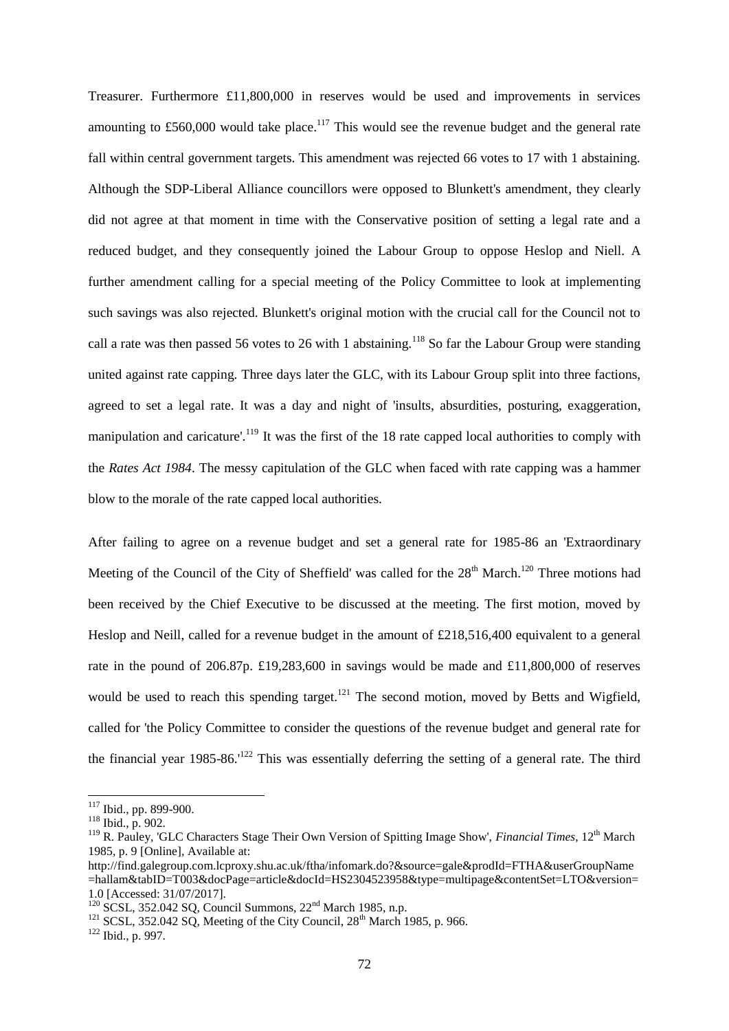Treasurer. Furthermore £11,800,000 in reserves would be used and improvements in services amounting to £560,000 would take place.[117] This would see the revenue budget and the general rate fall within central government targets. This amendment was rejected 66 votes to 17 with 1 abstaining. Although the SDP-Liberal Alliance councillors were opposed to Blunkett's amendment, they clearly did not agree at that moment in time with the Conservative position of setting a legal rate and a reduced budget, and they consequently joined the Labour Group to oppose Heslop and Niell. A further amendment calling for a special meeting of the Policy Committee to look at implementing such savings was also rejected. Blunkett's original motion with the crucial call for the Council not to call a rate was then passed 56 votes to 26 with 1 abstaining.[118] So far the Labour Group were standing united against rate capping. Three days later the GLC, with its Labour Group split into three factions, agreed to set a legal rate. It was a day and night of 'insults, absurdities, posturing, exaggeration, manipulation and caricature'.[119] It was the first of the 18 rate capped local authorities to comply with the *Rates Act 1984*. The messy capitulation of the GLC when faced with rate capping was a hammer blow to the morale of the rate capped local authorities.

After failing to agree on a revenue budget and set a general rate for 1985-86 an 'Extraordinary Meeting of the Council of the City of Sheffield' was called for the 28th March.[120] Three motions had been received by the Chief Executive to be discussed at the meeting. The first motion, moved by Heslop and Neill, called for a revenue budget in the amount of £218,516,400 equivalent to a general rate in the pound of 206.87p. £19,283,600 in savings would be made and £11,800,000 of reserves would be used to reach this spending target.[121] The second motion, moved by Betts and Wigfield, called for 'the Policy Committee to consider the questions of the revenue budget and general rate for the financial year 1985-86.'[122] This was essentially deferring the setting of a general rate. The third

---

[117] Ibid., pp. 899-900.

[118] Ibid., p. 902.

[119] R. Pauley, 'GLC Characters Stage Their Own Version of Spitting Image Show', *Financial Times*, 12th March 1985, p. 9 [Online], Available at: http://find.galegroup.com.lcproxy.shu.ac.uk/ftha/infomark.do?&source=gale&prodId=FTHA&userGroupName=hallam&tabID=T003&docPage=article&docId=HS2304523958&type=multipage&contentSet=LTO&version=1.0 [Accessed: 31/07/2017].

[120] SCSL, 352.042 SQ, Council Summons, 22nd March 1985, n.p.

[121] SCSL, 352.042 SQ, Meeting of the City Council, 28th March 1985, p. 966.

[122] Ibid., p. 997.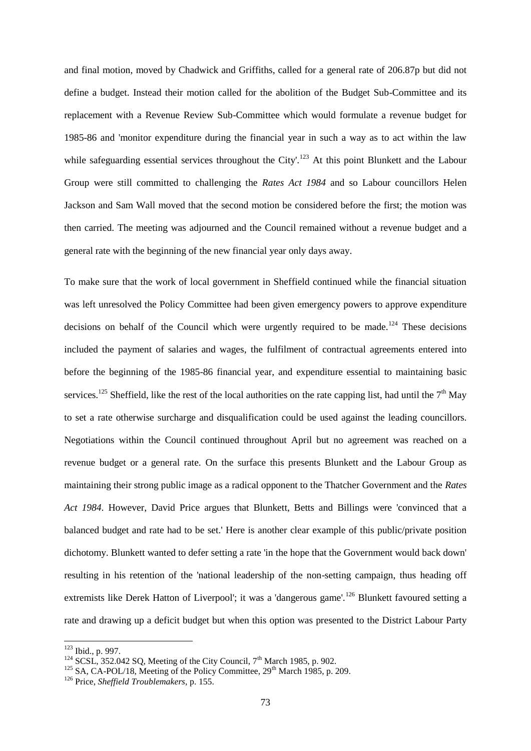and final motion, moved by Chadwick and Griffiths, called for a general rate of 206.87p but did not define a budget. Instead their motion called for the abolition of the Budget Sub-Committee and its replacement with a Revenue Review Sub-Committee which would formulate a revenue budget for 1985-86 and 'monitor expenditure during the financial year in such a way as to act within the law while safeguarding essential services throughout the City'.[123] At this point Blunkett and the Labour Group were still committed to challenging the *Rates Act 1984* and so Labour councillors Helen Jackson and Sam Wall moved that the second motion be considered before the first; the motion was then carried. The meeting was adjourned and the Council remained without a revenue budget and a general rate with the beginning of the new financial year only days away.

To make sure that the work of local government in Sheffield continued while the financial situation was left unresolved the Policy Committee had been given emergency powers to approve expenditure decisions on behalf of the Council which were urgently required to be made.[124] These decisions included the payment of salaries and wages, the fulfilment of contractual agreements entered into before the beginning of the 1985-86 financial year, and expenditure essential to maintaining basic services.[125] Sheffield, like the rest of the local authorities on the rate capping list, had until the 7th May to set a rate otherwise surcharge and disqualification could be used against the leading councillors. Negotiations within the Council continued throughout April but no agreement was reached on a revenue budget or a general rate. On the surface this presents Blunkett and the Labour Group as maintaining their strong public image as a radical opponent to the Thatcher Government and the *Rates Act 1984*. However, David Price argues that Blunkett, Betts and Billings were 'convinced that a balanced budget and rate had to be set.' Here is another clear example of this public/private position dichotomy. Blunkett wanted to defer setting a rate 'in the hope that the Government would back down' resulting in his retention of the 'national leadership of the non-setting campaign, thus heading off extremists like Derek Hatton of Liverpool'; it was a 'dangerous game'.[126] Blunkett favoured setting a rate and drawing up a deficit budget but when this option was presented to the District Labour Party

---

[123] Ibid., p. 997.

[124] SCSL, 352.042 SQ, Meeting of the City Council, 7th March 1985, p. 902.

[125] SA, CA-POL/18, Meeting of the Policy Committee, 29th March 1985, p. 209.

[126] Price, *Sheffield Troublemakers*, p. 155.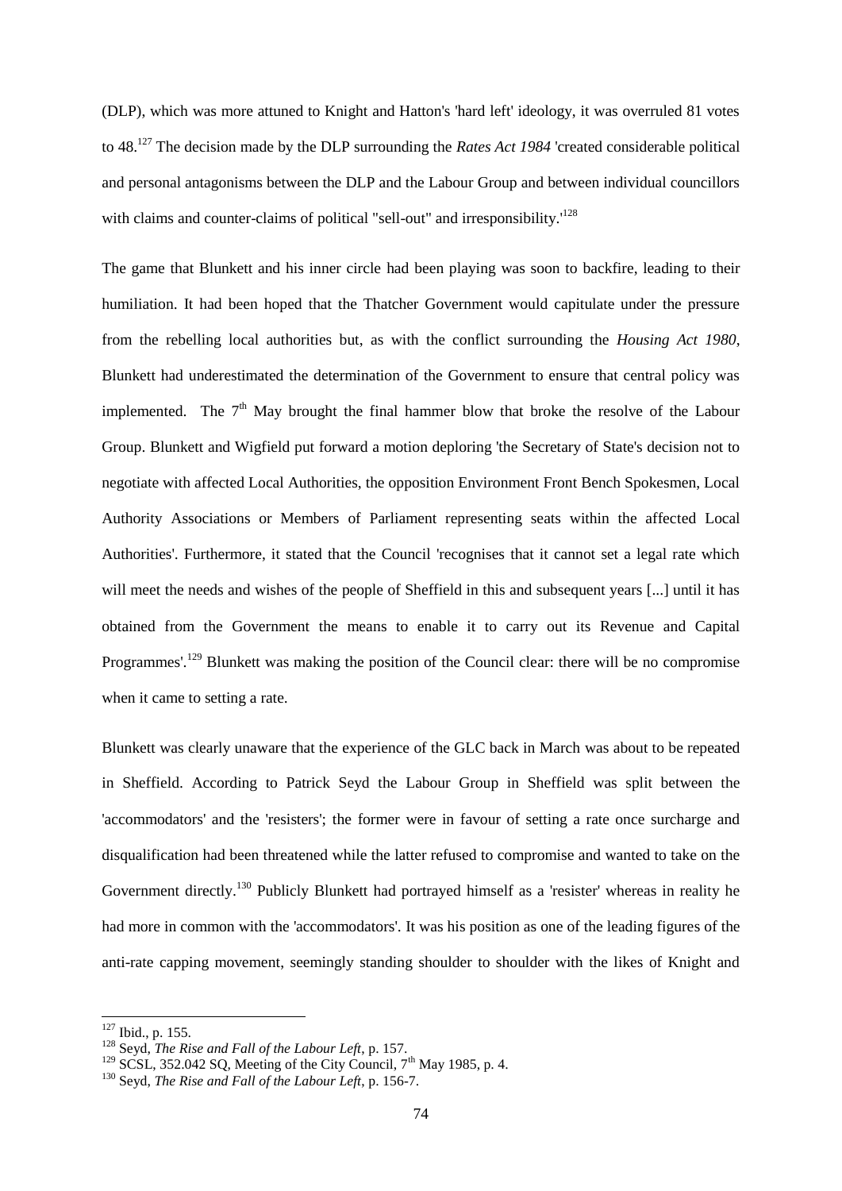(DLP), which was more attuned to Knight and Hatton's 'hard left' ideology, it was overruled 81 votes to 48.[127] The decision made by the DLP surrounding the *Rates Act 1984* 'created considerable political and personal antagonisms between the DLP and the Labour Group and between individual councillors with claims and counter-claims of political "sell-out" and irresponsibility.'[128]

The game that Blunkett and his inner circle had been playing was soon to backfire, leading to their humiliation. It had been hoped that the Thatcher Government would capitulate under the pressure from the rebelling local authorities but, as with the conflict surrounding the *Housing Act 1980*, Blunkett had underestimated the determination of the Government to ensure that central policy was implemented. The 7th May brought the final hammer blow that broke the resolve of the Labour Group. Blunkett and Wigfield put forward a motion deploring 'the Secretary of State's decision not to negotiate with affected Local Authorities, the opposition Environment Front Bench Spokesmen, Local Authority Associations or Members of Parliament representing seats within the affected Local Authorities'. Furthermore, it stated that the Council 'recognises that it cannot set a legal rate which will meet the needs and wishes of the people of Sheffield in this and subsequent years [...] until it has obtained from the Government the means to enable it to carry out its Revenue and Capital Programmes'.[129] Blunkett was making the position of the Council clear: there will be no compromise when it came to setting a rate.

Blunkett was clearly unaware that the experience of the GLC back in March was about to be repeated in Sheffield. According to Patrick Seyd the Labour Group in Sheffield was split between the 'accommodators' and the 'resisters'; the former were in favour of setting a rate once surcharge and disqualification had been threatened while the latter refused to compromise and wanted to take on the Government directly.[130] Publicly Blunkett had portrayed himself as a 'resister' whereas in reality he had more in common with the 'accommodators'. It was his position as one of the leading figures of the anti-rate capping movement, seemingly standing shoulder to shoulder with the likes of Knight and

---

[127] Ibid., p. 155.

[128] Seyd, *The Rise and Fall of the Labour Left*, p. 157.

[129] SCSL, 352.042 SQ, Meeting of the City Council, 7th May 1985, p. 4.

[130] Seyd, *The Rise and Fall of the Labour Left*, p. 156-7.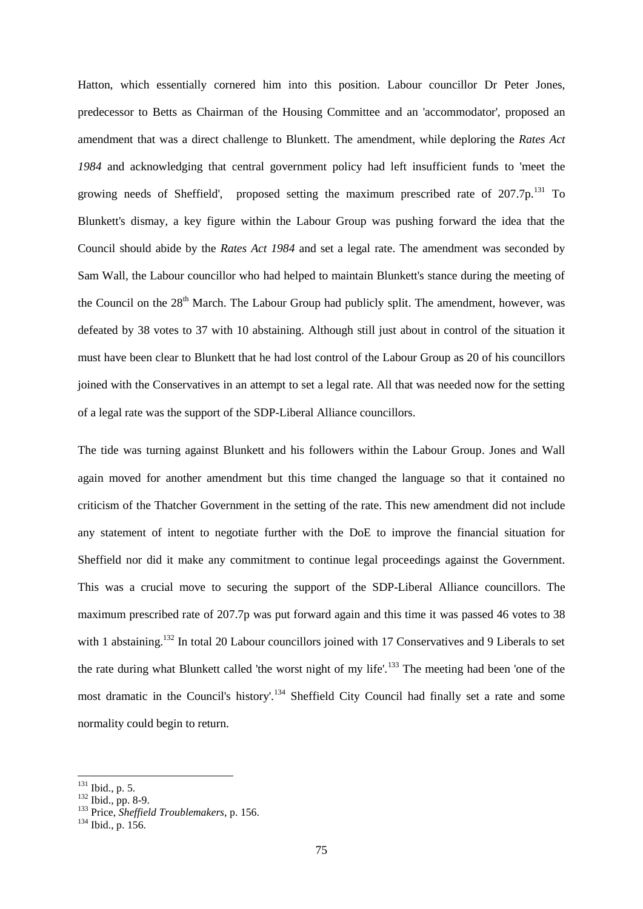Hatton, which essentially cornered him into this position. Labour councillor Dr Peter Jones, predecessor to Betts as Chairman of the Housing Committee and an 'accommodator', proposed an amendment that was a direct challenge to Blunkett. The amendment, while deploring the *Rates Act 1984* and acknowledging that central government policy had left insufficient funds to 'meet the growing needs of Sheffield', proposed setting the maximum prescribed rate of 207.7p.[131] To Blunkett's dismay, a key figure within the Labour Group was pushing forward the idea that the Council should abide by the *Rates Act 1984* and set a legal rate. The amendment was seconded by Sam Wall, the Labour councillor who had helped to maintain Blunkett's stance during the meeting of the Council on the 28th March. The Labour Group had publicly split. The amendment, however, was defeated by 38 votes to 37 with 10 abstaining. Although still just about in control of the situation it must have been clear to Blunkett that he had lost control of the Labour Group as 20 of his councillors joined with the Conservatives in an attempt to set a legal rate. All that was needed now for the setting of a legal rate was the support of the SDP-Liberal Alliance councillors.

The tide was turning against Blunkett and his followers within the Labour Group. Jones and Wall again moved for another amendment but this time changed the language so that it contained no criticism of the Thatcher Government in the setting of the rate. This new amendment did not include any statement of intent to negotiate further with the DoE to improve the financial situation for Sheffield nor did it make any commitment to continue legal proceedings against the Government. This was a crucial move to securing the support of the SDP-Liberal Alliance councillors. The maximum prescribed rate of 207.7p was put forward again and this time it was passed 46 votes to 38 with 1 abstaining.[132] In total 20 Labour councillors joined with 17 Conservatives and 9 Liberals to set the rate during what Blunkett called 'the worst night of my life'.[133] The meeting had been 'one of the most dramatic in the Council's history'.[134] Sheffield City Council had finally set a rate and some normality could begin to return.

---

[131] Ibid., p. 5.
[132] Ibid., pp. 8-9.
[133] Price, *Sheffield Troublemakers*, p. 156.
[134] Ibid., p. 156.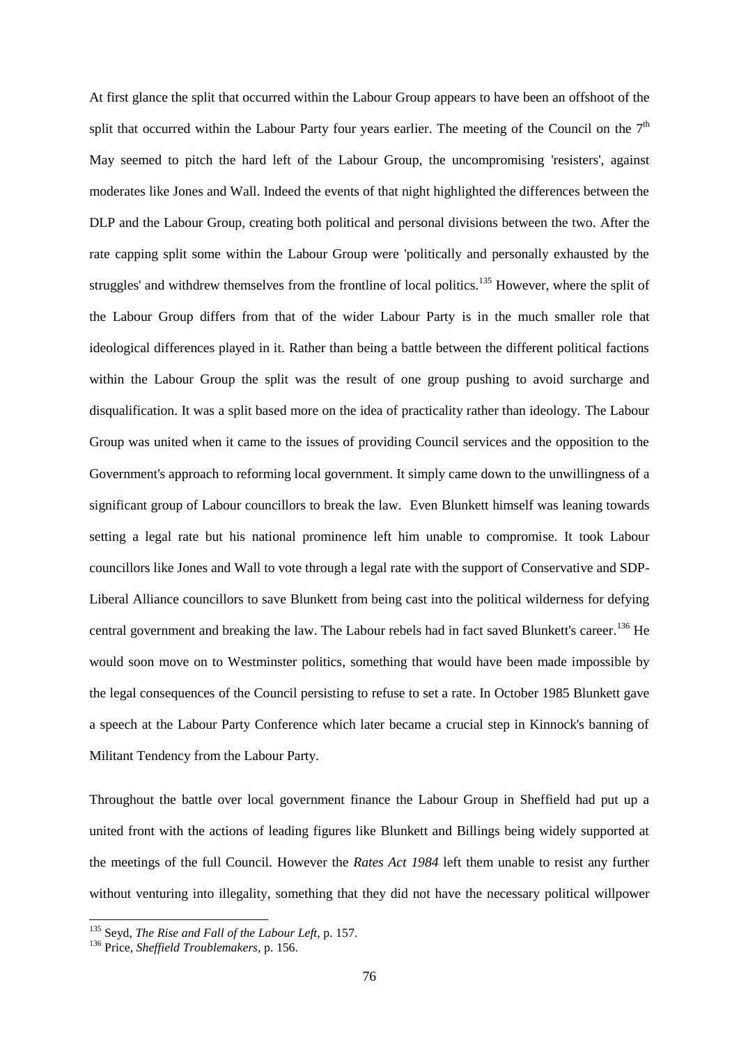At first glance the split that occurred within the Labour Group appears to have been an offshoot of the split that occurred within the Labour Party four years earlier. The meeting of the Council on the 7th May seemed to pitch the hard left of the Labour Group, the uncompromising 'resisters', against moderates like Jones and Wall. Indeed the events of that night highlighted the differences between the DLP and the Labour Group, creating both political and personal divisions between the two. After the rate capping split some within the Labour Group were 'politically and personally exhausted by the struggles' and withdrew themselves from the frontline of local politics.[135] However, where the split of the Labour Group differs from that of the wider Labour Party is in the much smaller role that ideological differences played in it. Rather than being a battle between the different political factions within the Labour Group the split was the result of one group pushing to avoid surcharge and disqualification. It was a split based more on the idea of practicality rather than ideology. The Labour Group was united when it came to the issues of providing Council services and the opposition to the Government's approach to reforming local government. It simply came down to the unwillingness of a significant group of Labour councillors to break the law. Even Blunkett himself was leaning towards setting a legal rate but his national prominence left him unable to compromise. It took Labour councillors like Jones and Wall to vote through a legal rate with the support of Conservative and SDP-Liberal Alliance councillors to save Blunkett from being cast into the political wilderness for defying central government and breaking the law. The Labour rebels had in fact saved Blunkett's career.[136] He would soon move on to Westminster politics, something that would have been made impossible by the legal consequences of the Council persisting to refuse to set a rate. In October 1985 Blunkett gave a speech at the Labour Party Conference which later became a crucial step in Kinnock's banning of Militant Tendency from the Labour Party.

Throughout the battle over local government finance the Labour Group in Sheffield had put up a united front with the actions of leading figures like Blunkett and Billings being widely supported at the meetings of the full Council. However the *Rates Act 1984* left them unable to resist any further without venturing into illegality, something that they did not have the necessary political willpower

---

[135] Seyd, *The Rise and Fall of the Labour Left*, p. 157.

[136] Price, *Sheffield Troublemakers*, p. 156.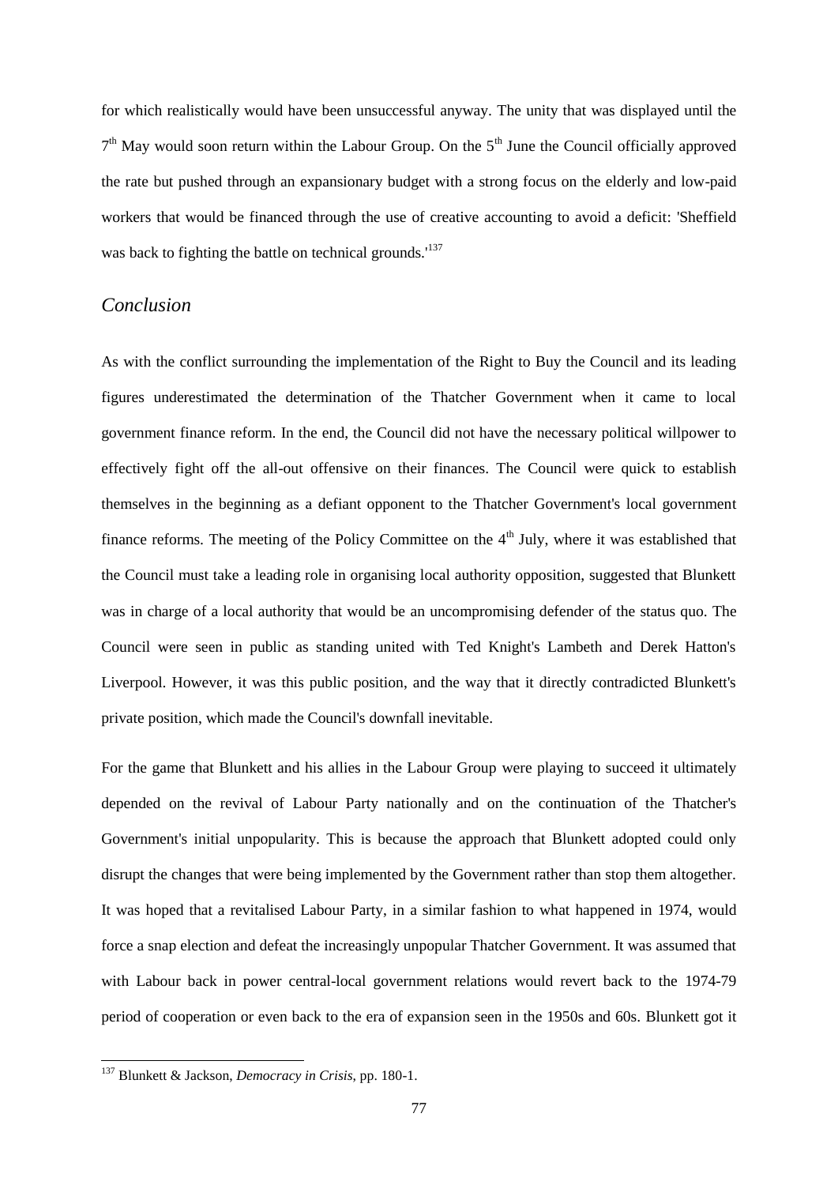for which realistically would have been unsuccessful anyway. The unity that was displayed until the 7th May would soon return within the Labour Group. On the 5th June the Council officially approved the rate but pushed through an expansionary budget with a strong focus on the elderly and low-paid workers that would be financed through the use of creative accounting to avoid a deficit: 'Sheffield was back to fighting the battle on technical grounds.'[137]

## *Conclusion*

As with the conflict surrounding the implementation of the Right to Buy the Council and its leading figures underestimated the determination of the Thatcher Government when it came to local government finance reform. In the end, the Council did not have the necessary political willpower to effectively fight off the all-out offensive on their finances. The Council were quick to establish themselves in the beginning as a defiant opponent to the Thatcher Government's local government finance reforms. The meeting of the Policy Committee on the 4th July, where it was established that the Council must take a leading role in organising local authority opposition, suggested that Blunkett was in charge of a local authority that would be an uncompromising defender of the status quo. The Council were seen in public as standing united with Ted Knight's Lambeth and Derek Hatton's Liverpool. However, it was this public position, and the way that it directly contradicted Blunkett's private position, which made the Council's downfall inevitable.

For the game that Blunkett and his allies in the Labour Group were playing to succeed it ultimately depended on the revival of Labour Party nationally and on the continuation of the Thatcher's Government's initial unpopularity. This is because the approach that Blunkett adopted could only disrupt the changes that were being implemented by the Government rather than stop them altogether. It was hoped that a revitalised Labour Party, in a similar fashion to what happened in 1974, would force a snap election and defeat the increasingly unpopular Thatcher Government. It was assumed that with Labour back in power central-local government relations would revert back to the 1974-79 period of cooperation or even back to the era of expansion seen in the 1950s and 60s. Blunkett got it

[137] Blunkett & Jackson, *Democracy in Crisis*, pp. 180-1.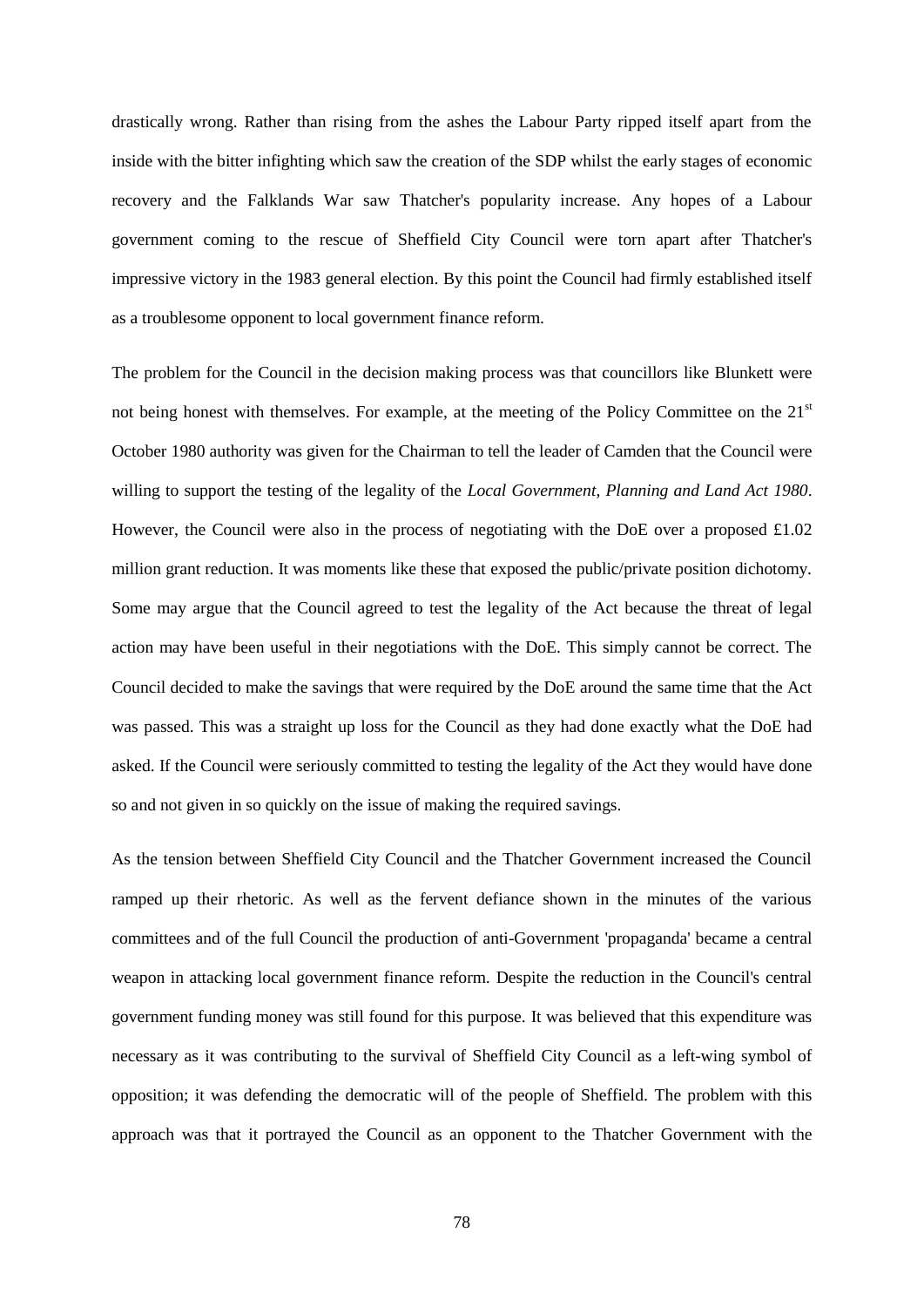drastically wrong. Rather than rising from the ashes the Labour Party ripped itself apart from the inside with the bitter infighting which saw the creation of the SDP whilst the early stages of economic recovery and the Falklands War saw Thatcher's popularity increase. Any hopes of a Labour government coming to the rescue of Sheffield City Council were torn apart after Thatcher's impressive victory in the 1983 general election. By this point the Council had firmly established itself as a troublesome opponent to local government finance reform.

The problem for the Council in the decision making process was that councillors like Blunkett were not being honest with themselves. For example, at the meeting of the Policy Committee on the 21st October 1980 authority was given for the Chairman to tell the leader of Camden that the Council were willing to support the testing of the legality of the *Local Government, Planning and Land Act 1980*. However, the Council were also in the process of negotiating with the DoE over a proposed £1.02 million grant reduction. It was moments like these that exposed the public/private position dichotomy. Some may argue that the Council agreed to test the legality of the Act because the threat of legal action may have been useful in their negotiations with the DoE. This simply cannot be correct. The Council decided to make the savings that were required by the DoE around the same time that the Act was passed. This was a straight up loss for the Council as they had done exactly what the DoE had asked. If the Council were seriously committed to testing the legality of the Act they would have done so and not given in so quickly on the issue of making the required savings.

As the tension between Sheffield City Council and the Thatcher Government increased the Council ramped up their rhetoric. As well as the fervent defiance shown in the minutes of the various committees and of the full Council the production of anti-Government 'propaganda' became a central weapon in attacking local government finance reform. Despite the reduction in the Council's central government funding money was still found for this purpose. It was believed that this expenditure was necessary as it was contributing to the survival of Sheffield City Council as a left-wing symbol of opposition; it was defending the democratic will of the people of Sheffield. The problem with this approach was that it portrayed the Council as an opponent to the Thatcher Government with the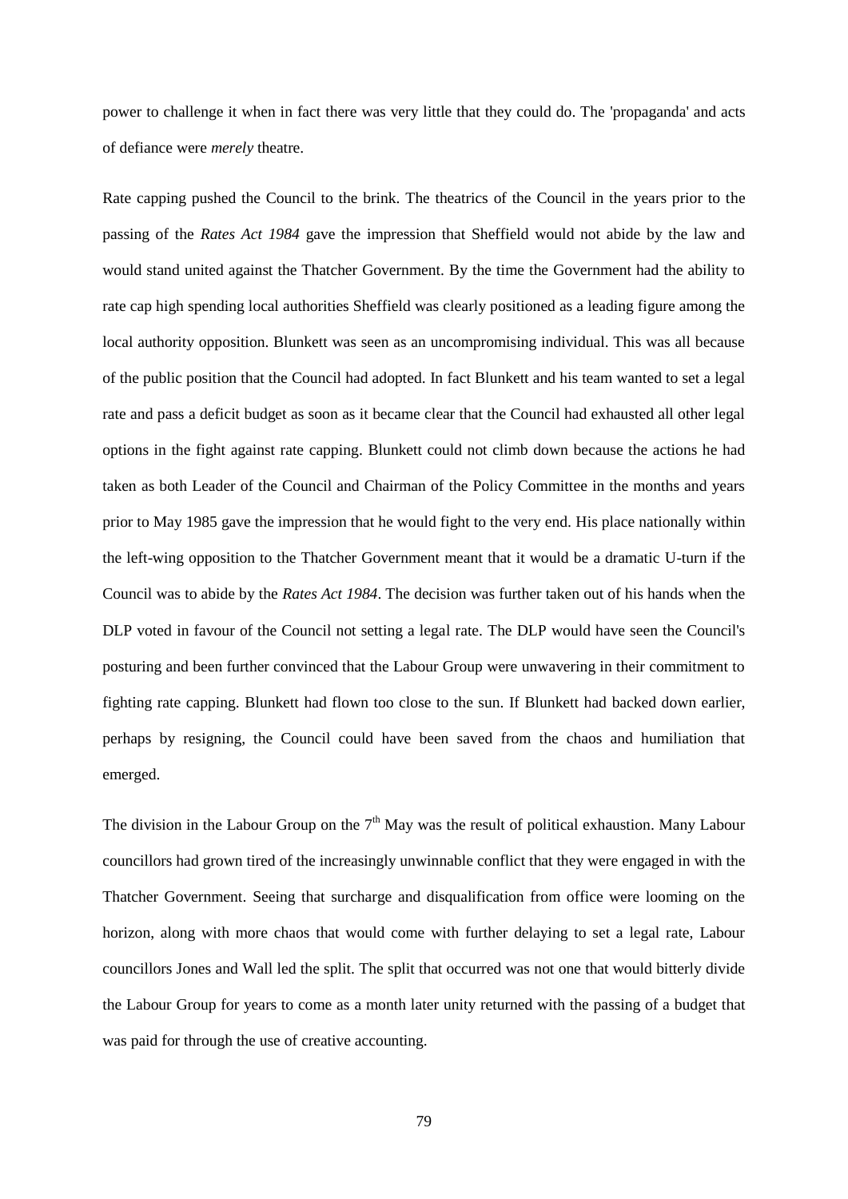power to challenge it when in fact there was very little that they could do. The 'propaganda' and acts of defiance were *merely* theatre.

Rate capping pushed the Council to the brink. The theatrics of the Council in the years prior to the passing of the *Rates Act 1984* gave the impression that Sheffield would not abide by the law and would stand united against the Thatcher Government. By the time the Government had the ability to rate cap high spending local authorities Sheffield was clearly positioned as a leading figure among the local authority opposition. Blunkett was seen as an uncompromising individual. This was all because of the public position that the Council had adopted. In fact Blunkett and his team wanted to set a legal rate and pass a deficit budget as soon as it became clear that the Council had exhausted all other legal options in the fight against rate capping. Blunkett could not climb down because the actions he had taken as both Leader of the Council and Chairman of the Policy Committee in the months and years prior to May 1985 gave the impression that he would fight to the very end. His place nationally within the left-wing opposition to the Thatcher Government meant that it would be a dramatic U-turn if the Council was to abide by the *Rates Act 1984*. The decision was further taken out of his hands when the DLP voted in favour of the Council not setting a legal rate. The DLP would have seen the Council's posturing and been further convinced that the Labour Group were unwavering in their commitment to fighting rate capping. Blunkett had flown too close to the sun. If Blunkett had backed down earlier, perhaps by resigning, the Council could have been saved from the chaos and humiliation that emerged.

The division in the Labour Group on the 7th May was the result of political exhaustion. Many Labour councillors had grown tired of the increasingly unwinnable conflict that they were engaged in with the Thatcher Government. Seeing that surcharge and disqualification from office were looming on the horizon, along with more chaos that would come with further delaying to set a legal rate, Labour councillors Jones and Wall led the split. The split that occurred was not one that would bitterly divide the Labour Group for years to come as a month later unity returned with the passing of a budget that was paid for through the use of creative accounting.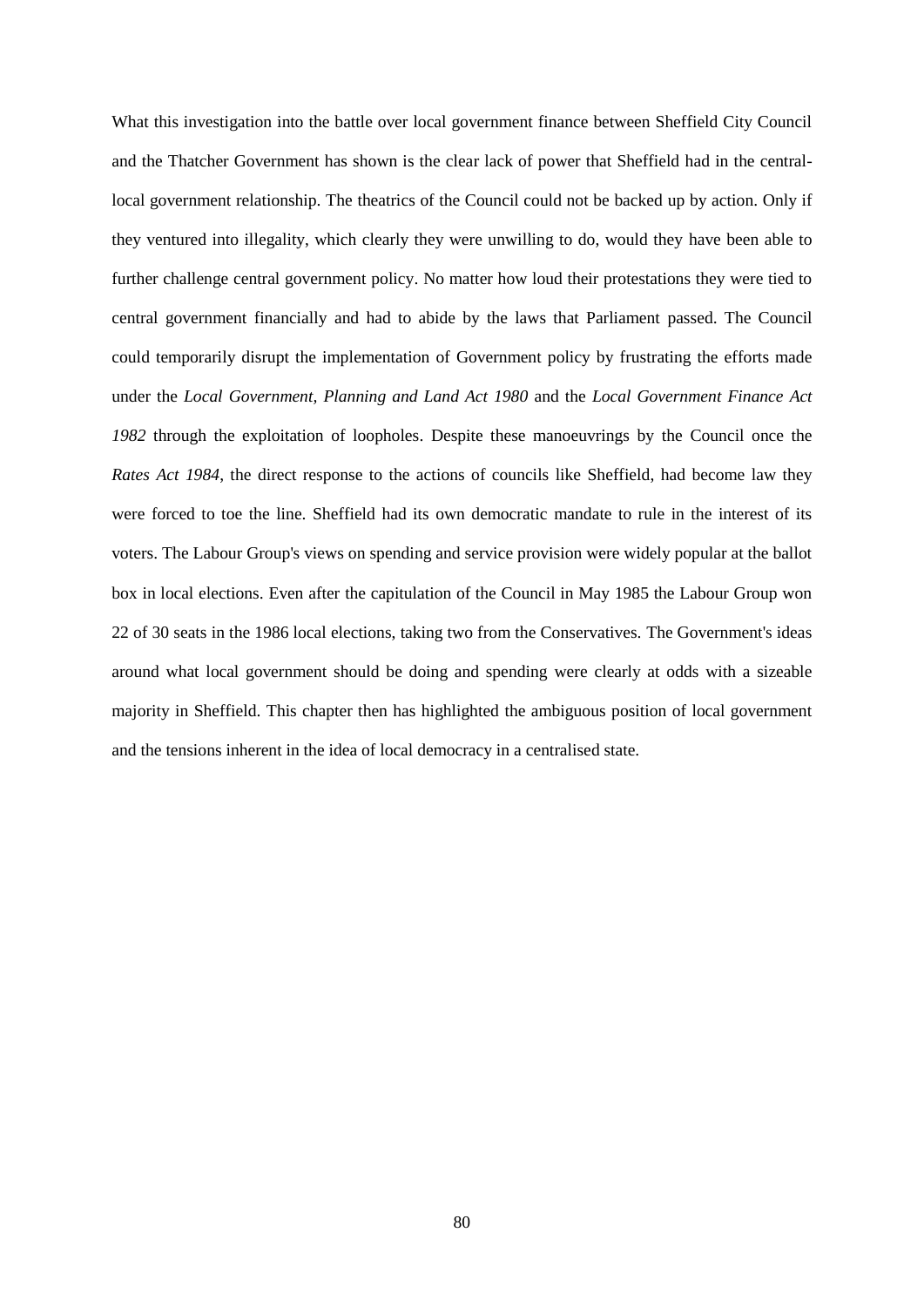What this investigation into the battle over local government finance between Sheffield City Council and the Thatcher Government has shown is the clear lack of power that Sheffield had in the central-local government relationship. The theatrics of the Council could not be backed up by action. Only if they ventured into illegality, which clearly they were unwilling to do, would they have been able to further challenge central government policy. No matter how loud their protestations they were tied to central government financially and had to abide by the laws that Parliament passed. The Council could temporarily disrupt the implementation of Government policy by frustrating the efforts made under the *Local Government, Planning and Land Act 1980* and the *Local Government Finance Act 1982* through the exploitation of loopholes. Despite these manoeuvrings by the Council once the *Rates Act 1984*, the direct response to the actions of councils like Sheffield, had become law they were forced to toe the line. Sheffield had its own democratic mandate to rule in the interest of its voters. The Labour Group's views on spending and service provision were widely popular at the ballot box in local elections. Even after the capitulation of the Council in May 1985 the Labour Group won 22 of 30 seats in the 1986 local elections, taking two from the Conservatives. The Government's ideas around what local government should be doing and spending were clearly at odds with a sizeable majority in Sheffield. This chapter then has highlighted the ambiguous position of local government and the tensions inherent in the idea of local democracy in a centralised state.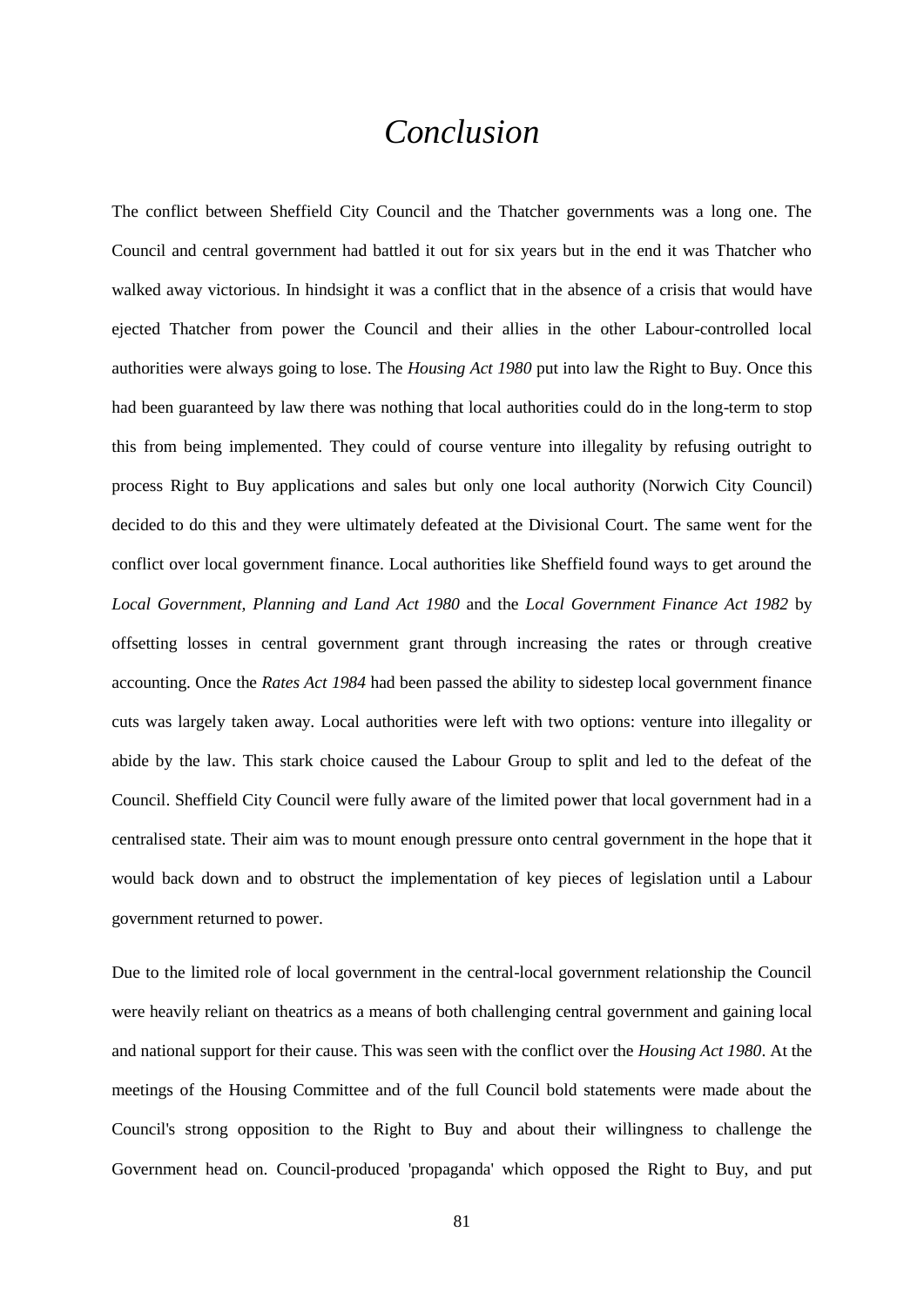# *Conclusion*

The conflict between Sheffield City Council and the Thatcher governments was a long one. The Council and central government had battled it out for six years but in the end it was Thatcher who walked away victorious. In hindsight it was a conflict that in the absence of a crisis that would have ejected Thatcher from power the Council and their allies in the other Labour-controlled local authorities were always going to lose. The *Housing Act 1980* put into law the Right to Buy. Once this had been guaranteed by law there was nothing that local authorities could do in the long-term to stop this from being implemented. They could of course venture into illegality by refusing outright to process Right to Buy applications and sales but only one local authority (Norwich City Council) decided to do this and they were ultimately defeated at the Divisional Court. The same went for the conflict over local government finance. Local authorities like Sheffield found ways to get around the *Local Government, Planning and Land Act 1980* and the *Local Government Finance Act 1982* by offsetting losses in central government grant through increasing the rates or through creative accounting. Once the *Rates Act 1984* had been passed the ability to sidestep local government finance cuts was largely taken away. Local authorities were left with two options: venture into illegality or abide by the law. This stark choice caused the Labour Group to split and led to the defeat of the Council. Sheffield City Council were fully aware of the limited power that local government had in a centralised state. Their aim was to mount enough pressure onto central government in the hope that it would back down and to obstruct the implementation of key pieces of legislation until a Labour government returned to power.

Due to the limited role of local government in the central-local government relationship the Council were heavily reliant on theatrics as a means of both challenging central government and gaining local and national support for their cause. This was seen with the conflict over the *Housing Act 1980*. At the meetings of the Housing Committee and of the full Council bold statements were made about the Council's strong opposition to the Right to Buy and about their willingness to challenge the Government head on. Council-produced 'propaganda' which opposed the Right to Buy, and put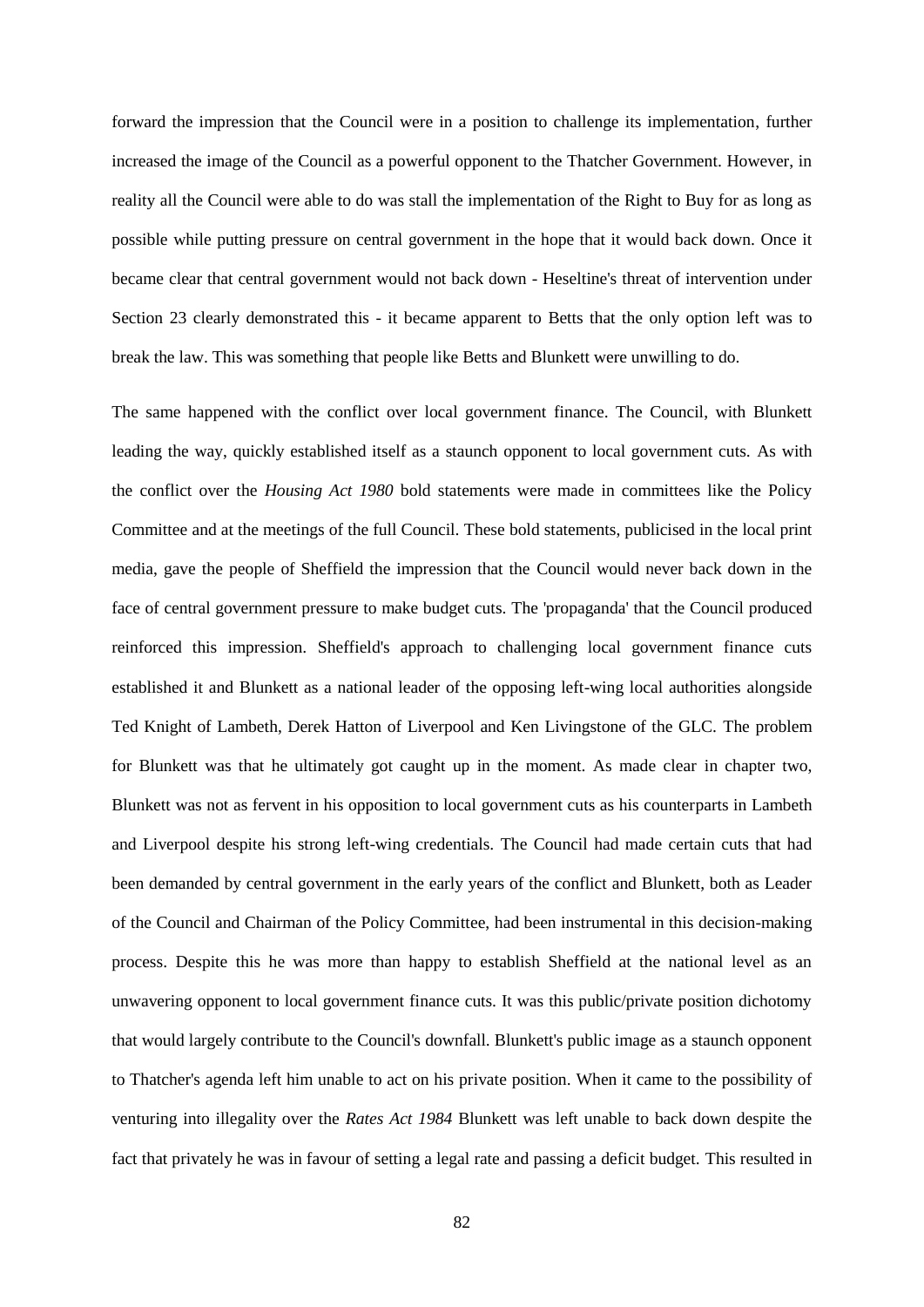forward the impression that the Council were in a position to challenge its implementation, further increased the image of the Council as a powerful opponent to the Thatcher Government. However, in reality all the Council were able to do was stall the implementation of the Right to Buy for as long as possible while putting pressure on central government in the hope that it would back down. Once it became clear that central government would not back down - Heseltine's threat of intervention under Section 23 clearly demonstrated this - it became apparent to Betts that the only option left was to break the law. This was something that people like Betts and Blunkett were unwilling to do.

The same happened with the conflict over local government finance. The Council, with Blunkett leading the way, quickly established itself as a staunch opponent to local government cuts. As with the conflict over the *Housing Act 1980* bold statements were made in committees like the Policy Committee and at the meetings of the full Council. These bold statements, publicised in the local print media, gave the people of Sheffield the impression that the Council would never back down in the face of central government pressure to make budget cuts. The 'propaganda' that the Council produced reinforced this impression. Sheffield's approach to challenging local government finance cuts established it and Blunkett as a national leader of the opposing left-wing local authorities alongside Ted Knight of Lambeth, Derek Hatton of Liverpool and Ken Livingstone of the GLC. The problem for Blunkett was that he ultimately got caught up in the moment. As made clear in chapter two, Blunkett was not as fervent in his opposition to local government cuts as his counterparts in Lambeth and Liverpool despite his strong left-wing credentials. The Council had made certain cuts that had been demanded by central government in the early years of the conflict and Blunkett, both as Leader of the Council and Chairman of the Policy Committee, had been instrumental in this decision-making process. Despite this he was more than happy to establish Sheffield at the national level as an unwavering opponent to local government finance cuts. It was this public/private position dichotomy that would largely contribute to the Council's downfall. Blunkett's public image as a staunch opponent to Thatcher's agenda left him unable to act on his private position. When it came to the possibility of venturing into illegality over the *Rates Act 1984* Blunkett was left unable to back down despite the fact that privately he was in favour of setting a legal rate and passing a deficit budget. This resulted in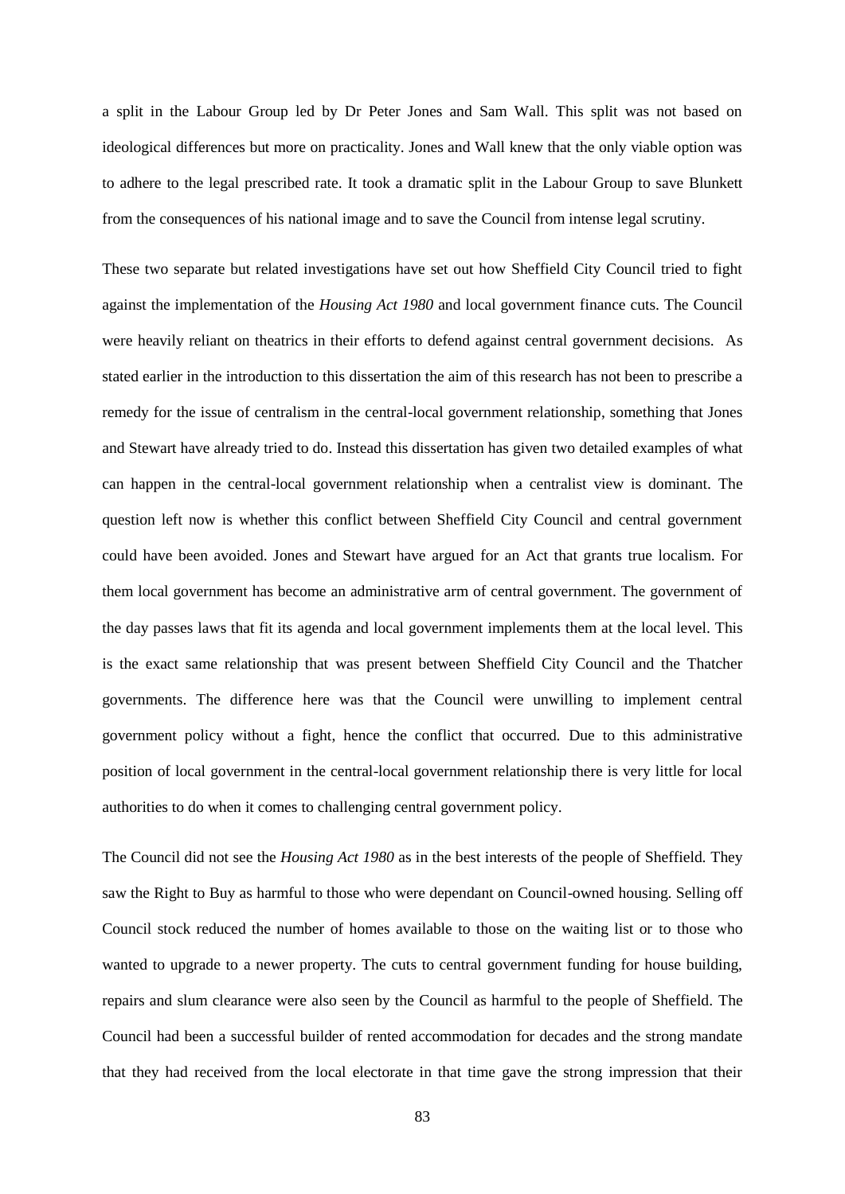a split in the Labour Group led by Dr Peter Jones and Sam Wall. This split was not based on ideological differences but more on practicality. Jones and Wall knew that the only viable option was to adhere to the legal prescribed rate. It took a dramatic split in the Labour Group to save Blunkett from the consequences of his national image and to save the Council from intense legal scrutiny.

These two separate but related investigations have set out how Sheffield City Council tried to fight against the implementation of the *Housing Act 1980* and local government finance cuts. The Council were heavily reliant on theatrics in their efforts to defend against central government decisions. As stated earlier in the introduction to this dissertation the aim of this research has not been to prescribe a remedy for the issue of centralism in the central-local government relationship, something that Jones and Stewart have already tried to do. Instead this dissertation has given two detailed examples of what can happen in the central-local government relationship when a centralist view is dominant. The question left now is whether this conflict between Sheffield City Council and central government could have been avoided. Jones and Stewart have argued for an Act that grants true localism. For them local government has become an administrative arm of central government. The government of the day passes laws that fit its agenda and local government implements them at the local level. This is the exact same relationship that was present between Sheffield City Council and the Thatcher governments. The difference here was that the Council were unwilling to implement central government policy without a fight, hence the conflict that occurred. Due to this administrative position of local government in the central-local government relationship there is very little for local authorities to do when it comes to challenging central government policy.

The Council did not see the *Housing Act 1980* as in the best interests of the people of Sheffield. They saw the Right to Buy as harmful to those who were dependant on Council-owned housing. Selling off Council stock reduced the number of homes available to those on the waiting list or to those who wanted to upgrade to a newer property. The cuts to central government funding for house building, repairs and slum clearance were also seen by the Council as harmful to the people of Sheffield. The Council had been a successful builder of rented accommodation for decades and the strong mandate that they had received from the local electorate in that time gave the strong impression that their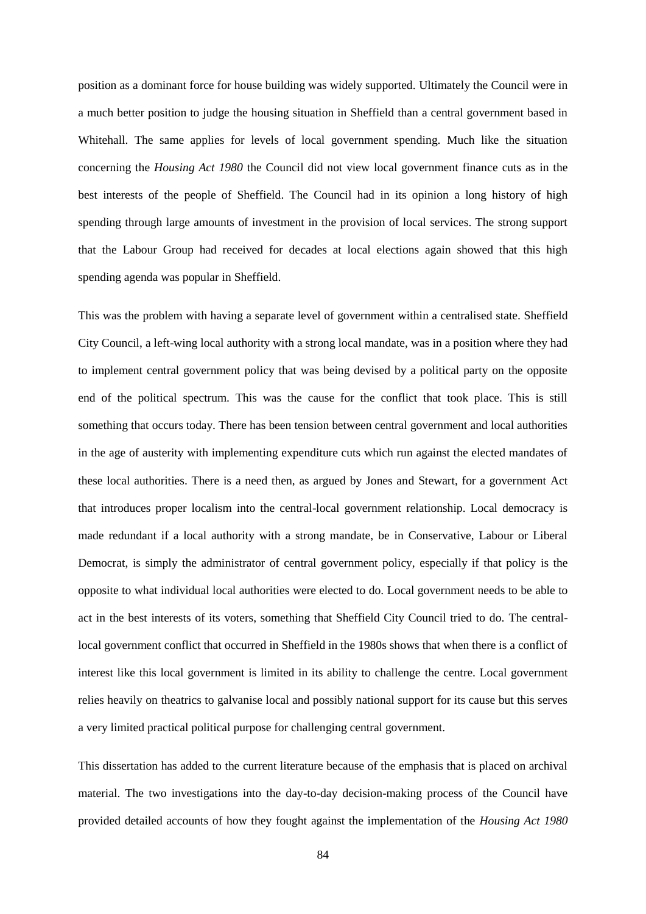position as a dominant force for house building was widely supported. Ultimately the Council were in a much better position to judge the housing situation in Sheffield than a central government based in Whitehall. The same applies for levels of local government spending. Much like the situation concerning the *Housing Act 1980* the Council did not view local government finance cuts as in the best interests of the people of Sheffield. The Council had in its opinion a long history of high spending through large amounts of investment in the provision of local services. The strong support that the Labour Group had received for decades at local elections again showed that this high spending agenda was popular in Sheffield.

This was the problem with having a separate level of government within a centralised state. Sheffield City Council, a left-wing local authority with a strong local mandate, was in a position where they had to implement central government policy that was being devised by a political party on the opposite end of the political spectrum. This was the cause for the conflict that took place. This is still something that occurs today. There has been tension between central government and local authorities in the age of austerity with implementing expenditure cuts which run against the elected mandates of these local authorities. There is a need then, as argued by Jones and Stewart, for a government Act that introduces proper localism into the central-local government relationship. Local democracy is made redundant if a local authority with a strong mandate, be in Conservative, Labour or Liberal Democrat, is simply the administrator of central government policy, especially if that policy is the opposite to what individual local authorities were elected to do. Local government needs to be able to act in the best interests of its voters, something that Sheffield City Council tried to do. The central-local government conflict that occurred in Sheffield in the 1980s shows that when there is a conflict of interest like this local government is limited in its ability to challenge the centre. Local government relies heavily on theatrics to galvanise local and possibly national support for its cause but this serves a very limited practical political purpose for challenging central government.

This dissertation has added to the current literature because of the emphasis that is placed on archival material. The two investigations into the day-to-day decision-making process of the Council have provided detailed accounts of how they fought against the implementation of the *Housing Act 1980*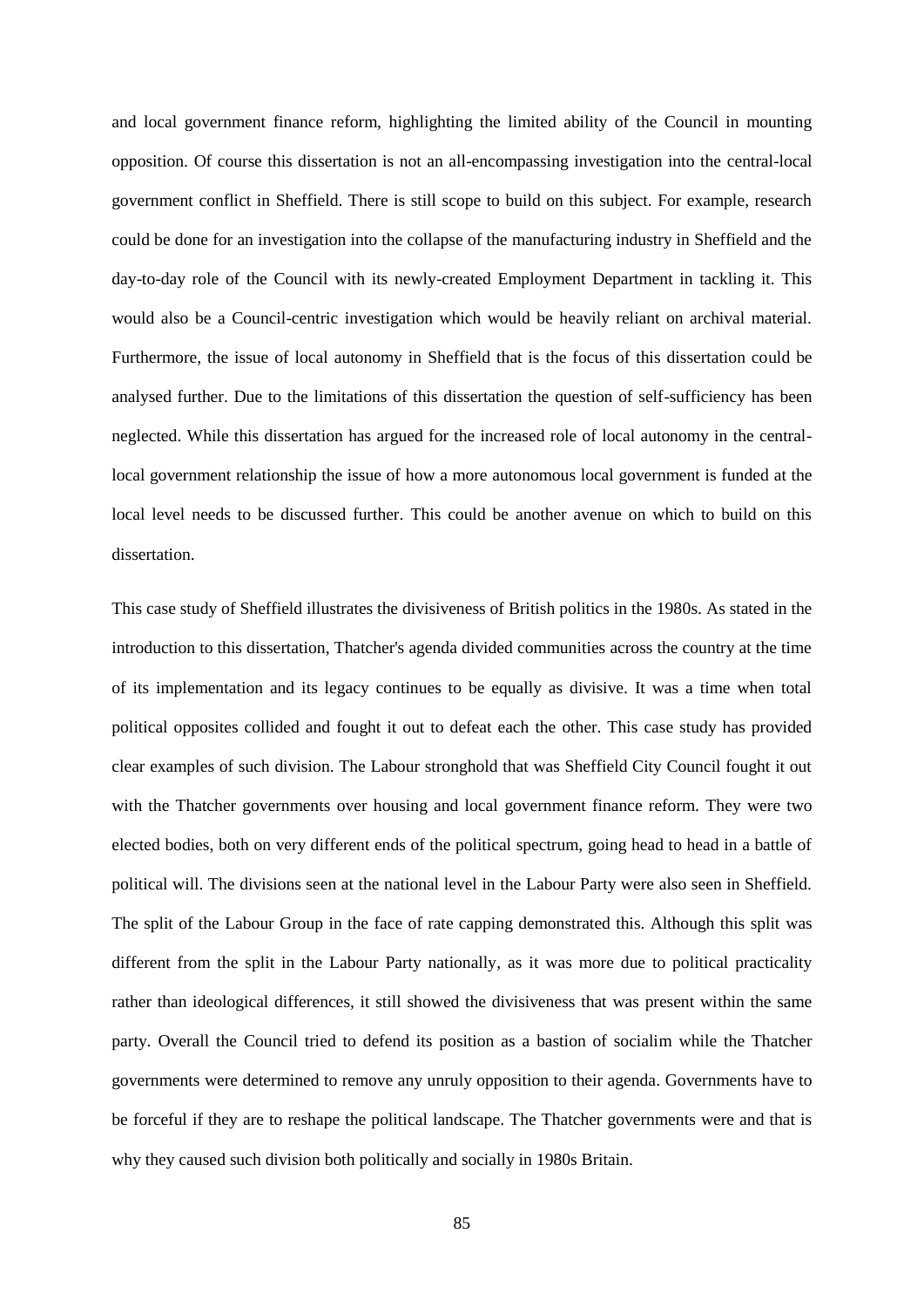and local government finance reform, highlighting the limited ability of the Council in mounting opposition. Of course this dissertation is not an all-encompassing investigation into the central-local government conflict in Sheffield. There is still scope to build on this subject. For example, research could be done for an investigation into the collapse of the manufacturing industry in Sheffield and the day-to-day role of the Council with its newly-created Employment Department in tackling it. This would also be a Council-centric investigation which would be heavily reliant on archival material. Furthermore, the issue of local autonomy in Sheffield that is the focus of this dissertation could be analysed further. Due to the limitations of this dissertation the question of self-sufficiency has been neglected. While this dissertation has argued for the increased role of local autonomy in the central-local government relationship the issue of how a more autonomous local government is funded at the local level needs to be discussed further. This could be another avenue on which to build on this dissertation.

This case study of Sheffield illustrates the divisiveness of British politics in the 1980s. As stated in the introduction to this dissertation, Thatcher's agenda divided communities across the country at the time of its implementation and its legacy continues to be equally as divisive. It was a time when total political opposites collided and fought it out to defeat each the other. This case study has provided clear examples of such division. The Labour stronghold that was Sheffield City Council fought it out with the Thatcher governments over housing and local government finance reform. They were two elected bodies, both on very different ends of the political spectrum, going head to head in a battle of political will. The divisions seen at the national level in the Labour Party were also seen in Sheffield. The split of the Labour Group in the face of rate capping demonstrated this. Although this split was different from the split in the Labour Party nationally, as it was more due to political practicality rather than ideological differences, it still showed the divisiveness that was present within the same party. Overall the Council tried to defend its position as a bastion of socialim while the Thatcher governments were determined to remove any unruly opposition to their agenda. Governments have to be forceful if they are to reshape the political landscape. The Thatcher governments were and that is why they caused such division both politically and socially in 1980s Britain.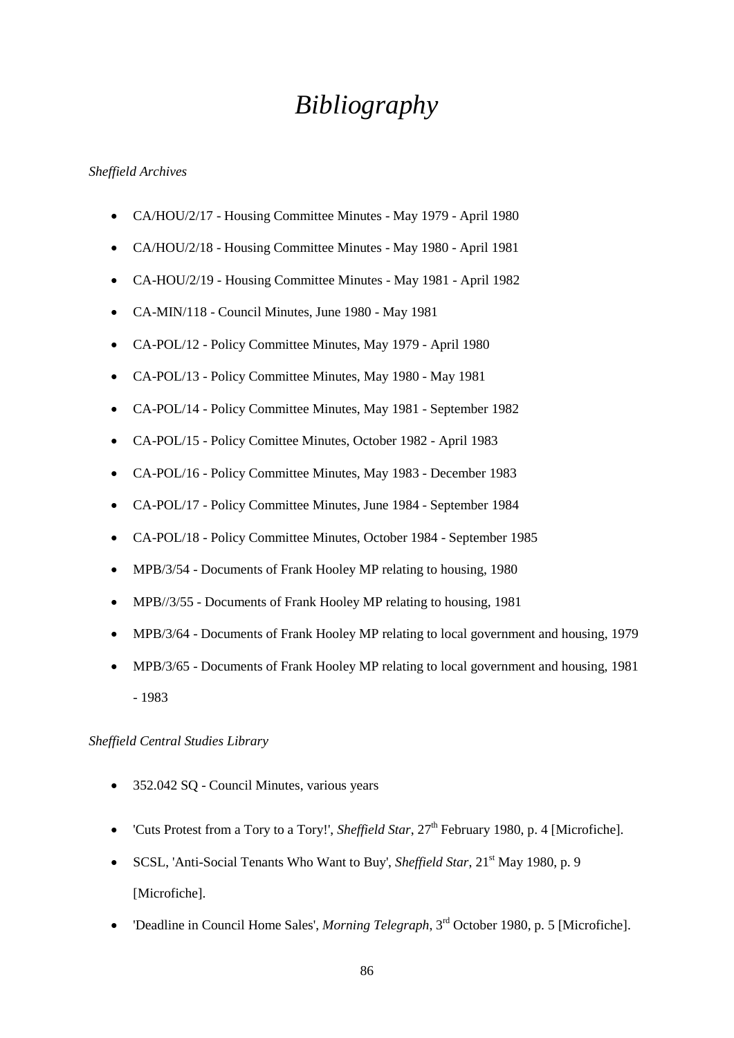# *Bibliography*

*Sheffield Archives*

- CA/HOU/2/17 - Housing Committee Minutes - May 1979 - April 1980
- CA/HOU/2/18 - Housing Committee Minutes - May 1980 - April 1981
- CA-HOU/2/19 - Housing Committee Minutes - May 1981 - April 1982
- CA-MIN/118 - Council Minutes, June 1980 - May 1981
- CA-POL/12 - Policy Committee Minutes, May 1979 - April 1980
- CA-POL/13 - Policy Committee Minutes, May 1980 - May 1981
- CA-POL/14 - Policy Committee Minutes, May 1981 - September 1982
- CA-POL/15 - Policy Comittee Minutes, October 1982 - April 1983
- CA-POL/16 - Policy Committee Minutes, May 1983 - December 1983
- CA-POL/17 - Policy Committee Minutes, June 1984 - September 1984
- CA-POL/18 - Policy Committee Minutes, October 1984 - September 1985
- MPB/3/54 - Documents of Frank Hooley MP relating to housing, 1980
- MPB//3/55 - Documents of Frank Hooley MP relating to housing, 1981
- MPB/3/64 - Documents of Frank Hooley MP relating to local government and housing, 1979
- MPB/3/65 - Documents of Frank Hooley MP relating to local government and housing, 1981 - 1983

*Sheffield Central Studies Library*

- 352.042 SQ - Council Minutes, various years
- 'Cuts Protest from a Tory to a Tory!', *Sheffield Star*, 27th February 1980, p. 4 [Microfiche].
- SCSL, 'Anti-Social Tenants Who Want to Buy', *Sheffield Star*, 21st May 1980, p. 9 [Microfiche].
- 'Deadline in Council Home Sales', *Morning Telegraph*, 3rd October 1980, p. 5 [Microfiche].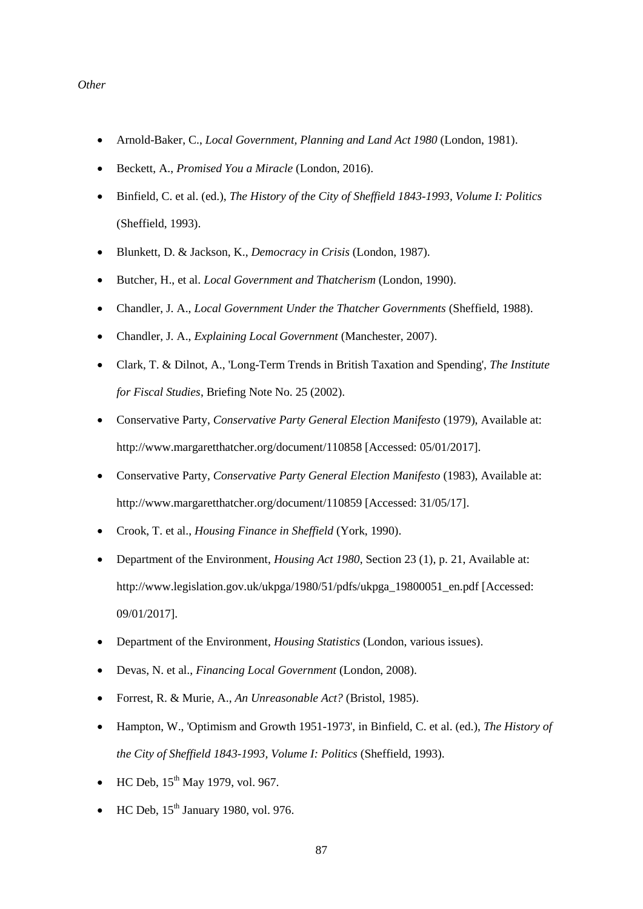*Other*

- Arnold-Baker, C., *Local Government, Planning and Land Act 1980* (London, 1981).
- Beckett, A., *Promised You a Miracle* (London, 2016).
- Binfield, C. et al. (ed.), *The History of the City of Sheffield 1843-1993, Volume I: Politics* (Sheffield, 1993).
- Blunkett, D. & Jackson, K., *Democracy in Crisis* (London, 1987).
- Butcher, H., et al. *Local Government and Thatcherism* (London, 1990).
- Chandler, J. A., *Local Government Under the Thatcher Governments* (Sheffield, 1988).
- Chandler, J. A., *Explaining Local Government* (Manchester, 2007).
- Clark, T. & Dilnot, A., 'Long-Term Trends in British Taxation and Spending', *The Institute for Fiscal Studies*, Briefing Note No. 25 (2002).
- Conservative Party, *Conservative Party General Election Manifesto* (1979), Available at: http://www.margaretthatcher.org/document/110858 [Accessed: 05/01/2017].
- Conservative Party, *Conservative Party General Election Manifesto* (1983), Available at: http://www.margaretthatcher.org/document/110859 [Accessed: 31/05/17].
- Crook, T. et al., *Housing Finance in Sheffield* (York, 1990).
- Department of the Environment, *Housing Act 1980*, Section 23 (1), p. 21, Available at: http://www.legislation.gov.uk/ukpga/1980/51/pdfs/ukpga_19800051_en.pdf [Accessed: 09/01/2017].
- Department of the Environment, *Housing Statistics* (London, various issues).
- Devas, N. et al., *Financing Local Government* (London, 2008).
- Forrest, R. & Murie, A., *An Unreasonable Act?* (Bristol, 1985).
- Hampton, W., 'Optimism and Growth 1951-1973', in Binfield, C. et al. (ed.), *The History of the City of Sheffield 1843-1993, Volume I: Politics* (Sheffield, 1993).
- HC Deb, 15th May 1979, vol. 967.
- HC Deb, 15th January 1980, vol. 976.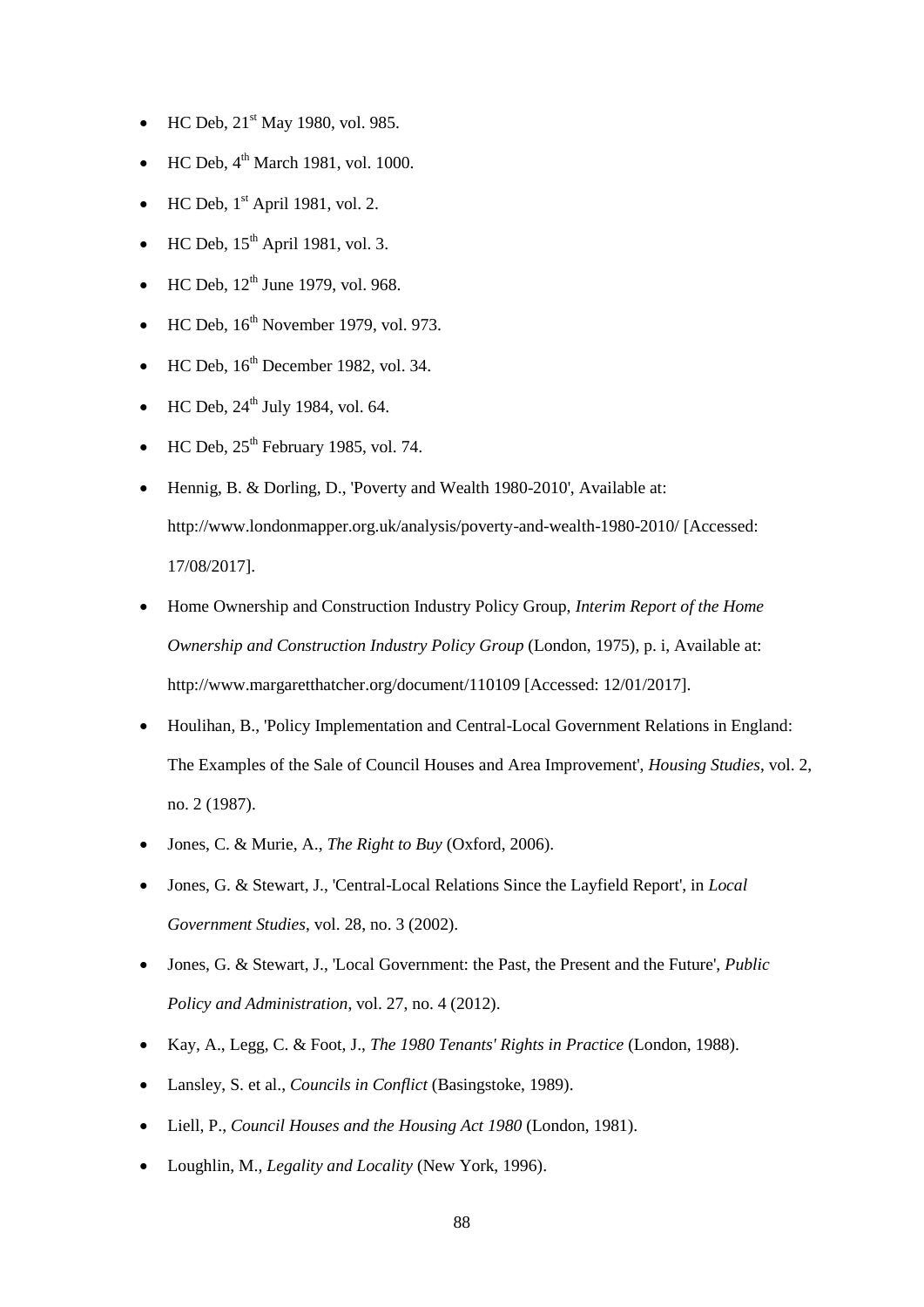- HC Deb, 21st May 1980, vol. 985.
- HC Deb, 4th March 1981, vol. 1000.
- HC Deb, 1st April 1981, vol. 2.
- HC Deb, 15th April 1981, vol. 3.
- HC Deb, 12th June 1979, vol. 968.
- HC Deb, 16th November 1979, vol. 973.
- HC Deb, 16th December 1982, vol. 34.
- HC Deb, 24th July 1984, vol. 64.
- HC Deb, 25th February 1985, vol. 74.
- Hennig, B. & Dorling, D., 'Poverty and Wealth 1980-2010', Available at: http://www.londonmapper.org.uk/analysis/poverty-and-wealth-1980-2010/ [Accessed: 17/08/2017].
- Home Ownership and Construction Industry Policy Group, *Interim Report of the Home Ownership and Construction Industry Policy Group* (London, 1975), p. i, Available at: http://www.margaretthatcher.org/document/110109 [Accessed: 12/01/2017].
- Houlihan, B., 'Policy Implementation and Central-Local Government Relations in England: The Examples of the Sale of Council Houses and Area Improvement', *Housing Studies*, vol. 2, no. 2 (1987).
- Jones, C. & Murie, A., *The Right to Buy* (Oxford, 2006).
- Jones, G. & Stewart, J., 'Central-Local Relations Since the Layfield Report', in *Local Government Studies*, vol. 28, no. 3 (2002).
- Jones, G. & Stewart, J., 'Local Government: the Past, the Present and the Future', *Public Policy and Administration*, vol. 27, no. 4 (2012).
- Kay, A., Legg, C. & Foot, J., *The 1980 Tenants' Rights in Practice* (London, 1988).
- Lansley, S. et al., *Councils in Conflict* (Basingstoke, 1989).
- Liell, P., *Council Houses and the Housing Act 1980* (London, 1981).
- Loughlin, M., *Legality and Locality* (New York, 1996).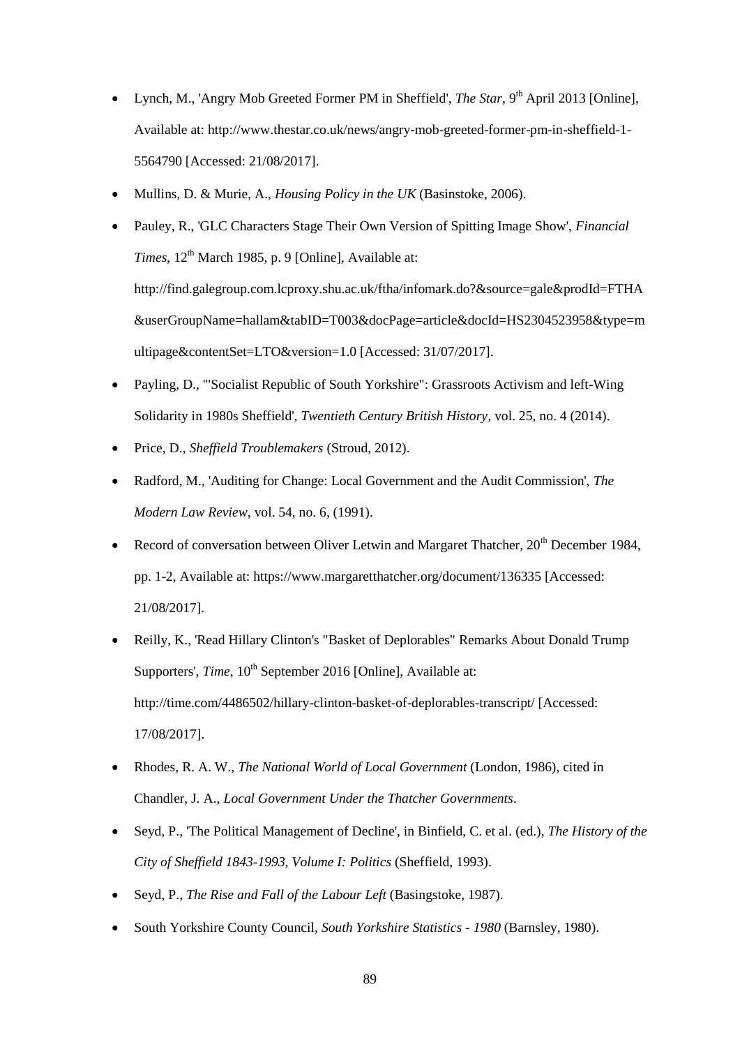- Lynch, M., 'Angry Mob Greeted Former PM in Sheffield', *The Star*, 9th April 2013 [Online], Available at: http://www.thestar.co.uk/news/angry-mob-greeted-former-pm-in-sheffield-1-5564790 [Accessed: 21/08/2017].
- Mullins, D. & Murie, A., *Housing Policy in the UK* (Basinstoke, 2006).
- Pauley, R., 'GLC Characters Stage Their Own Version of Spitting Image Show', *Financial Times*, 12th March 1985, p. 9 [Online], Available at: http://find.galegroup.com.lcproxy.shu.ac.uk/ftha/infomark.do?&source=gale&prodId=FTHA&userGroupName=hallam&tabID=T003&docPage=article&docId=HS2304523958&type=multipage&contentSet=LTO&version=1.0 [Accessed: 31/07/2017].
- Payling, D., '"Socialist Republic of South Yorkshire": Grassroots Activism and left-Wing Solidarity in 1980s Sheffield', *Twentieth Century British History*, vol. 25, no. 4 (2014).
- Price, D., *Sheffield Troublemakers* (Stroud, 2012).
- Radford, M., 'Auditing for Change: Local Government and the Audit Commission', *The Modern Law Review*, vol. 54, no. 6, (1991).
- Record of conversation between Oliver Letwin and Margaret Thatcher, 20th December 1984, pp. 1-2, Available at: https://www.margaretthatcher.org/document/136335 [Accessed: 21/08/2017].
- Reilly, K., 'Read Hillary Clinton's "Basket of Deplorables" Remarks About Donald Trump Supporters', *Time*, 10th September 2016 [Online], Available at: http://time.com/4486502/hillary-clinton-basket-of-deplorables-transcript/ [Accessed: 17/08/2017].
- Rhodes, R. A. W., *The National World of Local Government* (London, 1986), cited in Chandler, J. A., *Local Government Under the Thatcher Governments*.
- Seyd, P., 'The Political Management of Decline', in Binfield, C. et al. (ed.), *The History of the City of Sheffield 1843-1993, Volume I: Politics* (Sheffield, 1993).
- Seyd, P., *The Rise and Fall of the Labour Left* (Basingstoke, 1987).
- South Yorkshire County Council, *South Yorkshire Statistics - 1980* (Barnsley, 1980).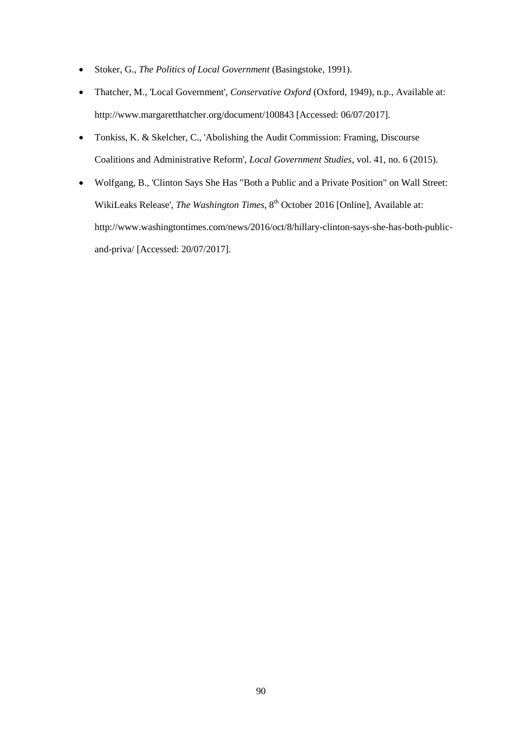- Stoker, G., *The Politics of Local Government* (Basingstoke, 1991).
- Thatcher, M., 'Local Government', *Conservative Oxford* (Oxford, 1949), n.p., Available at: http://www.margaretthatcher.org/document/100843 [Accessed: 06/07/2017].
- Tonkiss, K. & Skelcher, C., 'Abolishing the Audit Commission: Framing, Discourse Coalitions and Administrative Reform', *Local Government Studies*, vol. 41, no. 6 (2015).
- Wolfgang, B., 'Clinton Says She Has "Both a Public and a Private Position" on Wall Street: WikiLeaks Release', *The Washington Times*, 8th October 2016 [Online], Available at: http://www.washingtontimes.com/news/2016/oct/8/hillary-clinton-says-she-has-both-public-and-priva/ [Accessed: 20/07/2017].